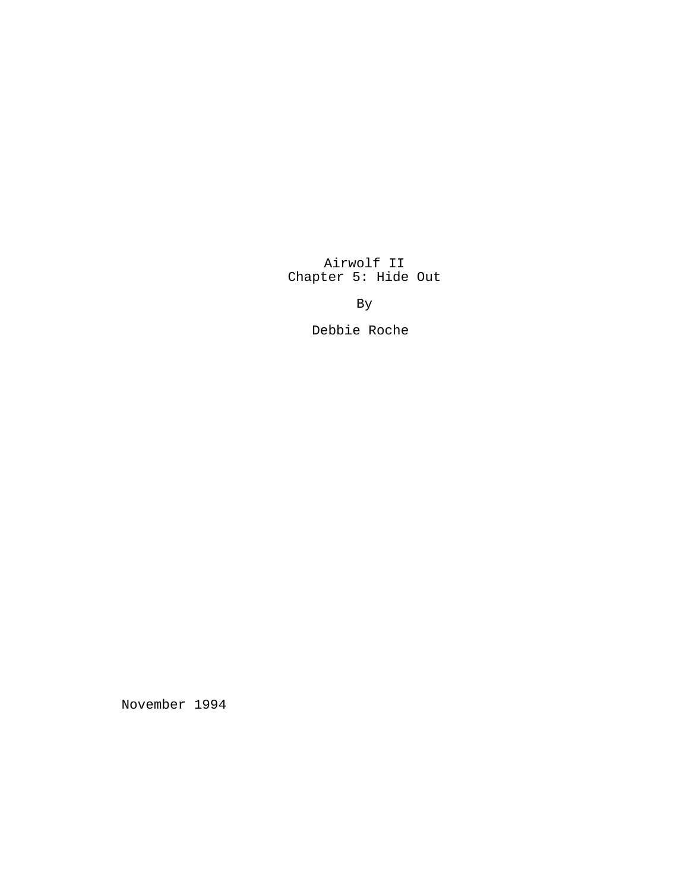# Airwolf II
## Chapter 5: Hide Out

By

Debbie Roche

November 1994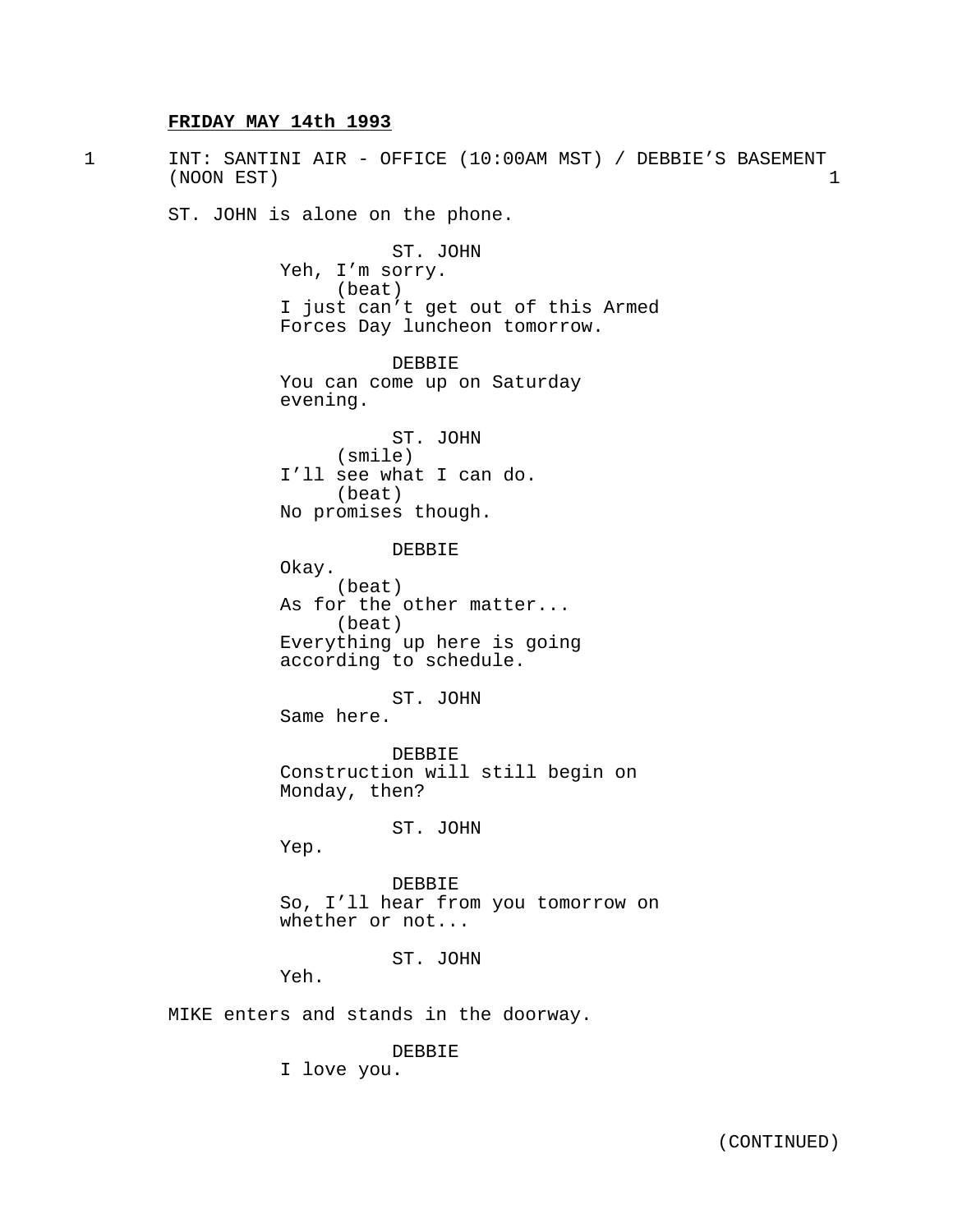**FRIDAY MAY 14th 1993**

1 INT: SANTINI AIR - OFFICE (10:00AM MST) / DEBBIE'S BASEMENT (NOON EST) 1

ST. JOHN is alone on the phone.

ST. JOHN
Yeh, I'm sorry.
(beat)
I just can't get out of this Armed Forces Day luncheon tomorrow.

DEBBIE
You can come up on Saturday evening.

ST. JOHN
(smile)
I'll see what I can do.
(beat)
No promises though.

DEBBIE
Okay.
(beat)
As for the other matter...
(beat)
Everything up here is going according to schedule.

ST. JOHN
Same here.

DEBBIE
Construction will still begin on Monday, then?

ST. JOHN
Yep.

DEBBIE
So, I'll hear from you tomorrow on whether or not...

ST. JOHN
Yeh.

MIKE enters and stands in the doorway.

DEBBIE
I love you.

(CONTINUED)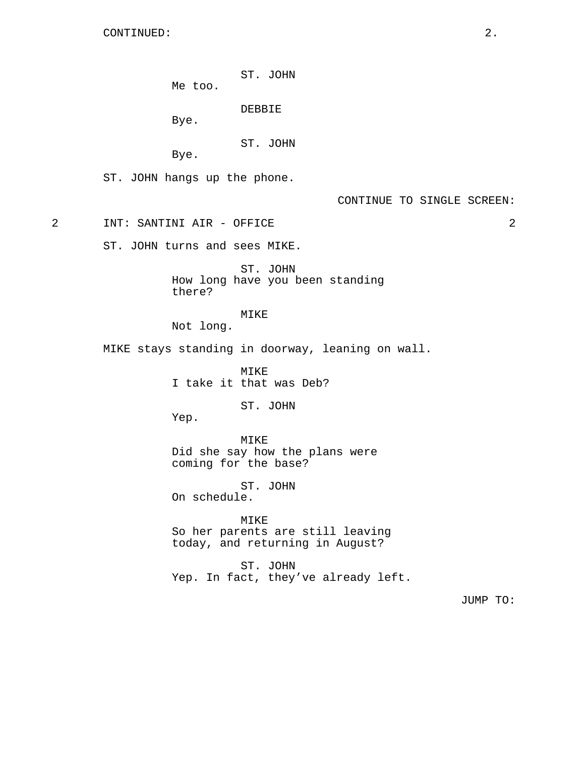CONTINUED:

ST. JOHN
Me too.

DEBBIE
Bye.

ST. JOHN
Bye.

ST. JOHN hangs up the phone.

CONTINUE TO SINGLE SCREEN:

2 INT: SANTINI AIR - OFFICE 2

ST. JOHN turns and sees MIKE.

ST. JOHN
How long have you been standing there?

MIKE
Not long.

MIKE stays standing in doorway, leaning on wall.

MIKE
I take it that was Deb?

ST. JOHN
Yep.

MIKE
Did she say how the plans were coming for the base?

ST. JOHN
On schedule.

MIKE
So her parents are still leaving today, and returning in August?

ST. JOHN
Yep. In fact, they've already left.

JUMP TO: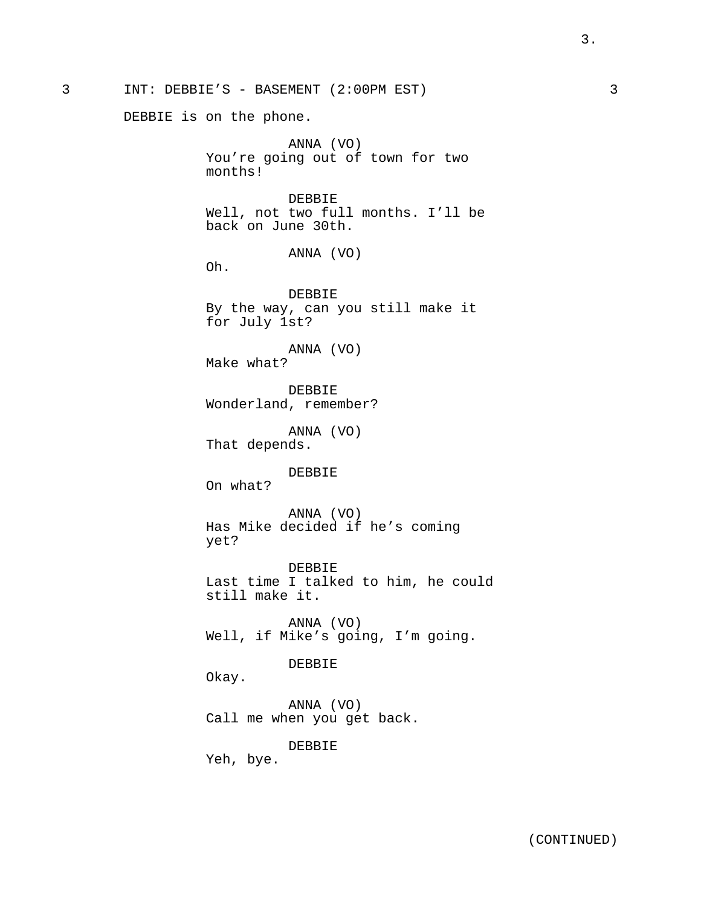3 INT: DEBBIE'S - BASEMENT (2:00PM EST) 3

DEBBIE is on the phone.

ANNA (VO)
You're going out of town for two months!

DEBBIE
Well, not two full months. I'll be back on June 30th.

ANNA (VO)
Oh.

DEBBIE
By the way, can you still make it for July 1st?

ANNA (VO)
Make what?

DEBBIE
Wonderland, remember?

ANNA (VO)
That depends.

DEBBIE
On what?

ANNA (VO)
Has Mike decided if he's coming yet?

DEBBIE
Last time I talked to him, he could still make it.

ANNA (VO)
Well, if Mike's going, I'm going.

DEBBIE
Okay.

ANNA (VO)
Call me when you get back.

DEBBIE
Yeh, bye.

(CONTINUED)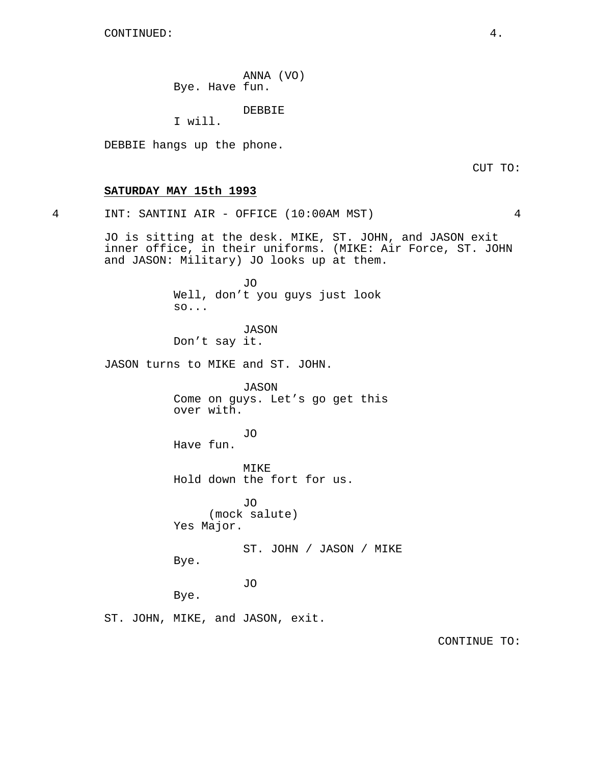CONTINUED:

ANNA (VO)
Bye. Have fun.

DEBBIE
I will.

DEBBIE hangs up the phone.

CUT TO:

**SATURDAY MAY 15th 1993**

4 INT: SANTINI AIR - OFFICE (10:00AM MST) 4

JO is sitting at the desk. MIKE, ST. JOHN, and JASON exit inner office, in their uniforms. (MIKE: Air Force, ST. JOHN and JASON: Military) JO looks up at them.

JO
Well, don't you guys just look so...

JASON
Don't say it.

JASON turns to MIKE and ST. JOHN.

JASON
Come on guys. Let's go get this over with.

JO
Have fun.

MIKE
Hold down the fort for us.

JO
(mock salute)
Yes Major.

ST. JOHN / JASON / MIKE
Bye.

JO
Bye.

ST. JOHN, MIKE, and JASON, exit.

CONTINUE TO: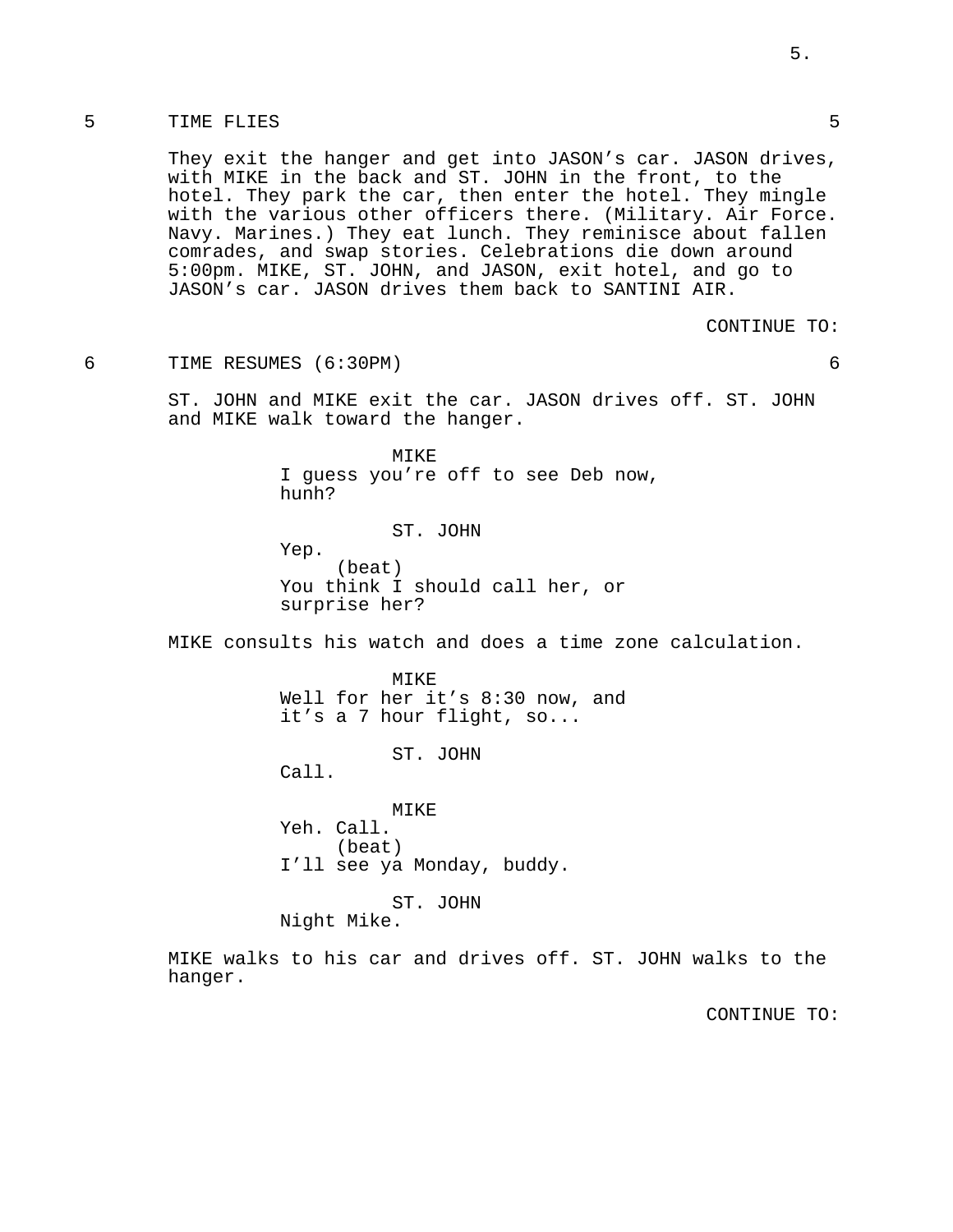## 5 TIME FLIES 5

They exit the hanger and get into JASON's car. JASON drives, with MIKE in the back and ST. JOHN in the front, to the hotel. They park the car, then enter the hotel. They mingle with the various other officers there. (Military. Air Force. Navy. Marines.) They eat lunch. They reminisce about fallen comrades, and swap stories. Celebrations die down around 5:00pm. MIKE, ST. JOHN, and JASON, exit hotel, and go to JASON's car. JASON drives them back to SANTINI AIR.

CONTINUE TO:

## 6 TIME RESUMES (6:30PM) 6

ST. JOHN and MIKE exit the car. JASON drives off. ST. JOHN and MIKE walk toward the hanger.

MIKE
I guess you're off to see Deb now, hunh?

ST. JOHN
Yep.
(beat)
You think I should call her, or surprise her?

MIKE consults his watch and does a time zone calculation.

MIKE
Well for her it's 8:30 now, and it's a 7 hour flight, so...

ST. JOHN
Call.

MIKE
Yeh. Call.
(beat)
I'll see ya Monday, buddy.

ST. JOHN
Night Mike.

MIKE walks to his car and drives off. ST. JOHN walks to the hanger.

CONTINUE TO: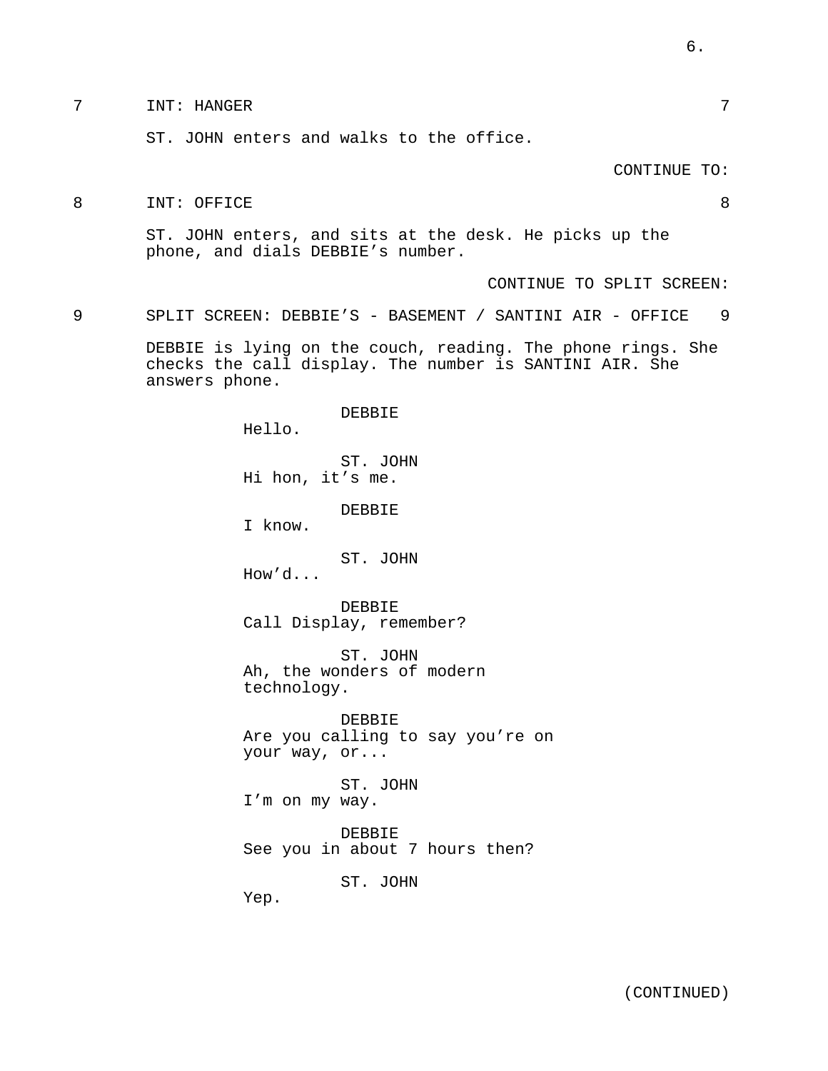7 INT: HANGER 7

ST. JOHN enters and walks to the office.

CONTINUE TO:

8 INT: OFFICE 8

ST. JOHN enters, and sits at the desk. He picks up the phone, and dials DEBBIE's number.

CONTINUE TO SPLIT SCREEN:

9 SPLIT SCREEN: DEBBIE'S - BASEMENT / SANTINI AIR - OFFICE 9

DEBBIE is lying on the couch, reading. The phone rings. She checks the call display. The number is SANTINI AIR. She answers phone.

DEBBIE
Hello.

ST. JOHN
Hi hon, it's me.

DEBBIE
I know.

ST. JOHN
How'd...

DEBBIE
Call Display, remember?

ST. JOHN
Ah, the wonders of modern technology.

DEBBIE
Are you calling to say you're on your way, or...

ST. JOHN
I'm on my way.

DEBBIE
See you in about 7 hours then?

ST. JOHN
Yep.

(CONTINUED)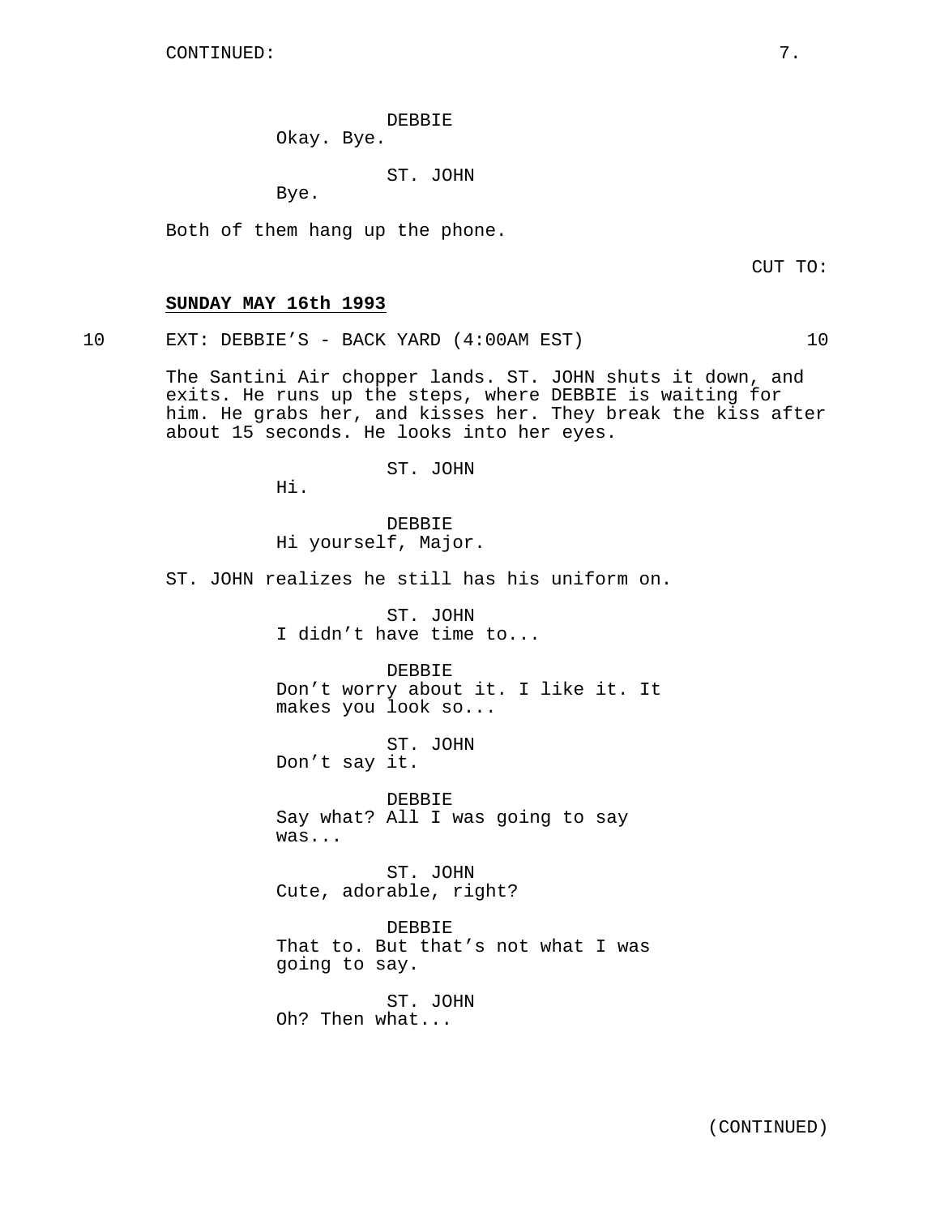DEBBIE
Okay. Bye.

ST. JOHN
Bye.

Both of them hang up the phone.

CUT TO:

**SUNDAY MAY 16th 1993**

10 EXT: DEBBIE'S - BACK YARD (4:00AM EST) 10

The Santini Air chopper lands. ST. JOHN shuts it down, and exits. He runs up the steps, where DEBBIE is waiting for him. He grabs her, and kisses her. They break the kiss after about 15 seconds. He looks into her eyes.

ST. JOHN
Hi.

DEBBIE
Hi yourself, Major.

ST. JOHN realizes he still has his uniform on.

ST. JOHN
I didn't have time to...

DEBBIE
Don't worry about it. I like it. It makes you look so...

ST. JOHN
Don't say it.

DEBBIE
Say what? All I was going to say was...

ST. JOHN
Cute, adorable, right?

DEBBIE
That to. But that's not what I was going to say.

ST. JOHN
Oh? Then what...

(CONTINUED)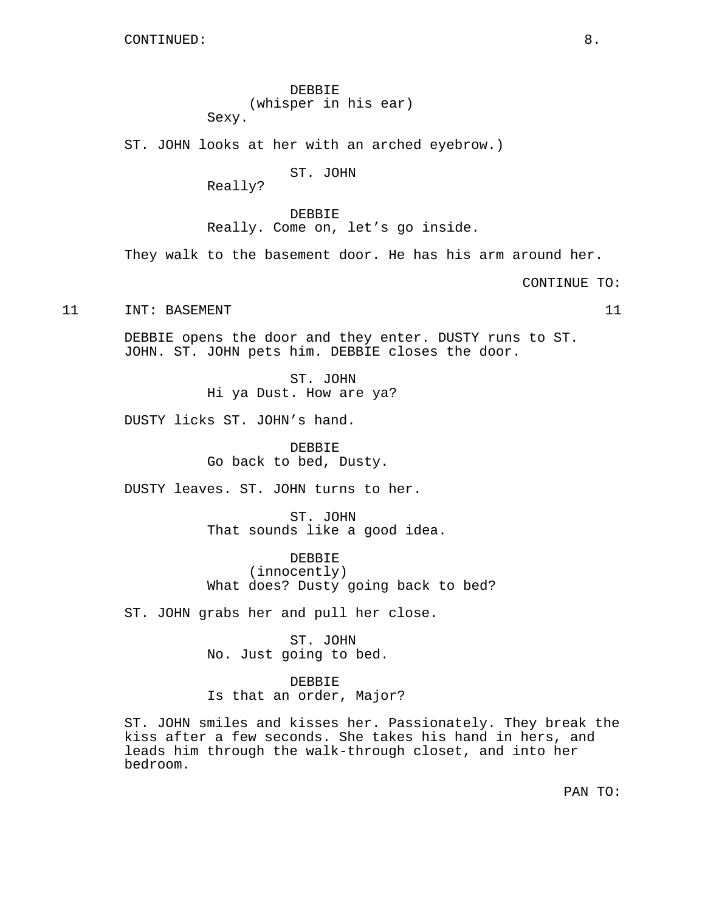DEBBIE
(whisper in his ear)
Sexy.

ST. JOHN looks at her with an arched eyebrow.)

ST. JOHN
Really?

DEBBIE
Really. Come on, let's go inside.

They walk to the basement door. He has his arm around her.

CONTINUE TO:

11 INT: BASEMENT 11

DEBBIE opens the door and they enter. DUSTY runs to ST. JOHN. ST. JOHN pets him. DEBBIE closes the door.

ST. JOHN
Hi ya Dust. How are ya?

DUSTY licks ST. JOHN's hand.

DEBBIE
Go back to bed, Dusty.

DUSTY leaves. ST. JOHN turns to her.

ST. JOHN
That sounds like a good idea.

DEBBIE
(innocently)
What does? Dusty going back to bed?

ST. JOHN grabs her and pull her close.

ST. JOHN
No. Just going to bed.

DEBBIE
Is that an order, Major?

ST. JOHN smiles and kisses her. Passionately. They break the kiss after a few seconds. She takes his hand in hers, and leads him through the walk-through closet, and into her bedroom.

PAN TO: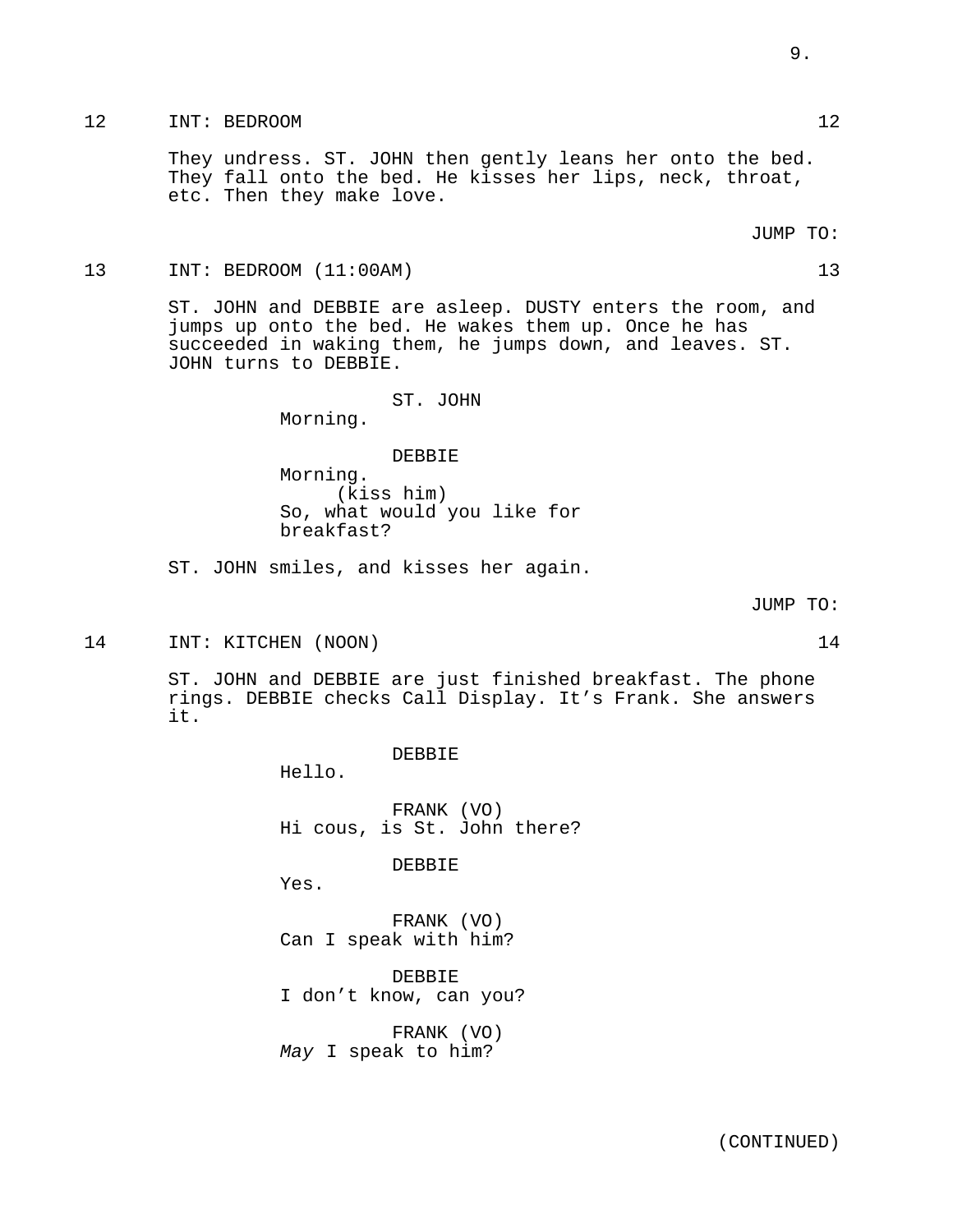12 INT: BEDROOM 12

They undress. ST. JOHN then gently leans her onto the bed. They fall onto the bed. He kisses her lips, neck, throat, etc. Then they make love.

JUMP TO:

13 INT: BEDROOM (11:00AM) 13

ST. JOHN and DEBBIE are asleep. DUSTY enters the room, and jumps up onto the bed. He wakes them up. Once he has succeeded in waking them, he jumps down, and leaves. ST. JOHN turns to DEBBIE.

ST. JOHN
Morning.

DEBBIE
Morning.
(kiss him)
So, what would you like for breakfast?

ST. JOHN smiles, and kisses her again.

JUMP TO:

14 INT: KITCHEN (NOON) 14

ST. JOHN and DEBBIE are just finished breakfast. The phone rings. DEBBIE checks Call Display. It's Frank. She answers it.

DEBBIE
Hello.

FRANK (VO)
Hi cous, is St. John there?

DEBBIE
Yes.

FRANK (VO)
Can I speak with him?

DEBBIE
I don't know, can you?

FRANK (VO)
*May* I speak to him?

(CONTINUED)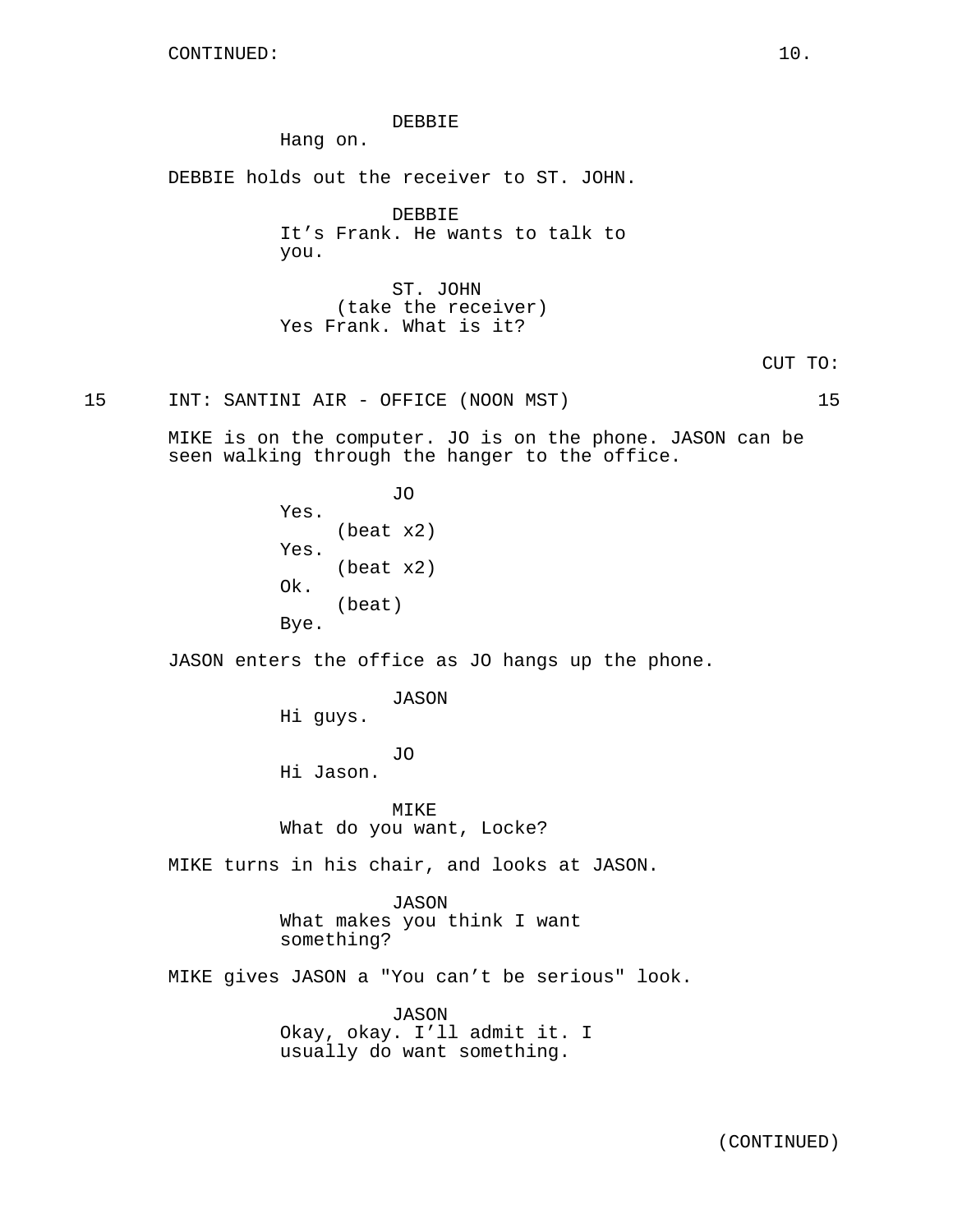CONTINUED:

DEBBIE
Hang on.

DEBBIE holds out the receiver to ST. JOHN.

DEBBIE
It's Frank. He wants to talk to you.

ST. JOHN
(take the receiver)
Yes Frank. What is it?

CUT TO:

15 INT: SANTINI AIR - OFFICE (NOON MST) 15

MIKE is on the computer. JO is on the phone. JASON can be seen walking through the hanger to the office.

JO
Yes.
(beat x2)
Yes.
(beat x2)
Ok.
(beat)
Bye.

JASON enters the office as JO hangs up the phone.

JASON
Hi guys.

JO
Hi Jason.

MIKE
What do you want, Locke?

MIKE turns in his chair, and looks at JASON.

JASON
What makes you think I want something?

MIKE gives JASON a "You can't be serious" look.

JASON
Okay, okay. I'll admit it. I usually do want something.

(CONTINUED)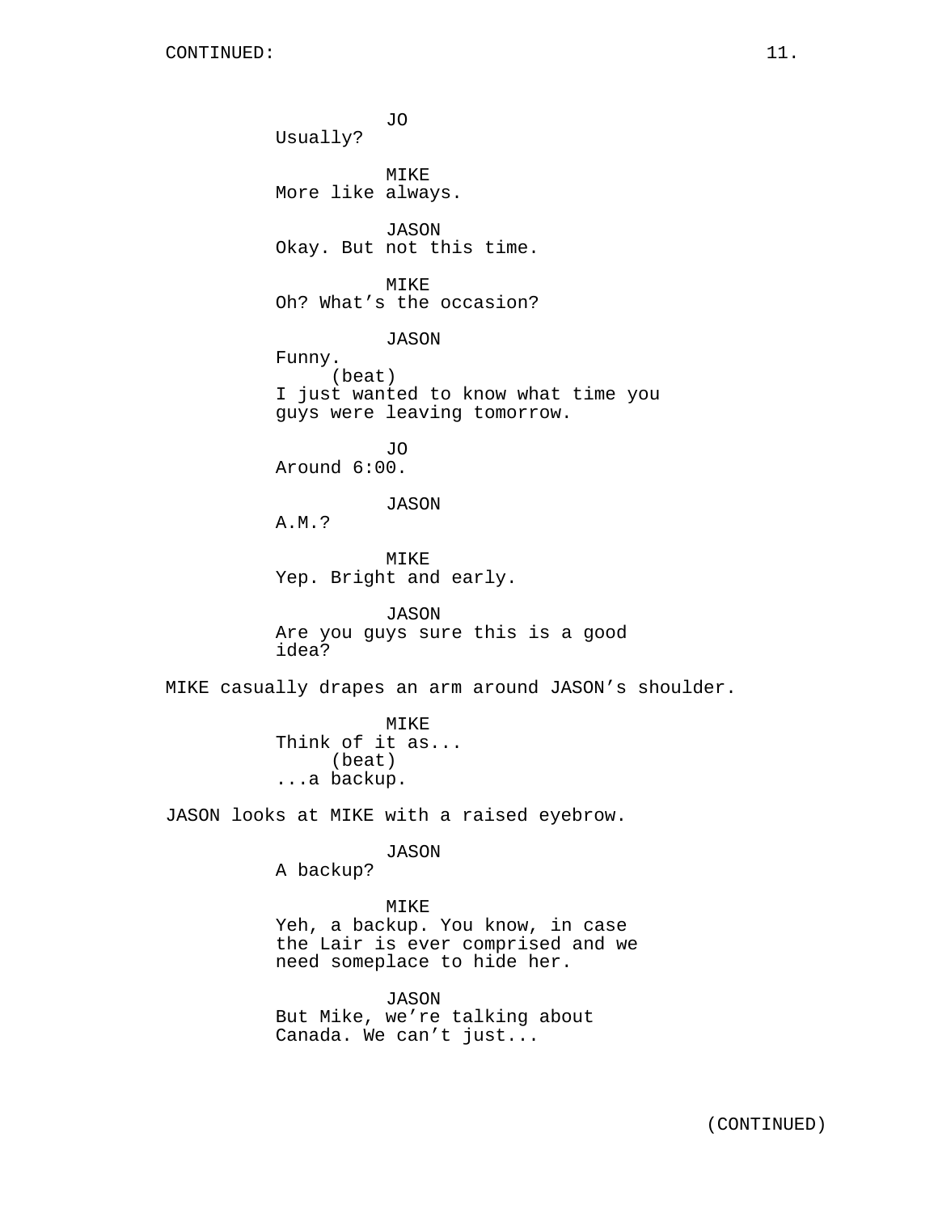JO
Usually?

MIKE
More like always.

JASON
Okay. But not this time.

MIKE
Oh? What's the occasion?

JASON
Funny.
(beat)
I just wanted to know what time you guys were leaving tomorrow.

JO
Around 6:00.

JASON
A.M.?

MIKE
Yep. Bright and early.

JASON
Are you guys sure this is a good idea?

MIKE casually drapes an arm around JASON's shoulder.

MIKE
Think of it as...
(beat)
...a backup.

JASON looks at MIKE with a raised eyebrow.

JASON
A backup?

MIKE
Yeh, a backup. You know, in case the Lair is ever comprised and we need someplace to hide her.

JASON
But Mike, we're talking about Canada. We can't just...

(CONTINUED)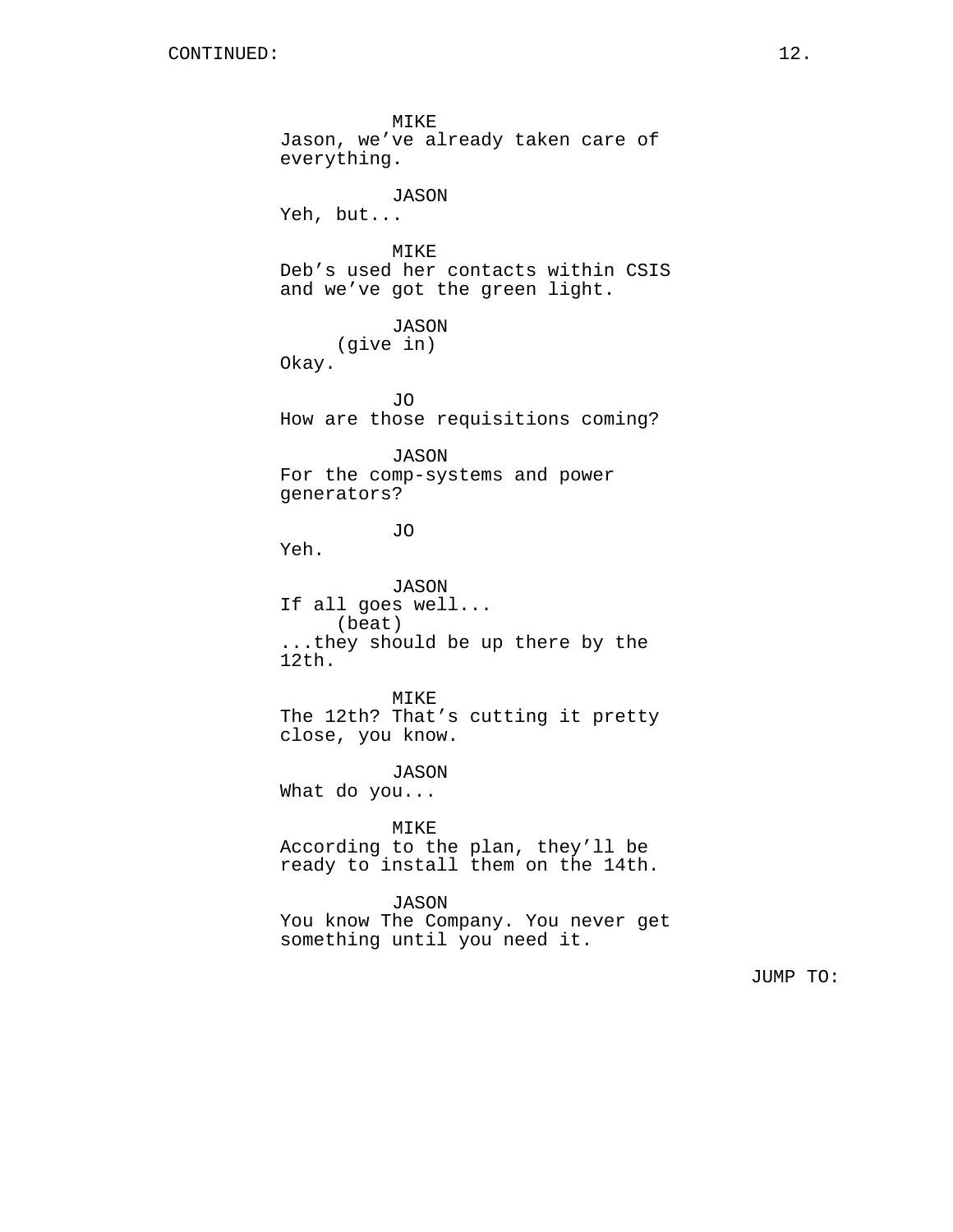MIKE
Jason, we've already taken care of everything.

JASON
Yeh, but...

MIKE
Deb's used her contacts within CSIS and we've got the green light.

JASON
(give in)
Okay.

JO
How are those requisitions coming?

JASON
For the comp-systems and power generators?

JO
Yeh.

JASON
If all goes well...
(beat)
...they should be up there by the 12th.

MIKE
The 12th? That's cutting it pretty close, you know.

JASON
What do you...

MIKE
According to the plan, they'll be ready to install them on the 14th.

JASON
You know The Company. You never get something until you need it.

JUMP TO: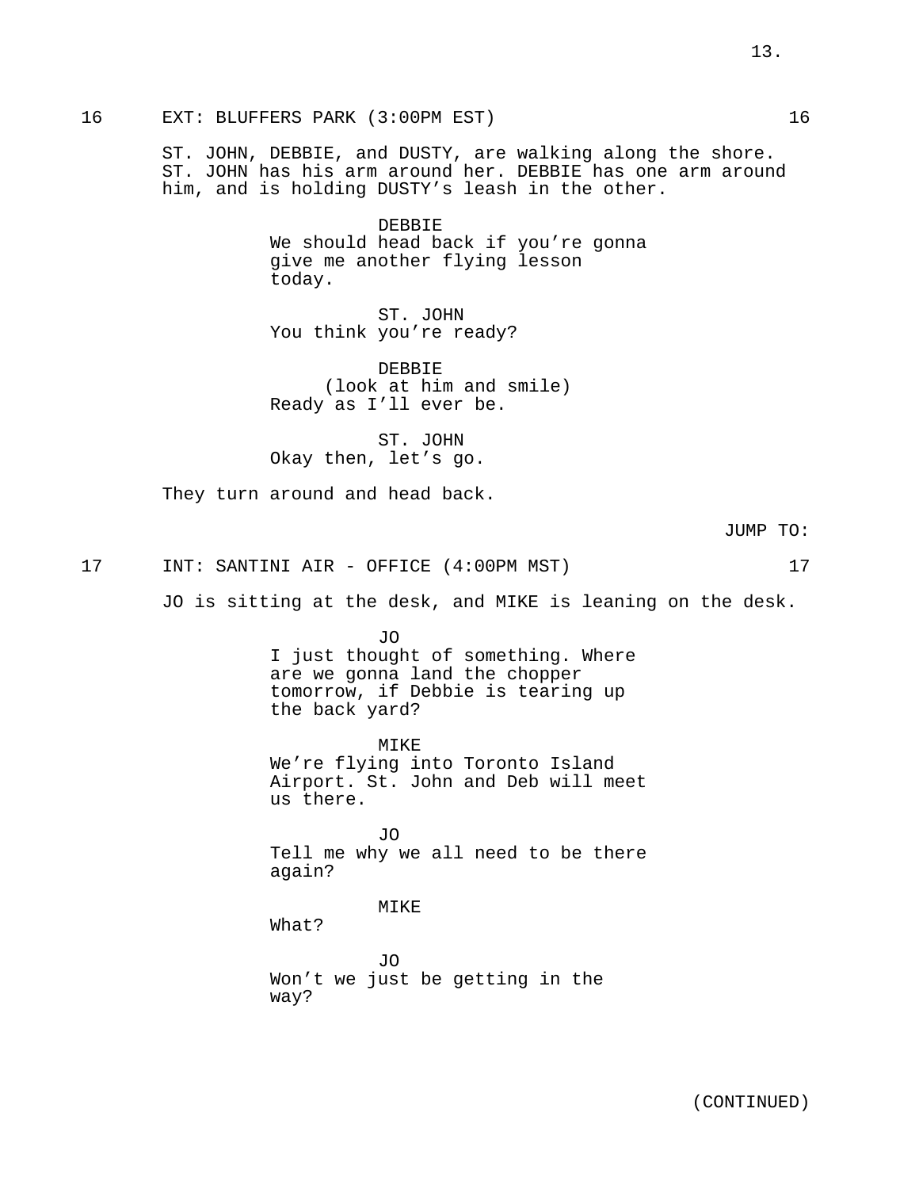16 EXT: BLUFFERS PARK (3:00PM EST) 16

ST. JOHN, DEBBIE, and DUSTY, are walking along the shore. ST. JOHN has his arm around her. DEBBIE has one arm around him, and is holding DUSTY's leash in the other.

DEBBIE
We should head back if you're gonna give me another flying lesson today.

ST. JOHN
You think you're ready?

DEBBIE
(look at him and smile)
Ready as I'll ever be.

ST. JOHN
Okay then, let's go.

They turn around and head back.

JUMP TO:

17 INT: SANTINI AIR - OFFICE (4:00PM MST) 17

JO is sitting at the desk, and MIKE is leaning on the desk.

JO
I just thought of something. Where are we gonna land the chopper tomorrow, if Debbie is tearing up the back yard?

MIKE
We're flying into Toronto Island Airport. St. John and Deb will meet us there.

JO
Tell me why we all need to be there again?

MIKE
What?

JO
Won't we just be getting in the way?

(CONTINUED)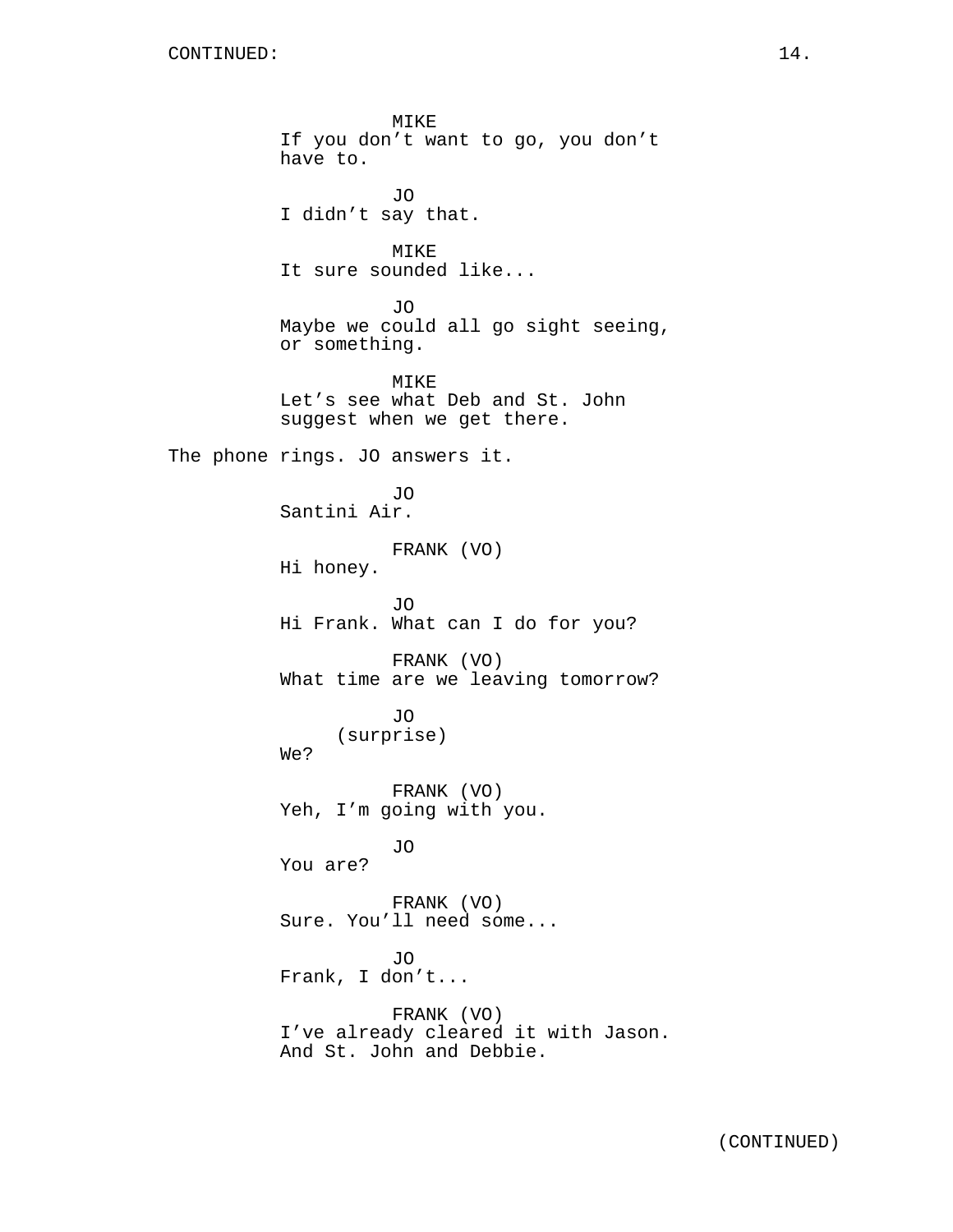CONTINUED:

MIKE
If you don't want to go, you don't have to.

JO
I didn't say that.

MIKE
It sure sounded like...

JO
Maybe we could all go sight seeing, or something.

MIKE
Let's see what Deb and St. John suggest when we get there.

The phone rings. JO answers it.

JO
Santini Air.

FRANK (VO)
Hi honey.

JO
Hi Frank. What can I do for you?

FRANK (VO)
What time are we leaving tomorrow?

JO
(surprise)
We?

FRANK (VO)
Yeh, I'm going with you.

JO
You are?

FRANK (VO)
Sure. You'll need some...

JO
Frank, I don't...

FRANK (VO)
I've already cleared it with Jason. And St. John and Debbie.

(CONTINUED)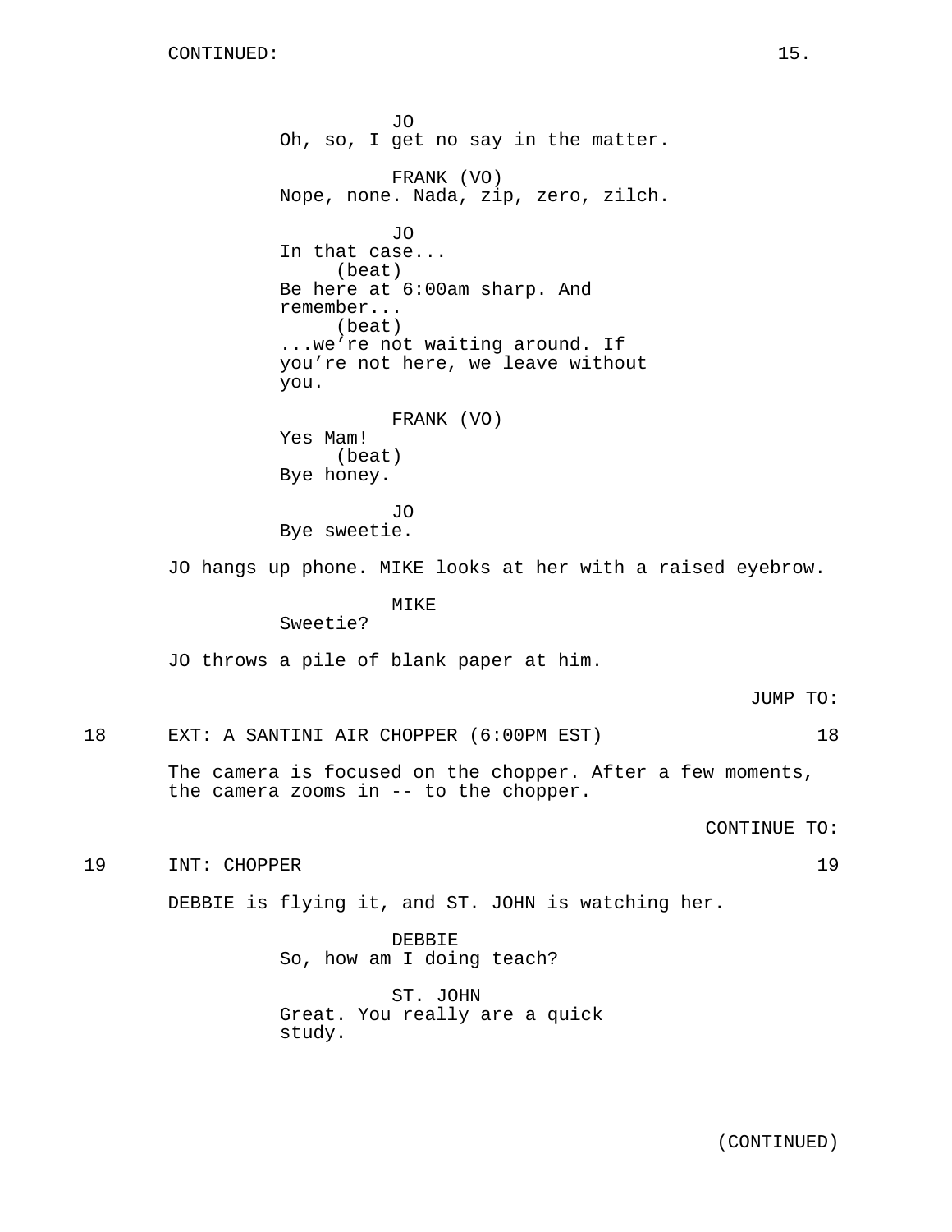CONTINUED:

JO
Oh, so, I get no say in the matter.

FRANK (VO)
Nope, none. Nada, zip, zero, zilch.

JO
In that case...
(beat)
Be here at 6:00am sharp. And remember...
(beat)
...we're not waiting around. If you're not here, we leave without you.

FRANK (VO)
Yes Mam!
(beat)
Bye honey.

JO
Bye sweetie.

JO hangs up phone. MIKE looks at her with a raised eyebrow.

MIKE
Sweetie?

JO throws a pile of blank paper at him.

JUMP TO:

18 EXT: A SANTINI AIR CHOPPER (6:00PM EST) 18

The camera is focused on the chopper. After a few moments, the camera zooms in -- to the chopper.

CONTINUE TO:

19 INT: CHOPPER 19

DEBBIE is flying it, and ST. JOHN is watching her.

DEBBIE
So, how am I doing teach?

ST. JOHN
Great. You really are a quick study.

(CONTINUED)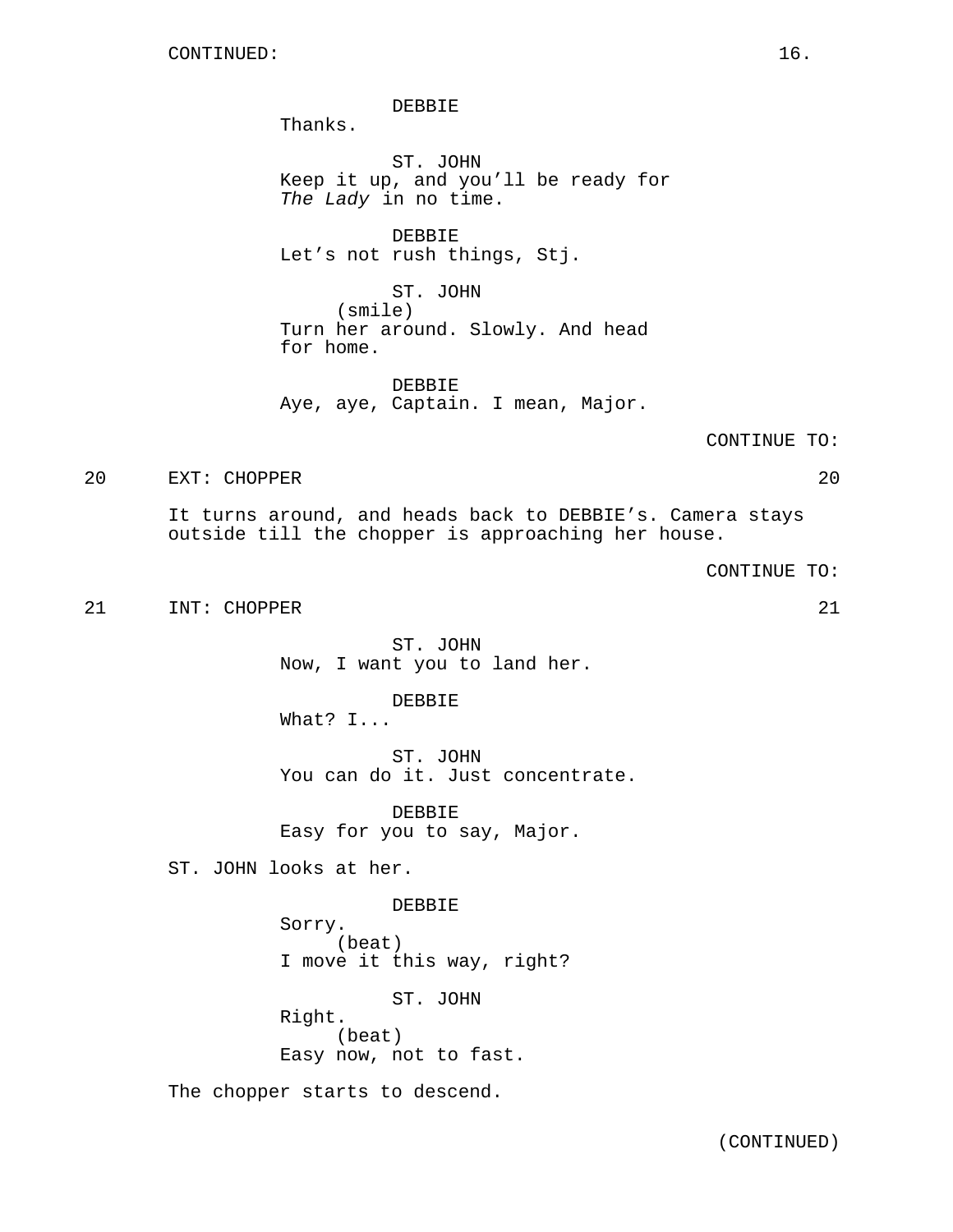CONTINUED:

DEBBIE
Thanks.

ST. JOHN
Keep it up, and you'll be ready for *The Lady* in no time.

DEBBIE
Let's not rush things, Stj.

ST. JOHN
(smile)
Turn her around. Slowly. And head for home.

DEBBIE
Aye, aye, Captain. I mean, Major.

CONTINUE TO:

20 EXT: CHOPPER 20

It turns around, and heads back to DEBBIE's. Camera stays outside till the chopper is approaching her house.

CONTINUE TO:

21 INT: CHOPPER 21

ST. JOHN
Now, I want you to land her.

DEBBIE
What? I...

ST. JOHN
You can do it. Just concentrate.

DEBBIE
Easy for you to say, Major.

ST. JOHN looks at her.

DEBBIE
Sorry.
(beat)
I move it this way, right?

ST. JOHN
Right.
(beat)
Easy now, not to fast.

The chopper starts to descend.

(CONTINUED)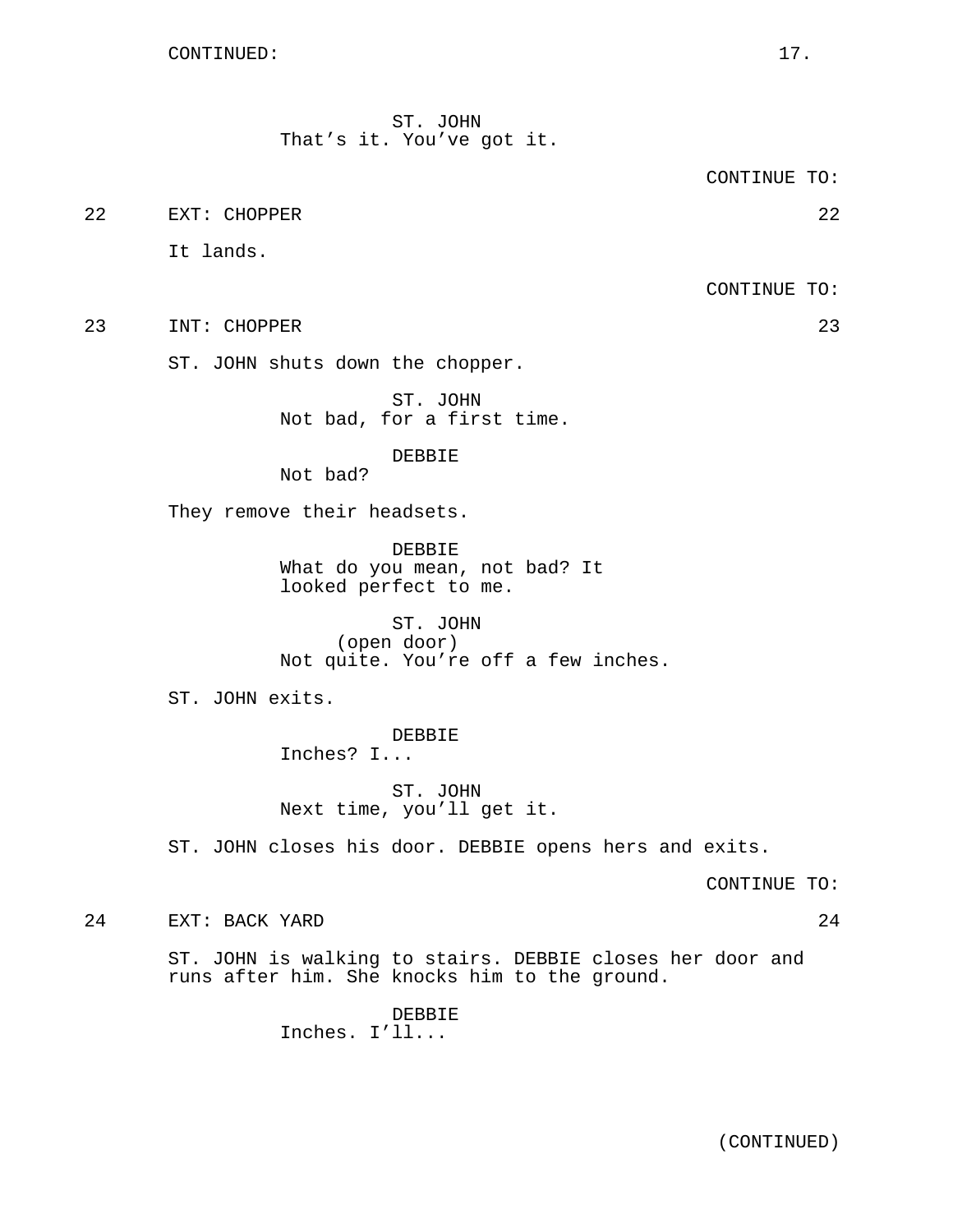ST. JOHN
That's it. You've got it.

CONTINUE TO:

22 EXT: CHOPPER 22

It lands.

CONTINUE TO:

23 INT: CHOPPER 23

ST. JOHN shuts down the chopper.

ST. JOHN
Not bad, for a first time.

DEBBIE
Not bad?

They remove their headsets.

DEBBIE
What do you mean, not bad? It looked perfect to me.

ST. JOHN
(open door)
Not quite. You're off a few inches.

ST. JOHN exits.

DEBBIE
Inches? I...

ST. JOHN
Next time, you'll get it.

ST. JOHN closes his door. DEBBIE opens hers and exits.

CONTINUE TO:

24 EXT: BACK YARD 24

ST. JOHN is walking to stairs. DEBBIE closes her door and runs after him. She knocks him to the ground.

DEBBIE
Inches. I'll...

(CONTINUED)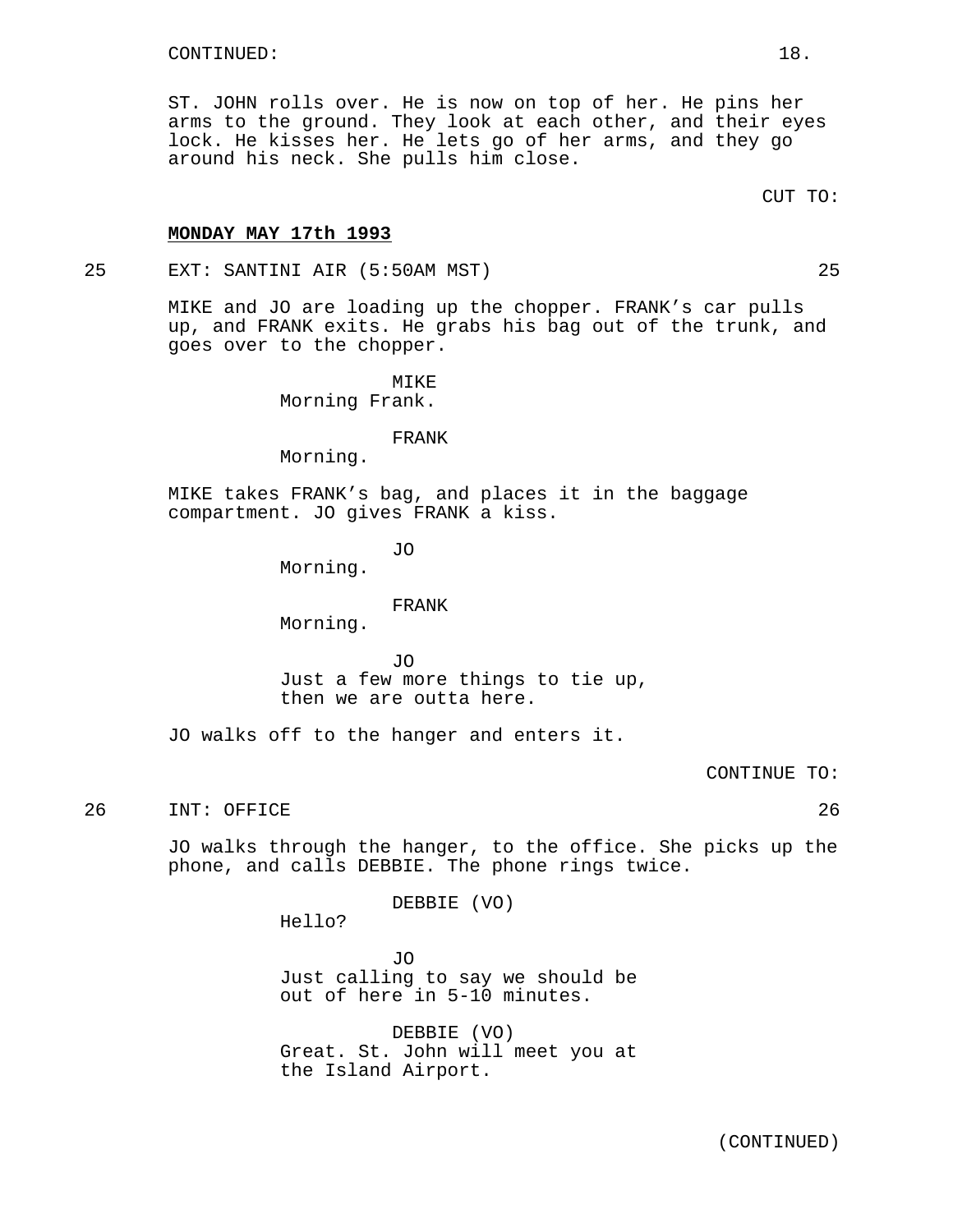CONTINUED:

ST. JOHN rolls over. He is now on top of her. He pins her arms to the ground. They look at each other, and their eyes lock. He kisses her. He lets go of her arms, and they go around his neck. She pulls him close.

CUT TO:

**MONDAY MAY 17th 1993**

25 EXT: SANTINI AIR (5:50AM MST) 25

MIKE and JO are loading up the chopper. FRANK's car pulls up, and FRANK exits. He grabs his bag out of the trunk, and goes over to the chopper.

MIKE
Morning Frank.

FRANK
Morning.

MIKE takes FRANK's bag, and places it in the baggage compartment. JO gives FRANK a kiss.

JO
Morning.

FRANK
Morning.

JO
Just a few more things to tie up, then we are outta here.

JO walks off to the hanger and enters it.

CONTINUE TO:

26 INT: OFFICE 26

JO walks through the hanger, to the office. She picks up the phone, and calls DEBBIE. The phone rings twice.

DEBBIE (VO)
Hello?

JO
Just calling to say we should be out of here in 5-10 minutes.

DEBBIE (VO)
Great. St. John will meet you at the Island Airport.

(CONTINUED)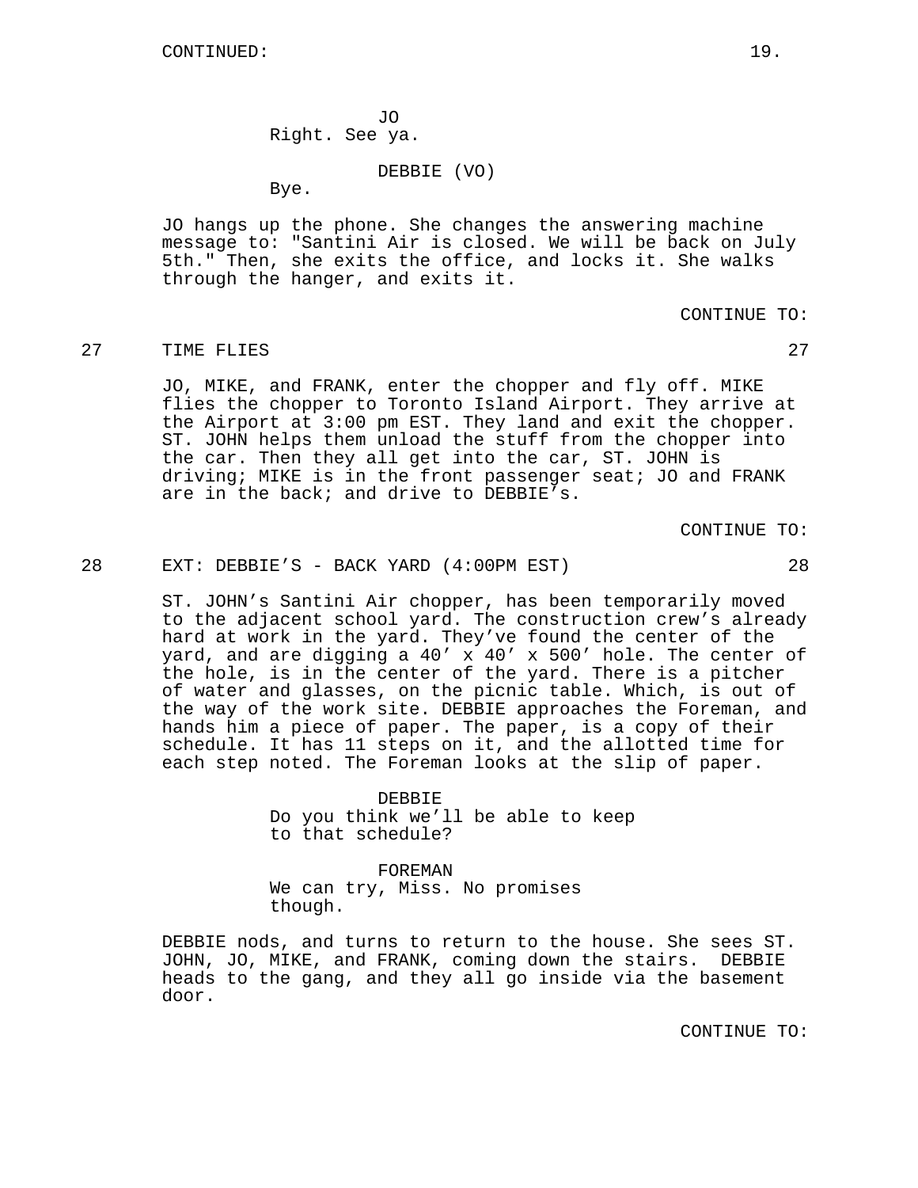CONTINUED:

JO
Right. See ya.

DEBBIE (VO)
Bye.

JO hangs up the phone. She changes the answering machine message to: "Santini Air is closed. We will be back on July 5th." Then, she exits the office, and locks it. She walks through the hanger, and exits it.

CONTINUE TO:

27 TIME FLIES 27

JO, MIKE, and FRANK, enter the chopper and fly off. MIKE flies the chopper to Toronto Island Airport. They arrive at the Airport at 3:00 pm EST. They land and exit the chopper. ST. JOHN helps them unload the stuff from the chopper into the car. Then they all get into the car, ST. JOHN is driving; MIKE is in the front passenger seat; JO and FRANK are in the back; and drive to DEBBIE's.

CONTINUE TO:

28 EXT: DEBBIE'S - BACK YARD (4:00PM EST) 28

ST. JOHN's Santini Air chopper, has been temporarily moved to the adjacent school yard. The construction crew's already hard at work in the yard. They've found the center of the yard, and are digging a 40' x 40' x 500' hole. The center of the hole, is in the center of the yard. There is a pitcher of water and glasses, on the picnic table. Which, is out of the way of the work site. DEBBIE approaches the Foreman, and hands him a piece of paper. The paper, is a copy of their schedule. It has 11 steps on it, and the allotted time for each step noted. The Foreman looks at the slip of paper.

DEBBIE
Do you think we'll be able to keep to that schedule?

FOREMAN
We can try, Miss. No promises though.

DEBBIE nods, and turns to return to the house. She sees ST. JOHN, JO, MIKE, and FRANK, coming down the stairs. DEBBIE heads to the gang, and they all go inside via the basement door.

CONTINUE TO: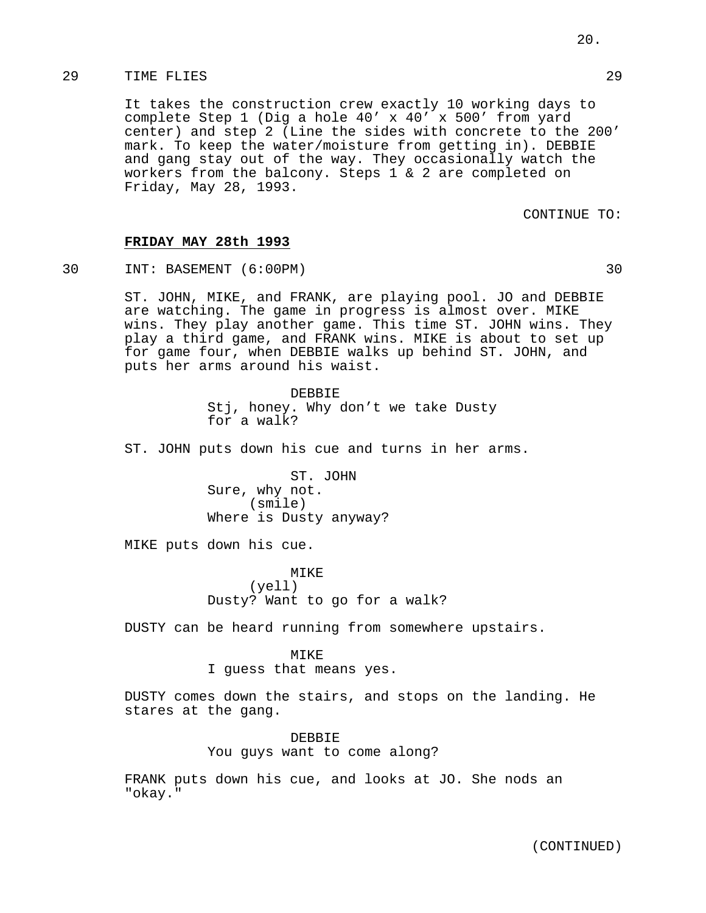29 TIME FLIES 29

It takes the construction crew exactly 10 working days to complete Step 1 (Dig a hole 40’ x 40’ x 500’ from yard center) and step 2 (Line the sides with concrete to the 200’ mark. To keep the water/moisture from getting in). DEBBIE and gang stay out of the way. They occasionally watch the workers from the balcony. Steps 1 & 2 are completed on Friday, May 28, 1993.

CONTINUE TO:

**FRIDAY MAY 28th 1993**

30 INT: BASEMENT (6:00PM) 30

ST. JOHN, MIKE, and FRANK, are playing pool. JO and DEBBIE are watching. The game in progress is almost over. MIKE wins. They play another game. This time ST. JOHN wins. They play a third game, and FRANK wins. MIKE is about to set up for game four, when DEBBIE walks up behind ST. JOHN, and puts her arms around his waist.

DEBBIE
Stj, honey. Why don’t we take Dusty for a walk?

ST. JOHN puts down his cue and turns in her arms.

ST. JOHN
Sure, why not.
(smile)
Where is Dusty anyway?

MIKE puts down his cue.

MIKE
(yell)
Dusty? Want to go for a walk?

DUSTY can be heard running from somewhere upstairs.

MIKE
I guess that means yes.

DUSTY comes down the stairs, and stops on the landing. He stares at the gang.

DEBBIE
You guys want to come along?

FRANK puts down his cue, and looks at JO. She nods an "okay."

(CONTINUED)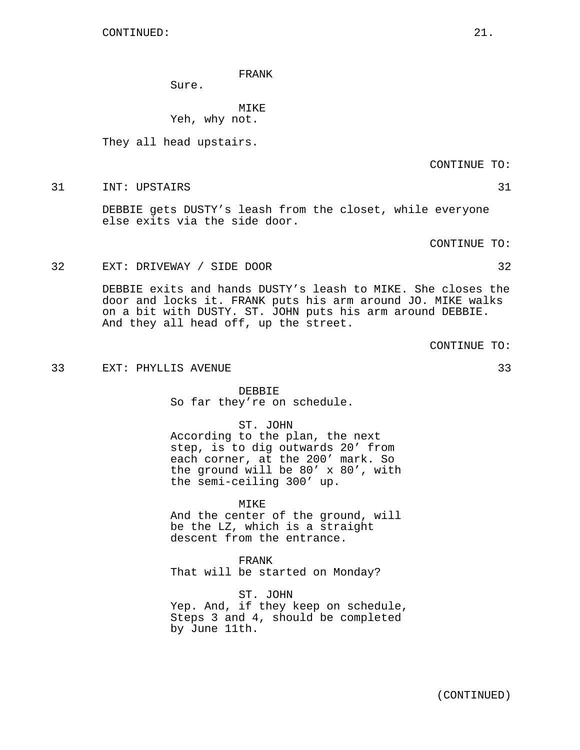FRANK
Sure.

MIKE
Yeh, why not.

They all head upstairs.

CONTINUE TO:

31 INT: UPSTAIRS 31

DEBBIE gets DUSTY's leash from the closet, while everyone else exits via the side door.

CONTINUE TO:

32 EXT: DRIVEWAY / SIDE DOOR 32

DEBBIE exits and hands DUSTY's leash to MIKE. She closes the door and locks it. FRANK puts his arm around JO. MIKE walks on a bit with DUSTY. ST. JOHN puts his arm around DEBBIE. And they all head off, up the street.

CONTINUE TO:

33 EXT: PHYLLIS AVENUE 33

DEBBIE
So far they're on schedule.

ST. JOHN
According to the plan, the next step, is to dig outwards 20' from each corner, at the 200' mark. So the ground will be 80' x 80', with the semi-ceiling 300' up.

MIKE
And the center of the ground, will be the LZ, which is a straight descent from the entrance.

FRANK
That will be started on Monday?

ST. JOHN
Yep. And, if they keep on schedule, Steps 3 and 4, should be completed by June 11th.

(CONTINUED)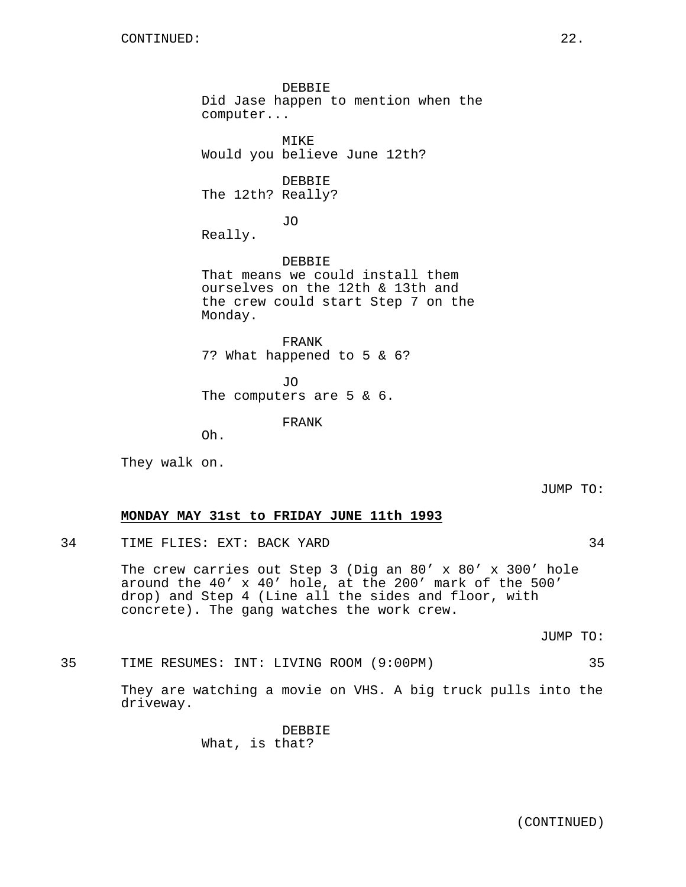CONTINUED:

DEBBIE
Did Jase happen to mention when the computer...

MIKE
Would you believe June 12th?

DEBBIE
The 12th? Really?

JO
Really.

DEBBIE
That means we could install them ourselves on the 12th & 13th and the crew could start Step 7 on the Monday.

FRANK
7? What happened to 5 & 6?

JO
The computers are 5 & 6.

FRANK
Oh.

They walk on.

JUMP TO:

**MONDAY MAY 31st to FRIDAY JUNE 11th 1993**

34 TIME FLIES: EXT: BACK YARD 34

The crew carries out Step 3 (Dig an 80’ x 80’ x 300’ hole around the 40’ x 40’ hole, at the 200’ mark of the 500’ drop) and Step 4 (Line all the sides and floor, with concrete). The gang watches the work crew.

JUMP TO:

35 TIME RESUMES: INT: LIVING ROOM (9:00PM) 35

They are watching a movie on VHS. A big truck pulls into the driveway.

DEBBIE
What, is that?

(CONTINUED)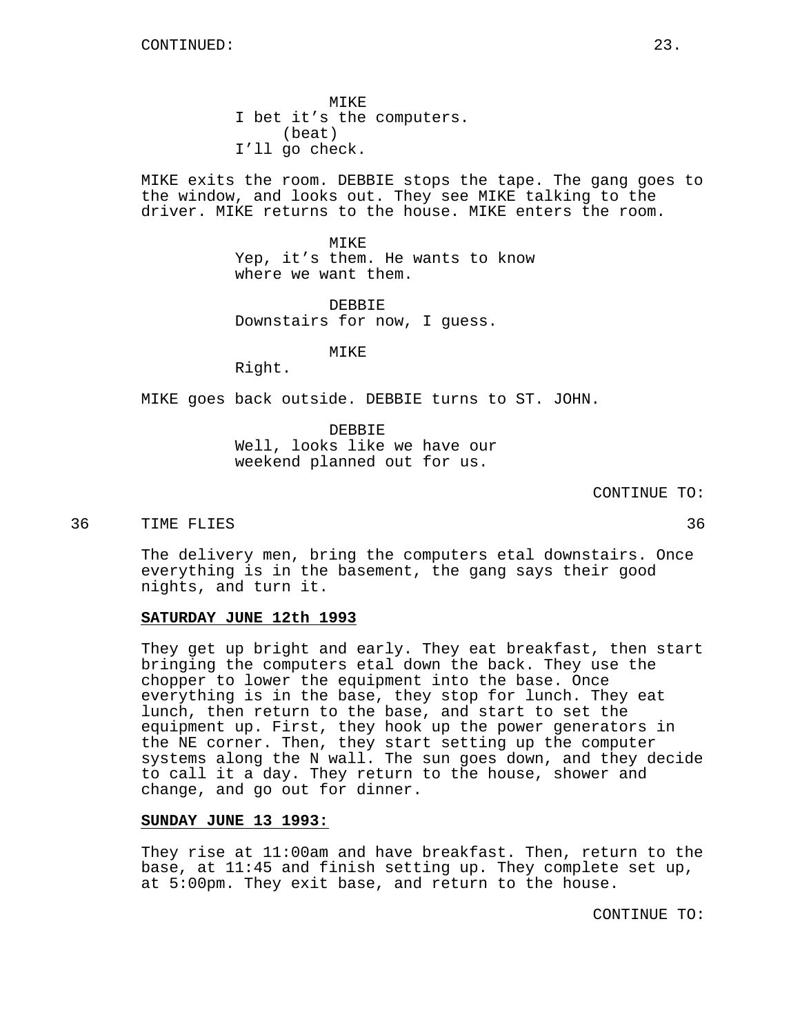CONTINUED:

MIKE
I bet it's the computers.
(beat)
I'll go check.

MIKE exits the room. DEBBIE stops the tape. The gang goes to the window, and looks out. They see MIKE talking to the driver. MIKE returns to the house. MIKE enters the room.

MIKE
Yep, it's them. He wants to know where we want them.

DEBBIE
Downstairs for now, I guess.

MIKE
Right.

MIKE goes back outside. DEBBIE turns to ST. JOHN.

DEBBIE
Well, looks like we have our weekend planned out for us.

CONTINUE TO:

36 TIME FLIES 36

The delivery men, bring the computers etal downstairs. Once everything is in the basement, the gang says their good nights, and turn it.

**SATURDAY JUNE 12th 1993**

They get up bright and early. They eat breakfast, then start bringing the computers etal down the back. They use the chopper to lower the equipment into the base. Once everything is in the base, they stop for lunch. They eat lunch, then return to the base, and start to set the equipment up. First, they hook up the power generators in the NE corner. Then, they start setting up the computer systems along the N wall. The sun goes down, and they decide to call it a day. They return to the house, shower and change, and go out for dinner.

**SUNDAY JUNE 13 1993:**

They rise at 11:00am and have breakfast. Then, return to the base, at 11:45 and finish setting up. They complete set up, at 5:00pm. They exit base, and return to the house.

CONTINUE TO: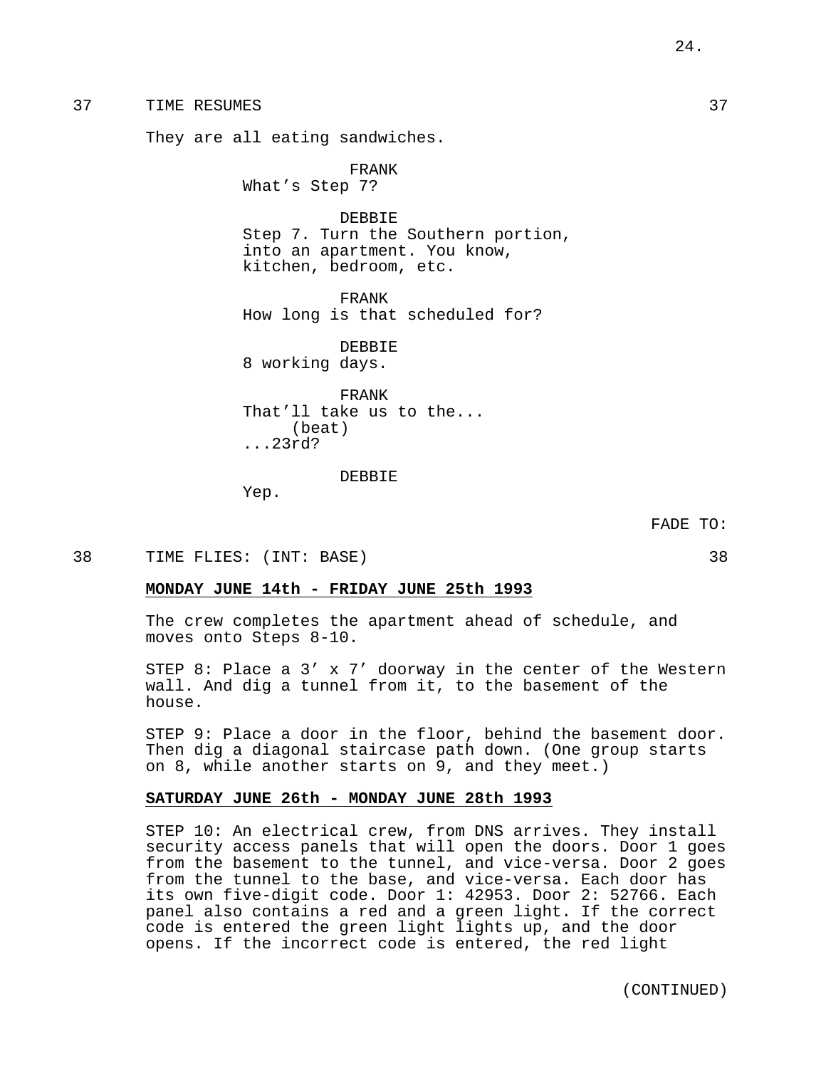37 TIME RESUMES 37

They are all eating sandwiches.

FRANK
What's Step 7?

DEBBIE
Step 7. Turn the Southern portion, into an apartment. You know, kitchen, bedroom, etc.

FRANK
How long is that scheduled for?

DEBBIE
8 working days.

FRANK
That'll take us to the...
(beat)
...23rd?

DEBBIE
Yep.

FADE TO:

38 TIME FLIES: (INT: BASE) 38

**MONDAY JUNE 14th - FRIDAY JUNE 25th 1993**

The crew completes the apartment ahead of schedule, and moves onto Steps 8-10.

STEP 8: Place a 3' x 7' doorway in the center of the Western wall. And dig a tunnel from it, to the basement of the house.

STEP 9: Place a door in the floor, behind the basement door. Then dig a diagonal staircase path down. (One group starts on 8, while another starts on 9, and they meet.)

**SATURDAY JUNE 26th - MONDAY JUNE 28th 1993**

STEP 10: An electrical crew, from DNS arrives. They install security access panels that will open the doors. Door 1 goes from the basement to the tunnel, and vice-versa. Door 2 goes from the tunnel to the base, and vice-versa. Each door has its own five-digit code. Door 1: 42953. Door 2: 52766. Each panel also contains a red and a green light. If the correct code is entered the green light lights up, and the door opens. If the incorrect code is entered, the red light

(CONTINUED)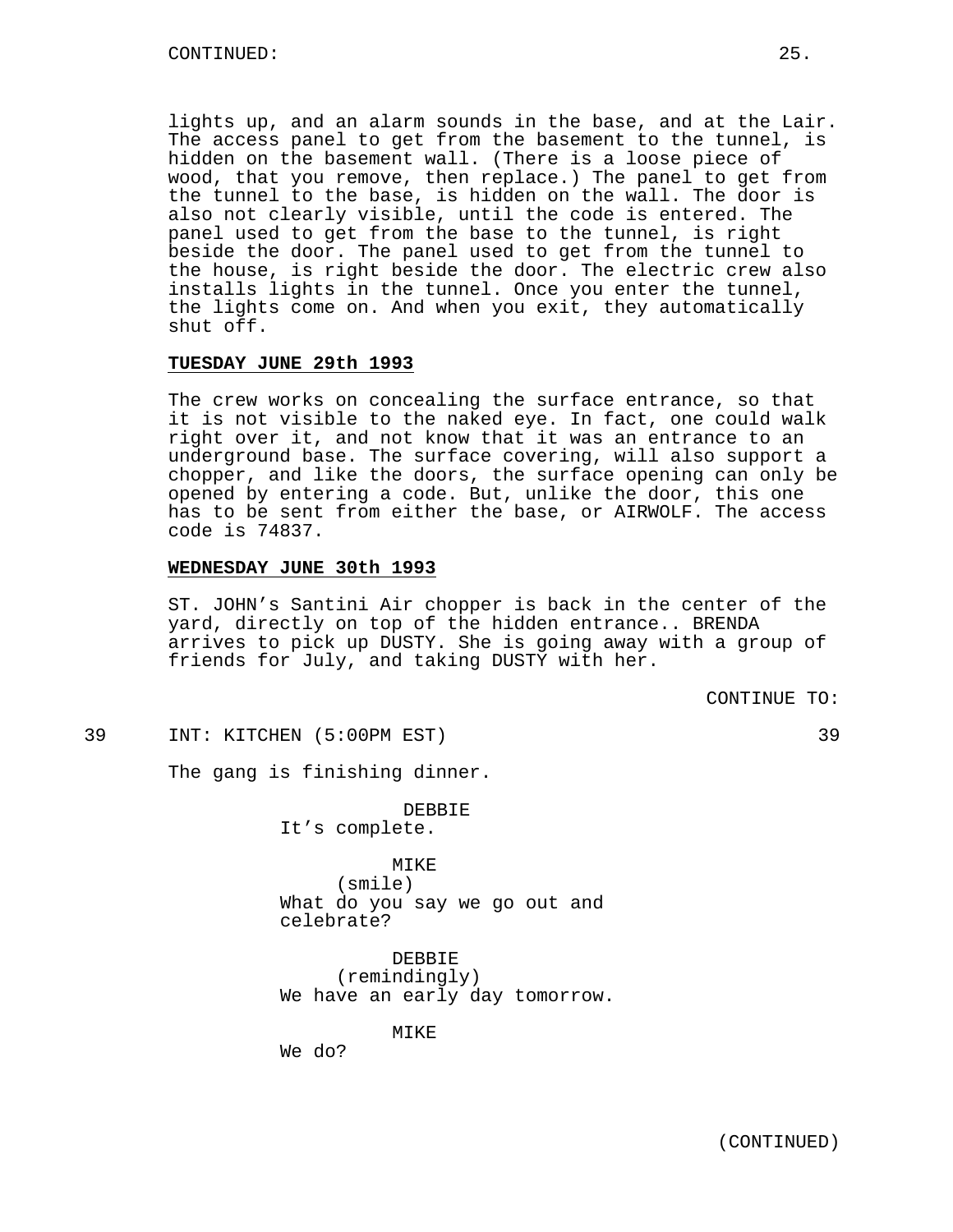lights up, and an alarm sounds in the base, and at the Lair. The access panel to get from the basement to the tunnel, is hidden on the basement wall. (There is a loose piece of wood, that you remove, then replace.) The panel to get from the tunnel to the base, is hidden on the wall. The door is also not clearly visible, until the code is entered. The panel used to get from the base to the tunnel, is right beside the door. The panel used to get from the tunnel to the house, is right beside the door. The electric crew also installs lights in the tunnel. Once you enter the tunnel, the lights come on. And when you exit, they automatically shut off.

**TUESDAY JUNE 29th 1993**

The crew works on concealing the surface entrance, so that it is not visible to the naked eye. In fact, one could walk right over it, and not know that it was an entrance to an underground base. The surface covering, will also support a chopper, and like the doors, the surface opening can only be opened by entering a code. But, unlike the door, this one has to be sent from either the base, or AIRWOLF. The access code is 74837.

**WEDNESDAY JUNE 30th 1993**

ST. JOHN's Santini Air chopper is back in the center of the yard, directly on top of the hidden entrance.. BRENDA arrives to pick up DUSTY. She is going away with a group of friends for July, and taking DUSTY with her.

CONTINUE TO:

39 INT: KITCHEN (5:00PM EST) 39

The gang is finishing dinner.

DEBBIE
It's complete.

MIKE
(smile)
What do you say we go out and celebrate?

DEBBIE
(remindingly)
We have an early day tomorrow.

MIKE
We do?

(CONTINUED)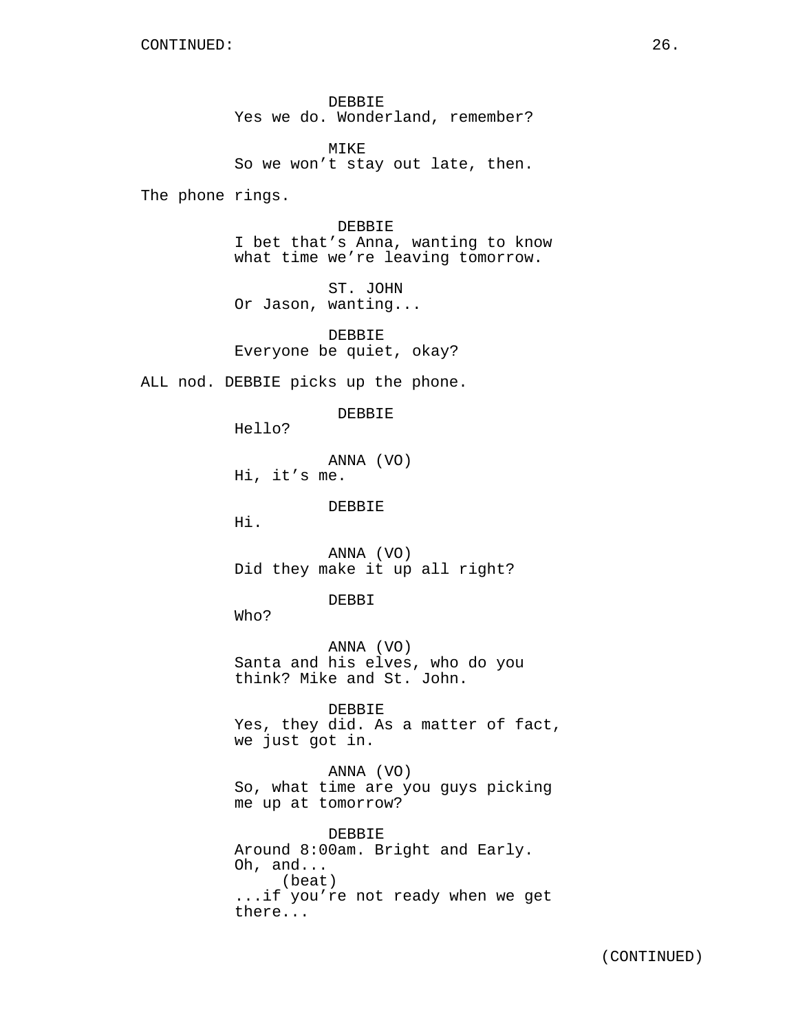CONTINUED:

DEBBIE
Yes we do. Wonderland, remember?

MIKE
So we won't stay out late, then.

The phone rings.

DEBBIE
I bet that's Anna, wanting to know what time we're leaving tomorrow.

ST. JOHN
Or Jason, wanting...

DEBBIE
Everyone be quiet, okay?

ALL nod. DEBBIE picks up the phone.

DEBBIE
Hello?

ANNA (VO)
Hi, it's me.

DEBBIE
Hi.

ANNA (VO)
Did they make it up all right?

DEBBI
Who?

ANNA (VO)
Santa and his elves, who do you think? Mike and St. John.

DEBBIE
Yes, they did. As a matter of fact, we just got in.

ANNA (VO)
So, what time are you guys picking me up at tomorrow?

DEBBIE
Around 8:00am. Bright and Early. Oh, and...
(beat)
...if you're not ready when we get there...

(CONTINUED)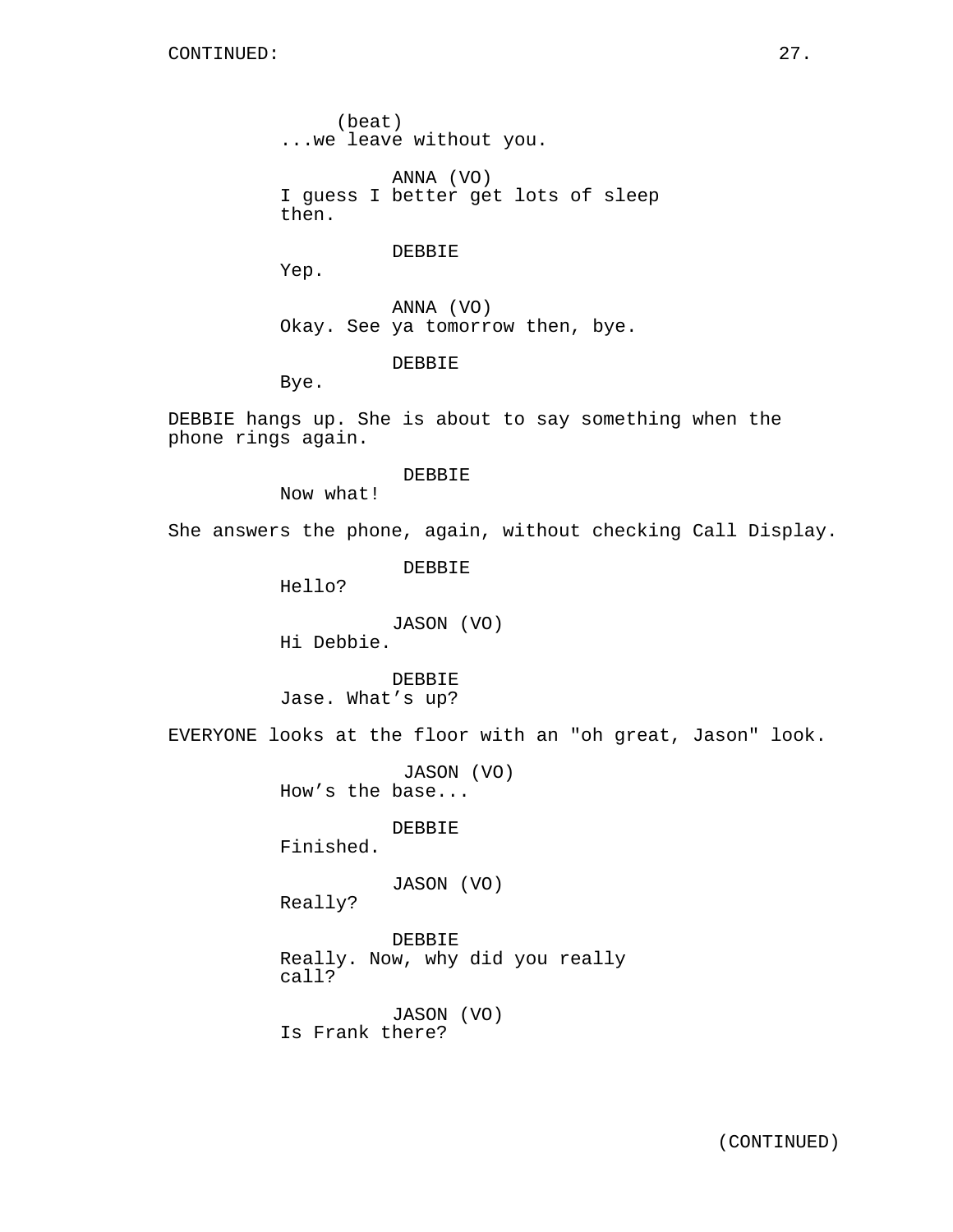(beat)
...we leave without you.

ANNA (VO)
I guess I better get lots of sleep then.

DEBBIE
Yep.

ANNA (VO)
Okay. See ya tomorrow then, bye.

DEBBIE
Bye.

DEBBIE hangs up. She is about to say something when the phone rings again.

DEBBIE
Now what!

She answers the phone, again, without checking Call Display.

DEBBIE
Hello?

JASON (VO)
Hi Debbie.

DEBBIE
Jase. What’s up?

EVERYONE looks at the floor with an "oh great, Jason" look.

JASON (VO)
How’s the base...

DEBBIE
Finished.

JASON (VO)
Really?

DEBBIE
Really. Now, why did you really call?

JASON (VO)
Is Frank there?

(CONTINUED)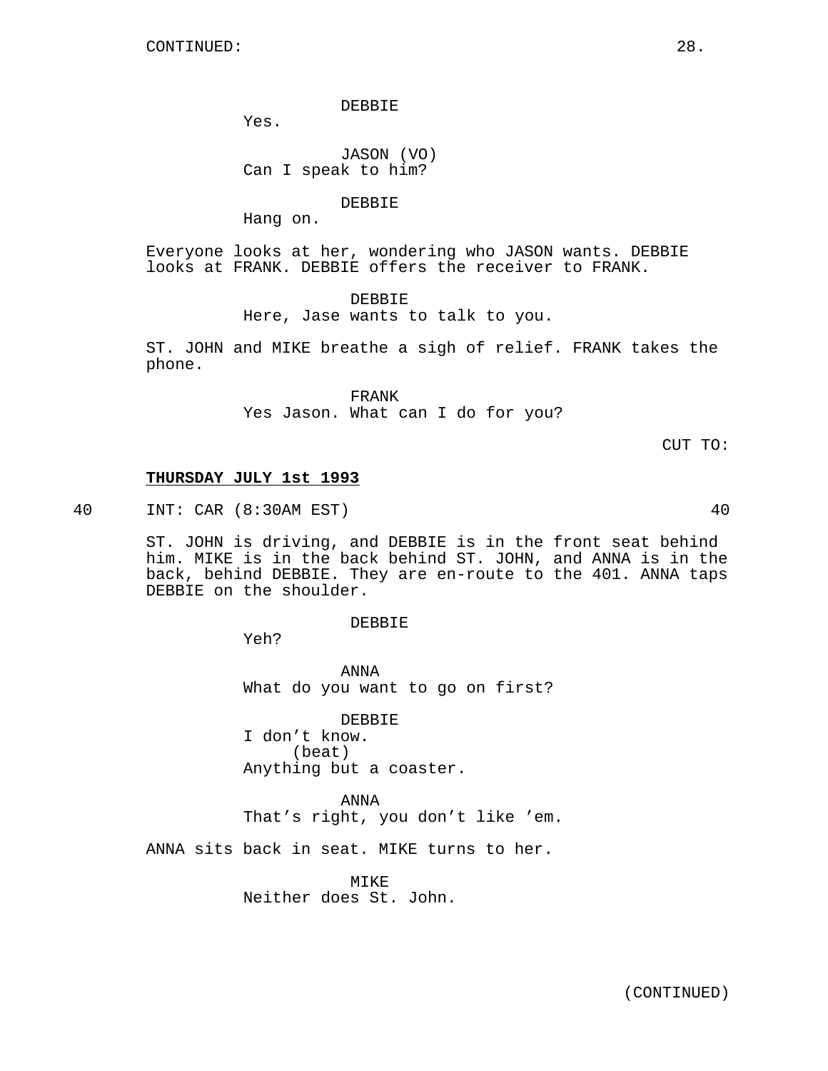CONTINUED:

DEBBIE
Yes.

JASON (VO)
Can I speak to him?

DEBBIE
Hang on.

Everyone looks at her, wondering who JASON wants. DEBBIE looks at FRANK. DEBBIE offers the receiver to FRANK.

DEBBIE
Here, Jase wants to talk to you.

ST. JOHN and MIKE breathe a sigh of relief. FRANK takes the phone.

FRANK
Yes Jason. What can I do for you?

CUT TO:

**THURSDAY JULY 1st 1993**

40 INT: CAR (8:30AM EST) 40

ST. JOHN is driving, and DEBBIE is in the front seat behind him. MIKE is in the back behind ST. JOHN, and ANNA is in the back, behind DEBBIE. They are en-route to the 401. ANNA taps DEBBIE on the shoulder.

DEBBIE
Yeh?

ANNA
What do you want to go on first?

DEBBIE
I don't know.
(beat)
Anything but a coaster.

ANNA
That's right, you don't like 'em.

ANNA sits back in seat. MIKE turns to her.

MIKE
Neither does St. John.

(CONTINUED)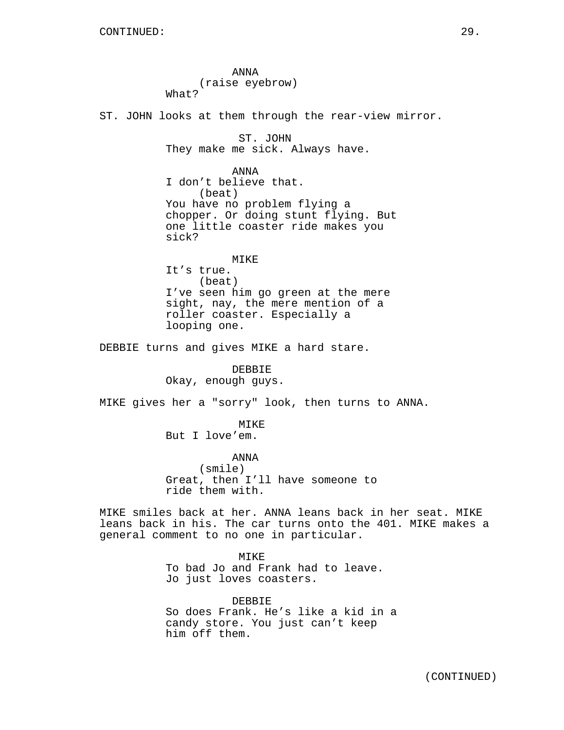CONTINUED:

ANNA
(raise eyebrow)
What?

ST. JOHN looks at them through the rear-view mirror.

ST. JOHN
They make me sick. Always have.

ANNA
I don't believe that.
(beat)
You have no problem flying a chopper. Or doing stunt flying. But one little coaster ride makes you sick?

MIKE
It's true.
(beat)
I've seen him go green at the mere sight, nay, the mere mention of a roller coaster. Especially a looping one.

DEBBIE turns and gives MIKE a hard stare.

DEBBIE
Okay, enough guys.

MIKE gives her a "sorry" look, then turns to ANNA.

MIKE
But I love'em.

ANNA
(smile)
Great, then I'll have someone to ride them with.

MIKE smiles back at her. ANNA leans back in her seat. MIKE leans back in his. The car turns onto the 401. MIKE makes a general comment to no one in particular.

MIKE
To bad Jo and Frank had to leave. Jo just loves coasters.

DEBBIE
So does Frank. He's like a kid in a candy store. You just can't keep him off them.

(CONTINUED)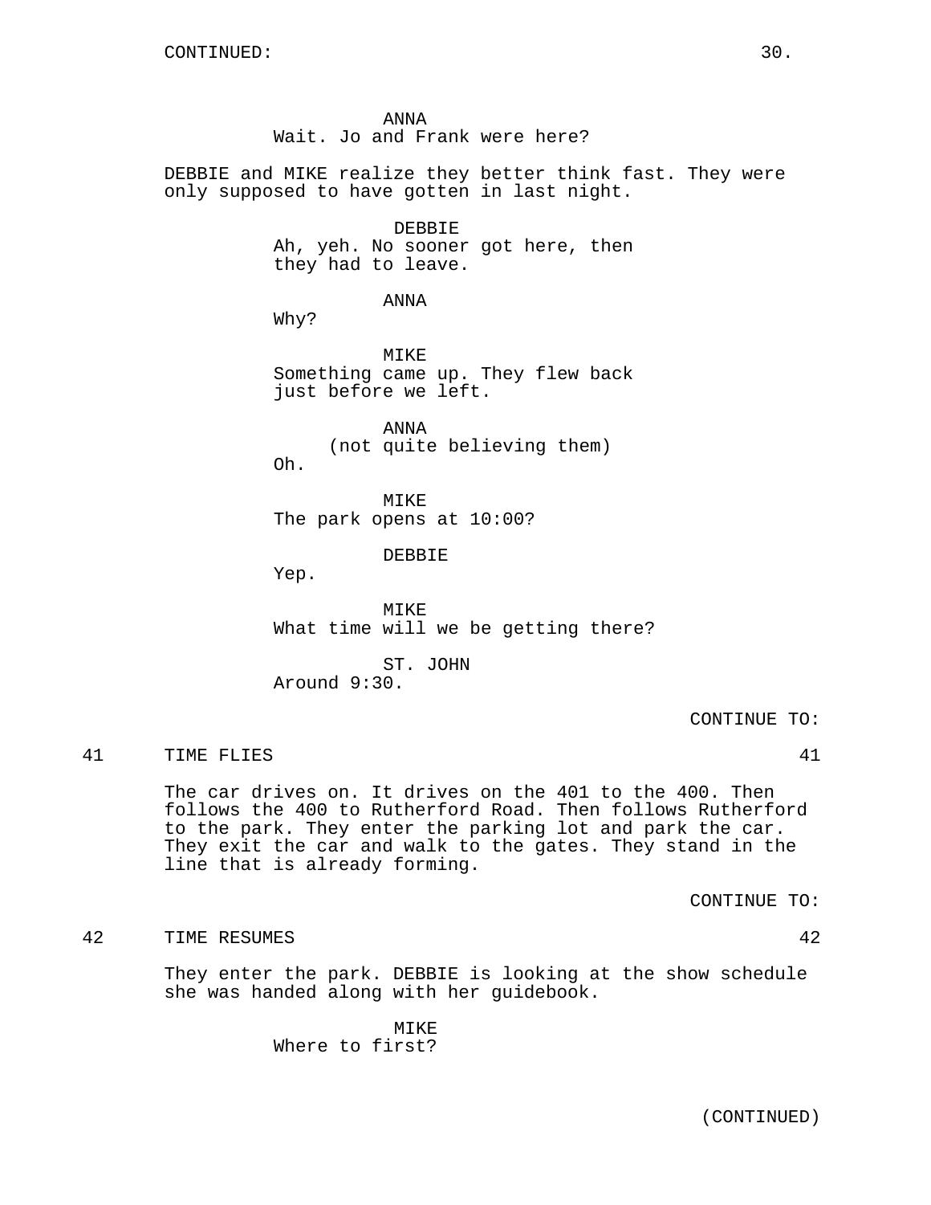CONTINUED:

ANNA
Wait. Jo and Frank were here?

DEBBIE and MIKE realize they better think fast. They were only supposed to have gotten in last night.

DEBBIE
Ah, yeh. No sooner got here, then they had to leave.

ANNA
Why?

MIKE
Something came up. They flew back just before we left.

ANNA
(not quite believing them)
Oh.

MIKE
The park opens at 10:00?

DEBBIE
Yep.

MIKE
What time will we be getting there?

ST. JOHN
Around 9:30.

CONTINUE TO:

41 TIME FLIES 41

The car drives on. It drives on the 401 to the 400. Then follows the 400 to Rutherford Road. Then follows Rutherford to the park. They enter the parking lot and park the car. They exit the car and walk to the gates. They stand in the line that is already forming.

CONTINUE TO:

42 TIME RESUMES 42

They enter the park. DEBBIE is looking at the show schedule she was handed along with her guidebook.

MIKE
Where to first?

(CONTINUED)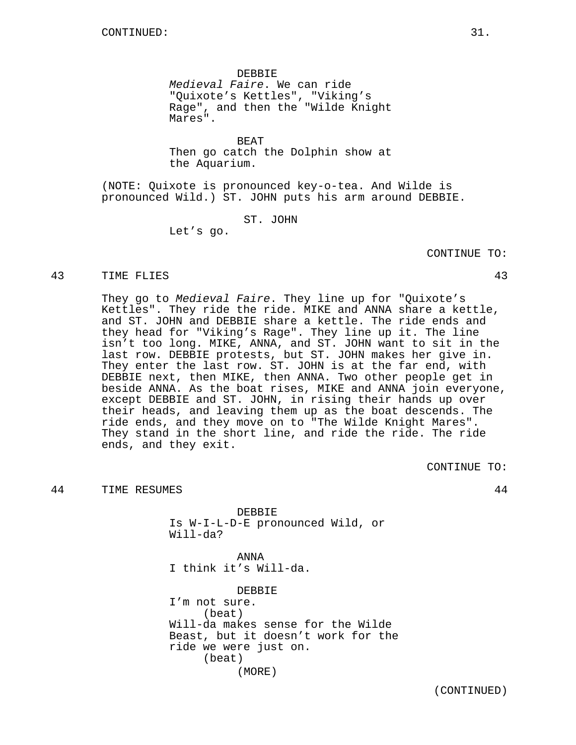CONTINUED:

DEBBIE
*Medieval Faire*. We can ride "Quixote's Kettles", "Viking's Rage", and then the "Wilde Knight Mares".

BEAT
Then go catch the Dolphin show at the Aquarium.

(NOTE: Quixote is pronounced key-o-tea. And Wilde is pronounced Wild.) ST. JOHN puts his arm around DEBBIE.

ST. JOHN
Let's go.

CONTINUE TO:

43 TIME FLIES 43

They go to *Medieval Faire*. They line up for "Quixote's Kettles". They ride the ride. MIKE and ANNA share a kettle, and ST. JOHN and DEBBIE share a kettle. The ride ends and they head for "Viking's Rage". They line up it. The line isn't too long. MIKE, ANNA, and ST. JOHN want to sit in the last row. DEBBIE protests, but ST. JOHN makes her give in. They enter the last row. ST. JOHN is at the far end, with DEBBIE next, then MIKE, then ANNA. Two other people get in beside ANNA. As the boat rises, MIKE and ANNA join everyone, except DEBBIE and ST. JOHN, in rising their hands up over their heads, and leaving them up as the boat descends. The ride ends, and they move on to "The Wilde Knight Mares". They stand in the short line, and ride the ride. The ride ends, and they exit.

CONTINUE TO:

44 TIME RESUMES 44

DEBBIE
Is W-I-L-D-E pronounced Wild, or Will-da?

ANNA
I think it's Will-da.

DEBBIE
I'm not sure.
(beat)
Will-da makes sense for the Wilde Beast, but it doesn't work for the ride we were just on.
(beat)
(MORE)

(CONTINUED)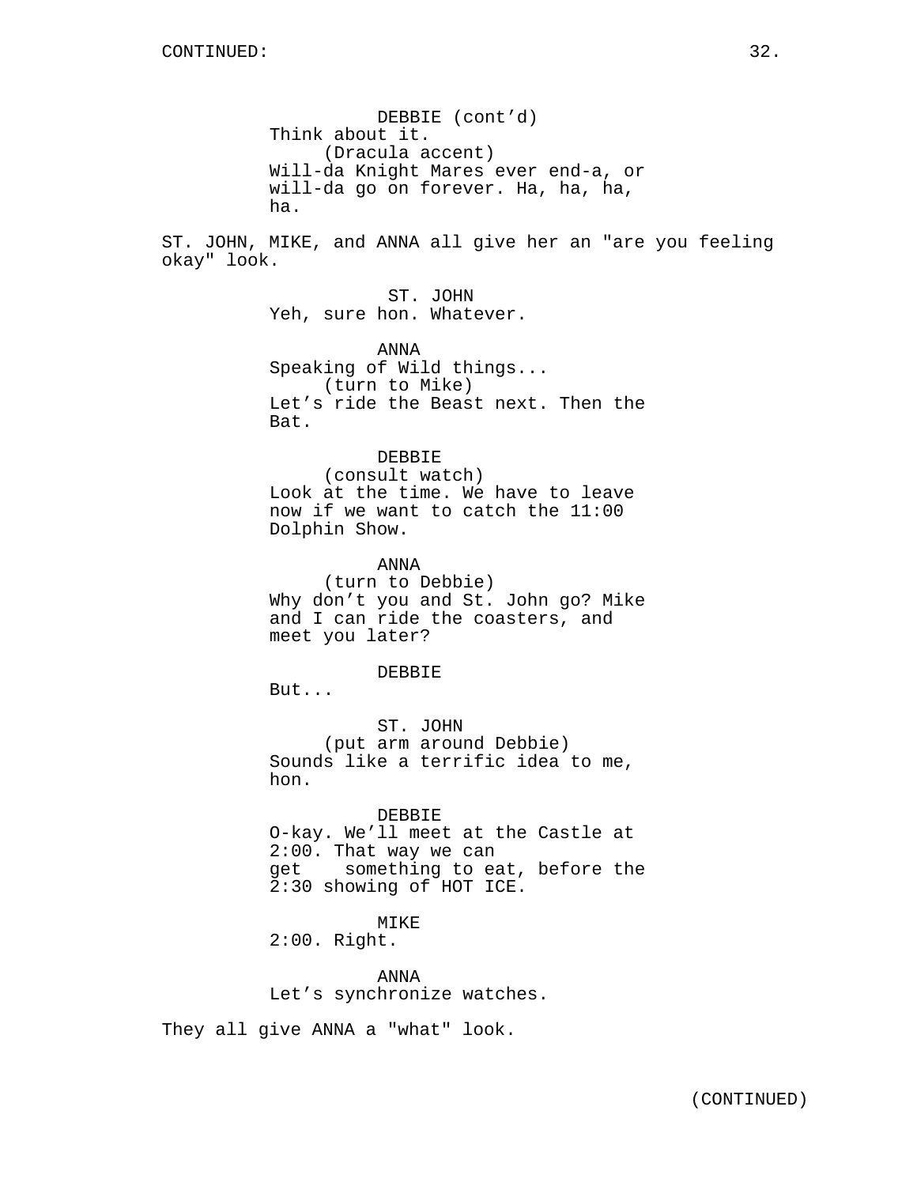DEBBIE (cont'd)
Think about it.
(Dracula accent)
Will-da Knight Mares ever end-a, or will-da go on forever. Ha, ha, ha, ha.

ST. JOHN, MIKE, and ANNA all give her an "are you feeling okay" look.

ST. JOHN
Yeh, sure hon. Whatever.

ANNA
Speaking of Wild things...
(turn to Mike)
Let's ride the Beast next. Then the Bat.

DEBBIE
(consult watch)
Look at the time. We have to leave now if we want to catch the 11:00 Dolphin Show.

ANNA
(turn to Debbie)
Why don't you and St. John go? Mike and I can ride the coasters, and meet you later?

DEBBIE
But...

ST. JOHN
(put arm around Debbie)
Sounds like a terrific idea to me, hon.

DEBBIE
O-kay. We'll meet at the Castle at 2:00. That way we can get something to eat, before the 2:30 showing of HOT ICE.

MIKE
2:00. Right.

ANNA
Let's synchronize watches.

They all give ANNA a "what" look.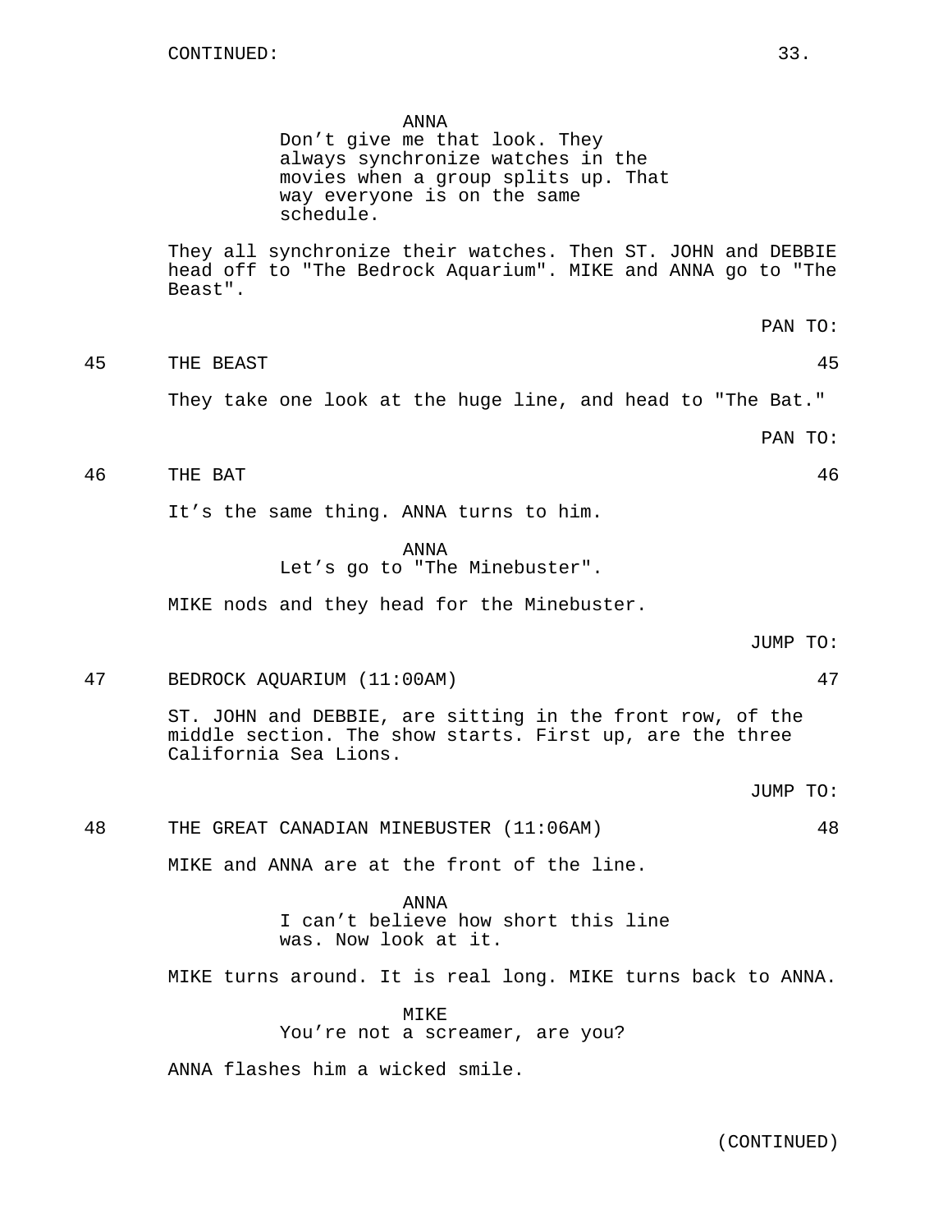ANNA
Don't give me that look. They always synchronize watches in the movies when a group splits up. That way everyone is on the same schedule.

They all synchronize their watches. Then ST. JOHN and DEBBIE head off to "The Bedrock Aquarium". MIKE and ANNA go to "The Beast".

PAN TO:

45 THE BEAST 45

They take one look at the huge line, and head to "The Bat."

PAN TO:

46 THE BAT 46

It's the same thing. ANNA turns to him.

ANNA
Let's go to "The Minebuster".

MIKE nods and they head for the Minebuster.

JUMP TO:

47 BEDROCK AQUARIUM (11:00AM) 47

ST. JOHN and DEBBIE, are sitting in the front row, of the middle section. The show starts. First up, are the three California Sea Lions.

JUMP TO:

48 THE GREAT CANADIAN MINEBUSTER (11:06AM) 48

MIKE and ANNA are at the front of the line.

ANNA
I can't believe how short this line was. Now look at it.

MIKE turns around. It is real long. MIKE turns back to ANNA.

MIKE
You're not a screamer, are you?

ANNA flashes him a wicked smile.

(CONTINUED)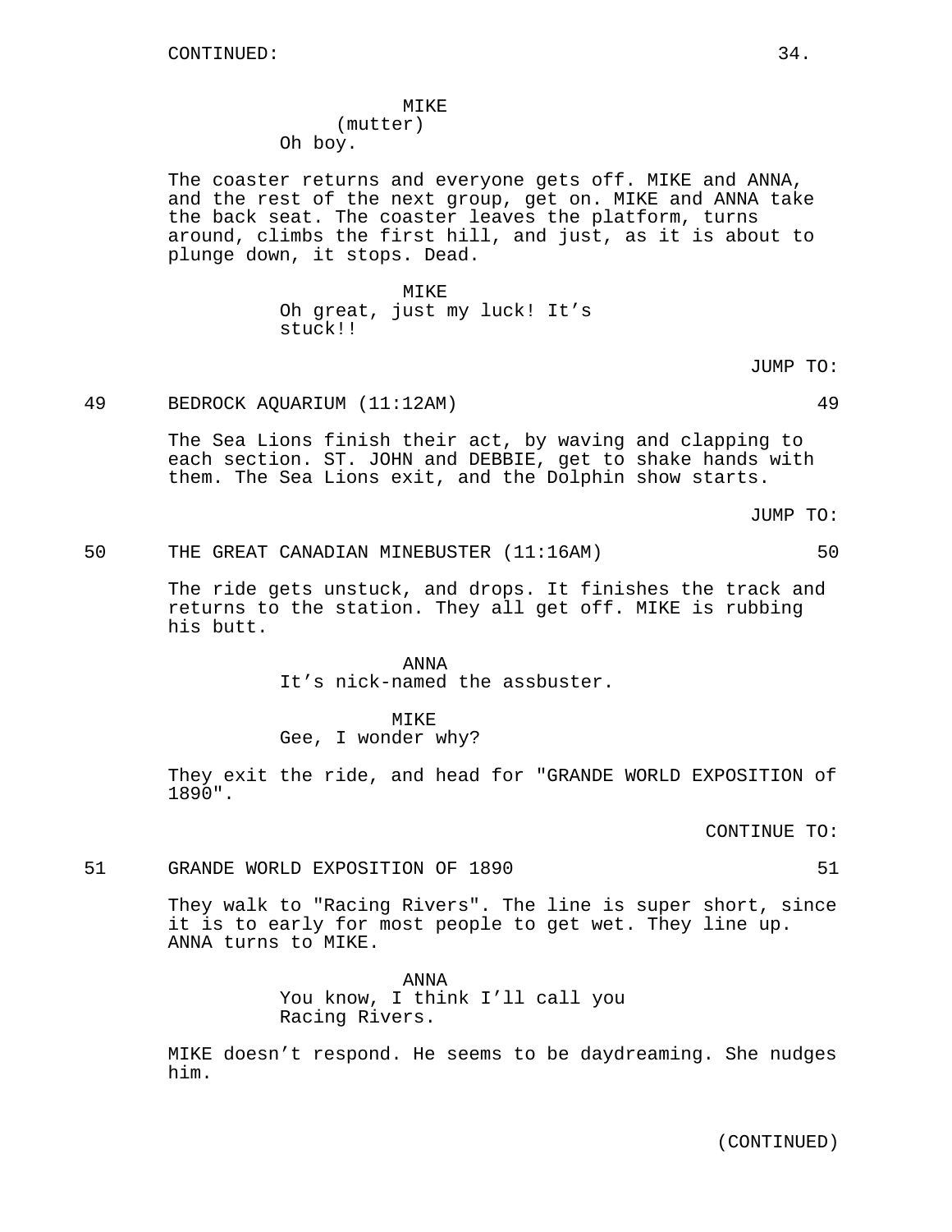CONTINUED:

MIKE
(mutter)
Oh boy.

The coaster returns and everyone gets off. MIKE and ANNA, and the rest of the next group, get on. MIKE and ANNA take the back seat. The coaster leaves the platform, turns around, climbs the first hill, and just, as it is about to plunge down, it stops. Dead.

MIKE
Oh great, just my luck! It's stuck!!

JUMP TO:

49 BEDROCK AQUARIUM (11:12AM) 49

The Sea Lions finish their act, by waving and clapping to each section. ST. JOHN and DEBBIE, get to shake hands with them. The Sea Lions exit, and the Dolphin show starts.

JUMP TO:

50 THE GREAT CANADIAN MINEBUSTER (11:16AM) 50

The ride gets unstuck, and drops. It finishes the track and returns to the station. They all get off. MIKE is rubbing his butt.

ANNA
It's nick-named the assbuster.

MIKE
Gee, I wonder why?

They exit the ride, and head for "GRANDE WORLD EXPOSITION of 1890".

CONTINUE TO:

51 GRANDE WORLD EXPOSITION OF 1890 51

They walk to "Racing Rivers". The line is super short, since it is to early for most people to get wet. They line up. ANNA turns to MIKE.

ANNA
You know, I think I'll call you Racing Rivers.

MIKE doesn't respond. He seems to be daydreaming. She nudges him.

(CONTINUED)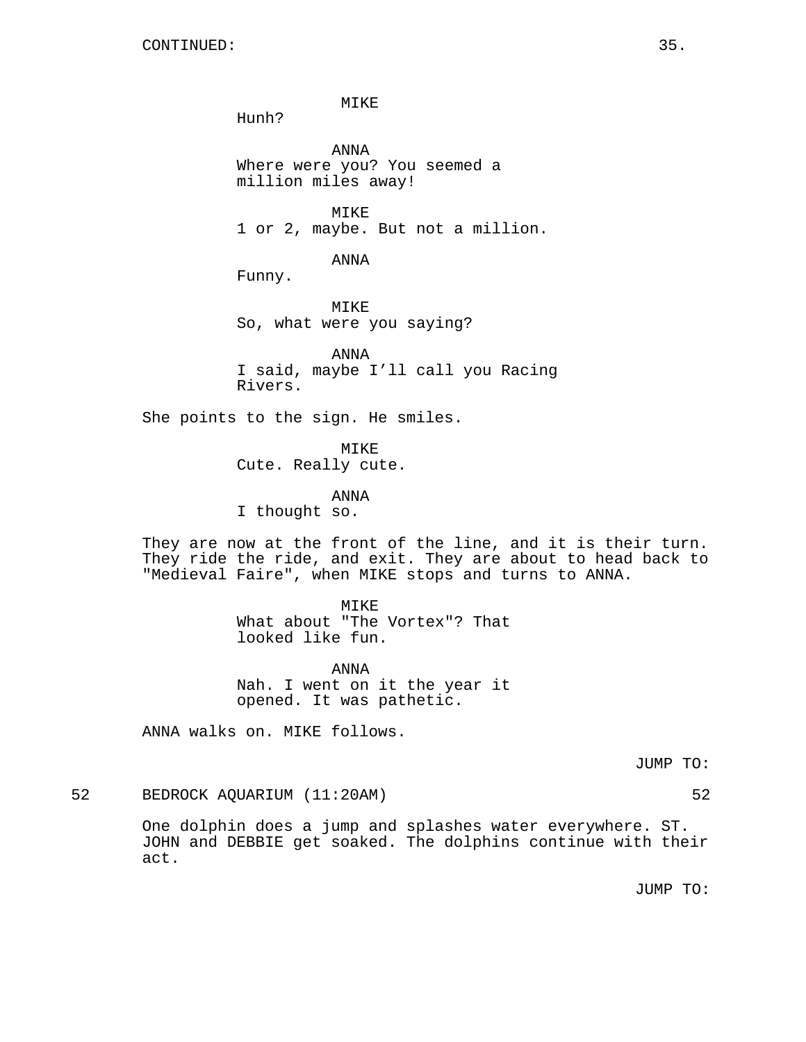CONTINUED:

MIKE
Hunh?

ANNA
Where were you? You seemed a million miles away!

MIKE
1 or 2, maybe. But not a million.

ANNA
Funny.

MIKE
So, what were you saying?

ANNA
I said, maybe I'll call you Racing Rivers.

She points to the sign. He smiles.

MIKE
Cute. Really cute.

ANNA
I thought so.

They are now at the front of the line, and it is their turn. They ride the ride, and exit. They are about to head back to "Medieval Faire", when MIKE stops and turns to ANNA.

MIKE
What about "The Vortex"? That looked like fun.

ANNA
Nah. I went on it the year it opened. It was pathetic.

ANNA walks on. MIKE follows.

JUMP TO:

52 BEDROCK AQUARIUM (11:20AM) 52

One dolphin does a jump and splashes water everywhere. ST. JOHN and DEBBIE get soaked. The dolphins continue with their act.

JUMP TO: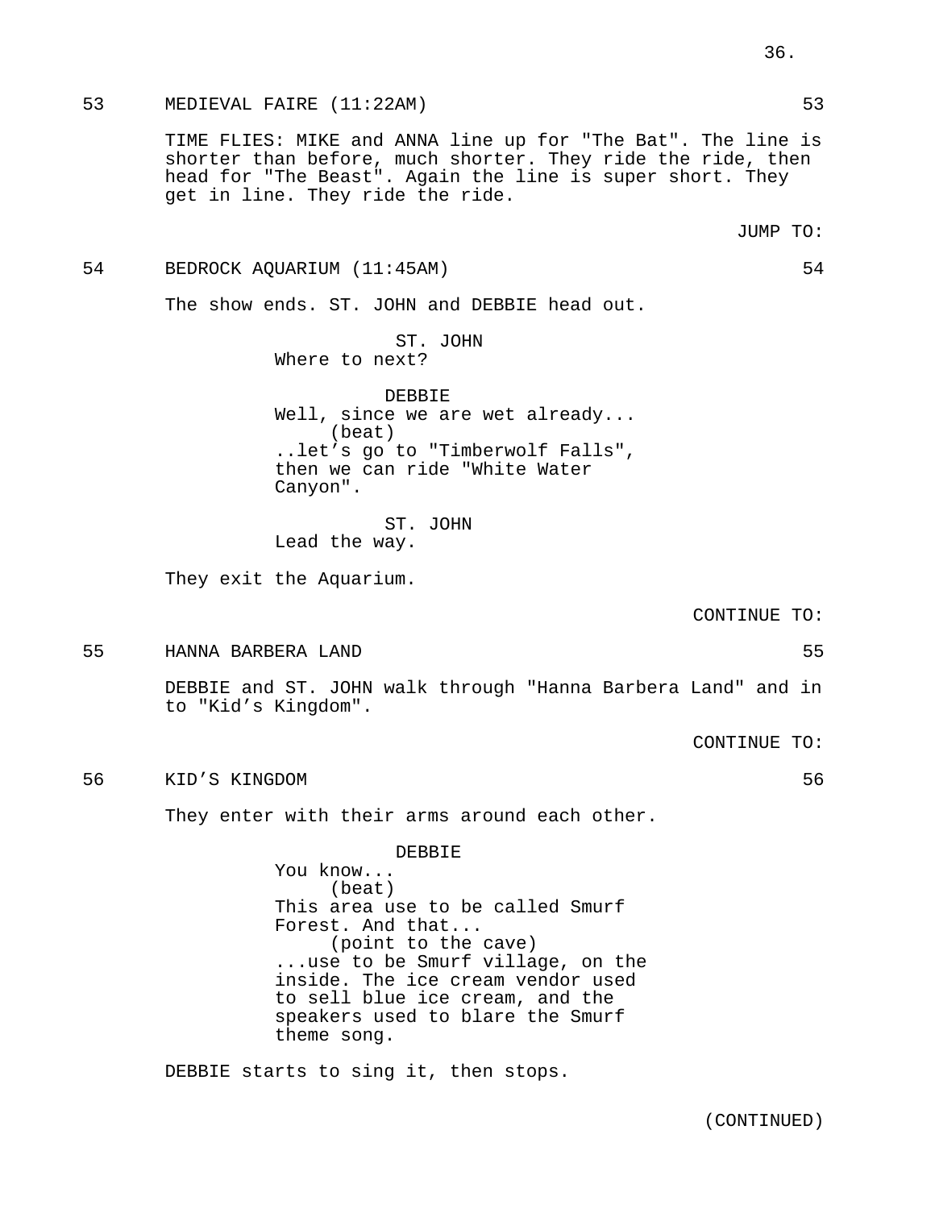53 MEDIEVAL FAIRE (11:22AM) 53

TIME FLIES: MIKE and ANNA line up for "The Bat". The line is shorter than before, much shorter. They ride the ride, then head for "The Beast". Again the line is super short. They get in line. They ride the ride.

JUMP TO:

54 BEDROCK AQUARIUM (11:45AM) 54

The show ends. ST. JOHN and DEBBIE head out.

ST. JOHN
Where to next?

DEBBIE
Well, since we are wet already...
(beat)
..let’s go to "Timberwolf Falls", then we can ride "White Water Canyon".

ST. JOHN
Lead the way.

They exit the Aquarium.

CONTINUE TO:

55 HANNA BARBERA LAND 55

DEBBIE and ST. JOHN walk through "Hanna Barbera Land" and in to "Kid’s Kingdom".

CONTINUE TO:

56 KID’S KINGDOM 56

They enter with their arms around each other.

DEBBIE
You know...
(beat)
This area use to be called Smurf Forest. And that...
(point to the cave)
...use to be Smurf village, on the inside. The ice cream vendor used to sell blue ice cream, and the speakers used to blare the Smurf theme song.

DEBBIE starts to sing it, then stops.

(CONTINUED)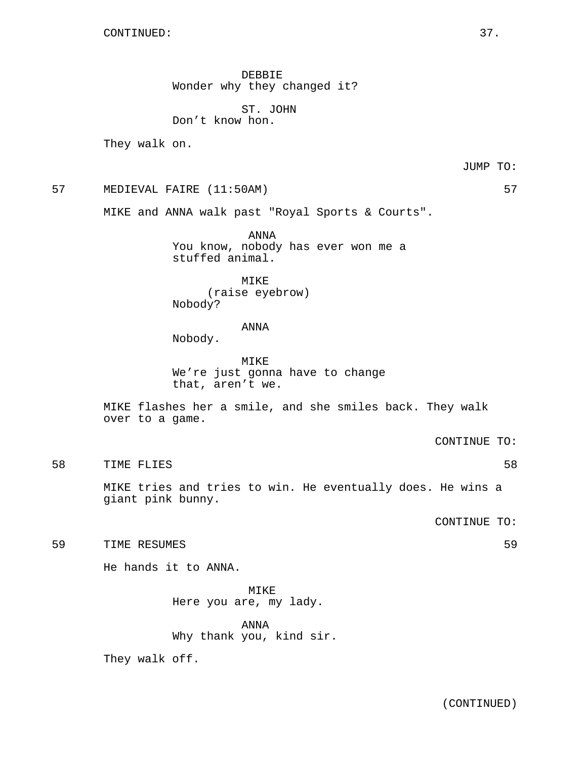CONTINUED:

DEBBIE
Wonder why they changed it?

ST. JOHN
Don’t know hon.

They walk on.

JUMP TO:

57 MEDIEVAL FAIRE (11:50AM) 57

MIKE and ANNA walk past "Royal Sports & Courts".

ANNA
You know, nobody has ever won me a stuffed animal.

MIKE
(raise eyebrow)
Nobody?

ANNA
Nobody.

MIKE
We’re just gonna have to change that, aren’t we.

MIKE flashes her a smile, and she smiles back. They walk over to a game.

CONTINUE TO:

58 TIME FLIES 58

MIKE tries and tries to win. He eventually does. He wins a giant pink bunny.

CONTINUE TO:

59 TIME RESUMES 59

He hands it to ANNA.

MIKE
Here you are, my lady.

ANNA
Why thank you, kind sir.

They walk off.

(CONTINUED)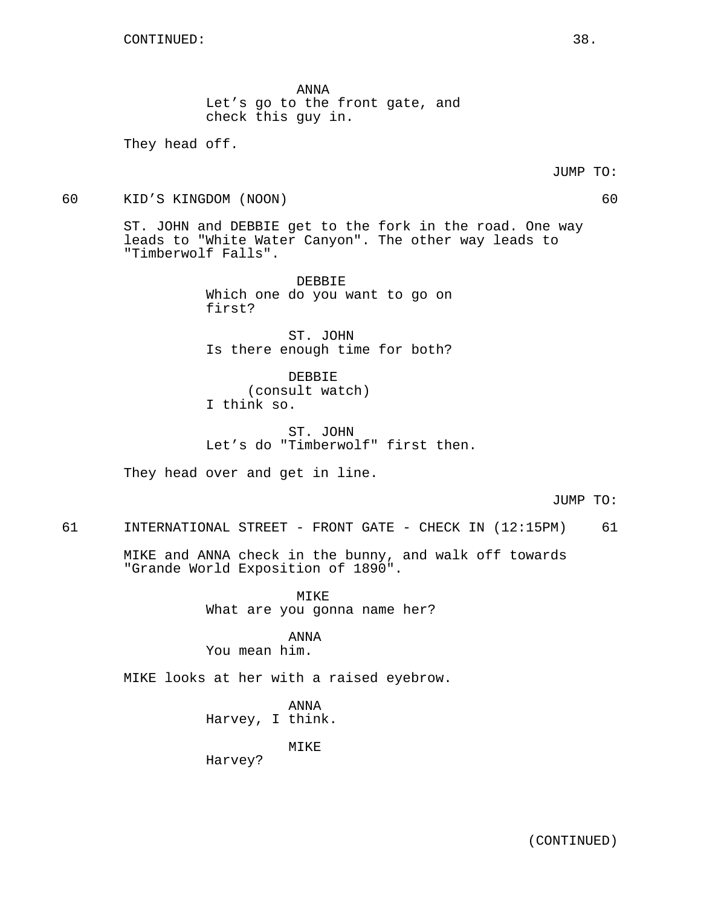CONTINUED:

ANNA
Let’s go to the front gate, and check this guy in.

They head off.

JUMP TO:

60 KID’S KINGDOM (NOON) 60

ST. JOHN and DEBBIE get to the fork in the road. One way leads to "White Water Canyon". The other way leads to "Timberwolf Falls".

DEBBIE
Which one do you want to go on first?

ST. JOHN
Is there enough time for both?

DEBBIE
(consult watch)
I think so.

ST. JOHN
Let’s do "Timberwolf" first then.

They head over and get in line.

JUMP TO:

61 INTERNATIONAL STREET - FRONT GATE - CHECK IN (12:15PM) 61

MIKE and ANNA check in the bunny, and walk off towards "Grande World Exposition of 1890".

MIKE
What are you gonna name her?

ANNA
You mean him.

MIKE looks at her with a raised eyebrow.

ANNA
Harvey, I think.

MIKE
Harvey?

(CONTINUED)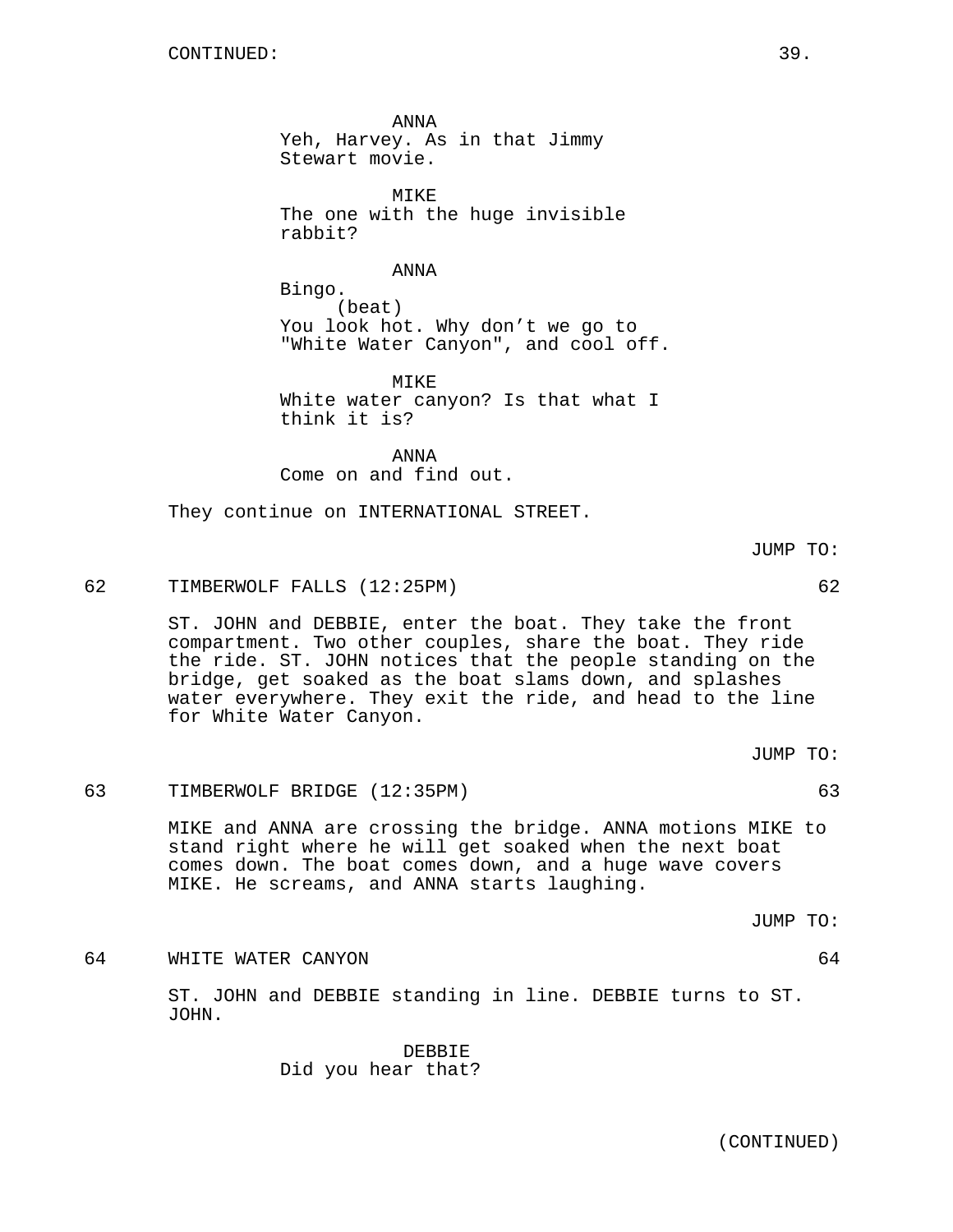CONTINUED:

ANNA
Yeh, Harvey. As in that Jimmy Stewart movie.

MIKE
The one with the huge invisible rabbit?

ANNA
Bingo.
(beat)
You look hot. Why don’t we go to "White Water Canyon", and cool off.

MIKE
White water canyon? Is that what I think it is?

ANNA
Come on and find out.

They continue on INTERNATIONAL STREET.

JUMP TO:

62 TIMBERWOLF FALLS (12:25PM) 62

ST. JOHN and DEBBIE, enter the boat. They take the front compartment. Two other couples, share the boat. They ride the ride. ST. JOHN notices that the people standing on the bridge, get soaked as the boat slams down, and splashes water everywhere. They exit the ride, and head to the line for White Water Canyon.

JUMP TO:

63 TIMBERWOLF BRIDGE (12:35PM) 63

MIKE and ANNA are crossing the bridge. ANNA motions MIKE to stand right where he will get soaked when the next boat comes down. The boat comes down, and a huge wave covers MIKE. He screams, and ANNA starts laughing.

JUMP TO:

64 WHITE WATER CANYON 64

ST. JOHN and DEBBIE standing in line. DEBBIE turns to ST. JOHN.

DEBBIE
Did you hear that?

(CONTINUED)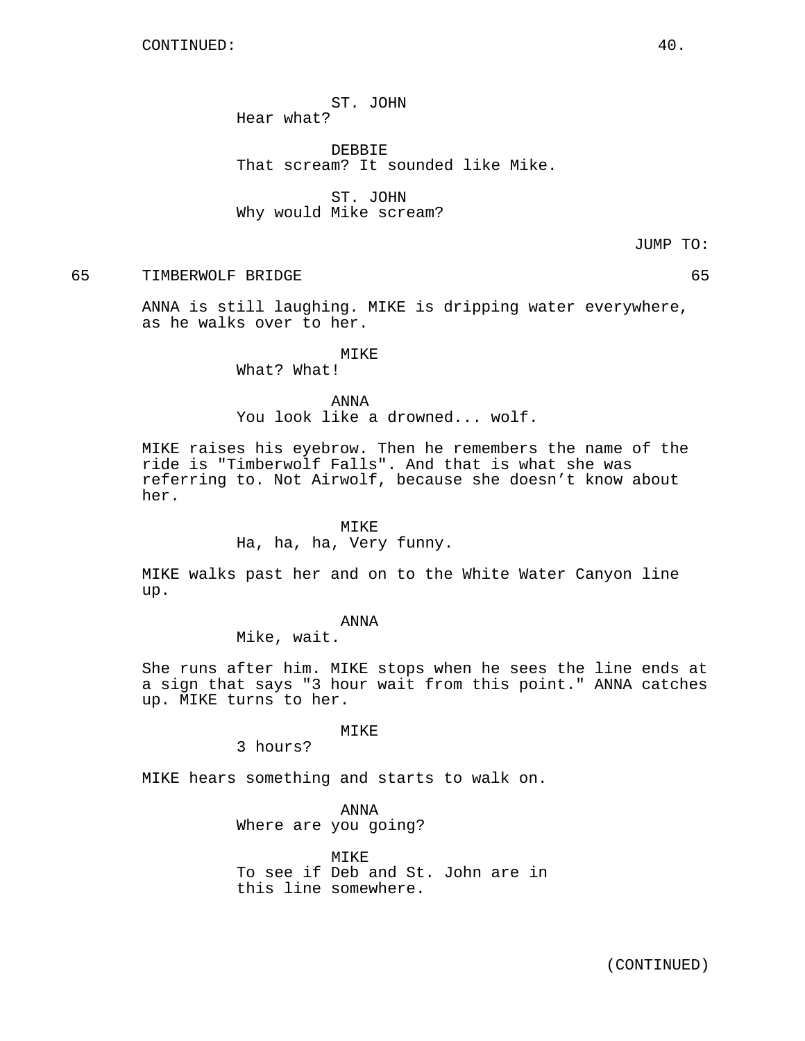CONTINUED:

ST. JOHN
Hear what?

DEBBIE
That scream? It sounded like Mike.

ST. JOHN
Why would Mike scream?

JUMP TO:

65 TIMBERWOLF BRIDGE 65

ANNA is still laughing. MIKE is dripping water everywhere, as he walks over to her.

MIKE
What? What!

ANNA
You look like a drowned... wolf.

MIKE raises his eyebrow. Then he remembers the name of the ride is "Timberwolf Falls". And that is what she was referring to. Not Airwolf, because she doesn't know about her.

MIKE
Ha, ha, ha, Very funny.

MIKE walks past her and on to the White Water Canyon line up.

ANNA
Mike, wait.

She runs after him. MIKE stops when he sees the line ends at a sign that says "3 hour wait from this point." ANNA catches up. MIKE turns to her.

MIKE
3 hours?

MIKE hears something and starts to walk on.

ANNA
Where are you going?

MIKE
To see if Deb and St. John are in this line somewhere.

(CONTINUED)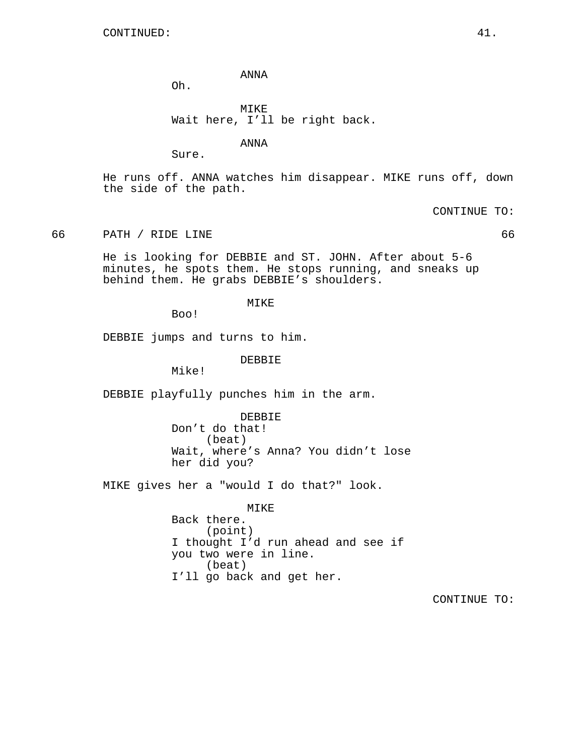CONTINUED:

ANNA
Oh.

MIKE
Wait here, I'll be right back.

ANNA
Sure.

He runs off. ANNA watches him disappear. MIKE runs off, down the side of the path.

CONTINUE TO:

66 PATH / RIDE LINE 66

He is looking for DEBBIE and ST. JOHN. After about 5-6 minutes, he spots them. He stops running, and sneaks up behind them. He grabs DEBBIE's shoulders.

MIKE
Boo!

DEBBIE jumps and turns to him.

DEBBIE
Mike!

DEBBIE playfully punches him in the arm.

DEBBIE
Don't do that!
(beat)
Wait, where's Anna? You didn't lose her did you?

MIKE gives her a "would I do that?" look.

MIKE
Back there.
(point)
I thought I'd run ahead and see if you two were in line.
(beat)
I'll go back and get her.

CONTINUE TO: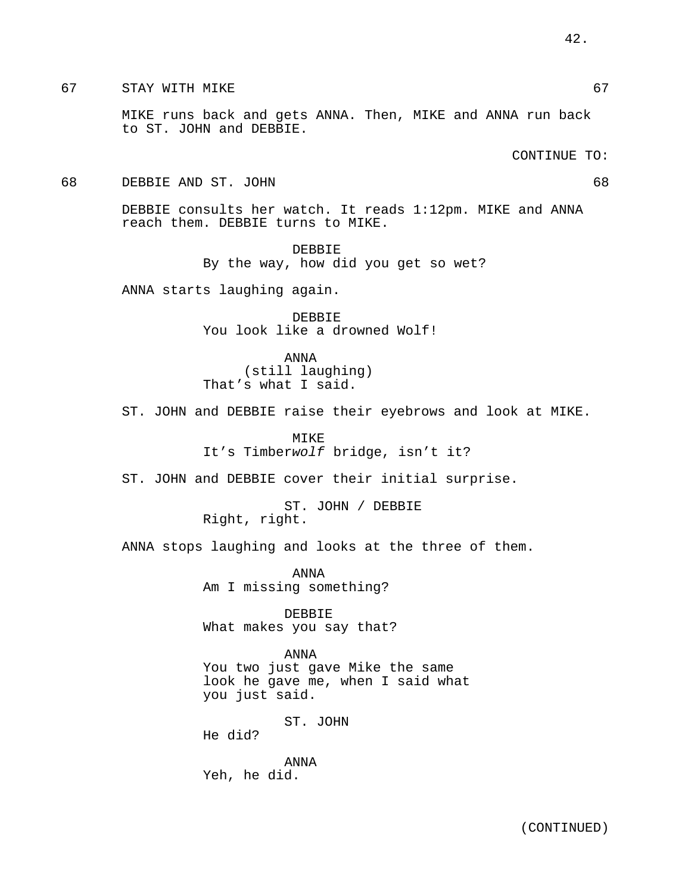67 STAY WITH MIKE 67

MIKE runs back and gets ANNA. Then, MIKE and ANNA run back to ST. JOHN and DEBBIE.

CONTINUE TO:

68 DEBBIE AND ST. JOHN 68

DEBBIE consults her watch. It reads 1:12pm. MIKE and ANNA reach them. DEBBIE turns to MIKE.

DEBBIE
By the way, how did you get so wet?

ANNA starts laughing again.

DEBBIE
You look like a drowned Wolf!

ANNA
(still laughing)
That's what I said.

ST. JOHN and DEBBIE raise their eyebrows and look at MIKE.

MIKE
It's Timber*wolf* bridge, isn't it?

ST. JOHN and DEBBIE cover their initial surprise.

ST. JOHN / DEBBIE
Right, right.

ANNA stops laughing and looks at the three of them.

ANNA
Am I missing something?

DEBBIE
What makes you say that?

ANNA
You two just gave Mike the same look he gave me, when I said what you just said.

ST. JOHN
He did?

ANNA
Yeh, he did.

(CONTINUED)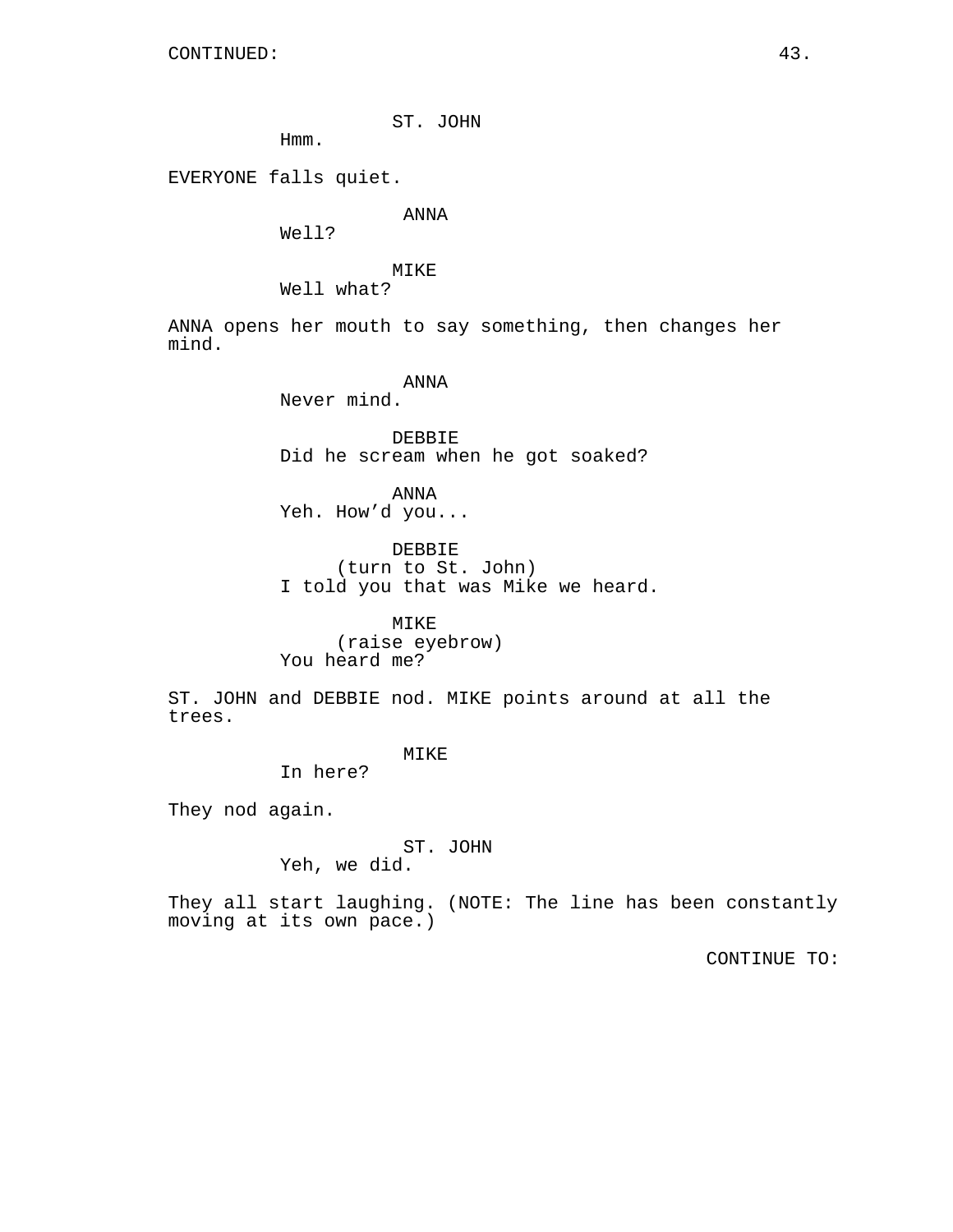ST. JOHN
Hmm.

EVERYONE falls quiet.

ANNA
Well?

MIKE
Well what?

ANNA opens her mouth to say something, then changes her mind.

ANNA
Never mind.

DEBBIE
Did he scream when he got soaked?

ANNA
Yeh. How'd you...

DEBBIE
(turn to St. John)
I told you that was Mike we heard.

MIKE
(raise eyebrow)
You heard me?

ST. JOHN and DEBBIE nod. MIKE points around at all the trees.

MIKE
In here?

They nod again.

ST. JOHN
Yeh, we did.

They all start laughing. (NOTE: The line has been constantly moving at its own pace.)

CONTINUE TO: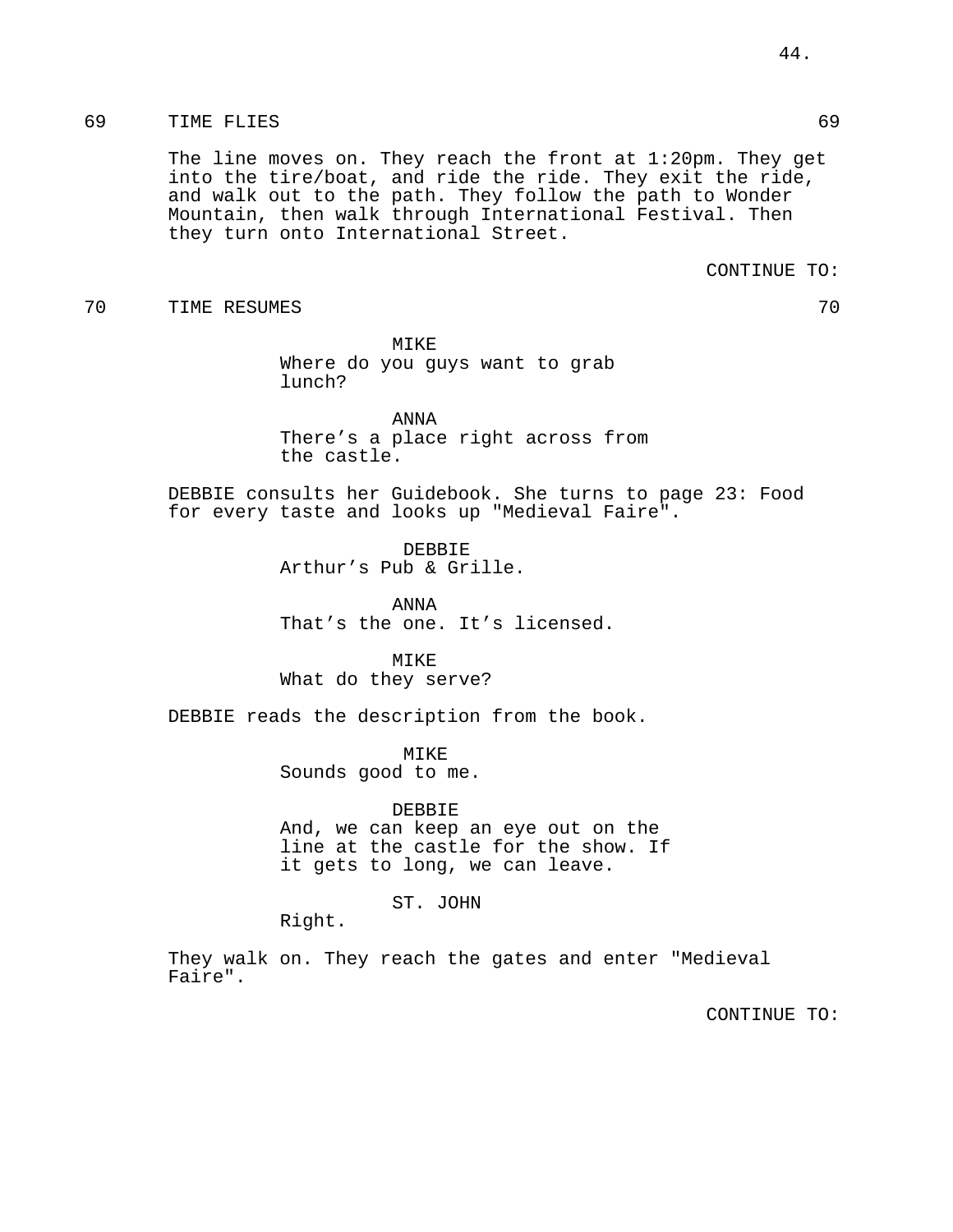69 TIME FLIES 69

The line moves on. They reach the front at 1:20pm. They get into the tire/boat, and ride the ride. They exit the ride, and walk out to the path. They follow the path to Wonder Mountain, then walk through International Festival. Then they turn onto International Street.

CONTINUE TO:

70 TIME RESUMES 70

MIKE
Where do you guys want to grab lunch?

ANNA
There's a place right across from the castle.

DEBBIE consults her Guidebook. She turns to page 23: Food for every taste and looks up "Medieval Faire".

DEBBIE
Arthur's Pub & Grille.

ANNA
That's the one. It's licensed.

MIKE
What do they serve?

DEBBIE reads the description from the book.

MIKE
Sounds good to me.

DEBBIE
And, we can keep an eye out on the line at the castle for the show. If it gets to long, we can leave.

ST. JOHN
Right.

They walk on. They reach the gates and enter "Medieval Faire".

CONTINUE TO: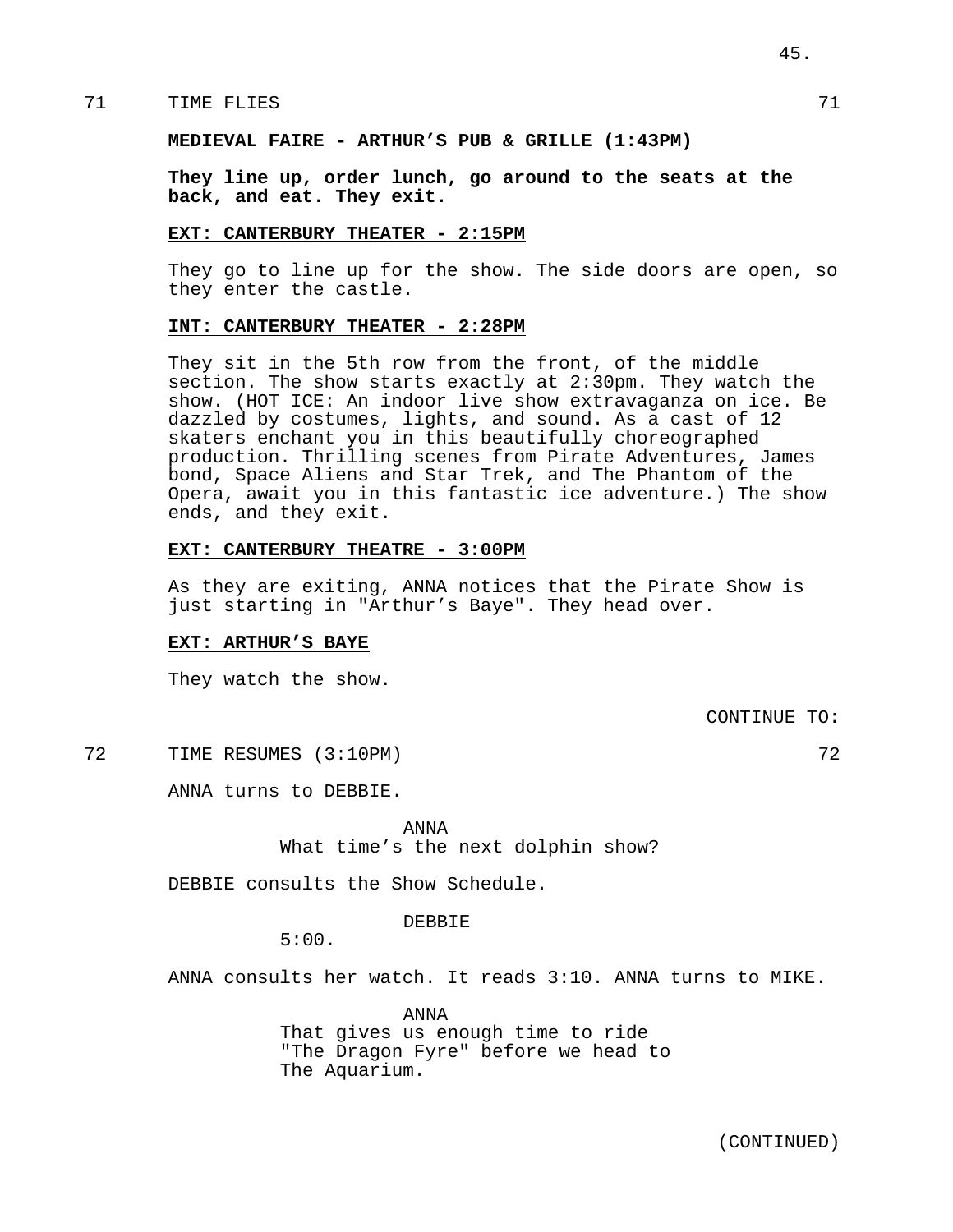71 TIME FLIES 71

**MEDIEVAL FAIRE - ARTHUR'S PUB & GRILLE (1:43PM)**

**They line up, order lunch, go around to the seats at the back, and eat. They exit.**

**EXT: CANTERBURY THEATER - 2:15PM**

They go to line up for the show. The side doors are open, so they enter the castle.

**INT: CANTERBURY THEATER - 2:28PM**

They sit in the 5th row from the front, of the middle section. The show starts exactly at 2:30pm. They watch the show. (HOT ICE: An indoor live show extravaganza on ice. Be dazzled by costumes, lights, and sound. As a cast of 12 skaters enchant you in this beautifully choreographed production. Thrilling scenes from Pirate Adventures, James bond, Space Aliens and Star Trek, and The Phantom of the Opera, await you in this fantastic ice adventure.) The show ends, and they exit.

**EXT: CANTERBURY THEATRE - 3:00PM**

As they are exiting, ANNA notices that the Pirate Show is just starting in "Arthur's Baye". They head over.

**EXT: ARTHUR'S BAYE**

They watch the show.

CONTINUE TO:

72 TIME RESUMES (3:10PM) 72

ANNA turns to DEBBIE.

ANNA
What time's the next dolphin show?

DEBBIE consults the Show Schedule.

DEBBIE
5:00.

ANNA consults her watch. It reads 3:10. ANNA turns to MIKE.

ANNA
That gives us enough time to ride "The Dragon Fyre" before we head to The Aquarium.

(CONTINUED)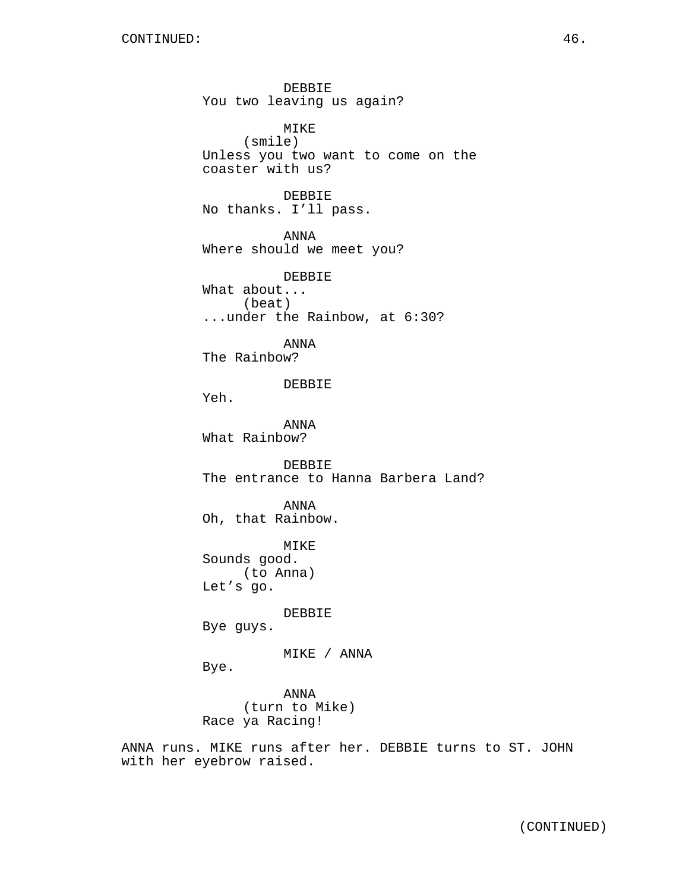DEBBIE
You two leaving us again?

MIKE
(smile)
Unless you two want to come on the coaster with us?

DEBBIE
No thanks. I'll pass.

ANNA
Where should we meet you?

DEBBIE
What about...
(beat)
...under the Rainbow, at 6:30?

ANNA
The Rainbow?

DEBBIE
Yeh.

ANNA
What Rainbow?

DEBBIE
The entrance to Hanna Barbera Land?

ANNA
Oh, that Rainbow.

MIKE
Sounds good.
(to Anna)
Let's go.

DEBBIE
Bye guys.

MIKE / ANNA
Bye.

ANNA
(turn to Mike)
Race ya Racing!

ANNA runs. MIKE runs after her. DEBBIE turns to ST. JOHN with her eyebrow raised.

(CONTINUED)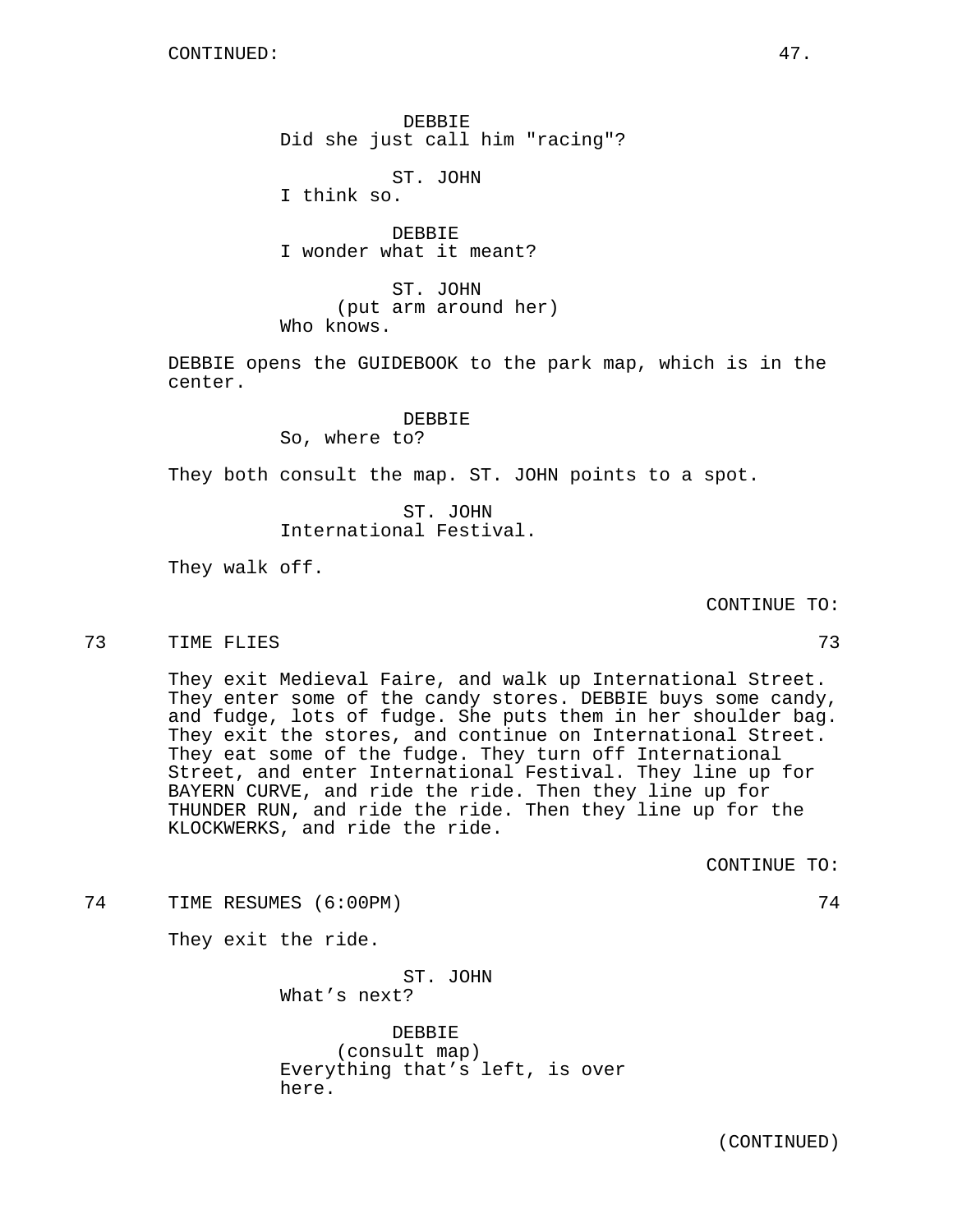DEBBIE
Did she just call him "racing"?

ST. JOHN
I think so.

DEBBIE
I wonder what it meant?

ST. JOHN
(put arm around her)
Who knows.

DEBBIE opens the GUIDEBOOK to the park map, which is in the center.

DEBBIE
So, where to?

They both consult the map. ST. JOHN points to a spot.

ST. JOHN
International Festival.

They walk off.

CONTINUE TO:

73 TIME FLIES 73

They exit Medieval Faire, and walk up International Street. They enter some of the candy stores. DEBBIE buys some candy, and fudge, lots of fudge. She puts them in her shoulder bag. They exit the stores, and continue on International Street. They eat some of the fudge. They turn off International Street, and enter International Festival. They line up for BAYERN CURVE, and ride the ride. Then they line up for THUNDER RUN, and ride the ride. Then they line up for the KLOCKWERKS, and ride the ride.

CONTINUE TO:

74 TIME RESUMES (6:00PM) 74

They exit the ride.

ST. JOHN
What's next?

DEBBIE
(consult map)
Everything that's left, is over here.

(CONTINUED)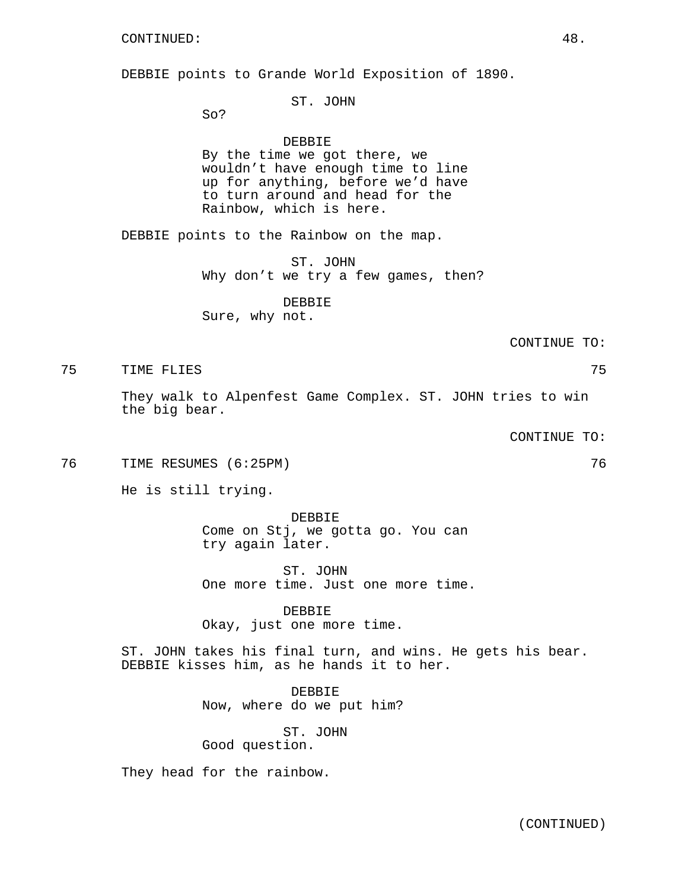CONTINUED:

DEBBIE points to Grande World Exposition of 1890.

ST. JOHN
So?

DEBBIE
By the time we got there, we wouldn't have enough time to line up for anything, before we'd have to turn around and head for the Rainbow, which is here.

DEBBIE points to the Rainbow on the map.

ST. JOHN
Why don't we try a few games, then?

DEBBIE
Sure, why not.

CONTINUE TO:

75 TIME FLIES 75

They walk to Alpenfest Game Complex. ST. JOHN tries to win the big bear.

CONTINUE TO:

76 TIME RESUMES (6:25PM) 76

He is still trying.

DEBBIE
Come on Stj, we gotta go. You can try again later.

ST. JOHN
One more time. Just one more time.

DEBBIE
Okay, just one more time.

ST. JOHN takes his final turn, and wins. He gets his bear. DEBBIE kisses him, as he hands it to her.

DEBBIE
Now, where do we put him?

ST. JOHN
Good question.

They head for the rainbow.

(CONTINUED)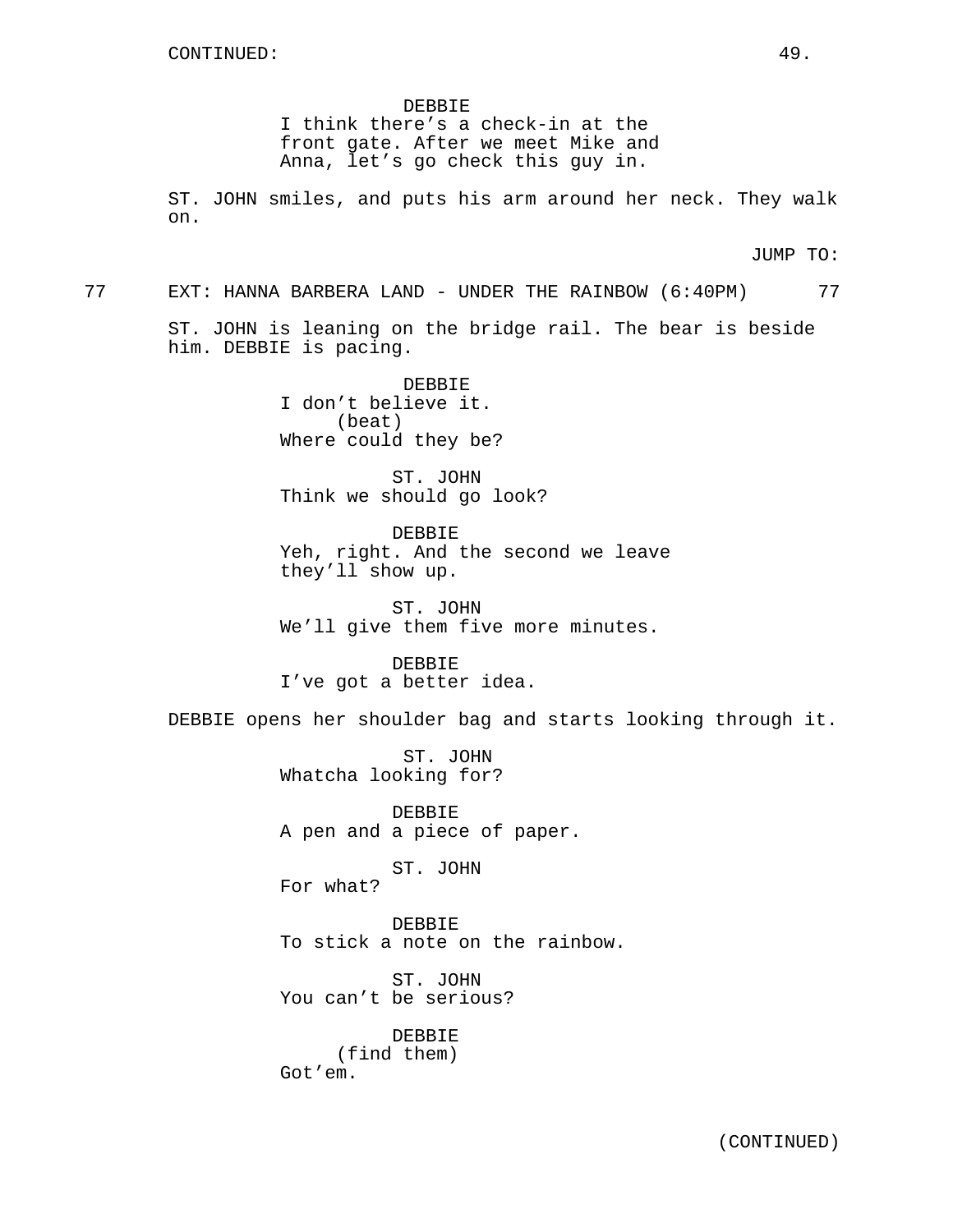DEBBIE
I think there's a check-in at the front gate. After we meet Mike and Anna, let's go check this guy in.

ST. JOHN smiles, and puts his arm around her neck. They walk on.

JUMP TO:

77 EXT: HANNA BARBERA LAND - UNDER THE RAINBOW (6:40PM) 77

ST. JOHN is leaning on the bridge rail. The bear is beside him. DEBBIE is pacing.

DEBBIE
I don't believe it.
(beat)
Where could they be?

ST. JOHN
Think we should go look?

DEBBIE
Yeh, right. And the second we leave they'll show up.

ST. JOHN
We'll give them five more minutes.

DEBBIE
I've got a better idea.

DEBBIE opens her shoulder bag and starts looking through it.

ST. JOHN
Whatcha looking for?

DEBBIE
A pen and a piece of paper.

ST. JOHN
For what?

DEBBIE
To stick a note on the rainbow.

ST. JOHN
You can't be serious?

DEBBIE
(find them)
Got'em.

(CONTINUED)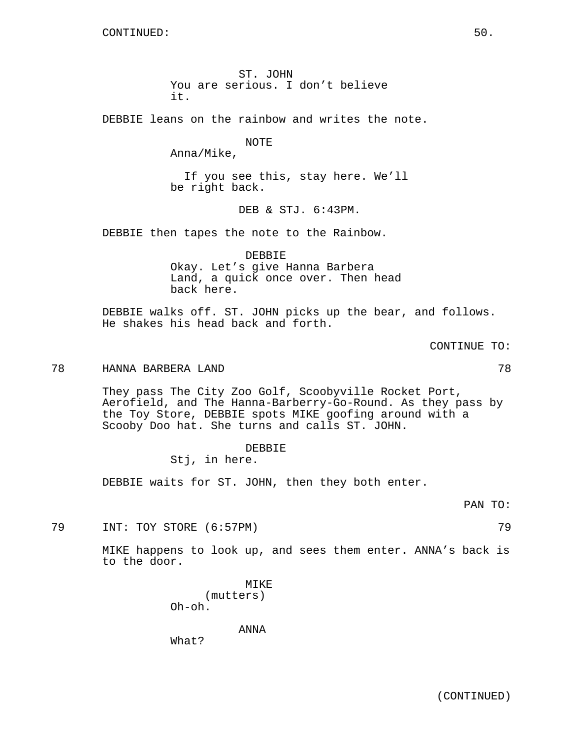ST. JOHN
You are serious. I don't believe it.

DEBBIE leans on the rainbow and writes the note.

NOTE
Anna/Mike,

If you see this, stay here. We'll be right back.

DEB & STJ. 6:43PM.

DEBBIE then tapes the note to the Rainbow.

DEBBIE
Okay. Let's give Hanna Barbera Land, a quick once over. Then head back here.

DEBBIE walks off. ST. JOHN picks up the bear, and follows. He shakes his head back and forth.

CONTINUE TO:

78 HANNA BARBERA LAND 78

They pass The City Zoo Golf, Scoobyville Rocket Port, Aerofield, and The Hanna-Barberry-Go-Round. As they pass by the Toy Store, DEBBIE spots MIKE goofing around with a Scooby Doo hat. She turns and calls ST. JOHN.

DEBBIE
Stj, in here.

DEBBIE waits for ST. JOHN, then they both enter.

PAN TO:

79 INT: TOY STORE (6:57PM) 79

MIKE happens to look up, and sees them enter. ANNA's back is to the door.

MIKE
(mutters)
Oh-oh.

ANNA
What?

(CONTINUED)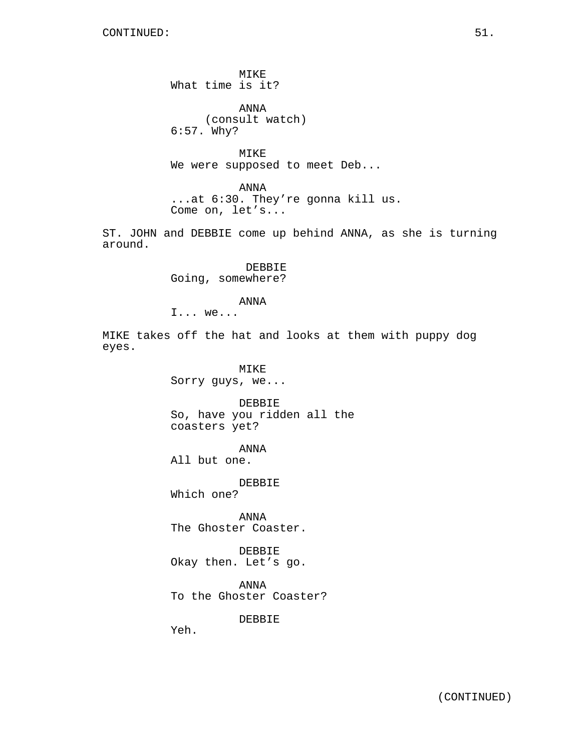CONTINUED:

MIKE
What time is it?

ANNA
(consult watch)
6:57. Why?

MIKE
We were supposed to meet Deb...

ANNA
...at 6:30. They're gonna kill us.
Come on, let's...

ST. JOHN and DEBBIE come up behind ANNA, as she is turning around.

DEBBIE
Going, somewhere?

ANNA
I... we...

MIKE takes off the hat and looks at them with puppy dog eyes.

MIKE
Sorry guys, we...

DEBBIE
So, have you ridden all the coasters yet?

ANNA
All but one.

DEBBIE
Which one?

ANNA
The Ghoster Coaster.

DEBBIE
Okay then. Let's go.

ANNA
To the Ghoster Coaster?

DEBBIE
Yeh.

(CONTINUED)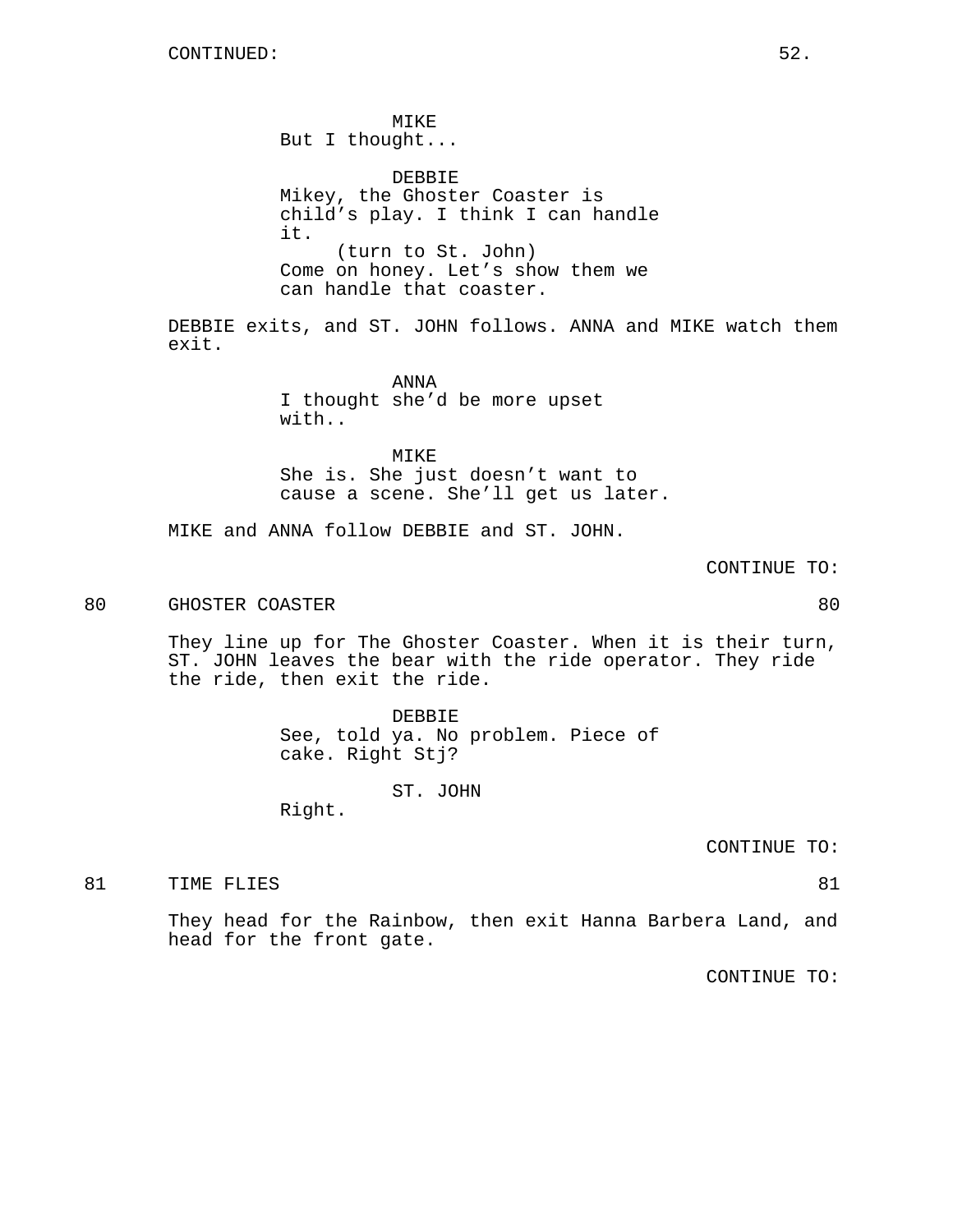MIKE
But I thought...

DEBBIE
Mikey, the Ghoster Coaster is child's play. I think I can handle it.
(turn to St. John)
Come on honey. Let's show them we can handle that coaster.

DEBBIE exits, and ST. JOHN follows. ANNA and MIKE watch them exit.

ANNA
I thought she'd be more upset with..

MIKE
She is. She just doesn't want to cause a scene. She'll get us later.

MIKE and ANNA follow DEBBIE and ST. JOHN.

CONTINUE TO:

80 GHOSTER COASTER 80

They line up for The Ghoster Coaster. When it is their turn, ST. JOHN leaves the bear with the ride operator. They ride the ride, then exit the ride.

DEBBIE
See, told ya. No problem. Piece of cake. Right Stj?

ST. JOHN
Right.

CONTINUE TO:

81 TIME FLIES 81

They head for the Rainbow, then exit Hanna Barbera Land, and head for the front gate.

CONTINUE TO: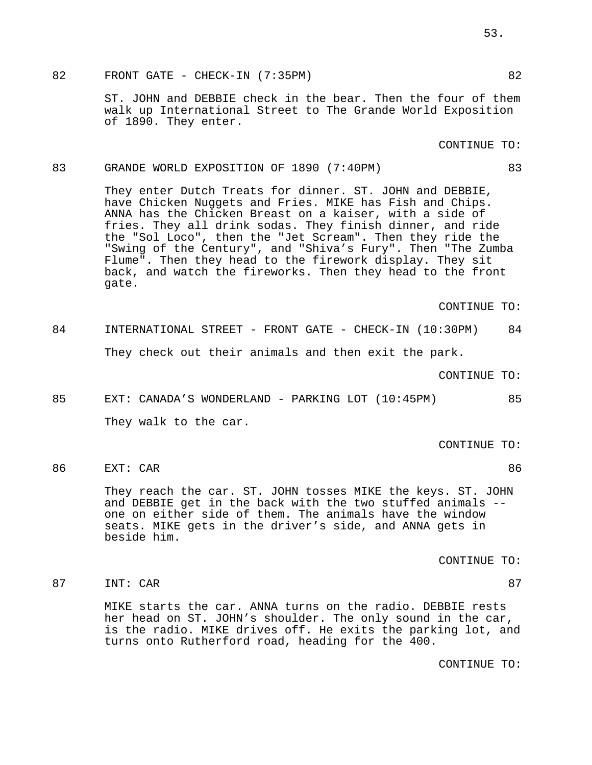82 FRONT GATE - CHECK-IN (7:35PM) 82

ST. JOHN and DEBBIE check in the bear. Then the four of them walk up International Street to The Grande World Exposition of 1890. They enter.

CONTINUE TO:

83 GRANDE WORLD EXPOSITION OF 1890 (7:40PM) 83

They enter Dutch Treats for dinner. ST. JOHN and DEBBIE, have Chicken Nuggets and Fries. MIKE has Fish and Chips. ANNA has the Chicken Breast on a kaiser, with a side of fries. They all drink sodas. They finish dinner, and ride the "Sol Loco", then the "Jet Scream". Then they ride the "Swing of the Century", and "Shiva's Fury". Then "The Zumba Flume". Then they head to the firework display. They sit back, and watch the fireworks. Then they head to the front gate.

CONTINUE TO:

84 INTERNATIONAL STREET - FRONT GATE - CHECK-IN (10:30PM) 84

They check out their animals and then exit the park.

CONTINUE TO:

85 EXT: CANADA'S WONDERLAND - PARKING LOT (10:45PM) 85

They walk to the car.

CONTINUE TO:

86 EXT: CAR 86

They reach the car. ST. JOHN tosses MIKE the keys. ST. JOHN and DEBBIE get in the back with the two stuffed animals -- one on either side of them. The animals have the window seats. MIKE gets in the driver's side, and ANNA gets in beside him.

CONTINUE TO:

87 INT: CAR 87

MIKE starts the car. ANNA turns on the radio. DEBBIE rests her head on ST. JOHN's shoulder. The only sound in the car, is the radio. MIKE drives off. He exits the parking lot, and turns onto Rutherford road, heading for the 400.

CONTINUE TO: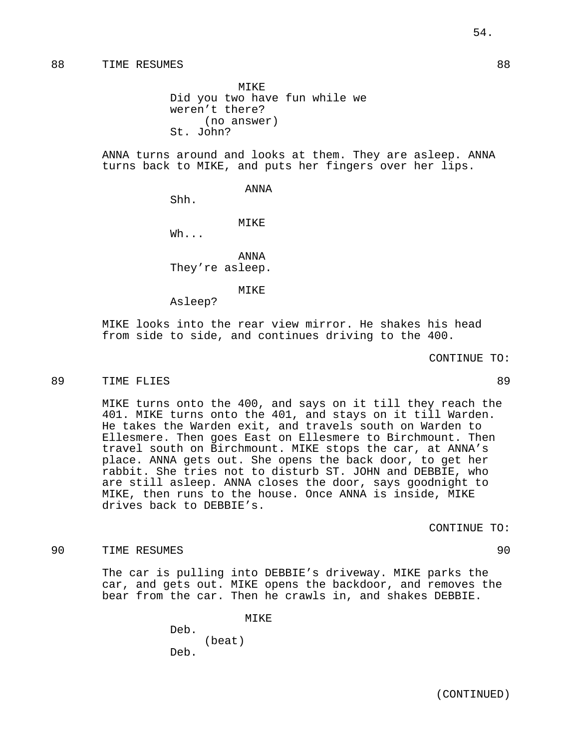88 TIME RESUMES 88

MIKE
Did you two have fun while we weren't there?
(no answer)
St. John?

ANNA turns around and looks at them. They are asleep. ANNA turns back to MIKE, and puts her fingers over her lips.

ANNA
Shh.

MIKE
Wh...

ANNA
They're asleep.

MIKE
Asleep?

MIKE looks into the rear view mirror. He shakes his head from side to side, and continues driving to the 400.

CONTINUE TO:

89 TIME FLIES 89

MIKE turns onto the 400, and says on it till they reach the 401. MIKE turns onto the 401, and stays on it till Warden. He takes the Warden exit, and travels south on Warden to Ellesmere. Then goes East on Ellesmere to Birchmount. Then travel south on Birchmount. MIKE stops the car, at ANNA's place. ANNA gets out. She opens the back door, to get her rabbit. She tries not to disturb ST. JOHN and DEBBIE, who are still asleep. ANNA closes the door, says goodnight to MIKE, then runs to the house. Once ANNA is inside, MIKE drives back to DEBBIE's.

CONTINUE TO:

90 TIME RESUMES 90

The car is pulling into DEBBIE's driveway. MIKE parks the car, and gets out. MIKE opens the backdoor, and removes the bear from the car. Then he crawls in, and shakes DEBBIE.

MIKE
Deb.
(beat)
Deb.

(CONTINUED)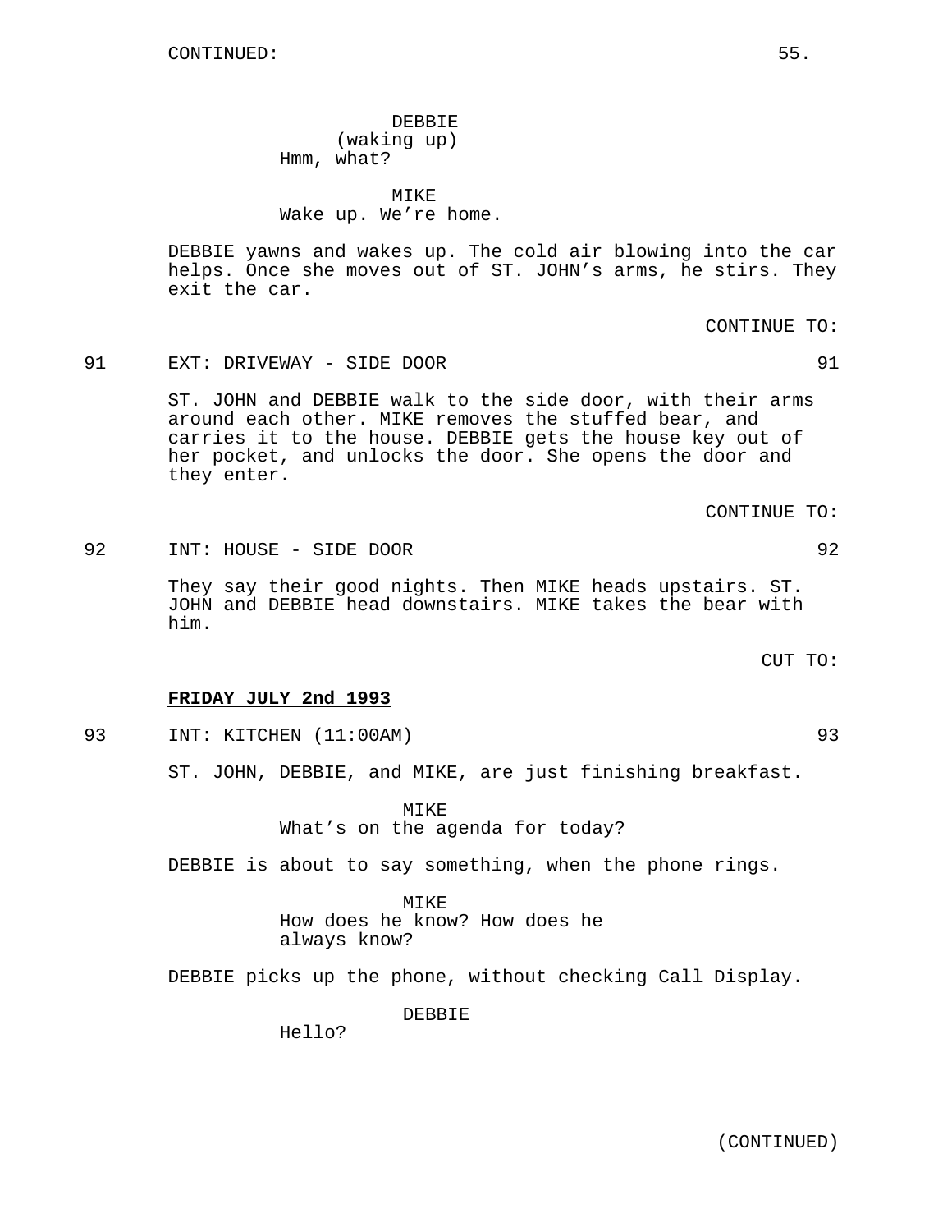CONTINUED:

DEBBIE
(waking up)
Hmm, what?

MIKE
Wake up. We're home.

DEBBIE yawns and wakes up. The cold air blowing into the car helps. Once she moves out of ST. JOHN's arms, he stirs. They exit the car.

CONTINUE TO:

91 EXT: DRIVEWAY - SIDE DOOR 91

ST. JOHN and DEBBIE walk to the side door, with their arms around each other. MIKE removes the stuffed bear, and carries it to the house. DEBBIE gets the house key out of her pocket, and unlocks the door. She opens the door and they enter.

CONTINUE TO:

92 INT: HOUSE - SIDE DOOR 92

They say their good nights. Then MIKE heads upstairs. ST. JOHN and DEBBIE head downstairs. MIKE takes the bear with him.

CUT TO:

**FRIDAY JULY 2nd 1993**

93 INT: KITCHEN (11:00AM) 93

ST. JOHN, DEBBIE, and MIKE, are just finishing breakfast.

MIKE
What's on the agenda for today?

DEBBIE is about to say something, when the phone rings.

MIKE
How does he know? How does he always know?

DEBBIE picks up the phone, without checking Call Display.

DEBBIE
Hello?

(CONTINUED)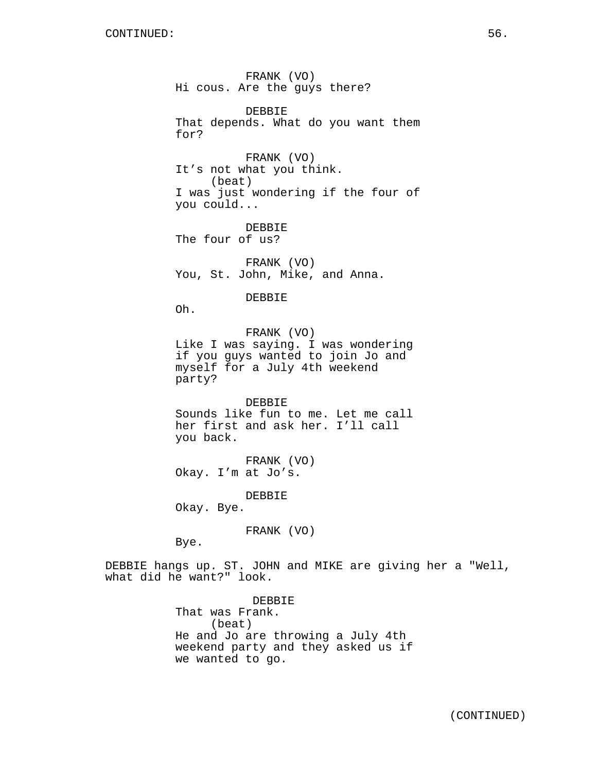CONTINUED:

FRANK (VO)
Hi cous. Are the guys there?

DEBBIE
That depends. What do you want them for?

FRANK (VO)
It's not what you think.
(beat)
I was just wondering if the four of you could...

DEBBIE
The four of us?

FRANK (VO)
You, St. John, Mike, and Anna.

DEBBIE
Oh.

FRANK (VO)
Like I was saying. I was wondering if you guys wanted to join Jo and myself for a July 4th weekend party?

DEBBIE
Sounds like fun to me. Let me call her first and ask her. I'll call you back.

FRANK (VO)
Okay. I'm at Jo's.

DEBBIE
Okay. Bye.

FRANK (VO)
Bye.

DEBBIE hangs up. ST. JOHN and MIKE are giving her a "Well, what did he want?" look.

DEBBIE
That was Frank.
(beat)
He and Jo are throwing a July 4th weekend party and they asked us if we wanted to go.

(CONTINUED)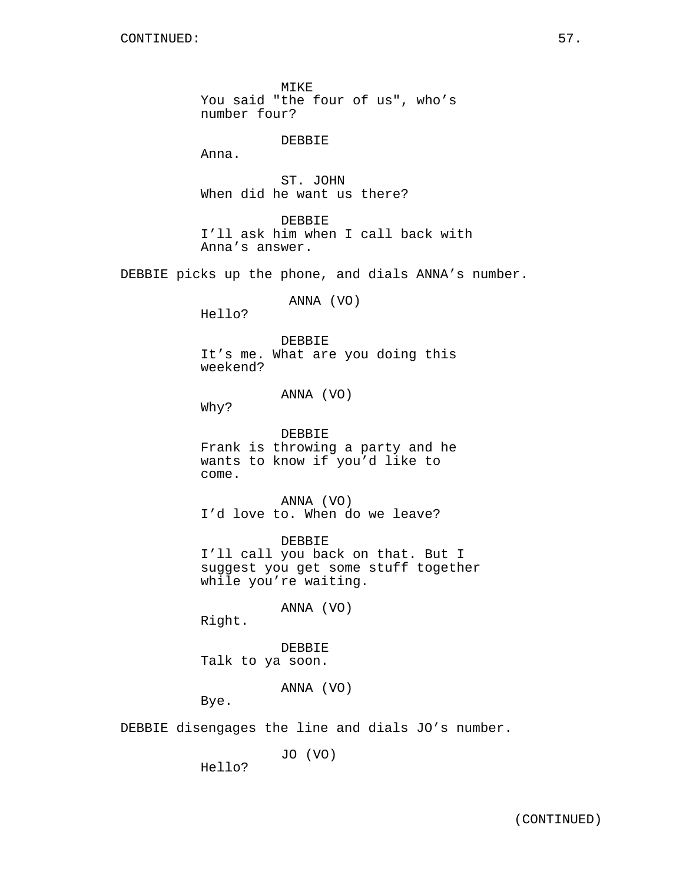MIKE
You said "the four of us", who's number four?

DEBBIE
Anna.

ST. JOHN
When did he want us there?

DEBBIE
I'll ask him when I call back with Anna's answer.

DEBBIE picks up the phone, and dials ANNA's number.

ANNA (VO)
Hello?

DEBBIE
It's me. What are you doing this weekend?

ANNA (VO)
Why?

DEBBIE
Frank is throwing a party and he wants to know if you'd like to come.

ANNA (VO)
I'd love to. When do we leave?

DEBBIE
I'll call you back on that. But I suggest you get some stuff together while you're waiting.

ANNA (VO)
Right.

DEBBIE
Talk to ya soon.

ANNA (VO)
Bye.

DEBBIE disengages the line and dials JO's number.

JO (VO)
Hello?

(CONTINUED)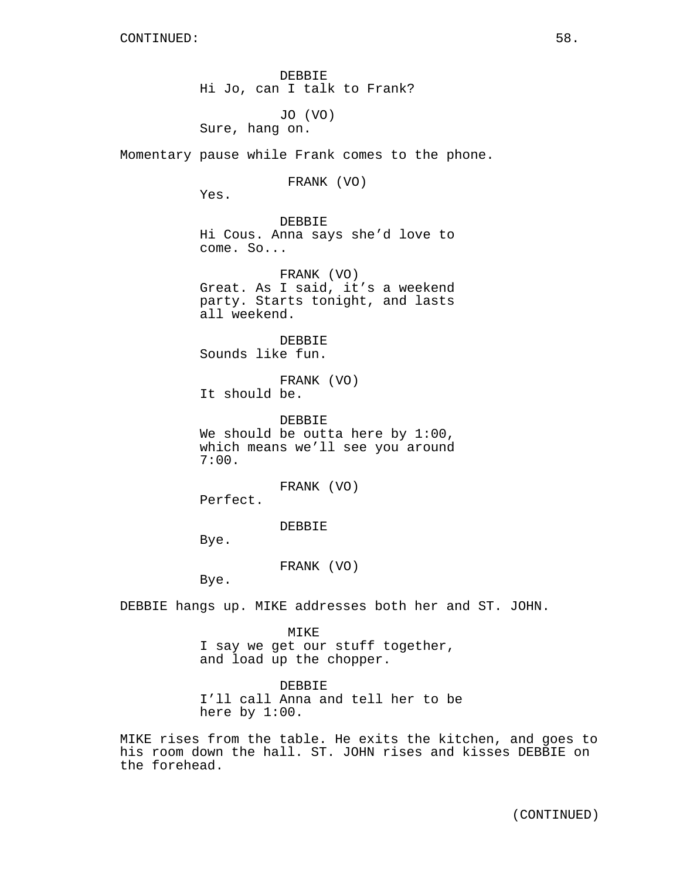CONTINUED:

DEBBIE
Hi Jo, can I talk to Frank?

JO (VO)
Sure, hang on.

Momentary pause while Frank comes to the phone.

FRANK (VO)
Yes.

DEBBIE
Hi Cous. Anna says she'd love to come. So...

FRANK (VO)
Great. As I said, it's a weekend party. Starts tonight, and lasts all weekend.

DEBBIE
Sounds like fun.

FRANK (VO)
It should be.

DEBBIE
We should be outta here by 1:00, which means we'll see you around 7:00.

FRANK (VO)
Perfect.

DEBBIE
Bye.

FRANK (VO)
Bye.

DEBBIE hangs up. MIKE addresses both her and ST. JOHN.

MIKE
I say we get our stuff together, and load up the chopper.

DEBBIE
I'll call Anna and tell her to be here by 1:00.

MIKE rises from the table. He exits the kitchen, and goes to his room down the hall. ST. JOHN rises and kisses DEBBIE on the forehead.

(CONTINUED)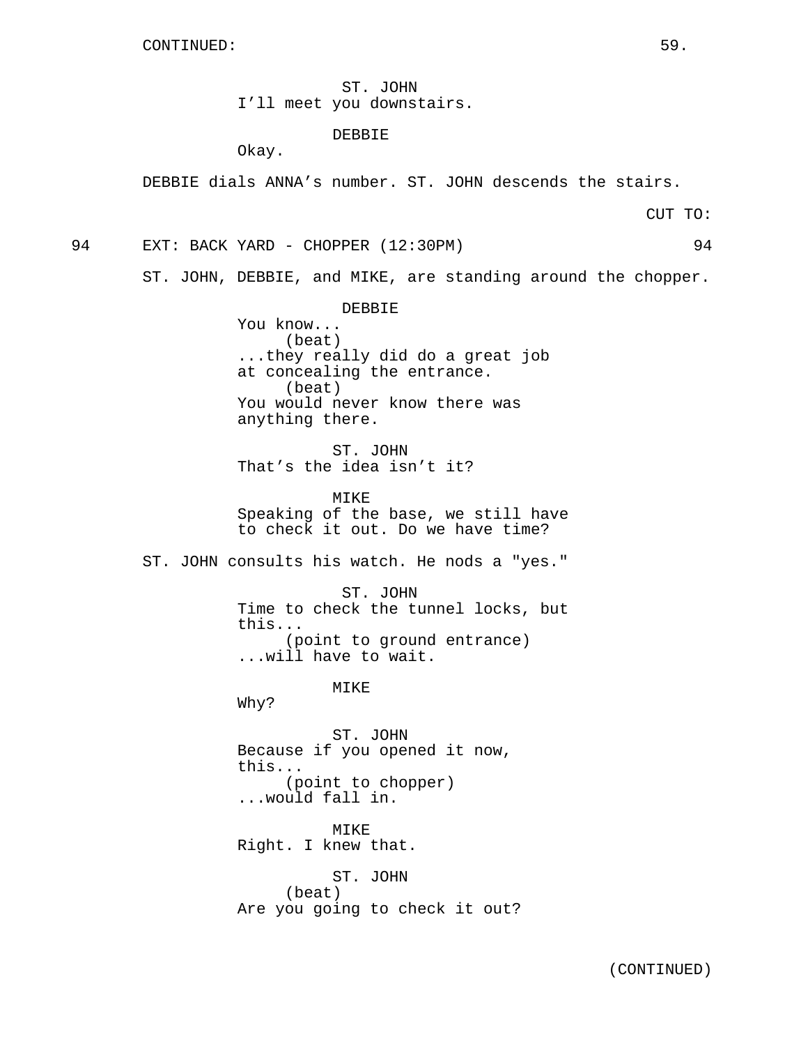CONTINUED:

ST. JOHN
I'll meet you downstairs.

DEBBIE
Okay.

DEBBIE dials ANNA's number. ST. JOHN descends the stairs.

CUT TO:

94 EXT: BACK YARD - CHOPPER (12:30PM) 94

ST. JOHN, DEBBIE, and MIKE, are standing around the chopper.

DEBBIE
You know...
(beat)
...they really did do a great job
at concealing the entrance.
(beat)
You would never know there was
anything there.

ST. JOHN
That's the idea isn't it?

MIKE
Speaking of the base, we still have
to check it out. Do we have time?

ST. JOHN consults his watch. He nods a "yes."

ST. JOHN
Time to check the tunnel locks, but
this...
(point to ground entrance)
...will have to wait.

MIKE
Why?

ST. JOHN
Because if you opened it now,
this...
(point to chopper)
...would fall in.

MIKE
Right. I knew that.

ST. JOHN
(beat)
Are you going to check it out?

(CONTINUED)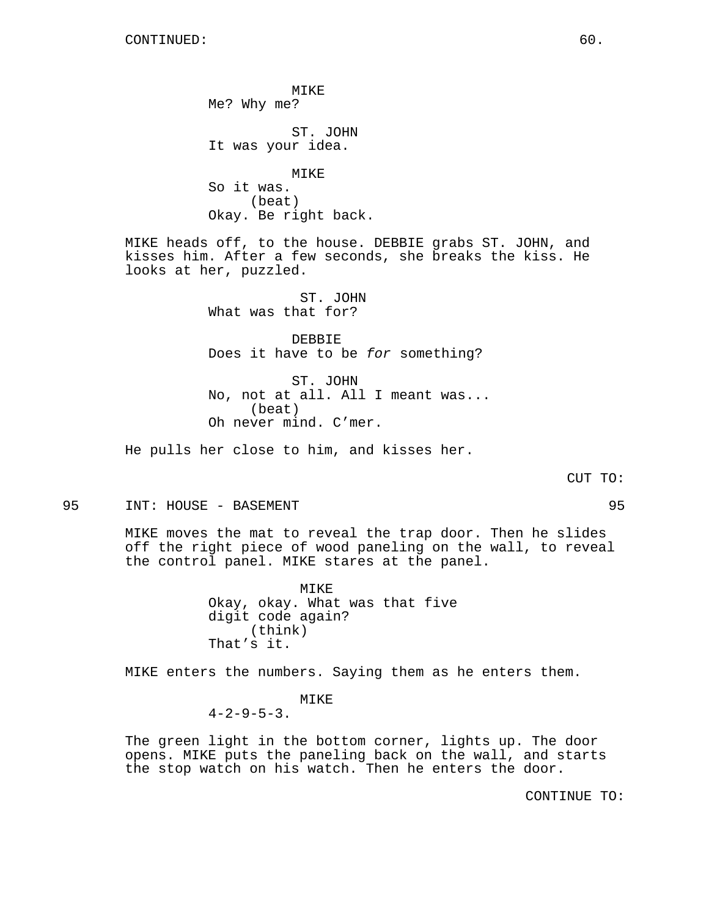CONTINUED:

MIKE
Me? Why me?

ST. JOHN
It was your idea.

MIKE
So it was.
(beat)
Okay. Be right back.

MIKE heads off, to the house. DEBBIE grabs ST. JOHN, and kisses him. After a few seconds, she breaks the kiss. He looks at her, puzzled.

ST. JOHN
What was that for?

DEBBIE
Does it have to be *for* something?

ST. JOHN
No, not at all. All I meant was...
(beat)
Oh never mind. C'mer.

He pulls her close to him, and kisses her.

CUT TO:

95 INT: HOUSE - BASEMENT 95

MIKE moves the mat to reveal the trap door. Then he slides off the right piece of wood paneling on the wall, to reveal the control panel. MIKE stares at the panel.

MIKE
Okay, okay. What was that five digit code again?
(think)
That's it.

MIKE enters the numbers. Saying them as he enters them.

MIKE
4-2-9-5-3.

The green light in the bottom corner, lights up. The door opens. MIKE puts the paneling back on the wall, and starts the stop watch on his watch. Then he enters the door.

CONTINUE TO: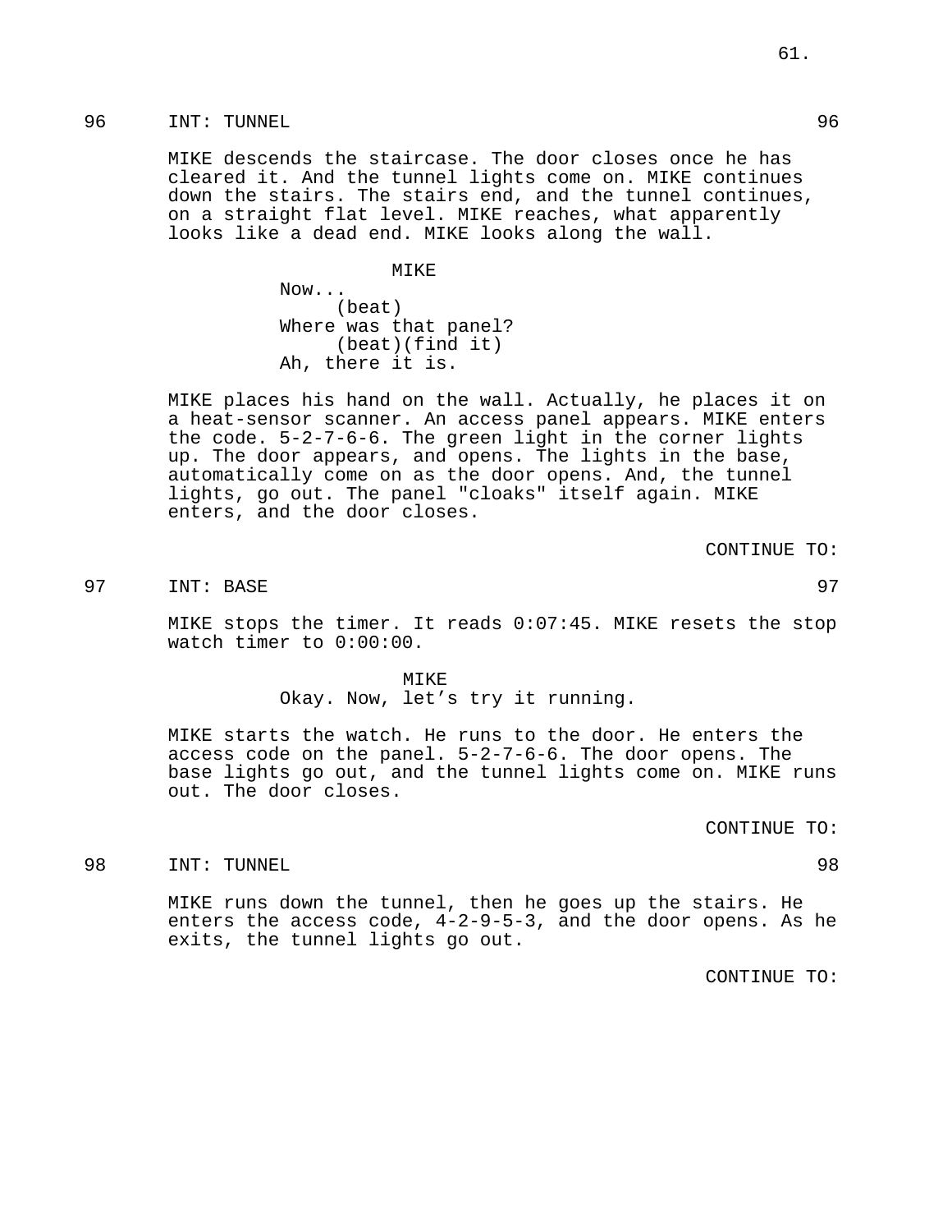96 INT: TUNNEL 96

MIKE descends the staircase. The door closes once he has cleared it. And the tunnel lights come on. MIKE continues down the stairs. The stairs end, and the tunnel continues, on a straight flat level. MIKE reaches, what apparently looks like a dead end. MIKE looks along the wall.

MIKE
Now...
(beat)
Where was that panel?
(beat)(find it)
Ah, there it is.

MIKE places his hand on the wall. Actually, he places it on a heat-sensor scanner. An access panel appears. MIKE enters the code. 5-2-7-6-6. The green light in the corner lights up. The door appears, and opens. The lights in the base, automatically come on as the door opens. And, the tunnel lights, go out. The panel "cloaks" itself again. MIKE enters, and the door closes.

CONTINUE TO:

97 INT: BASE 97

MIKE stops the timer. It reads 0:07:45. MIKE resets the stop watch timer to 0:00:00.

MIKE
Okay. Now, let's try it running.

MIKE starts the watch. He runs to the door. He enters the access code on the panel. 5-2-7-6-6. The door opens. The base lights go out, and the tunnel lights come on. MIKE runs out. The door closes.

CONTINUE TO:

98 INT: TUNNEL 98

MIKE runs down the tunnel, then he goes up the stairs. He enters the access code, 4-2-9-5-3, and the door opens. As he exits, the tunnel lights go out.

CONTINUE TO: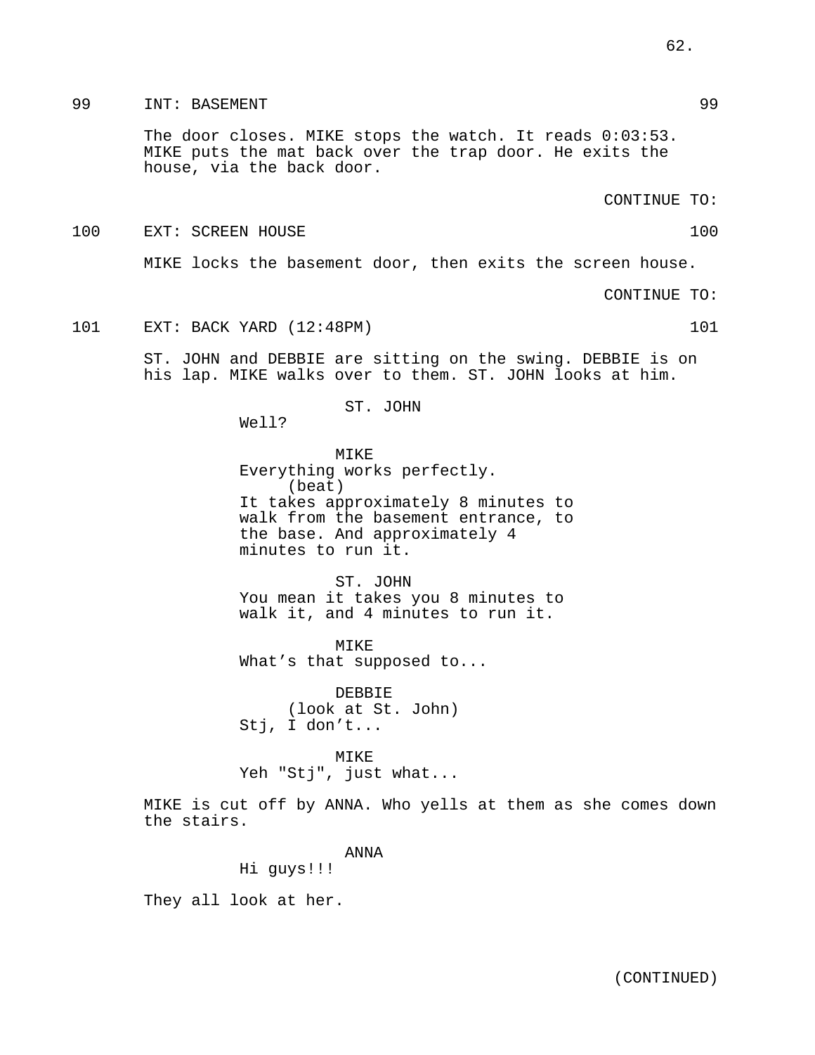99 INT: BASEMENT 99

The door closes. MIKE stops the watch. It reads 0:03:53. MIKE puts the mat back over the trap door. He exits the house, via the back door.

CONTINUE TO:

100 EXT: SCREEN HOUSE 100

MIKE locks the basement door, then exits the screen house.

CONTINUE TO:

101 EXT: BACK YARD (12:48PM) 101

ST. JOHN and DEBBIE are sitting on the swing. DEBBIE is on his lap. MIKE walks over to them. ST. JOHN looks at him.

ST. JOHN
Well?

MIKE
Everything works perfectly.
(beat)
It takes approximately 8 minutes to walk from the basement entrance, to the base. And approximately 4 minutes to run it.

ST. JOHN
You mean it takes you 8 minutes to walk it, and 4 minutes to run it.

MIKE
What's that supposed to...

DEBBIE
(look at St. John)
Stj, I don't...

MIKE
Yeh "Stj", just what...

MIKE is cut off by ANNA. Who yells at them as she comes down the stairs.

ANNA
Hi guys!!!

They all look at her.

(CONTINUED)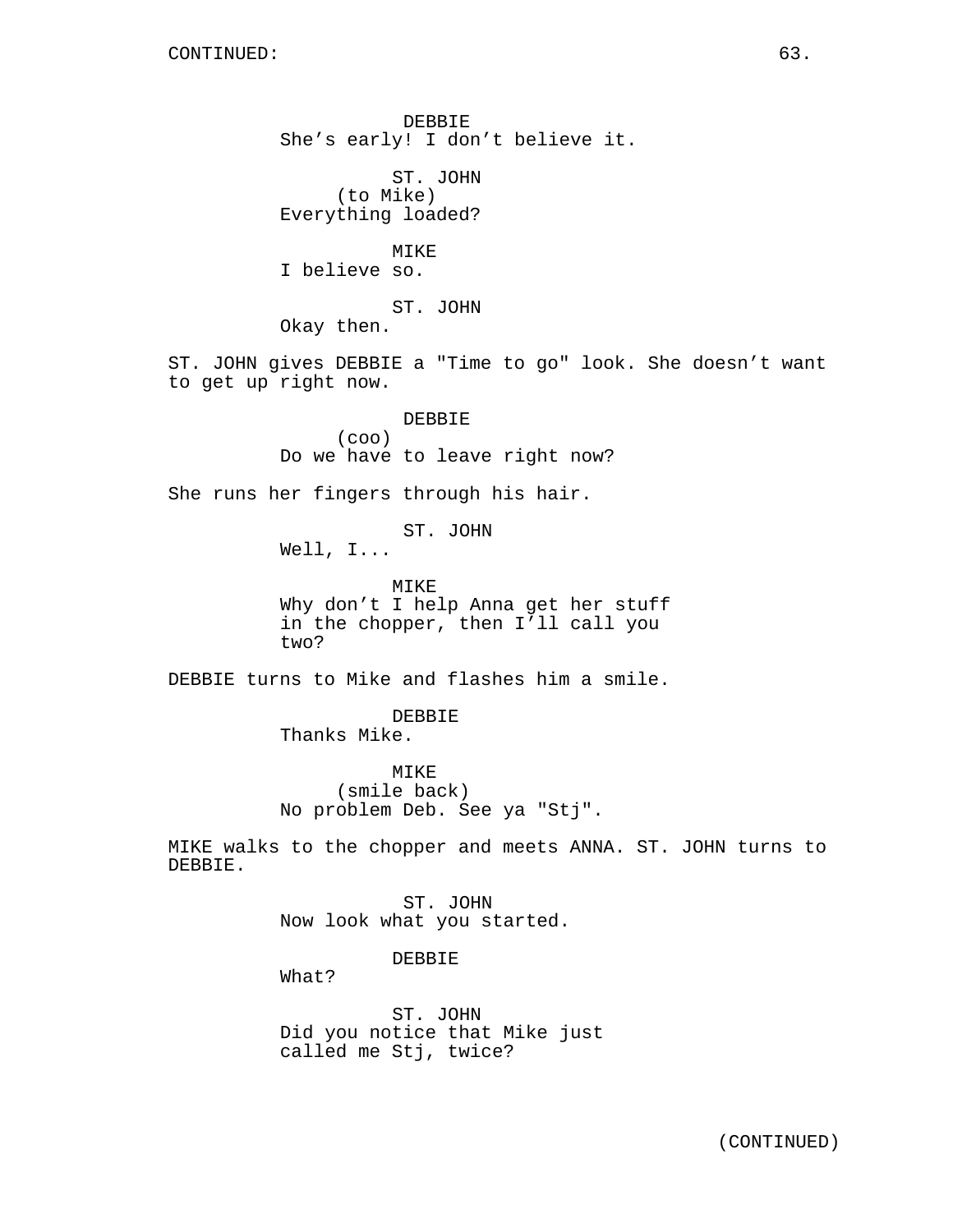DEBBIE
She's early! I don't believe it.

ST. JOHN
(to Mike)
Everything loaded?

MIKE
I believe so.

ST. JOHN
Okay then.

ST. JOHN gives DEBBIE a "Time to go" look. She doesn't want to get up right now.

DEBBIE
(coo)
Do we have to leave right now?

She runs her fingers through his hair.

ST. JOHN
Well, I...

MIKE
Why don't I help Anna get her stuff in the chopper, then I'll call you two?

DEBBIE turns to Mike and flashes him a smile.

DEBBIE
Thanks Mike.

MIKE
(smile back)
No problem Deb. See ya "Stj".

MIKE walks to the chopper and meets ANNA. ST. JOHN turns to DEBBIE.

ST. JOHN
Now look what you started.

DEBBIE
What?

ST. JOHN
Did you notice that Mike just called me Stj, twice?

(CONTINUED)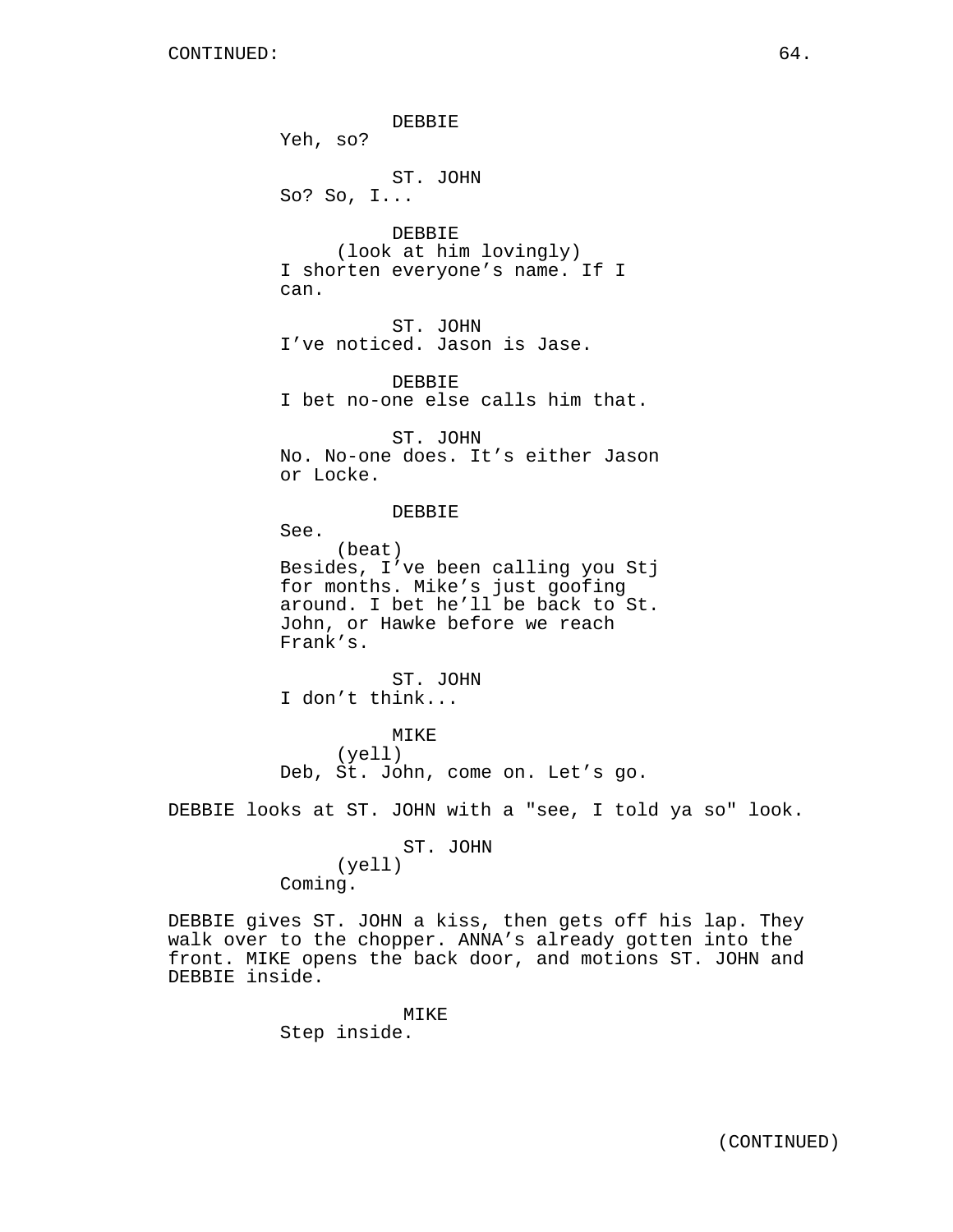DEBBIE
Yeh, so?

ST. JOHN
So? So, I...

DEBBIE
(look at him lovingly)
I shorten everyone's name. If I can.

ST. JOHN
I've noticed. Jason is Jase.

DEBBIE
I bet no-one else calls him that.

ST. JOHN
No. No-one does. It's either Jason or Locke.

DEBBIE
See.
(beat)
Besides, I've been calling you Stj for months. Mike's just goofing around. I bet he'll be back to St. John, or Hawke before we reach Frank's.

ST. JOHN
I don't think...

MIKE
(yell)
Deb, St. John, come on. Let's go.

DEBBIE looks at ST. JOHN with a "see, I told ya so" look.

ST. JOHN
(yell)
Coming.

DEBBIE gives ST. JOHN a kiss, then gets off his lap. They walk over to the chopper. ANNA's already gotten into the front. MIKE opens the back door, and motions ST. JOHN and DEBBIE inside.

MIKE
Step inside.

(CONTINUED)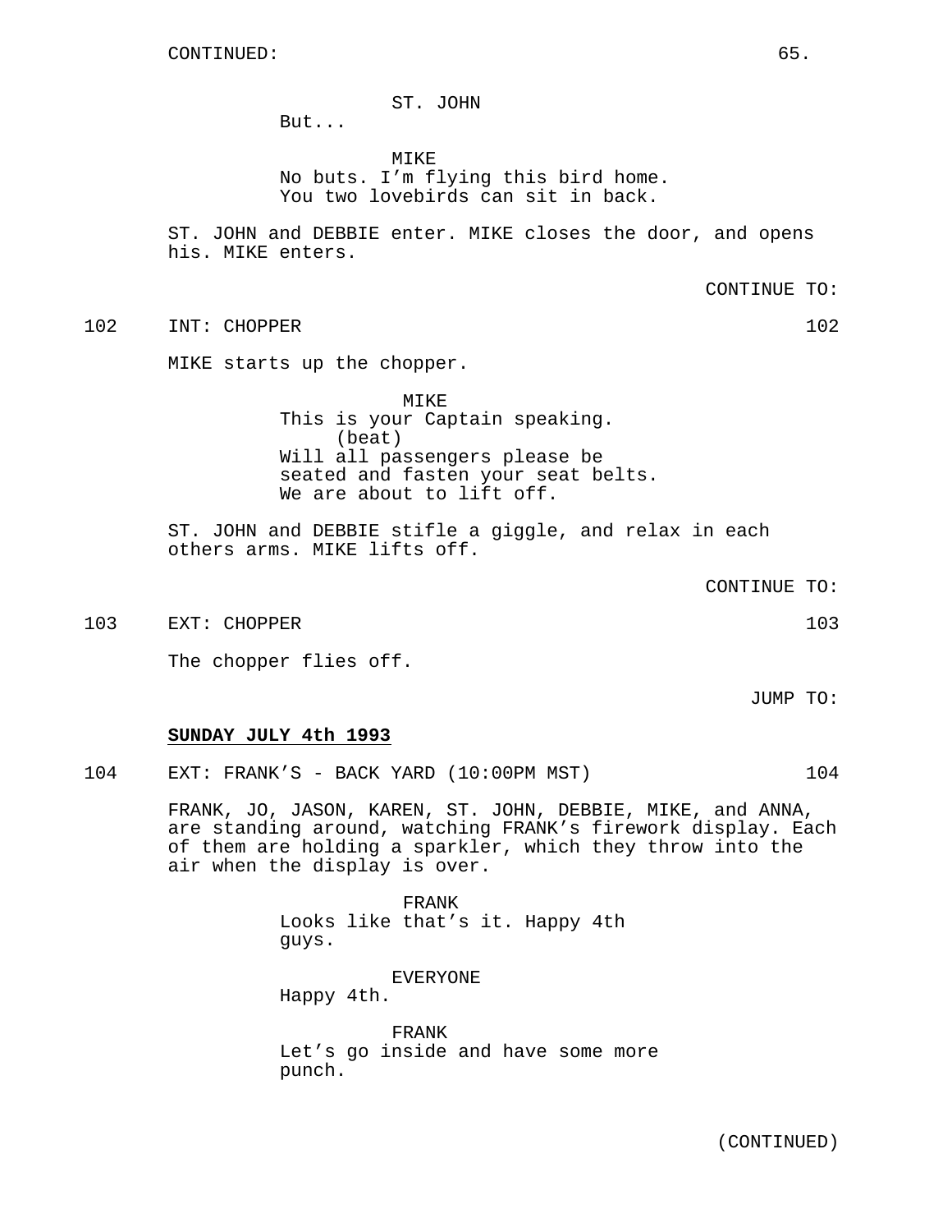ST. JOHN
But...

MIKE
No buts. I'm flying this bird home. You two lovebirds can sit in back.

ST. JOHN and DEBBIE enter. MIKE closes the door, and opens his. MIKE enters.

CONTINUE TO:

102 INT: CHOPPER 102

MIKE starts up the chopper.

MIKE
This is your Captain speaking.
(beat)
Will all passengers please be seated and fasten your seat belts. We are about to lift off.

ST. JOHN and DEBBIE stifle a giggle, and relax in each others arms. MIKE lifts off.

CONTINUE TO:

103 EXT: CHOPPER 103

The chopper flies off.

JUMP TO:

**SUNDAY JULY 4th 1993**

104 EXT: FRANK'S - BACK YARD (10:00PM MST) 104

FRANK, JO, JASON, KAREN, ST. JOHN, DEBBIE, MIKE, and ANNA, are standing around, watching FRANK's firework display. Each of them are holding a sparkler, which they throw into the air when the display is over.

FRANK
Looks like that's it. Happy 4th guys.

EVERYONE
Happy 4th.

FRANK
Let's go inside and have some more punch.

(CONTINUED)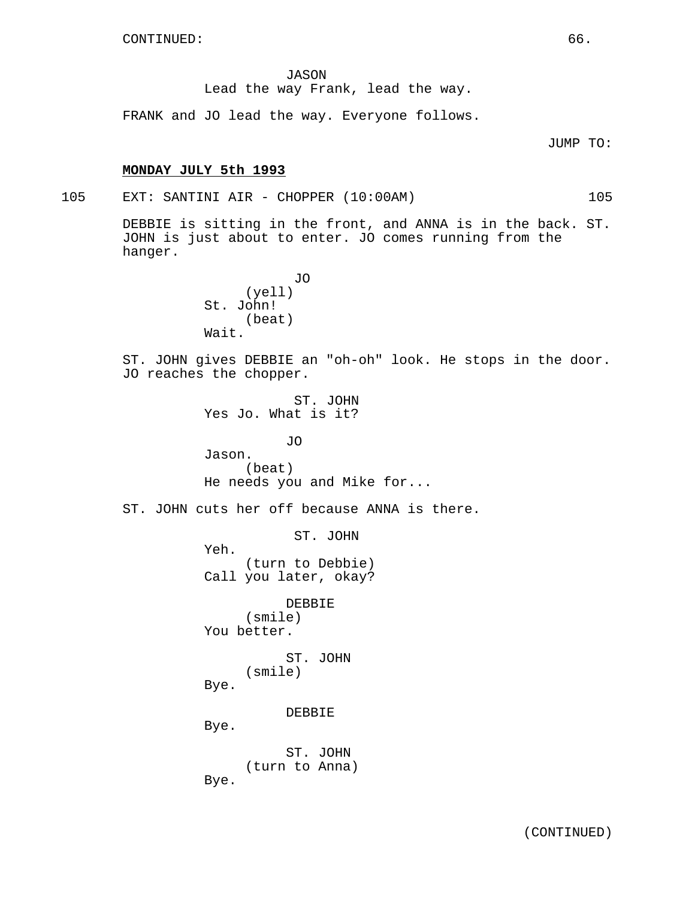CONTINUED:

JASON
Lead the way Frank, lead the way.

FRANK and JO lead the way. Everyone follows.

JUMP TO:

**MONDAY JULY 5th 1993**

105 EXT: SANTINI AIR - CHOPPER (10:00AM) 105

DEBBIE is sitting in the front, and ANNA is in the back. ST. JOHN is just about to enter. JO comes running from the hanger.

JO
(yell)
St. John!
(beat)
Wait.

ST. JOHN gives DEBBIE an "oh-oh" look. He stops in the door. JO reaches the chopper.

ST. JOHN
Yes Jo. What is it?

JO
Jason.
(beat)
He needs you and Mike for...

ST. JOHN cuts her off because ANNA is there.

ST. JOHN
Yeh.
(turn to Debbie)
Call you later, okay?

DEBBIE
(smile)
You better.

ST. JOHN
(smile)
Bye.

DEBBIE
Bye.

ST. JOHN
(turn to Anna)
Bye.

(CONTINUED)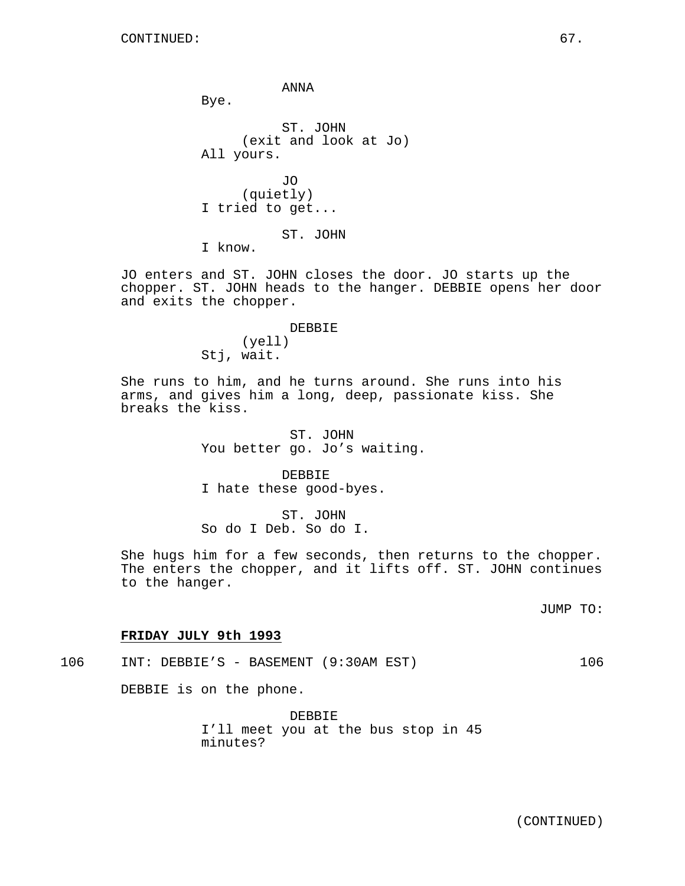CONTINUED:

ANNA
Bye.

ST. JOHN
(exit and look at Jo)
All yours.

JO
(quietly)
I tried to get...

ST. JOHN
I know.

JO enters and ST. JOHN closes the door. JO starts up the chopper. ST. JOHN heads to the hanger. DEBBIE opens her door and exits the chopper.

DEBBIE
(yell)
Stj, wait.

She runs to him, and he turns around. She runs into his arms, and gives him a long, deep, passionate kiss. She breaks the kiss.

ST. JOHN
You better go. Jo's waiting.

DEBBIE
I hate these good-byes.

ST. JOHN
So do I Deb. So do I.

She hugs him for a few seconds, then returns to the chopper. The enters the chopper, and it lifts off. ST. JOHN continues to the hanger.

JUMP TO:

**FRIDAY JULY 9th 1993**

106 INT: DEBBIE'S - BASEMENT (9:30AM EST) 106

DEBBIE is on the phone.

DEBBIE
I'll meet you at the bus stop in 45 minutes?

(CONTINUED)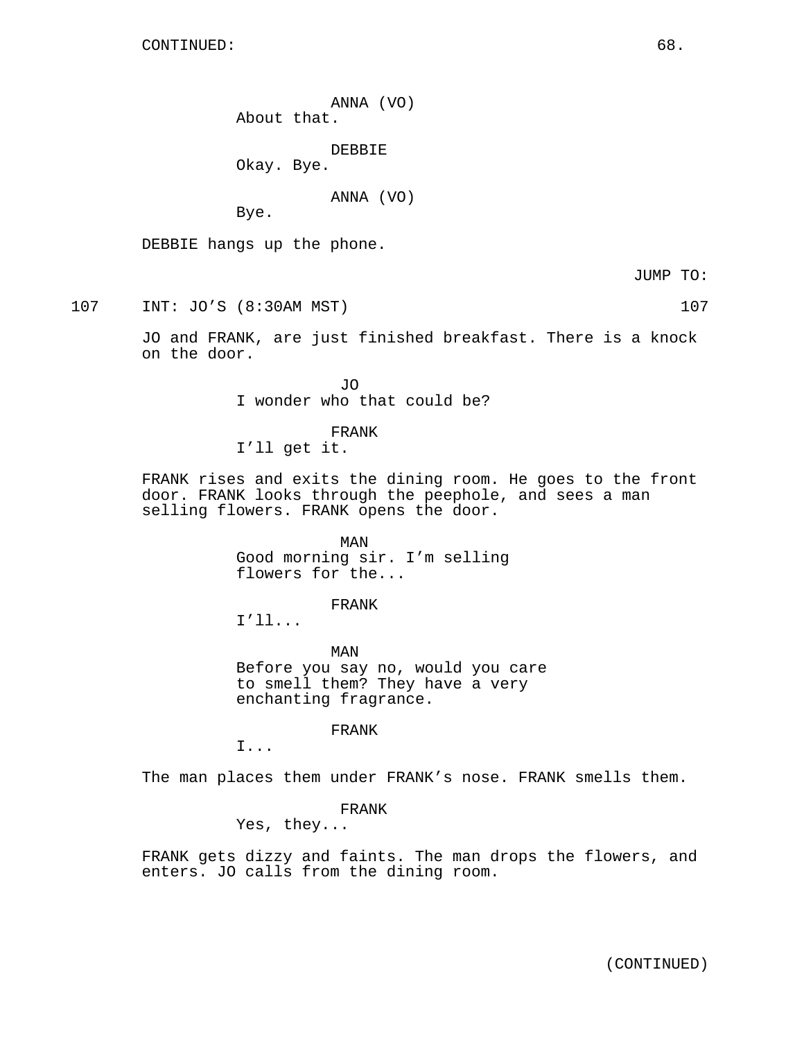CONTINUED:

ANNA (VO)
About that.

DEBBIE
Okay. Bye.

ANNA (VO)
Bye.

DEBBIE hangs up the phone.

JUMP TO:

107 INT: JO'S (8:30AM MST) 107

JO and FRANK, are just finished breakfast. There is a knock on the door.

JO
I wonder who that could be?

FRANK
I'll get it.

FRANK rises and exits the dining room. He goes to the front door. FRANK looks through the peephole, and sees a man selling flowers. FRANK opens the door.

MAN
Good morning sir. I'm selling flowers for the...

FRANK
I'll...

MAN
Before you say no, would you care to smell them? They have a very enchanting fragrance.

FRANK
I...

The man places them under FRANK's nose. FRANK smells them.

FRANK
Yes, they...

FRANK gets dizzy and faints. The man drops the flowers, and enters. JO calls from the dining room.

(CONTINUED)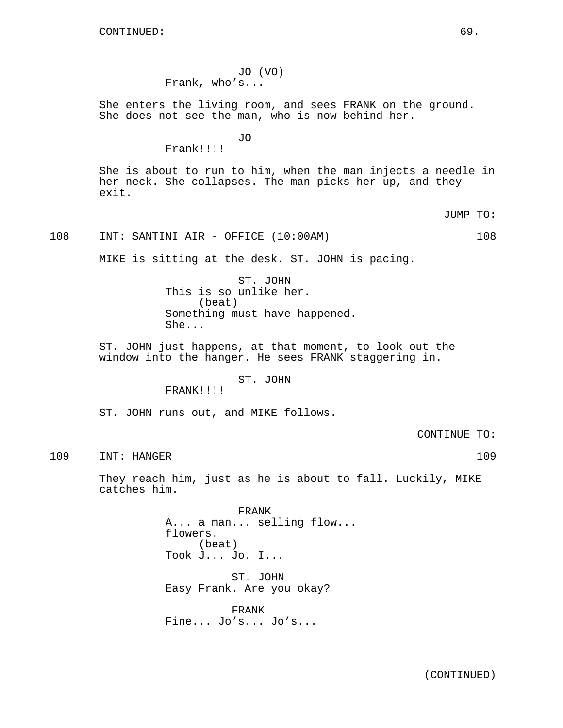CONTINUED:

JO (VO)
Frank, who's...

She enters the living room, and sees FRANK on the ground. She does not see the man, who is now behind her.

JO
Frank!!!!

She is about to run to him, when the man injects a needle in her neck. She collapses. The man picks her up, and they exit.

JUMP TO:

108 INT: SANTINI AIR - OFFICE (10:00AM) 108

MIKE is sitting at the desk. ST. JOHN is pacing.

ST. JOHN
This is so unlike her.
(beat)
Something must have happened.
She...

ST. JOHN just happens, at that moment, to look out the window into the hanger. He sees FRANK staggering in.

ST. JOHN
FRANK!!!!

ST. JOHN runs out, and MIKE follows.

CONTINUE TO:

109 INT: HANGER 109

They reach him, just as he is about to fall. Luckily, MIKE catches him.

FRANK
A... a man... selling flow...
flowers.
(beat)
Took J... Jo. I...

ST. JOHN
Easy Frank. Are you okay?

FRANK
Fine... Jo's... Jo's...

(CONTINUED)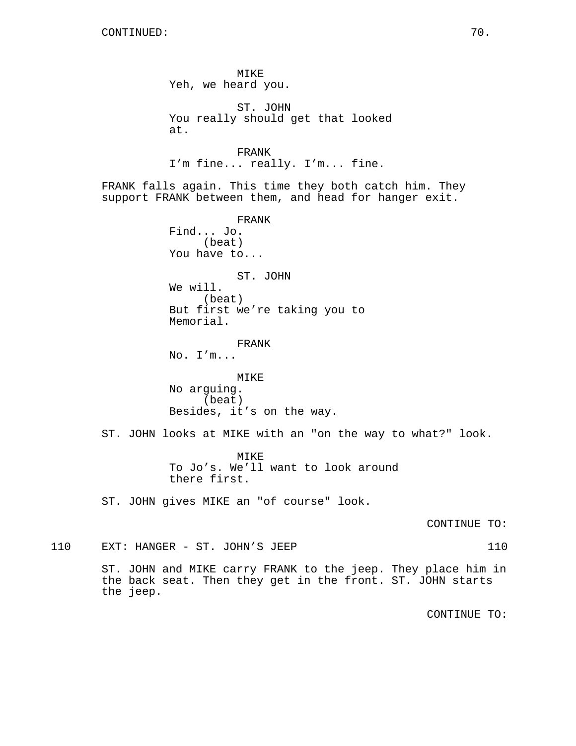CONTINUED:

MIKE
Yeh, we heard you.

ST. JOHN
You really should get that looked at.

FRANK
I'm fine... really. I'm... fine.

FRANK falls again. This time they both catch him. They support FRANK between them, and head for hanger exit.

FRANK
Find... Jo.
(beat)
You have to...

ST. JOHN
We will.
(beat)
But first we're taking you to Memorial.

FRANK
No. I'm...

MIKE
No arguing.
(beat)
Besides, it's on the way.

ST. JOHN looks at MIKE with an "on the way to what?" look.

MIKE
To Jo's. We'll want to look around there first.

ST. JOHN gives MIKE an "of course" look.

CONTINUE TO:

110 EXT: HANGER - ST. JOHN'S JEEP 110

ST. JOHN and MIKE carry FRANK to the jeep. They place him in the back seat. Then they get in the front. ST. JOHN starts the jeep.

CONTINUE TO: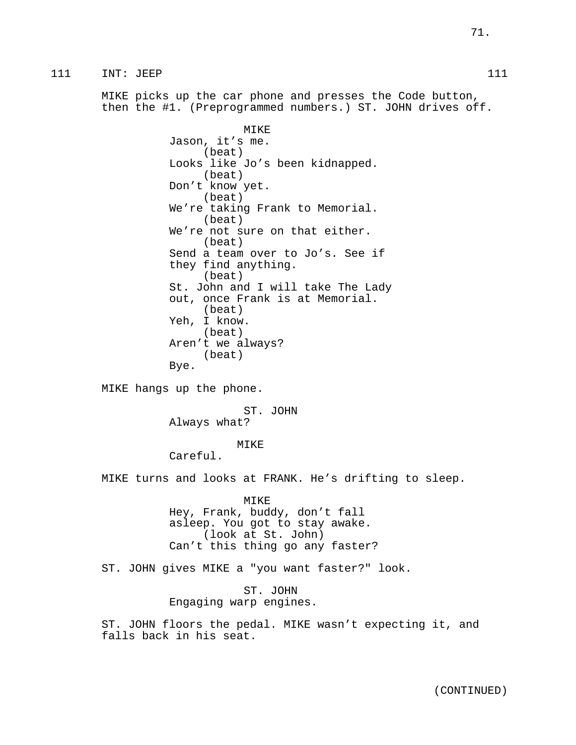111 INT: JEEP 111

MIKE picks up the car phone and presses the Code button, then the #1. (Preprogrammed numbers.) ST. JOHN drives off.

MIKE
Jason, it's me.
(beat)
Looks like Jo's been kidnapped.
(beat)
Don't know yet.
(beat)
We're taking Frank to Memorial.
(beat)
We're not sure on that either.
(beat)
Send a team over to Jo's. See if they find anything.
(beat)
St. John and I will take The Lady out, once Frank is at Memorial.
(beat)
Yeh, I know.
(beat)
Aren't we always?
(beat)
Bye.

MIKE hangs up the phone.

ST. JOHN
Always what?

MIKE
Careful.

MIKE turns and looks at FRANK. He's drifting to sleep.

MIKE
Hey, Frank, buddy, don't fall asleep. You got to stay awake.
(look at St. John)
Can't this thing go any faster?

ST. JOHN gives MIKE a "you want faster?" look.

ST. JOHN
Engaging warp engines.

ST. JOHN floors the pedal. MIKE wasn't expecting it, and falls back in his seat.

(CONTINUED)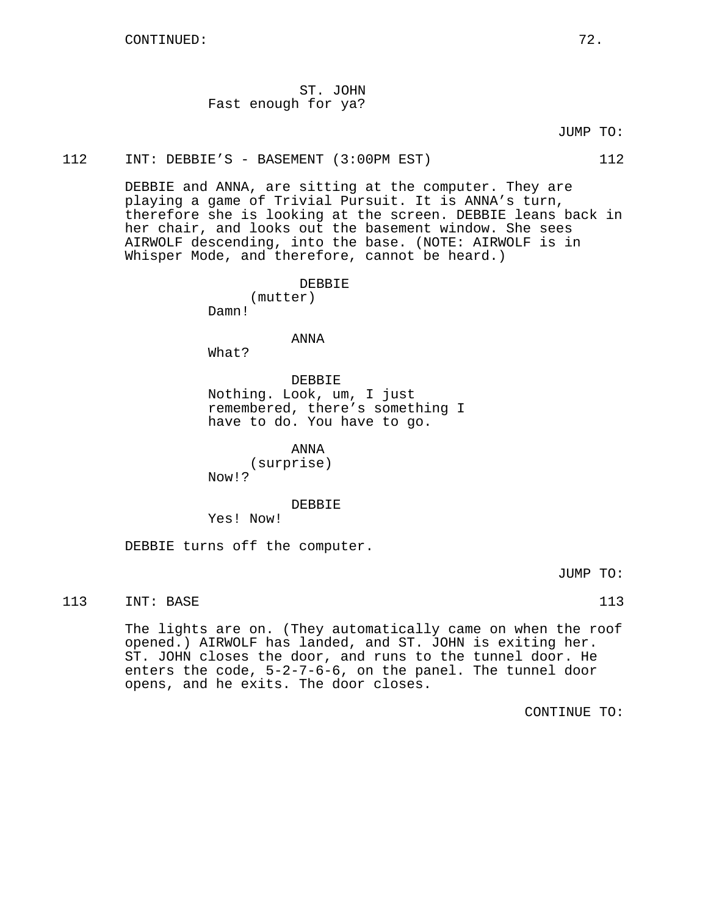CONTINUED:

ST. JOHN
Fast enough for ya?

JUMP TO:

112 INT: DEBBIE'S - BASEMENT (3:00PM EST) 112

DEBBIE and ANNA, are sitting at the computer. They are playing a game of Trivial Pursuit. It is ANNA's turn, therefore she is looking at the screen. DEBBIE leans back in her chair, and looks out the basement window. She sees AIRWOLF descending, into the base. (NOTE: AIRWOLF is in Whisper Mode, and therefore, cannot be heard.)

DEBBIE
(mutter)
Damn!

ANNA
What?

DEBBIE
Nothing. Look, um, I just remembered, there's something I have to do. You have to go.

ANNA
(surprise)
Now!?

DEBBIE
Yes! Now!

DEBBIE turns off the computer.

JUMP TO:

113 INT: BASE 113

The lights are on. (They automatically came on when the roof opened.) AIRWOLF has landed, and ST. JOHN is exiting her. ST. JOHN closes the door, and runs to the tunnel door. He enters the code, 5-2-7-6-6, on the panel. The tunnel door opens, and he exits. The door closes.

CONTINUE TO: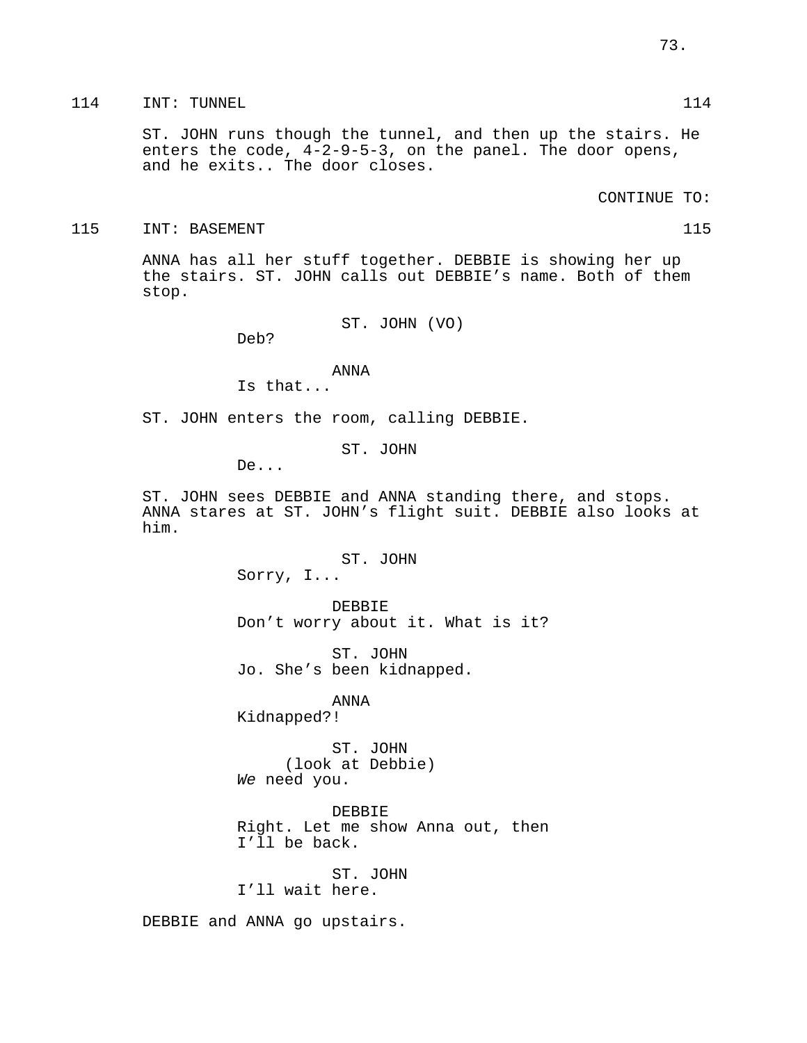114 INT: TUNNEL 114

ST. JOHN runs though the tunnel, and then up the stairs. He enters the code, 4-2-9-5-3, on the panel. The door opens, and he exits.. The door closes.

CONTINUE TO:

115 INT: BASEMENT 115

ANNA has all her stuff together. DEBBIE is showing her up the stairs. ST. JOHN calls out DEBBIE's name. Both of them stop.

ST. JOHN (VO)
Deb?

ANNA
Is that...

ST. JOHN enters the room, calling DEBBIE.

ST. JOHN
De...

ST. JOHN sees DEBBIE and ANNA standing there, and stops. ANNA stares at ST. JOHN's flight suit. DEBBIE also looks at him.

ST. JOHN
Sorry, I...

DEBBIE
Don't worry about it. What is it?

ST. JOHN
Jo. She's been kidnapped.

ANNA
Kidnapped?!

ST. JOHN
(look at Debbie)
*We* need you.

DEBBIE
Right. Let me show Anna out, then I'll be back.

ST. JOHN
I'll wait here.

DEBBIE and ANNA go upstairs.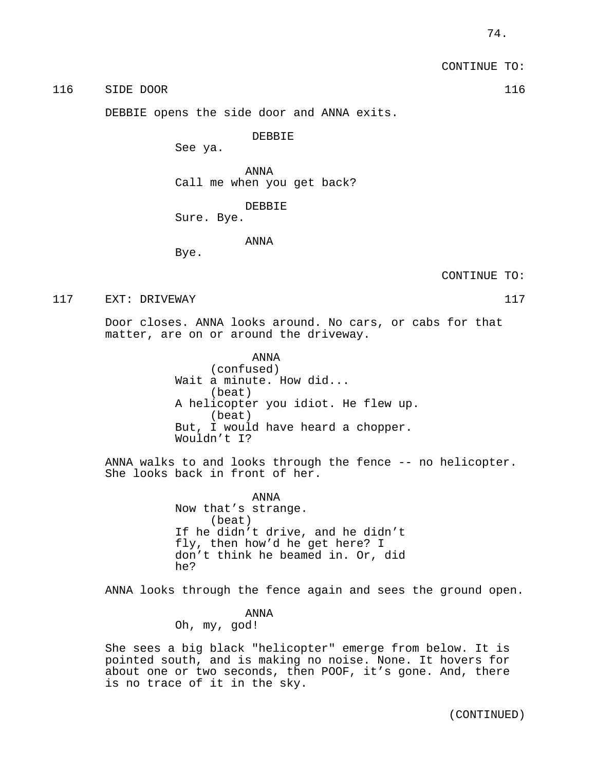CONTINUE TO:

116 SIDE DOOR 116

DEBBIE opens the side door and ANNA exits.

DEBBIE
See ya.

ANNA
Call me when you get back?

DEBBIE
Sure. Bye.

ANNA
Bye.

CONTINUE TO:

117 EXT: DRIVEWAY 117

Door closes. ANNA looks around. No cars, or cabs for that matter, are on or around the driveway.

ANNA
(confused)
Wait a minute. How did...
(beat)
A helicopter you idiot. He flew up.
(beat)
But, I would have heard a chopper.
Wouldn't I?

ANNA walks to and looks through the fence -- no helicopter. She looks back in front of her.

ANNA
Now that's strange.
(beat)
If he didn't drive, and he didn't fly, then how'd he get here? I don't think he beamed in. Or, did he?

ANNA looks through the fence again and sees the ground open.

ANNA
Oh, my, god!

She sees a big black "helicopter" emerge from below. It is pointed south, and is making no noise. None. It hovers for about one or two seconds, then POOF, it's gone. And, there is no trace of it in the sky.

(CONTINUED)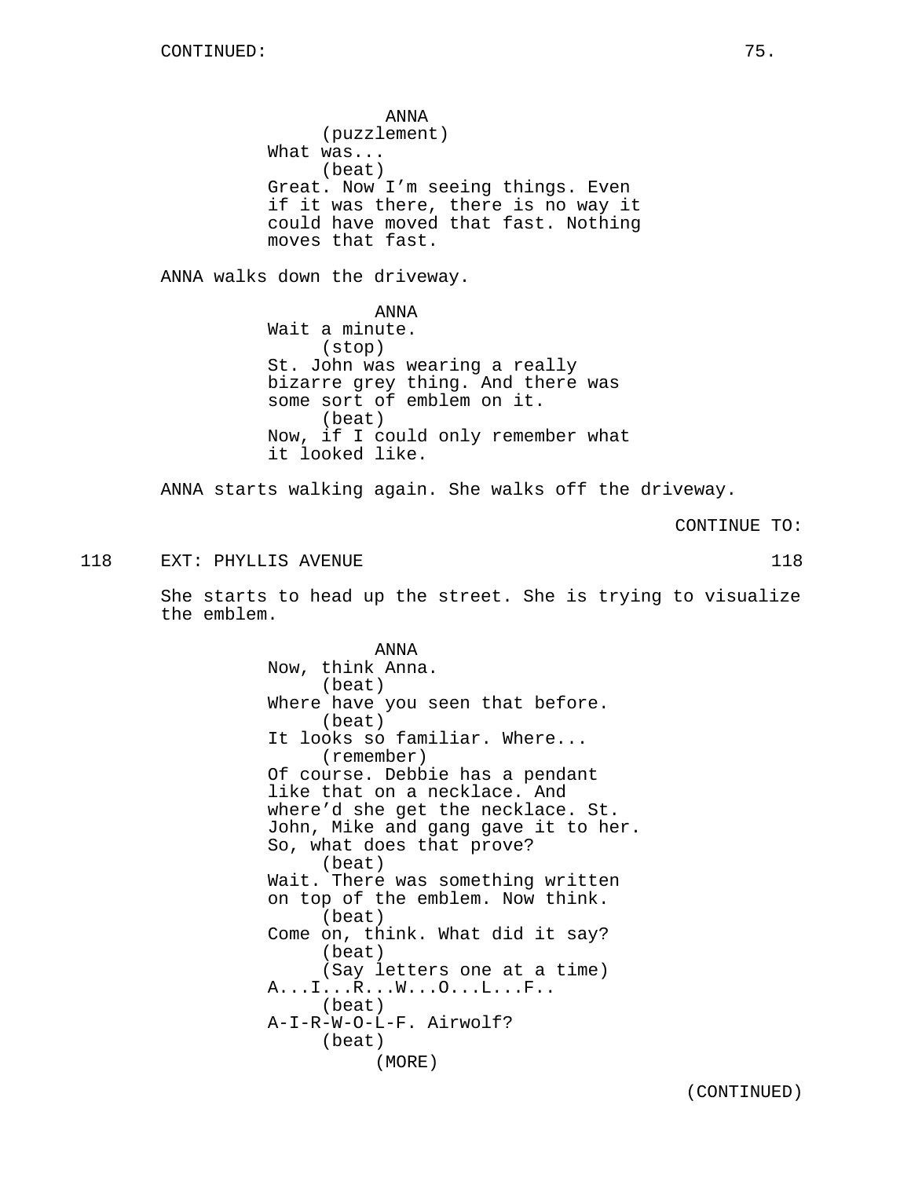ANNA
(puzzlement)
What was...
(beat)
Great. Now I'm seeing things. Even if it was there, there is no way it could have moved that fast. Nothing moves that fast.

ANNA walks down the driveway.

ANNA
Wait a minute.
(stop)
St. John was wearing a really bizarre grey thing. And there was some sort of emblem on it.
(beat)
Now, if I could only remember what it looked like.

ANNA starts walking again. She walks off the driveway.

CONTINUE TO:

118 EXT: PHYLLIS AVENUE 118

She starts to head up the street. She is trying to visualize the emblem.

ANNA
Now, think Anna.
(beat)
Where have you seen that before.
(beat)
It looks so familiar. Where...
(remember)
Of course. Debbie has a pendant like that on a necklace. And where'd she get the necklace. St. John, Mike and gang gave it to her. So, what does that prove?
(beat)
Wait. There was something written on top of the emblem. Now think.
(beat)
Come on, think. What did it say?
(beat)
(Say letters one at a time)
A...I...R...W...O...L...F..
(beat)
A-I-R-W-O-L-F. Airwolf?
(beat)
(MORE)

(CONTINUED)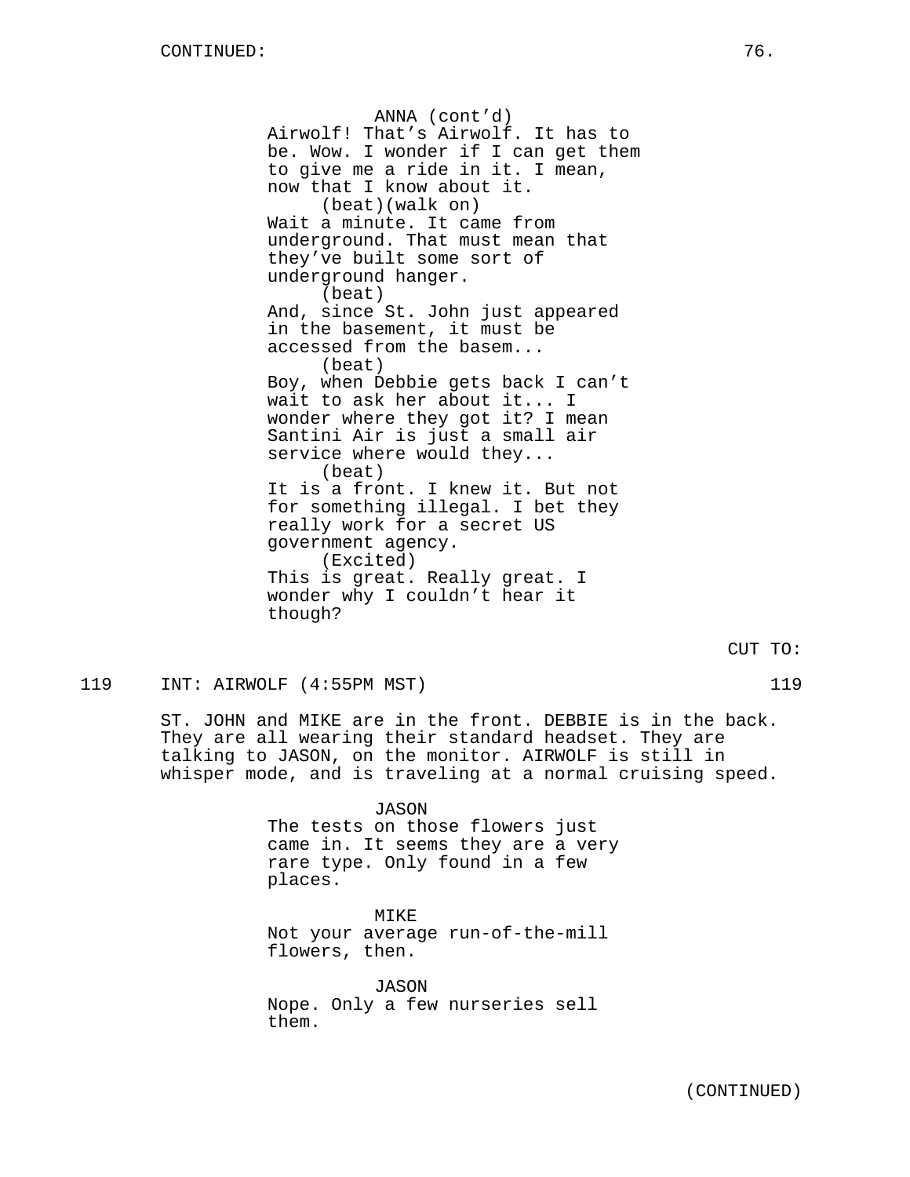ANNA (cont'd)
Airwolf! That's Airwolf. It has to be. Wow. I wonder if I can get them to give me a ride in it. I mean, now that I know about it.
(beat)(walk on)
Wait a minute. It came from underground. That must mean that they've built some sort of underground hanger.
(beat)
And, since St. John just appeared in the basement, it must be accessed from the basem...
(beat)
Boy, when Debbie gets back I can't wait to ask her about it... I wonder where they got it? I mean Santini Air is just a small air service where would they...
(beat)
It is a front. I knew it. But not for something illegal. I bet they really work for a secret US government agency.
(Excited)
This is great. Really great. I wonder why I couldn't hear it though?

CUT TO:

119 INT: AIRWOLF (4:55PM MST) 119

ST. JOHN and MIKE are in the front. DEBBIE is in the back. They are all wearing their standard headset. They are talking to JASON, on the monitor. AIRWOLF is still in whisper mode, and is traveling at a normal cruising speed.

JASON
The tests on those flowers just came in. It seems they are a very rare type. Only found in a few places.

MIKE
Not your average run-of-the-mill flowers, then.

JASON
Nope. Only a few nurseries sell them.

(CONTINUED)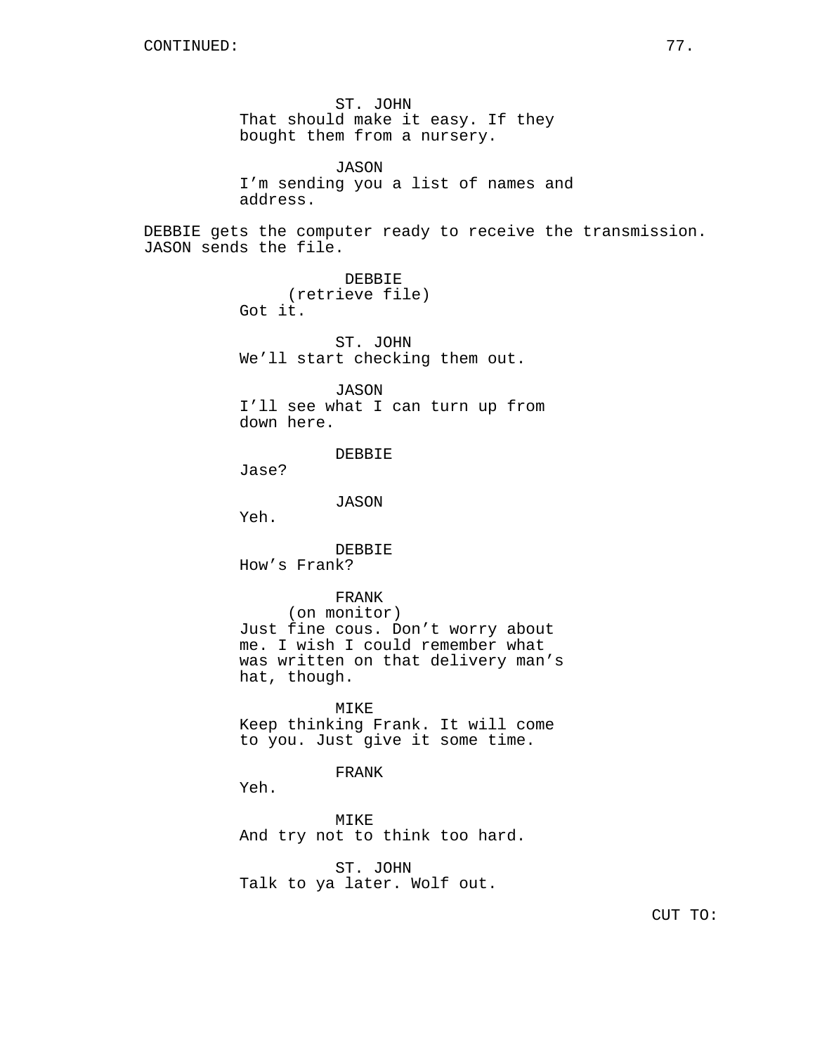CONTINUED:

ST. JOHN
That should make it easy. If they bought them from a nursery.

JASON
I'm sending you a list of names and address.

DEBBIE gets the computer ready to receive the transmission. JASON sends the file.

DEBBIE
(retrieve file)
Got it.

ST. JOHN
We'll start checking them out.

JASON
I'll see what I can turn up from down here.

DEBBIE
Jase?

JASON
Yeh.

DEBBIE
How's Frank?

FRANK
(on monitor)
Just fine cous. Don't worry about me. I wish I could remember what was written on that delivery man's hat, though.

MIKE
Keep thinking Frank. It will come to you. Just give it some time.

FRANK
Yeh.

MIKE
And try not to think too hard.

ST. JOHN
Talk to ya later. Wolf out.

CUT TO: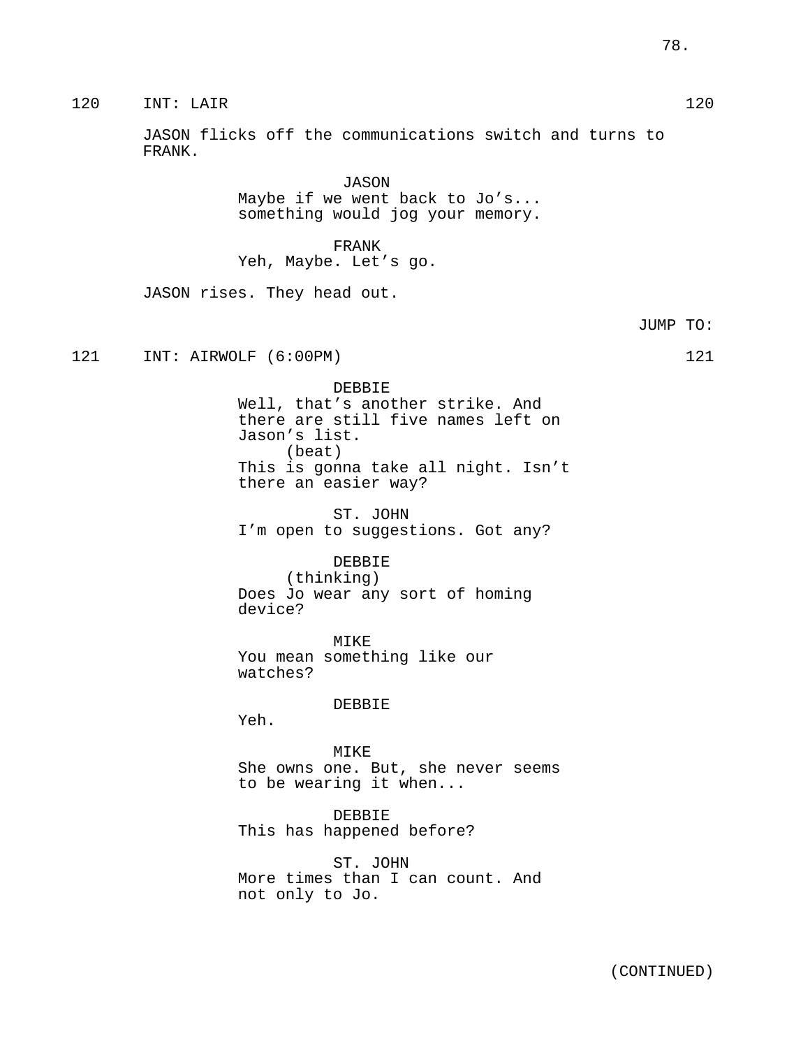120 INT: LAIR 120

JASON flicks off the communications switch and turns to FRANK.

JASON
Maybe if we went back to Jo's... something would jog your memory.

FRANK
Yeh, Maybe. Let's go.

JASON rises. They head out.

JUMP TO:

121 INT: AIRWOLF (6:00PM) 121

DEBBIE
Well, that's another strike. And there are still five names left on Jason's list.
(beat)
This is gonna take all night. Isn't there an easier way?

ST. JOHN
I'm open to suggestions. Got any?

DEBBIE
(thinking)
Does Jo wear any sort of homing device?

MIKE
You mean something like our watches?

DEBBIE
Yeh.

MIKE
She owns one. But, she never seems to be wearing it when...

DEBBIE
This has happened before?

ST. JOHN
More times than I can count. And not only to Jo.

(CONTINUED)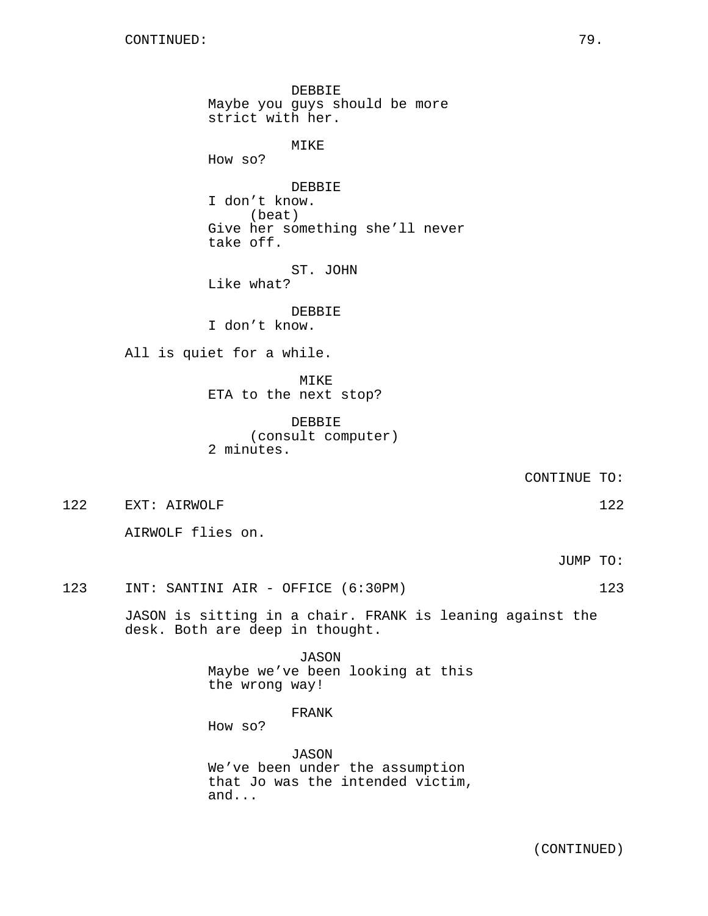CONTINUED:

DEBBIE
Maybe you guys should be more strict with her.

MIKE
How so?

DEBBIE
I don't know.
(beat)
Give her something she'll never take off.

ST. JOHN
Like what?

DEBBIE
I don't know.

All is quiet for a while.

MIKE
ETA to the next stop?

DEBBIE
(consult computer)
2 minutes.

CONTINUE TO:

122 EXT: AIRWOLF 122

AIRWOLF flies on.

JUMP TO:

123 INT: SANTINI AIR - OFFICE (6:30PM) 123

JASON is sitting in a chair. FRANK is leaning against the desk. Both are deep in thought.

JASON
Maybe we've been looking at this the wrong way!

FRANK
How so?

JASON
We've been under the assumption that Jo was the intended victim, and...

(CONTINUED)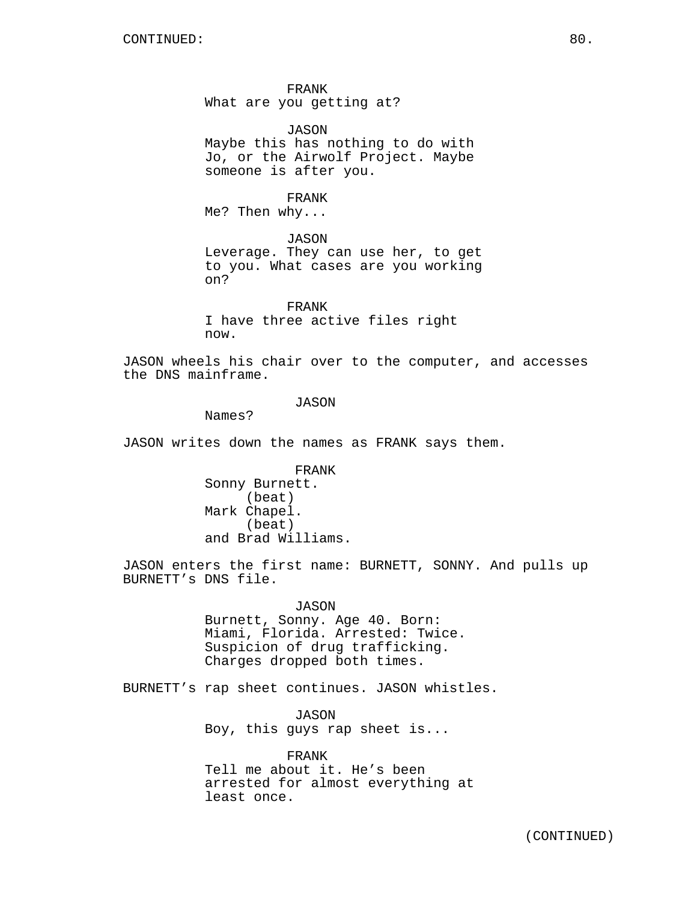CONTINUED:

FRANK
What are you getting at?

JASON
Maybe this has nothing to do with Jo, or the Airwolf Project. Maybe someone is after you.

FRANK
Me? Then why...

JASON
Leverage. They can use her, to get to you. What cases are you working on?

FRANK
I have three active files right now.

JASON wheels his chair over to the computer, and accesses the DNS mainframe.

JASON
Names?

JASON writes down the names as FRANK says them.

FRANK
Sonny Burnett.
(beat)
Mark Chapel.
(beat)
and Brad Williams.

JASON enters the first name: BURNETT, SONNY. And pulls up BURNETT's DNS file.

JASON
Burnett, Sonny. Age 40. Born: Miami, Florida. Arrested: Twice. Suspicion of drug trafficking. Charges dropped both times.

BURNETT's rap sheet continues. JASON whistles.

JASON
Boy, this guys rap sheet is...

FRANK
Tell me about it. He's been arrested for almost everything at least once.

(CONTINUED)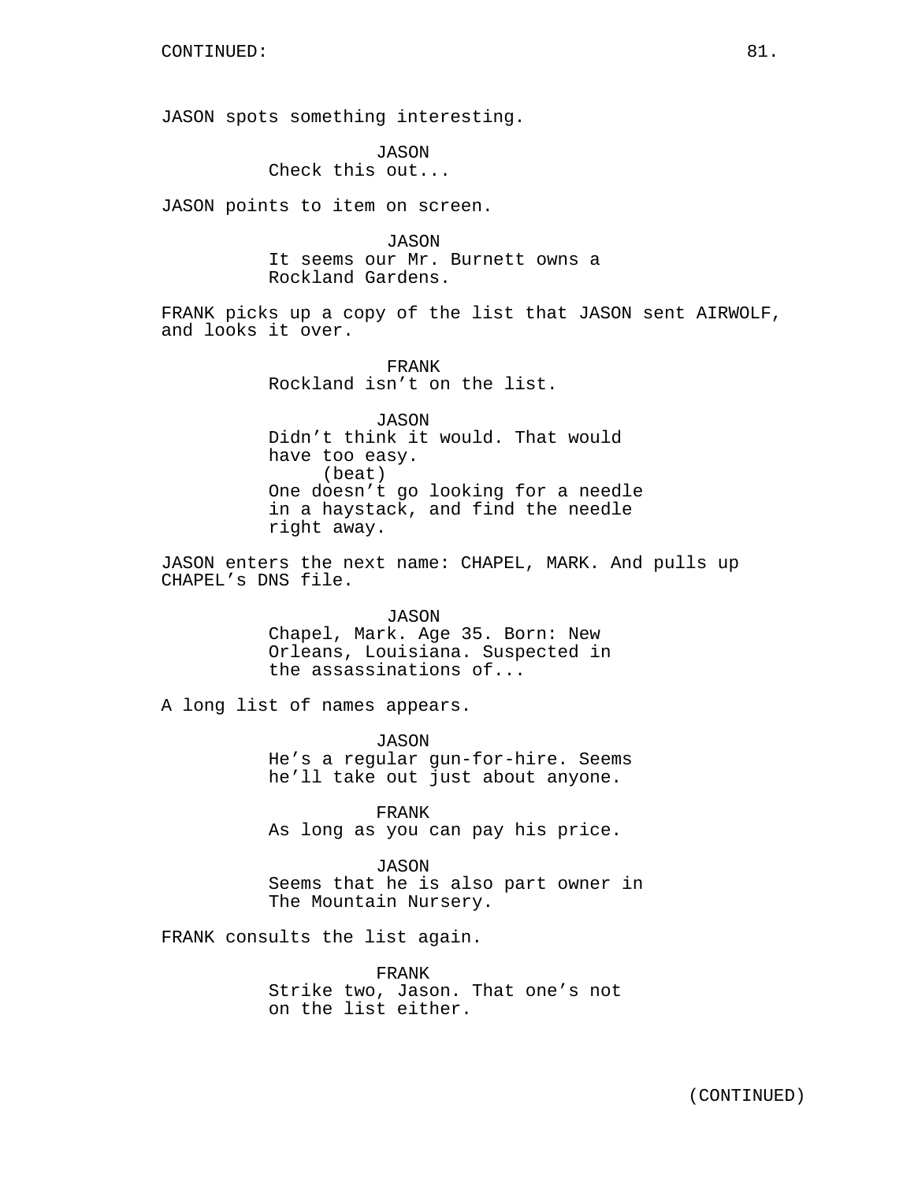CONTINUED:

JASON spots something interesting.

JASON
Check this out...

JASON points to item on screen.

JASON
It seems our Mr. Burnett owns a Rockland Gardens.

FRANK picks up a copy of the list that JASON sent AIRWOLF, and looks it over.

FRANK
Rockland isn't on the list.

JASON
Didn't think it would. That would have too easy.
(beat)
One doesn't go looking for a needle in a haystack, and find the needle right away.

JASON enters the next name: CHAPEL, MARK. And pulls up CHAPEL's DNS file.

JASON
Chapel, Mark. Age 35. Born: New Orleans, Louisiana. Suspected in the assassinations of...

A long list of names appears.

JASON
He's a regular gun-for-hire. Seems he'll take out just about anyone.

FRANK
As long as you can pay his price.

JASON
Seems that he is also part owner in The Mountain Nursery.

FRANK consults the list again.

FRANK
Strike two, Jason. That one's not on the list either.

(CONTINUED)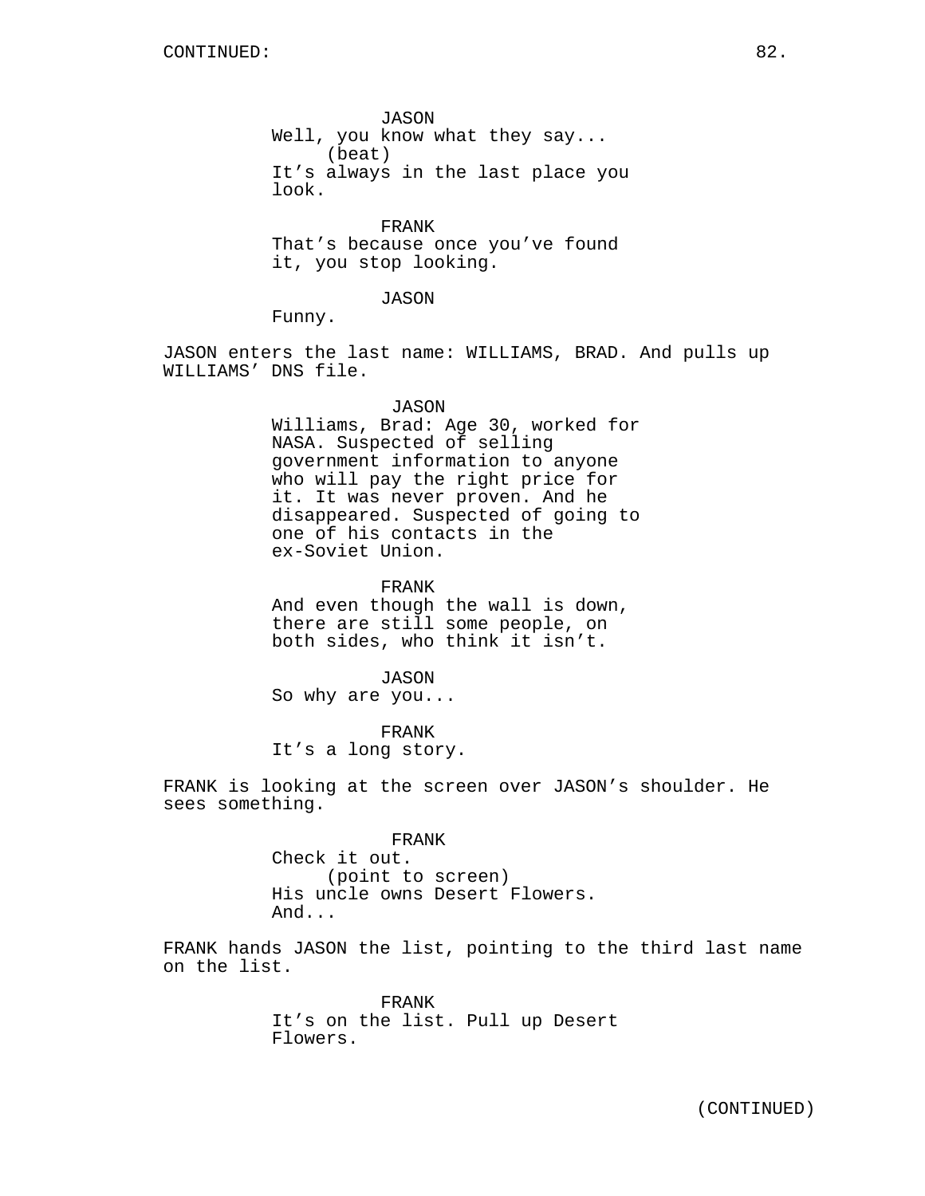CONTINUED:

JASON
Well, you know what they say...
(beat)
It's always in the last place you look.

FRANK
That's because once you've found it, you stop looking.

JASON
Funny.

JASON enters the last name: WILLIAMS, BRAD. And pulls up WILLIAMS' DNS file.

JASON
Williams, Brad: Age 30, worked for NASA. Suspected of selling government information to anyone who will pay the right price for it. It was never proven. And he disappeared. Suspected of going to one of his contacts in the ex-Soviet Union.

FRANK
And even though the wall is down, there are still some people, on both sides, who think it isn't.

JASON
So why are you...

FRANK
It's a long story.

FRANK is looking at the screen over JASON's shoulder. He sees something.

FRANK
Check it out.
(point to screen)
His uncle owns Desert Flowers.
And...

FRANK hands JASON the list, pointing to the third last name on the list.

FRANK
It's on the list. Pull up Desert Flowers.

(CONTINUED)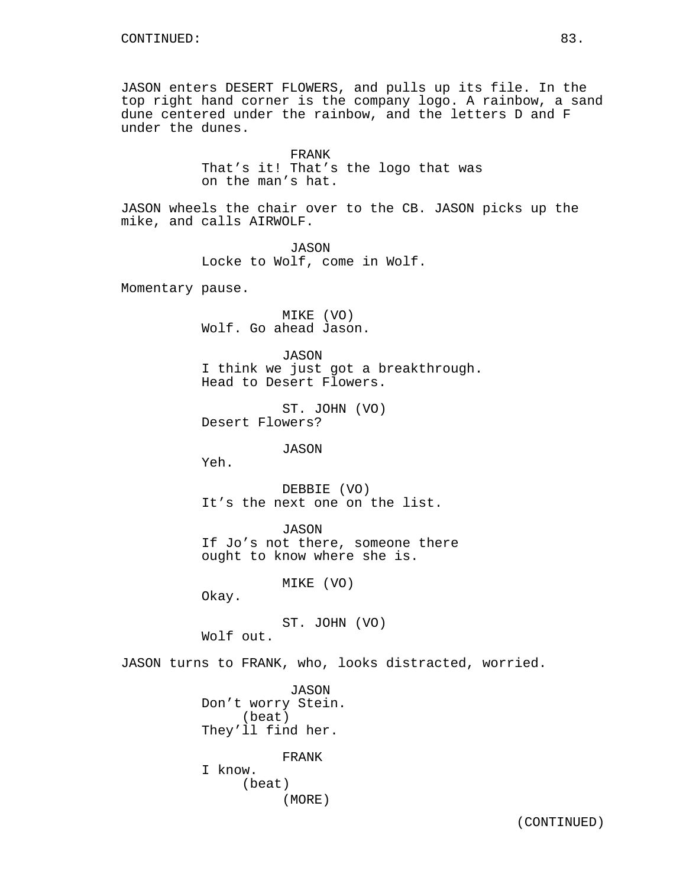CONTINUED:

JASON enters DESERT FLOWERS, and pulls up its file. In the top right hand corner is the company logo. A rainbow, a sand dune centered under the rainbow, and the letters D and F under the dunes.

FRANK
That's it! That's the logo that was on the man's hat.

JASON wheels the chair over to the CB. JASON picks up the mike, and calls AIRWOLF.

JASON
Locke to Wolf, come in Wolf.

Momentary pause.

MIKE (VO)
Wolf. Go ahead Jason.

JASON
I think we just got a breakthrough. Head to Desert Flowers.

ST. JOHN (VO)
Desert Flowers?

JASON
Yeh.

DEBBIE (VO)
It's the next one on the list.

JASON
If Jo's not there, someone there ought to know where she is.

MIKE (VO)
Okay.

ST. JOHN (VO)
Wolf out.

JASON turns to FRANK, who, looks distracted, worried.

JASON
Don't worry Stein.
(beat)
They'll find her.

FRANK
I know.
(beat)
(MORE)

(CONTINUED)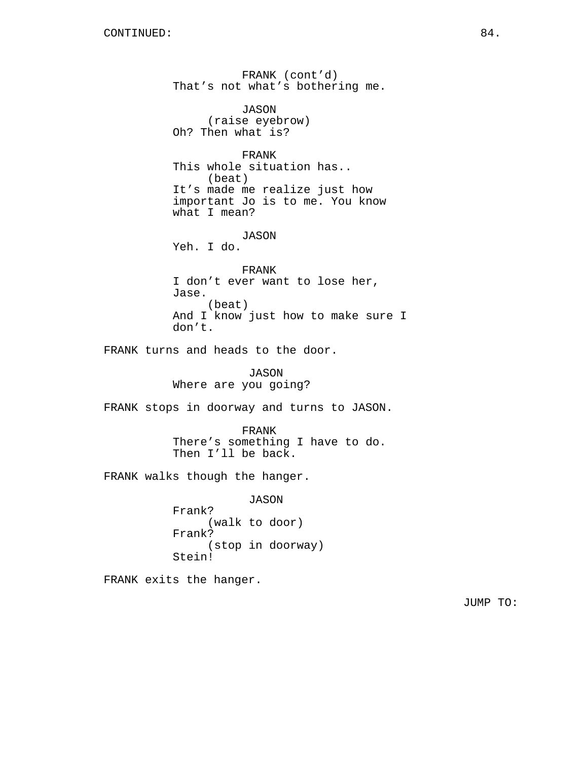CONTINUED:

FRANK (cont'd)
That's not what's bothering me.

JASON
(raise eyebrow)
Oh? Then what is?

FRANK
This whole situation has..
(beat)
It's made me realize just how important Jo is to me. You know what I mean?

JASON
Yeh. I do.

FRANK
I don't ever want to lose her, Jase.
(beat)
And I know just how to make sure I don't.

FRANK turns and heads to the door.

JASON
Where are you going?

FRANK stops in doorway and turns to JASON.

FRANK
There's something I have to do. Then I'll be back.

FRANK walks though the hanger.

JASON
Frank?
(walk to door)
Frank?
(stop in doorway)
Stein!

FRANK exits the hanger.

JUMP TO: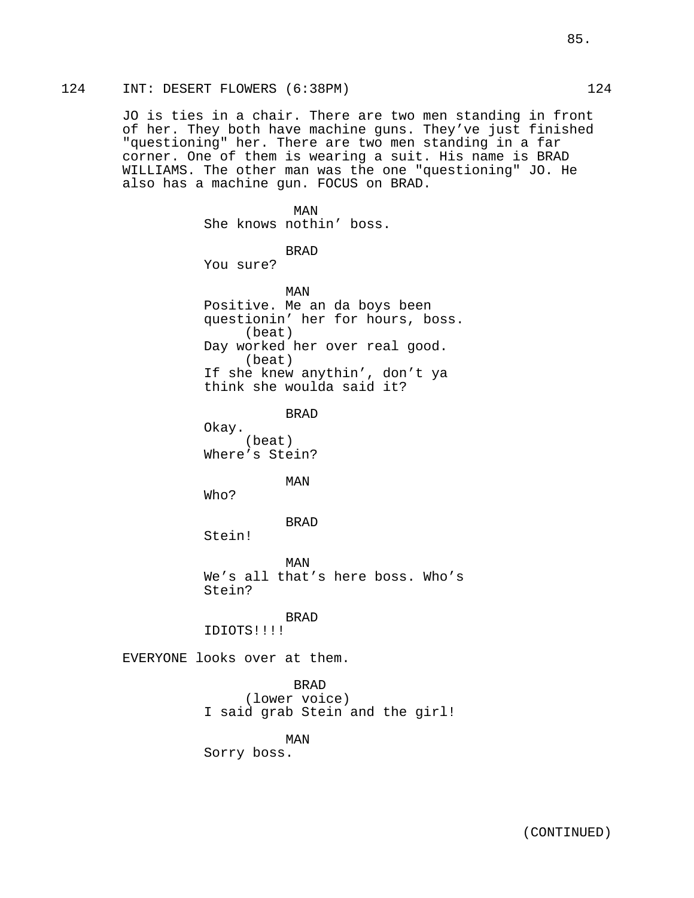124 INT: DESERT FLOWERS (6:38PM) 124

JO is ties in a chair. There are two men standing in front of her. They both have machine guns. They've just finished "questioning" her. There are two men standing in a far corner. One of them is wearing a suit. His name is BRAD WILLIAMS. The other man was the one "questioning" JO. He also has a machine gun. FOCUS on BRAD.

MAN
She knows nothin' boss.

BRAD
You sure?

MAN
Positive. Me an da boys been questionin' her for hours, boss.
(beat)
Day worked her over real good.
(beat)
If she knew anythin', don't ya think she woulda said it?

BRAD
Okay.
(beat)
Where's Stein?

MAN
Who?

BRAD
Stein!

MAN
We's all that's here boss. Who's Stein?

BRAD
IDIOTS!!!!

EVERYONE looks over at them.

BRAD
(lower voice)
I said grab Stein and the girl!

MAN
Sorry boss.

(CONTINUED)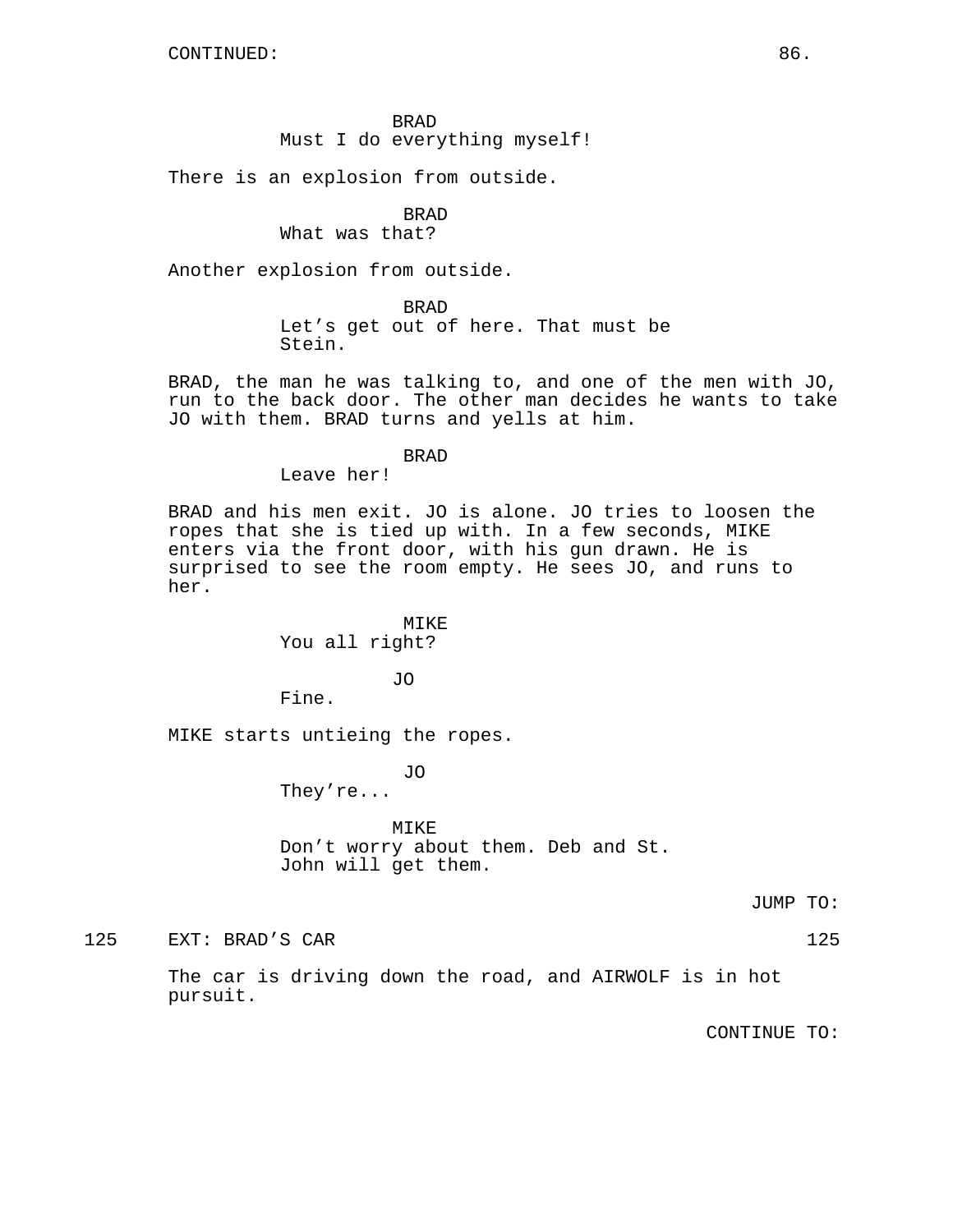CONTINUED:

BRAD
Must I do everything myself!

There is an explosion from outside.

BRAD
What was that?

Another explosion from outside.

BRAD
Let's get out of here. That must be Stein.

BRAD, the man he was talking to, and one of the men with JO, run to the back door. The other man decides he wants to take JO with them. BRAD turns and yells at him.

BRAD
Leave her!

BRAD and his men exit. JO is alone. JO tries to loosen the ropes that she is tied up with. In a few seconds, MIKE enters via the front door, with his gun drawn. He is surprised to see the room empty. He sees JO, and runs to her.

MIKE
You all right?

JO
Fine.

MIKE starts untieing the ropes.

JO
They're...

MIKE
Don't worry about them. Deb and St. John will get them.

JUMP TO:

125 EXT: BRAD'S CAR 125

The car is driving down the road, and AIRWOLF is in hot pursuit.

CONTINUE TO: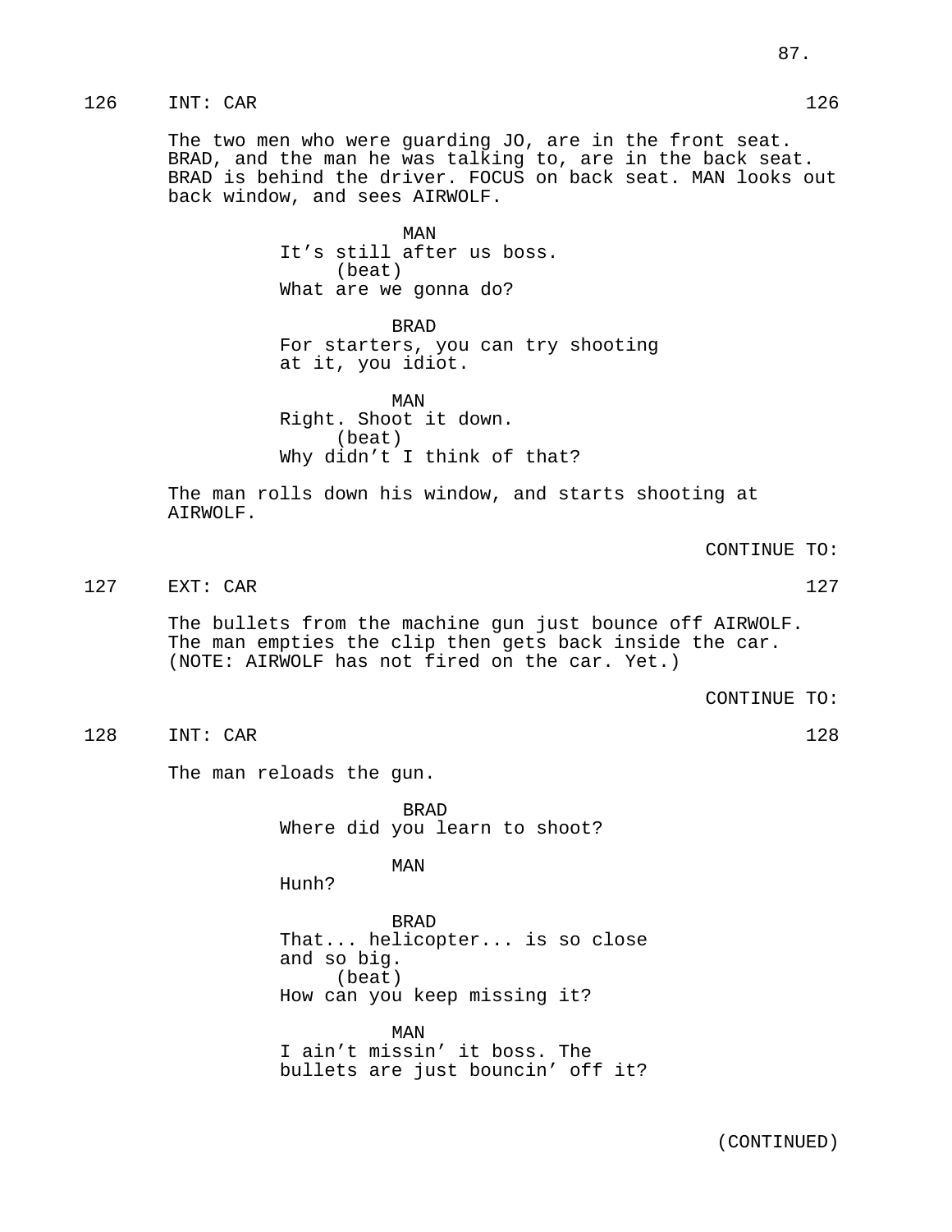126 INT: CAR 126

The two men who were guarding JO, are in the front seat. BRAD, and the man he was talking to, are in the back seat. BRAD is behind the driver. FOCUS on back seat. MAN looks out back window, and sees AIRWOLF.

MAN
It's still after us boss.
(beat)
What are we gonna do?

BRAD
For starters, you can try shooting at it, you idiot.

MAN
Right. Shoot it down.
(beat)
Why didn't I think of that?

The man rolls down his window, and starts shooting at AIRWOLF.

CONTINUE TO:

127 EXT: CAR 127

The bullets from the machine gun just bounce off AIRWOLF. The man empties the clip then gets back inside the car. (NOTE: AIRWOLF has not fired on the car. Yet.)

CONTINUE TO:

128 INT: CAR 128

The man reloads the gun.

BRAD
Where did you learn to shoot?

MAN
Hunh?

BRAD
That... helicopter... is so close and so big.
(beat)
How can you keep missing it?

MAN
I ain't missin' it boss. The bullets are just bouncin' off it?

(CONTINUED)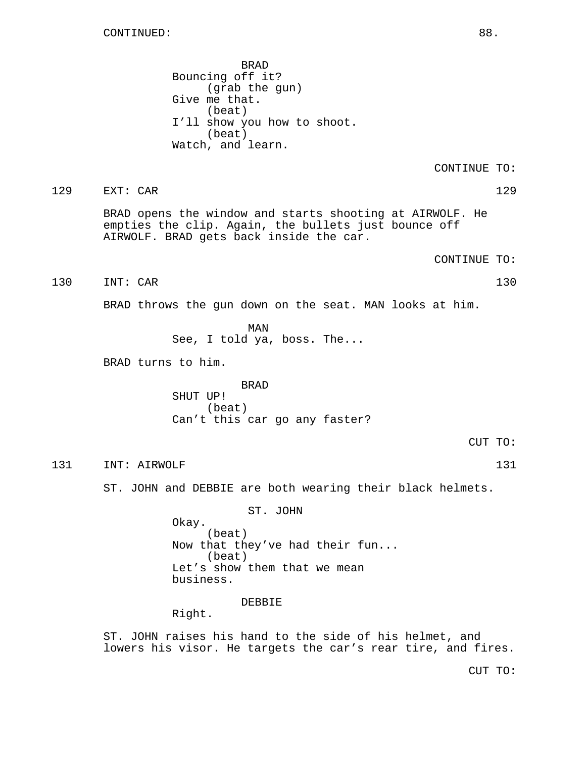CONTINUED:

BRAD
Bouncing off it?
(grab the gun)
Give me that.
(beat)
I'll show you how to shoot.
(beat)
Watch, and learn.

CONTINUE TO:

129 EXT: CAR 129

BRAD opens the window and starts shooting at AIRWOLF. He empties the clip. Again, the bullets just bounce off AIRWOLF. BRAD gets back inside the car.

CONTINUE TO:

130 INT: CAR 130

BRAD throws the gun down on the seat. MAN looks at him.

MAN
See, I told ya, boss. The...

BRAD turns to him.

BRAD
SHUT UP!
(beat)
Can't this car go any faster?

CUT TO:

131 INT: AIRWOLF 131

ST. JOHN and DEBBIE are both wearing their black helmets.

ST. JOHN
Okay.
(beat)
Now that they've had their fun...
(beat)
Let's show them that we mean business.

DEBBIE
Right.

ST. JOHN raises his hand to the side of his helmet, and lowers his visor. He targets the car's rear tire, and fires.

CUT TO: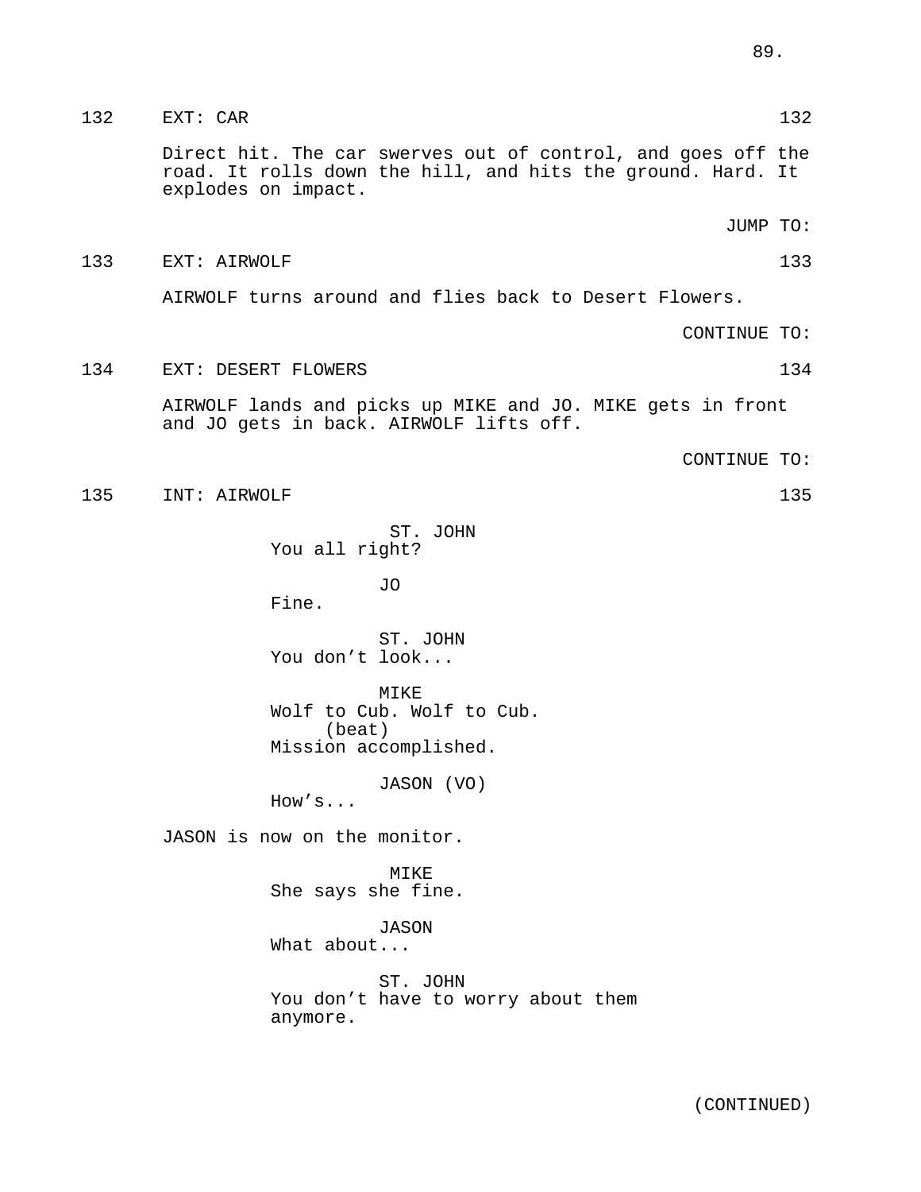132 EXT: CAR 132

Direct hit. The car swerves out of control, and goes off the road. It rolls down the hill, and hits the ground. Hard. It explodes on impact.

JUMP TO:

133 EXT: AIRWOLF 133

AIRWOLF turns around and flies back to Desert Flowers.

CONTINUE TO:

134 EXT: DESERT FLOWERS 134

AIRWOLF lands and picks up MIKE and JO. MIKE gets in front and JO gets in back. AIRWOLF lifts off.

CONTINUE TO:

135 INT: AIRWOLF 135

ST. JOHN
You all right?

JO
Fine.

ST. JOHN
You don't look...

MIKE
Wolf to Cub. Wolf to Cub.
(beat)
Mission accomplished.

JASON (VO)
How's...

JASON is now on the monitor.

MIKE
She says she fine.

JASON
What about...

ST. JOHN
You don't have to worry about them anymore.

(CONTINUED)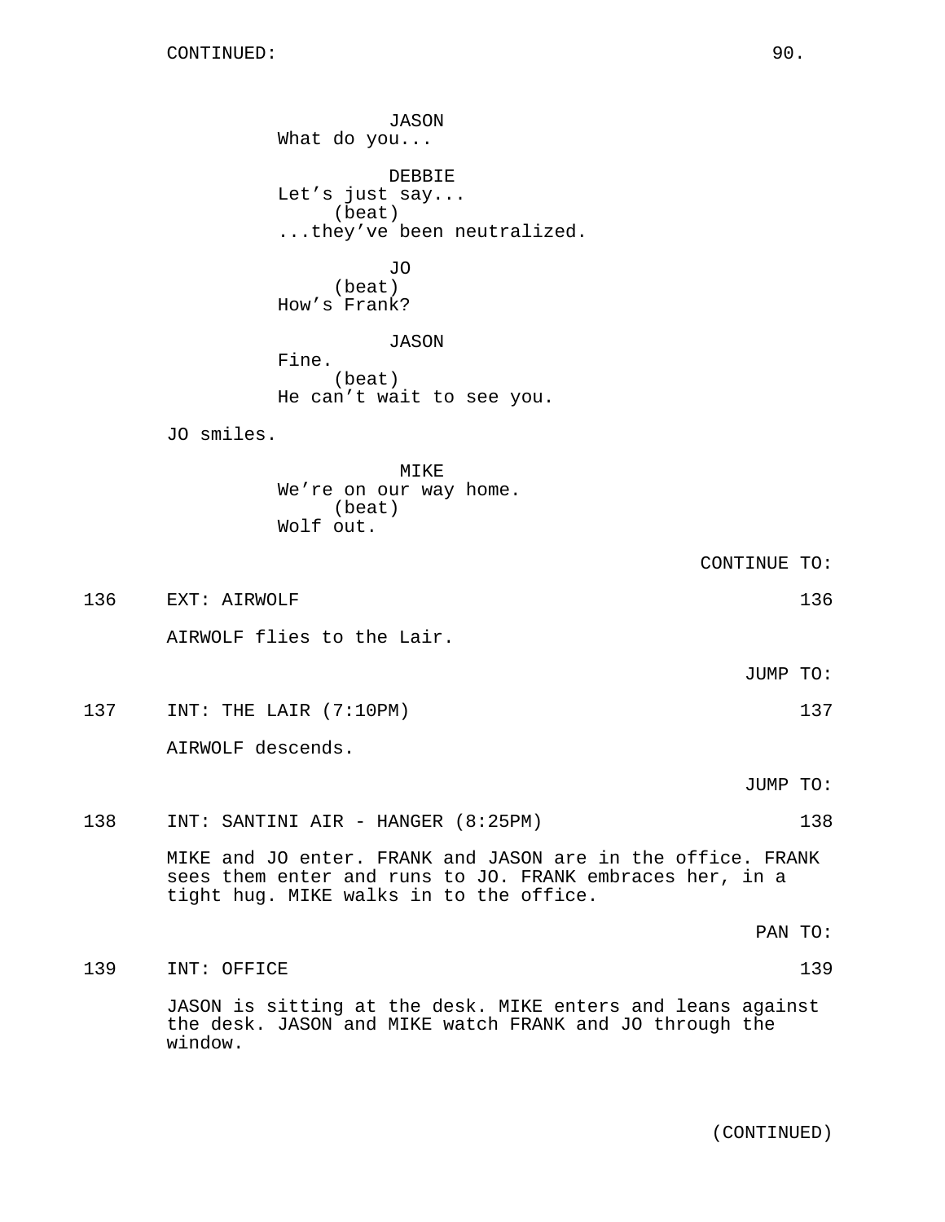CONTINUED:

JASON
What do you...

DEBBIE
Let's just say...
(beat)
...they've been neutralized.

JO
(beat)
How's Frank?

JASON
Fine.
(beat)
He can't wait to see you.

JO smiles.

MIKE
We're on our way home.
(beat)
Wolf out.

CONTINUE TO:

136 EXT: AIRWOLF 136

AIRWOLF flies to the Lair.

JUMP TO:

137 INT: THE LAIR (7:10PM) 137

AIRWOLF descends.

JUMP TO:

138 INT: SANTINI AIR - HANGER (8:25PM) 138

MIKE and JO enter. FRANK and JASON are in the office. FRANK sees them enter and runs to JO. FRANK embraces her, in a tight hug. MIKE walks in to the office.

PAN TO:

139 INT: OFFICE 139

JASON is sitting at the desk. MIKE enters and leans against the desk. JASON and MIKE watch FRANK and JO through the window.

(CONTINUED)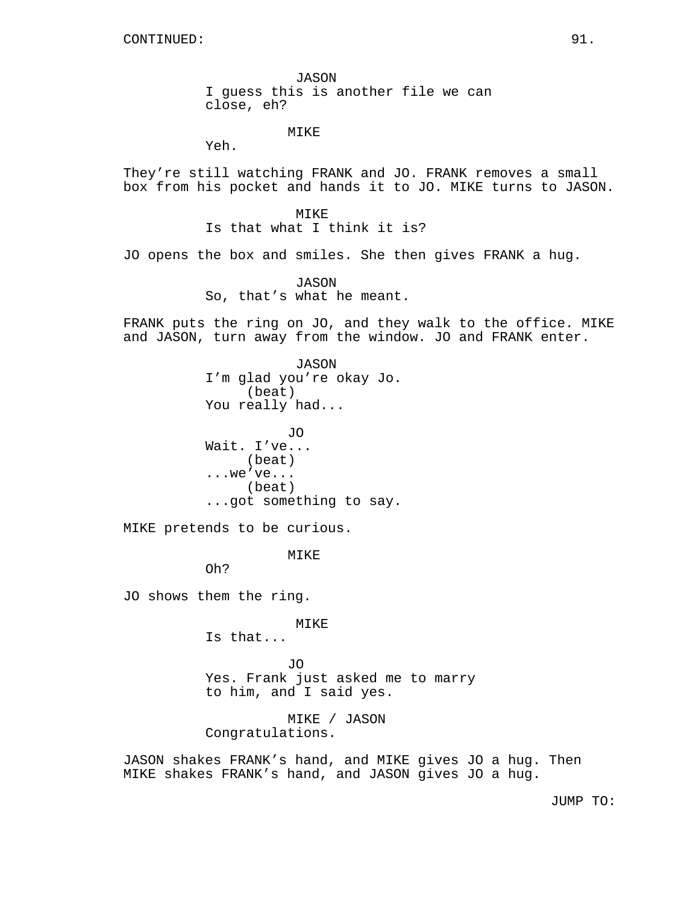CONTINUED:

JASON
I guess this is another file we can close, eh?

MIKE
Yeh.

They're still watching FRANK and JO. FRANK removes a small box from his pocket and hands it to JO. MIKE turns to JASON.

MIKE
Is that what I think it is?

JO opens the box and smiles. She then gives FRANK a hug.

JASON
So, that's what he meant.

FRANK puts the ring on JO, and they walk to the office. MIKE and JASON, turn away from the window. JO and FRANK enter.

JASON
I'm glad you're okay Jo.
(beat)
You really had...

JO
Wait. I've...
(beat)
...we've...
(beat)
...got something to say.

MIKE pretends to be curious.

MIKE
Oh?

JO shows them the ring.

MIKE
Is that...

JO
Yes. Frank just asked me to marry to him, and I said yes.

MIKE / JASON
Congratulations.

JASON shakes FRANK's hand, and MIKE gives JO a hug. Then MIKE shakes FRANK's hand, and JASON gives JO a hug.

JUMP TO: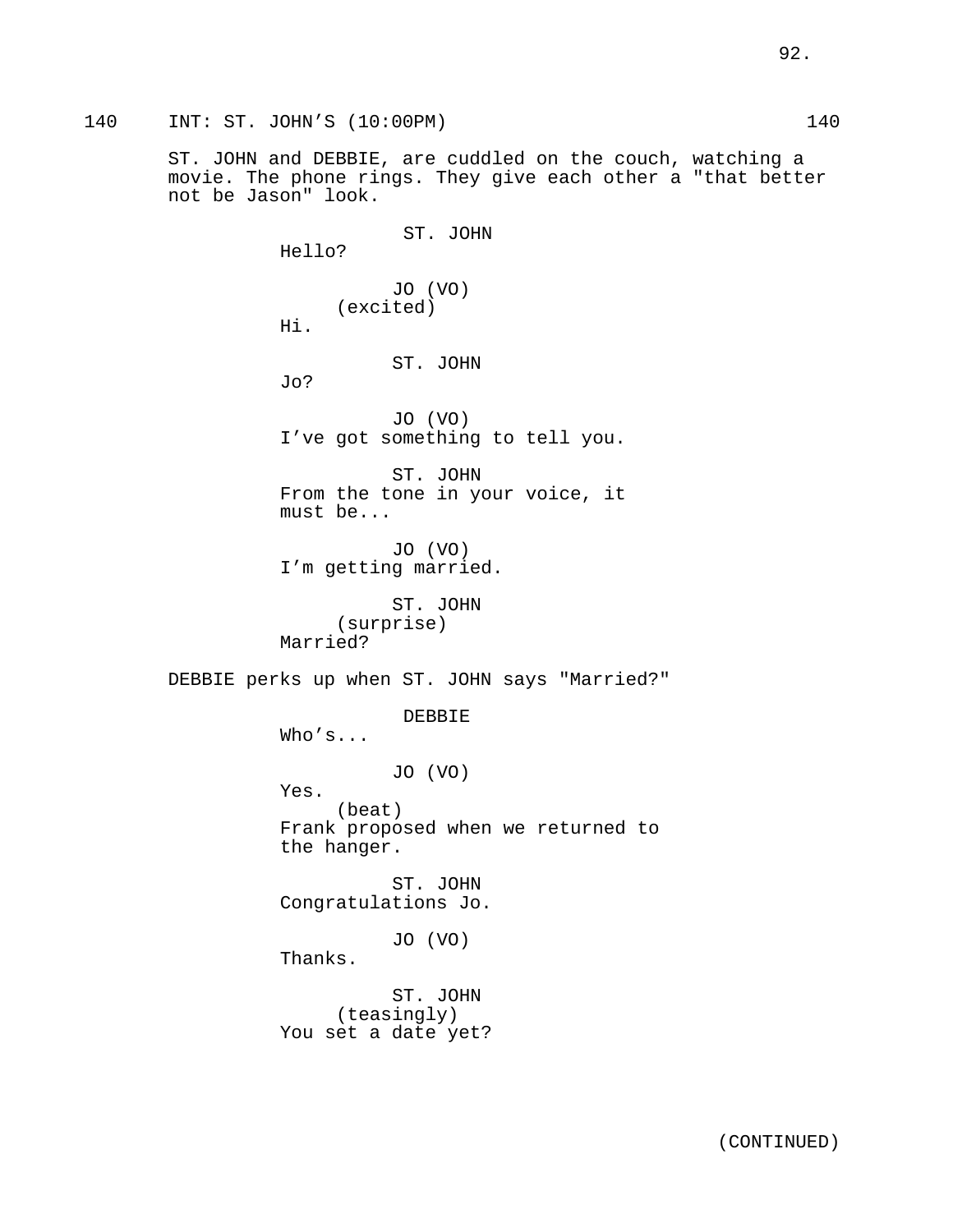140 INT: ST. JOHN'S (10:00PM) 140

ST. JOHN and DEBBIE, are cuddled on the couch, watching a movie. The phone rings. They give each other a "that better not be Jason" look.

ST. JOHN
Hello?

JO (VO)
(excited)
Hi.

ST. JOHN
Jo?

JO (VO)
I've got something to tell you.

ST. JOHN
From the tone in your voice, it must be...

JO (VO)
I'm getting married.

ST. JOHN
(surprise)
Married?

DEBBIE perks up when ST. JOHN says "Married?"

DEBBIE
Who's...

JO (VO)
Yes.
(beat)
Frank proposed when we returned to the hanger.

ST. JOHN
Congratulations Jo.

JO (VO)
Thanks.

ST. JOHN
(teasingly)
You set a date yet?

(CONTINUED)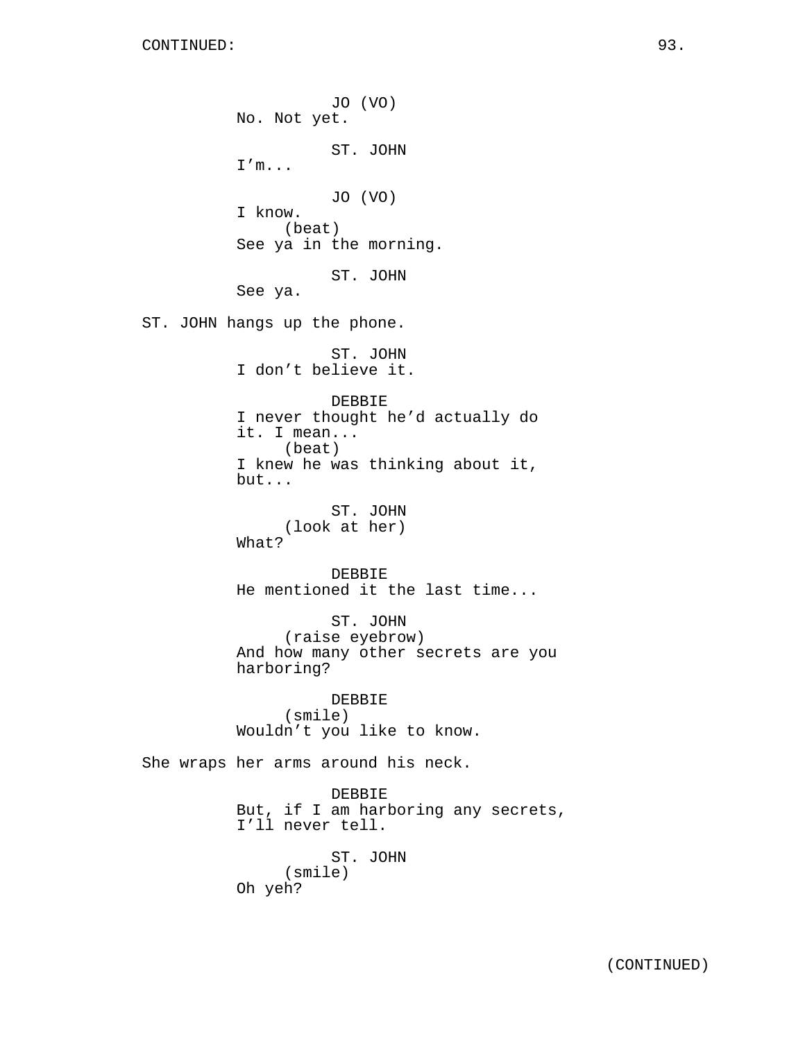JO (VO)
No. Not yet.

ST. JOHN
I'm...

JO (VO)
I know.
(beat)
See ya in the morning.

ST. JOHN
See ya.

ST. JOHN hangs up the phone.

ST. JOHN
I don't believe it.

DEBBIE
I never thought he'd actually do it. I mean...
(beat)
I knew he was thinking about it, but...

ST. JOHN
(look at her)
What?

DEBBIE
He mentioned it the last time...

ST. JOHN
(raise eyebrow)
And how many other secrets are you harboring?

DEBBIE
(smile)
Wouldn't you like to know.

She wraps her arms around his neck.

DEBBIE
But, if I am harboring any secrets, I'll never tell.

ST. JOHN
(smile)
Oh yeh?

(CONTINUED)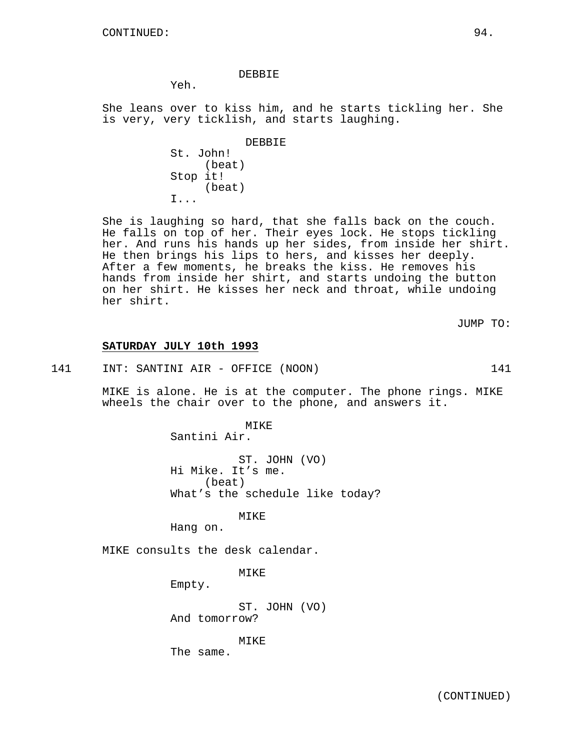CONTINUED:

DEBBIE
Yeh.

She leans over to kiss him, and he starts tickling her. She is very, very ticklish, and starts laughing.

DEBBIE
St. John!
(beat)
Stop it!
(beat)
I...

She is laughing so hard, that she falls back on the couch. He falls on top of her. Their eyes lock. He stops tickling her. And runs his hands up her sides, from inside her shirt. He then brings his lips to hers, and kisses her deeply. After a few moments, he breaks the kiss. He removes his hands from inside her shirt, and starts undoing the button on her shirt. He kisses her neck and throat, while undoing her shirt.

JUMP TO:

**SATURDAY JULY 10th 1993**

141 INT: SANTINI AIR - OFFICE (NOON) 141

MIKE is alone. He is at the computer. The phone rings. MIKE wheels the chair over to the phone, and answers it.

MIKE
Santini Air.

ST. JOHN (VO)
Hi Mike. It's me.
(beat)
What's the schedule like today?

MIKE
Hang on.

MIKE consults the desk calendar.

MIKE
Empty.

ST. JOHN (VO)
And tomorrow?

MIKE
The same.

(CONTINUED)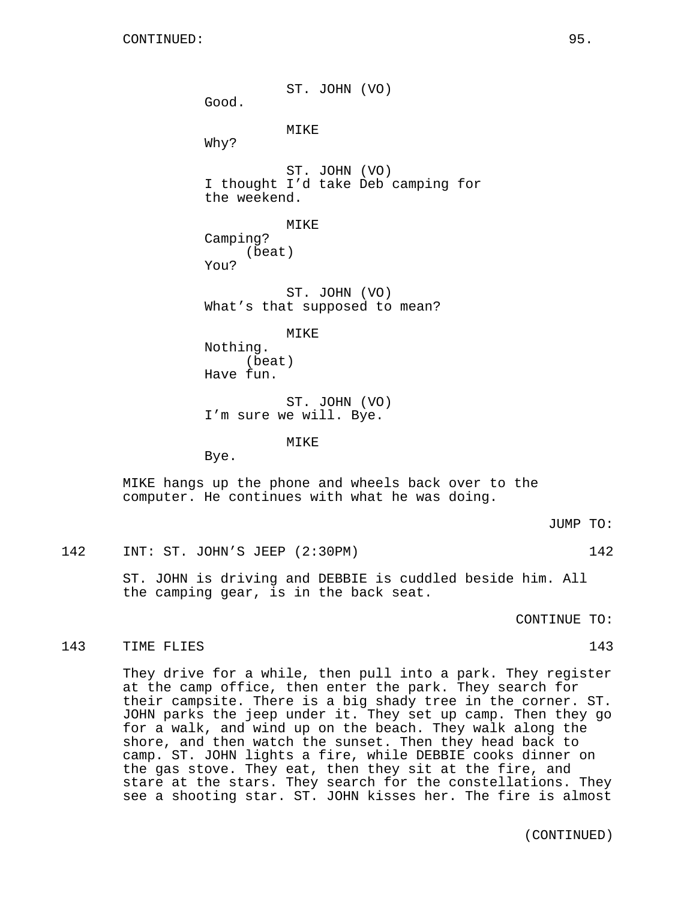ST. JOHN (VO)
Good.

MIKE
Why?

ST. JOHN (VO)
I thought I'd take Deb camping for the weekend.

MIKE
Camping?
(beat)
You?

ST. JOHN (VO)
What's that supposed to mean?

MIKE
Nothing.
(beat)
Have fun.

ST. JOHN (VO)
I'm sure we will. Bye.

MIKE
Bye.

MIKE hangs up the phone and wheels back over to the computer. He continues with what he was doing.

JUMP TO:

142 INT: ST. JOHN'S JEEP (2:30PM) 142

ST. JOHN is driving and DEBBIE is cuddled beside him. All the camping gear, is in the back seat.

CONTINUE TO:

143 TIME FLIES 143

They drive for a while, then pull into a park. They register at the camp office, then enter the park. They search for their campsite. There is a big shady tree in the corner. ST. JOHN parks the jeep under it. They set up camp. Then they go for a walk, and wind up on the beach. They walk along the shore, and then watch the sunset. Then they head back to camp. ST. JOHN lights a fire, while DEBBIE cooks dinner on the gas stove. They eat, then they sit at the fire, and stare at the stars. They search for the constellations. They see a shooting star. ST. JOHN kisses her. The fire is almost

(CONTINUED)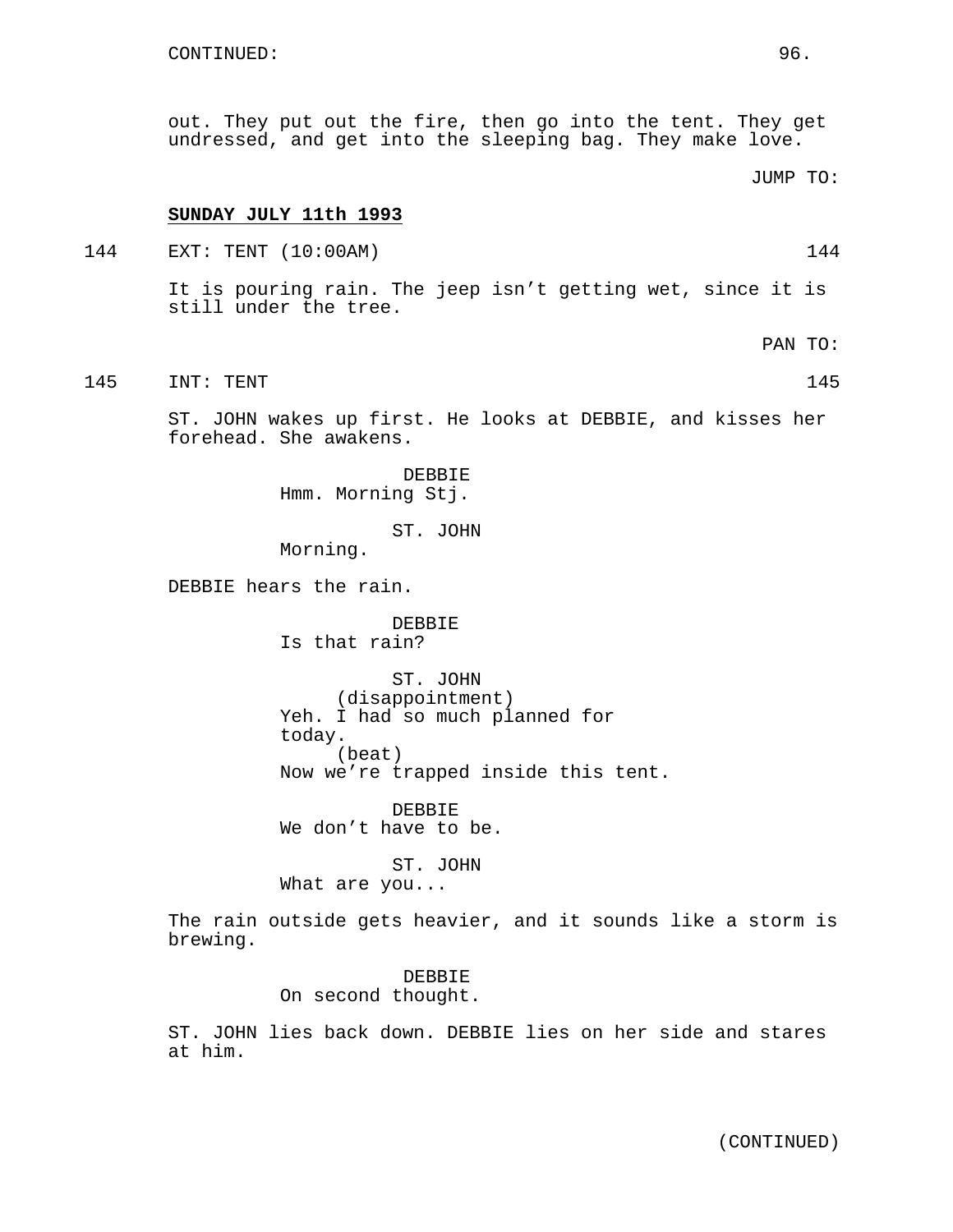out. They put out the fire, then go into the tent. They get undressed, and get into the sleeping bag. They make love.

JUMP TO:

**SUNDAY JULY 11th 1993**

144 EXT: TENT (10:00AM) 144

It is pouring rain. The jeep isn't getting wet, since it is still under the tree.

PAN TO:

145 INT: TENT 145

ST. JOHN wakes up first. He looks at DEBBIE, and kisses her forehead. She awakens.

DEBBIE
Hmm. Morning Stj.

ST. JOHN
Morning.

DEBBIE hears the rain.

DEBBIE
Is that rain?

ST. JOHN
(disappointment)
Yeh. I had so much planned for today.
(beat)
Now we're trapped inside this tent.

DEBBIE
We don't have to be.

ST. JOHN
What are you...

The rain outside gets heavier, and it sounds like a storm is brewing.

DEBBIE
On second thought.

ST. JOHN lies back down. DEBBIE lies on her side and stares at him.

(CONTINUED)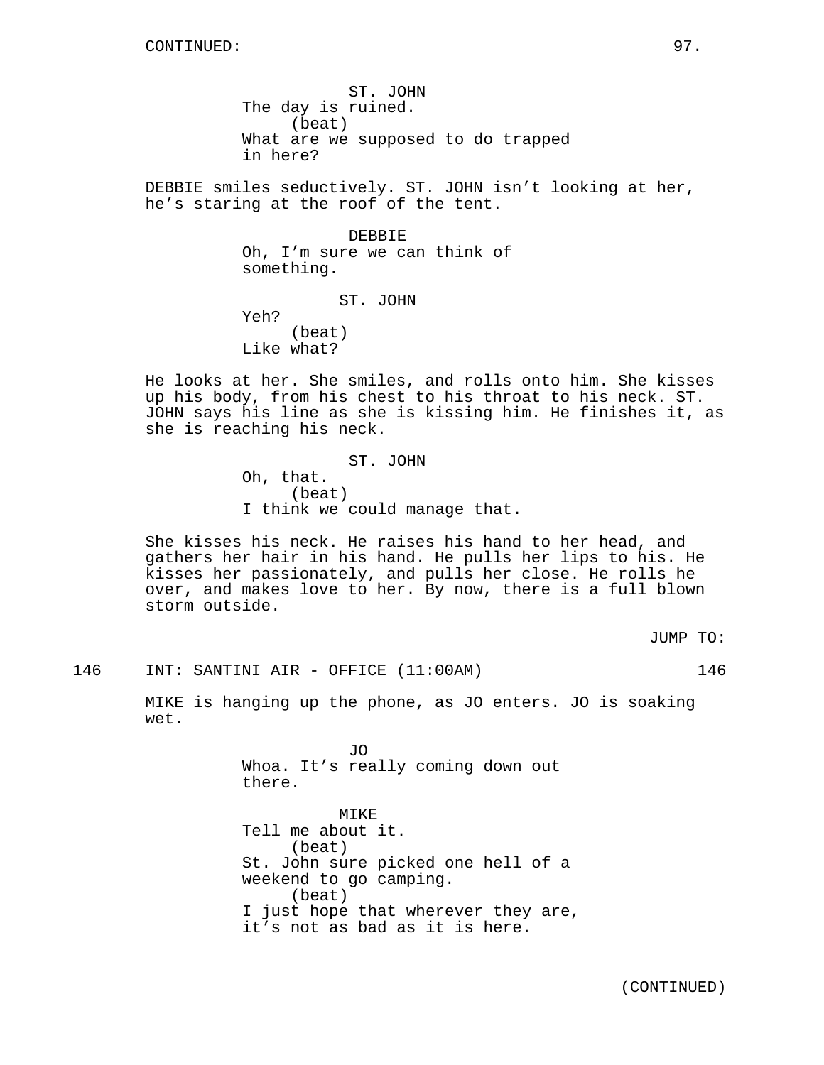ST. JOHN
The day is ruined.
(beat)
What are we supposed to do trapped in here?

DEBBIE smiles seductively. ST. JOHN isn't looking at her, he's staring at the roof of the tent.

DEBBIE
Oh, I'm sure we can think of something.

ST. JOHN
Yeh?
(beat)
Like what?

He looks at her. She smiles, and rolls onto him. She kisses up his body, from his chest to his throat to his neck. ST. JOHN says his line as she is kissing him. He finishes it, as she is reaching his neck.

ST. JOHN
Oh, that.
(beat)
I think we could manage that.

She kisses his neck. He raises his hand to her head, and gathers her hair in his hand. He pulls her lips to his. He kisses her passionately, and pulls her close. He rolls he over, and makes love to her. By now, there is a full blown storm outside.

JUMP TO:

146 INT: SANTINI AIR - OFFICE (11:00AM) 146

MIKE is hanging up the phone, as JO enters. JO is soaking wet.

JO
Whoa. It's really coming down out there.

MIKE
Tell me about it.
(beat)
St. John sure picked one hell of a weekend to go camping.
(beat)
I just hope that wherever they are, it's not as bad as it is here.

(CONTINUED)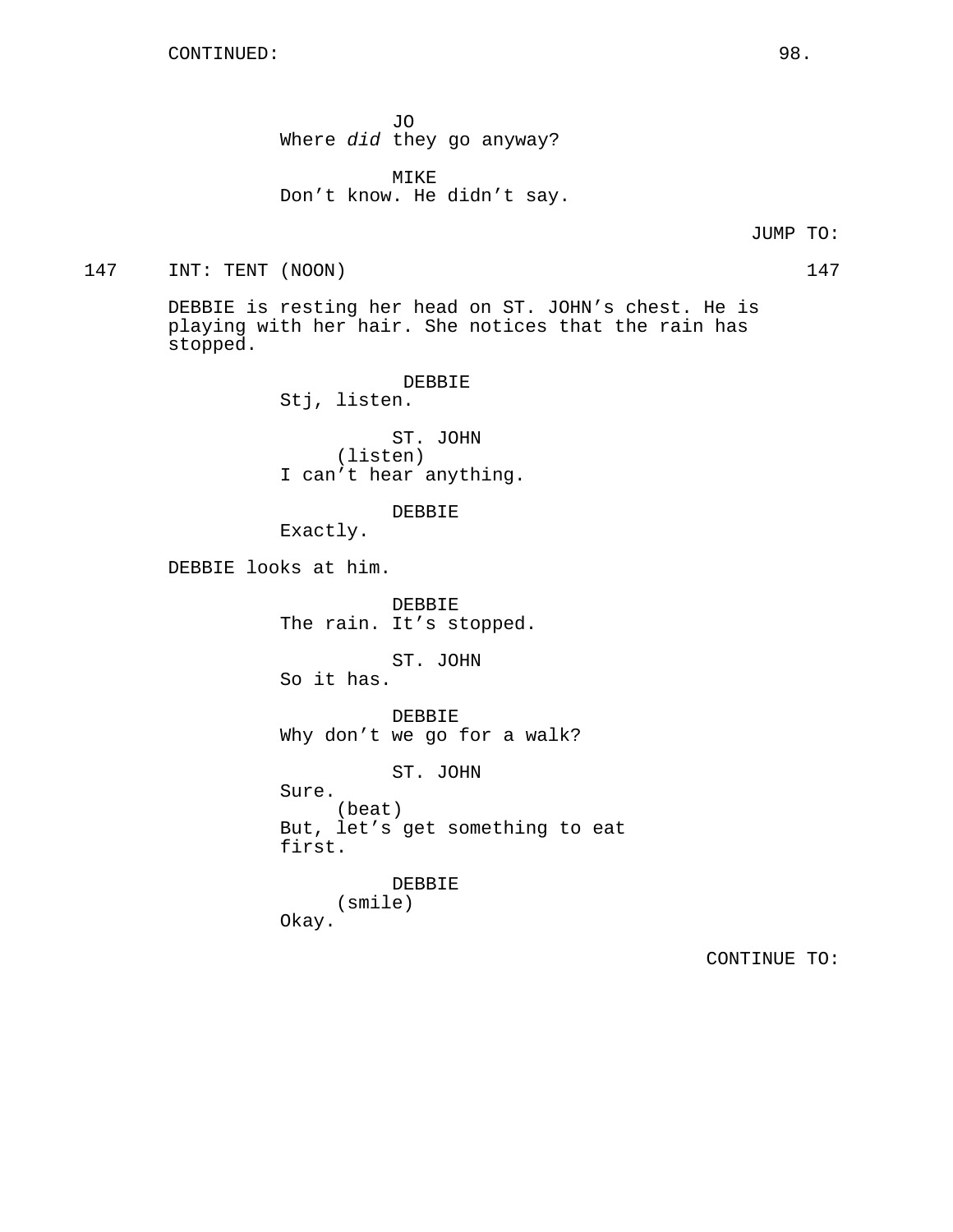CONTINUED:

JO
Where *did* they go anyway?

MIKE
Don't know. He didn't say.

JUMP TO:

147 INT: TENT (NOON) 147

DEBBIE is resting her head on ST. JOHN's chest. He is playing with her hair. She notices that the rain has stopped.

DEBBIE
Stj, listen.

ST. JOHN
(listen)
I can't hear anything.

DEBBIE
Exactly.

DEBBIE looks at him.

DEBBIE
The rain. It's stopped.

ST. JOHN
So it has.

DEBBIE
Why don't we go for a walk?

ST. JOHN
Sure.
(beat)
But, let's get something to eat first.

DEBBIE
(smile)
Okay.

CONTINUE TO: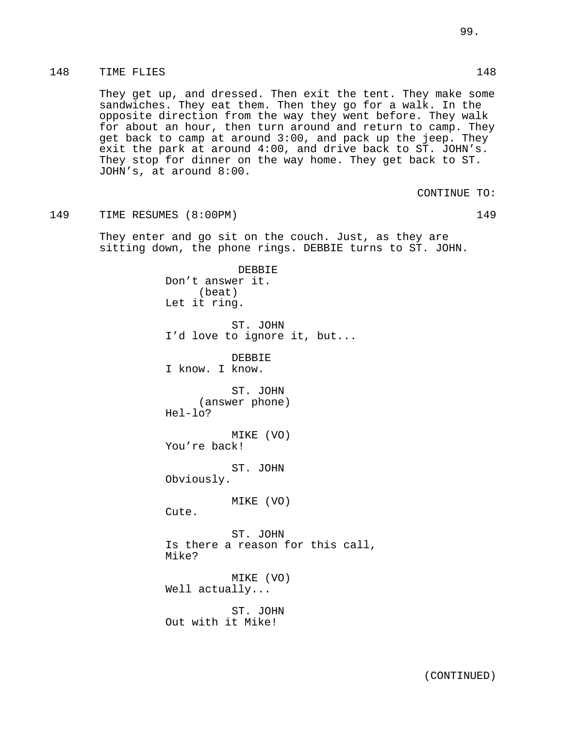148 TIME FLIES 148

They get up, and dressed. Then exit the tent. They make some sandwiches. They eat them. Then they go for a walk. In the opposite direction from the way they went before. They walk for about an hour, then turn around and return to camp. They get back to camp at around 3:00, and pack up the jeep. They exit the park at around 4:00, and drive back to ST. JOHN's. They stop for dinner on the way home. They get back to ST. JOHN's, at around 8:00.

CONTINUE TO:

149 TIME RESUMES (8:00PM) 149

They enter and go sit on the couch. Just, as they are sitting down, the phone rings. DEBBIE turns to ST. JOHN.

DEBBIE
Don't answer it.
(beat)
Let it ring.

ST. JOHN
I'd love to ignore it, but...

DEBBIE
I know. I know.

ST. JOHN
(answer phone)
Hel-lo?

MIKE (VO)
You're back!

ST. JOHN
Obviously.

MIKE (VO)
Cute.

ST. JOHN
Is there a reason for this call, Mike?

MIKE (VO)
Well actually...

ST. JOHN
Out with it Mike!

(CONTINUED)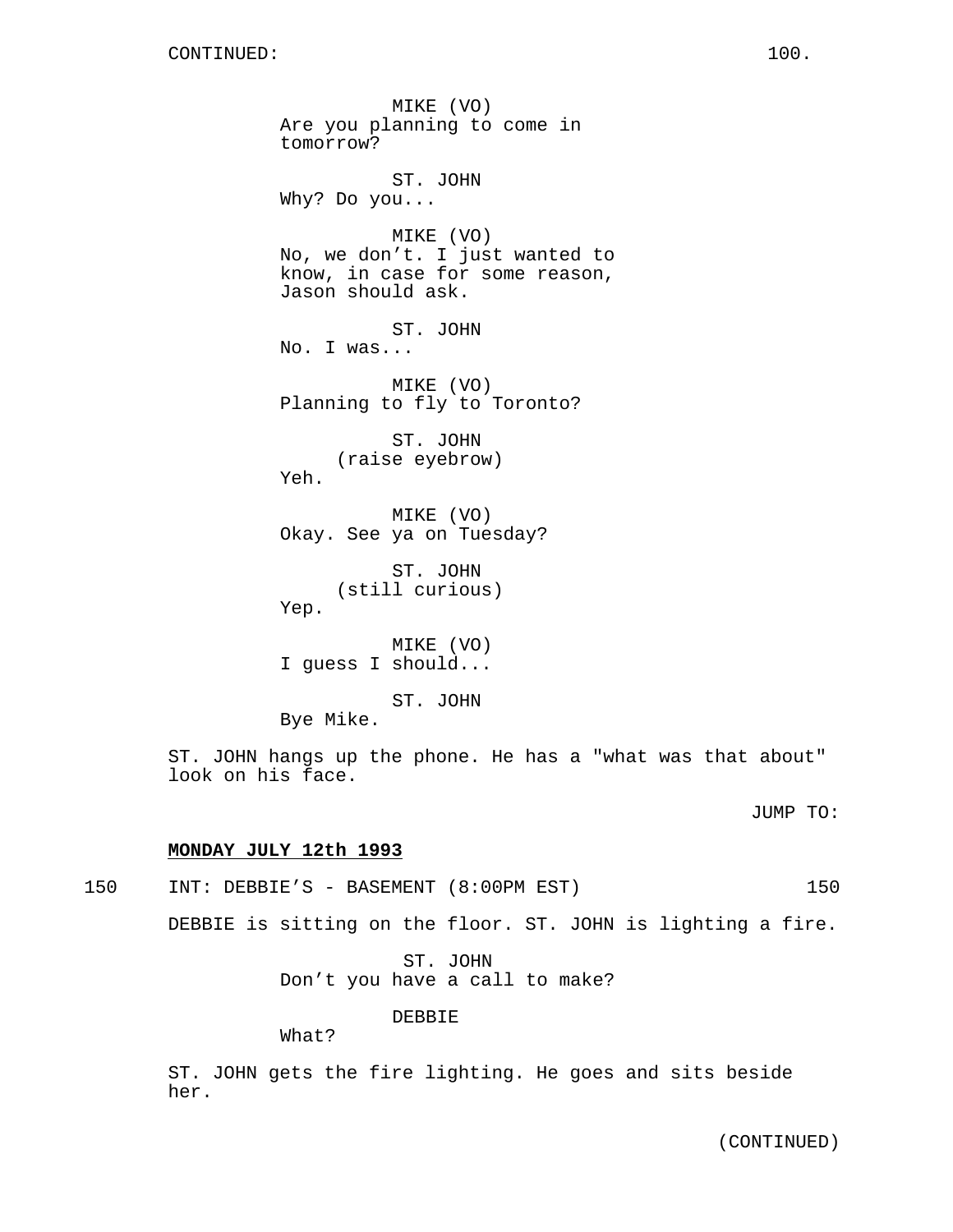CONTINUED:

MIKE (VO)
Are you planning to come in tomorrow?

ST. JOHN
Why? Do you...

MIKE (VO)
No, we don’t. I just wanted to know, in case for some reason, Jason should ask.

ST. JOHN
No. I was...

MIKE (VO)
Planning to fly to Toronto?

ST. JOHN
(raise eyebrow)
Yeh.

MIKE (VO)
Okay. See ya on Tuesday?

ST. JOHN
(still curious)
Yep.

MIKE (VO)
I guess I should...

ST. JOHN
Bye Mike.

ST. JOHN hangs up the phone. He has a "what was that about" look on his face.

JUMP TO:

**MONDAY JULY 12th 1993**

150 INT: DEBBIE’S - BASEMENT (8:00PM EST) 150

DEBBIE is sitting on the floor. ST. JOHN is lighting a fire.

ST. JOHN
Don’t you have a call to make?

DEBBIE
What?

ST. JOHN gets the fire lighting. He goes and sits beside her.

(CONTINUED)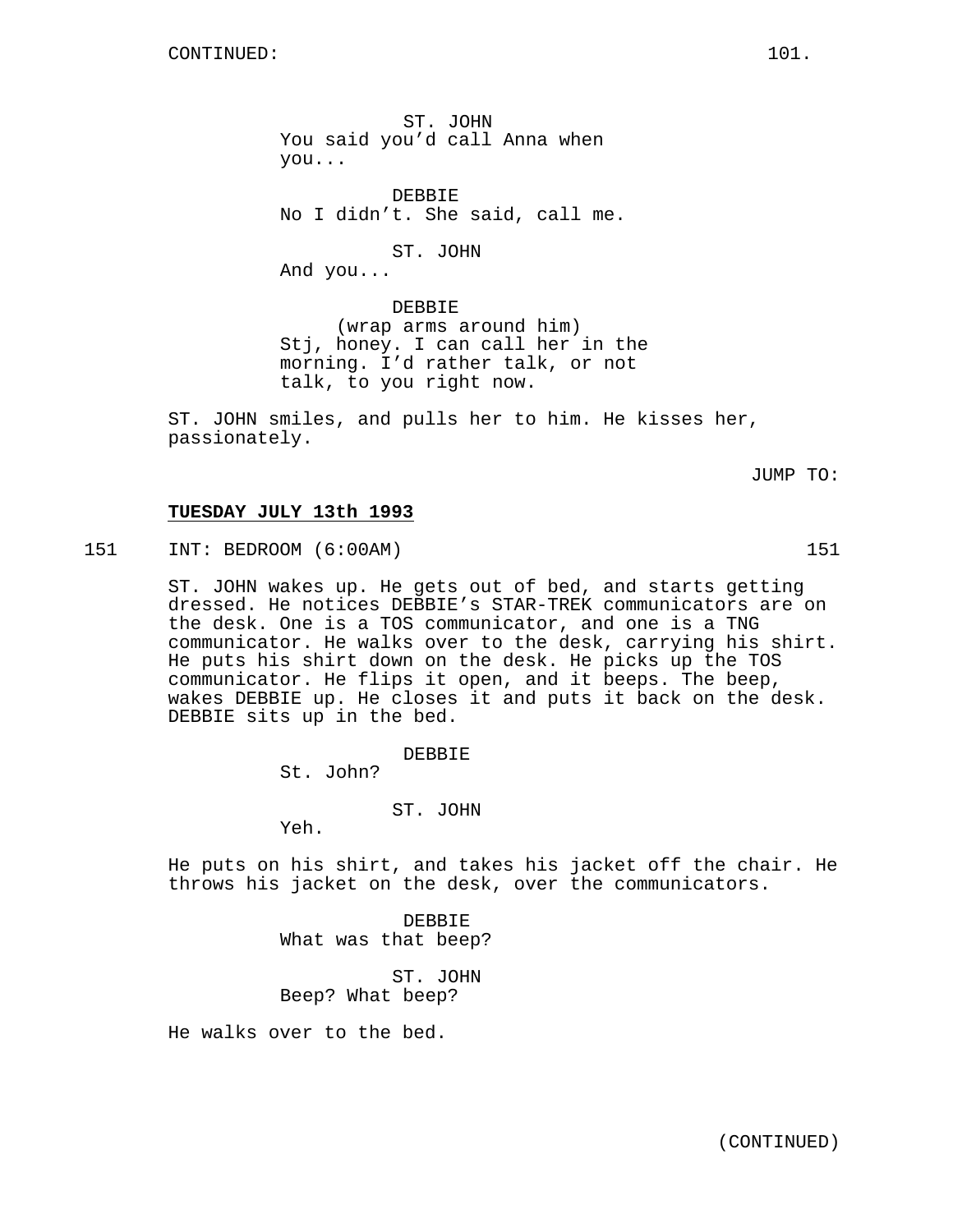CONTINUED:

ST. JOHN
You said you'd call Anna when you...

DEBBIE
No I didn't. She said, call me.

ST. JOHN
And you...

DEBBIE
(wrap arms around him)
Stj, honey. I can call her in the morning. I'd rather talk, or not talk, to you right now.

ST. JOHN smiles, and pulls her to him. He kisses her, passionately.

JUMP TO:

**TUESDAY JULY 13th 1993**

151 INT: BEDROOM (6:00AM) 151

ST. JOHN wakes up. He gets out of bed, and starts getting dressed. He notices DEBBIE's STAR-TREK communicators are on the desk. One is a TOS communicator, and one is a TNG communicator. He walks over to the desk, carrying his shirt. He puts his shirt down on the desk. He picks up the TOS communicator. He flips it open, and it beeps. The beep, wakes DEBBIE up. He closes it and puts it back on the desk. DEBBIE sits up in the bed.

DEBBIE
St. John?

ST. JOHN
Yeh.

He puts on his shirt, and takes his jacket off the chair. He throws his jacket on the desk, over the communicators.

DEBBIE
What was that beep?

ST. JOHN
Beep? What beep?

He walks over to the bed.

(CONTINUED)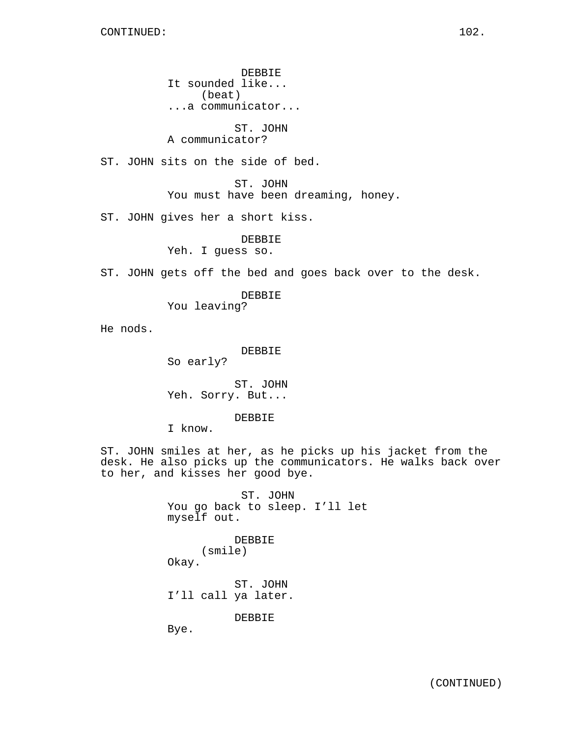CONTINUED:

DEBBIE
It sounded like...
(beat)
...a communicator...

ST. JOHN
A communicator?

ST. JOHN sits on the side of bed.

ST. JOHN
You must have been dreaming, honey.

ST. JOHN gives her a short kiss.

DEBBIE
Yeh. I guess so.

ST. JOHN gets off the bed and goes back over to the desk.

DEBBIE
You leaving?

He nods.

DEBBIE
So early?

ST. JOHN
Yeh. Sorry. But...

DEBBIE
I know.

ST. JOHN smiles at her, as he picks up his jacket from the desk. He also picks up the communicators. He walks back over to her, and kisses her good bye.

ST. JOHN
You go back to sleep. I'll let myself out.

DEBBIE
(smile)
Okay.

ST. JOHN
I'll call ya later.

DEBBIE
Bye.

(CONTINUED)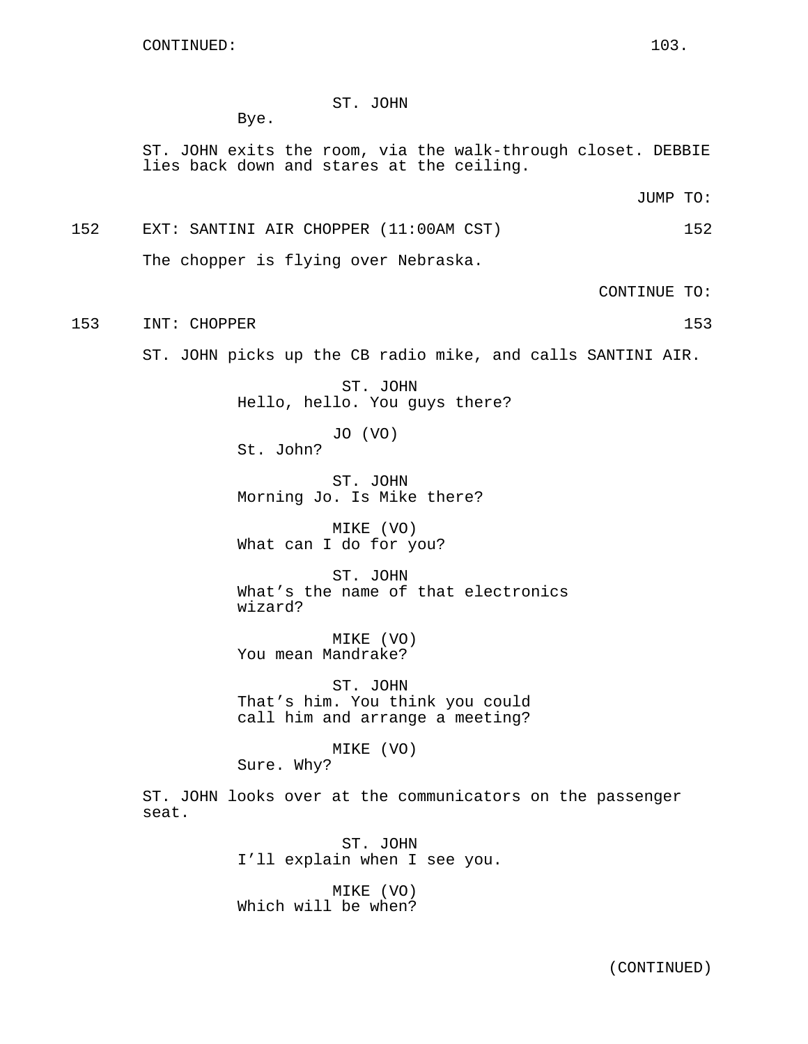CONTINUED:

ST. JOHN
Bye.

ST. JOHN exits the room, via the walk-through closet. DEBBIE lies back down and stares at the ceiling.

JUMP TO:

152 EXT: SANTINI AIR CHOPPER (11:00AM CST) 152

The chopper is flying over Nebraska.

CONTINUE TO:

153 INT: CHOPPER 153

ST. JOHN picks up the CB radio mike, and calls SANTINI AIR.

ST. JOHN
Hello, hello. You guys there?

JO (VO)
St. John?

ST. JOHN
Morning Jo. Is Mike there?

MIKE (VO)
What can I do for you?

ST. JOHN
What's the name of that electronics wizard?

MIKE (VO)
You mean Mandrake?

ST. JOHN
That's him. You think you could call him and arrange a meeting?

MIKE (VO)
Sure. Why?

ST. JOHN looks over at the communicators on the passenger seat.

ST. JOHN
I'll explain when I see you.

MIKE (VO)
Which will be when?

(CONTINUED)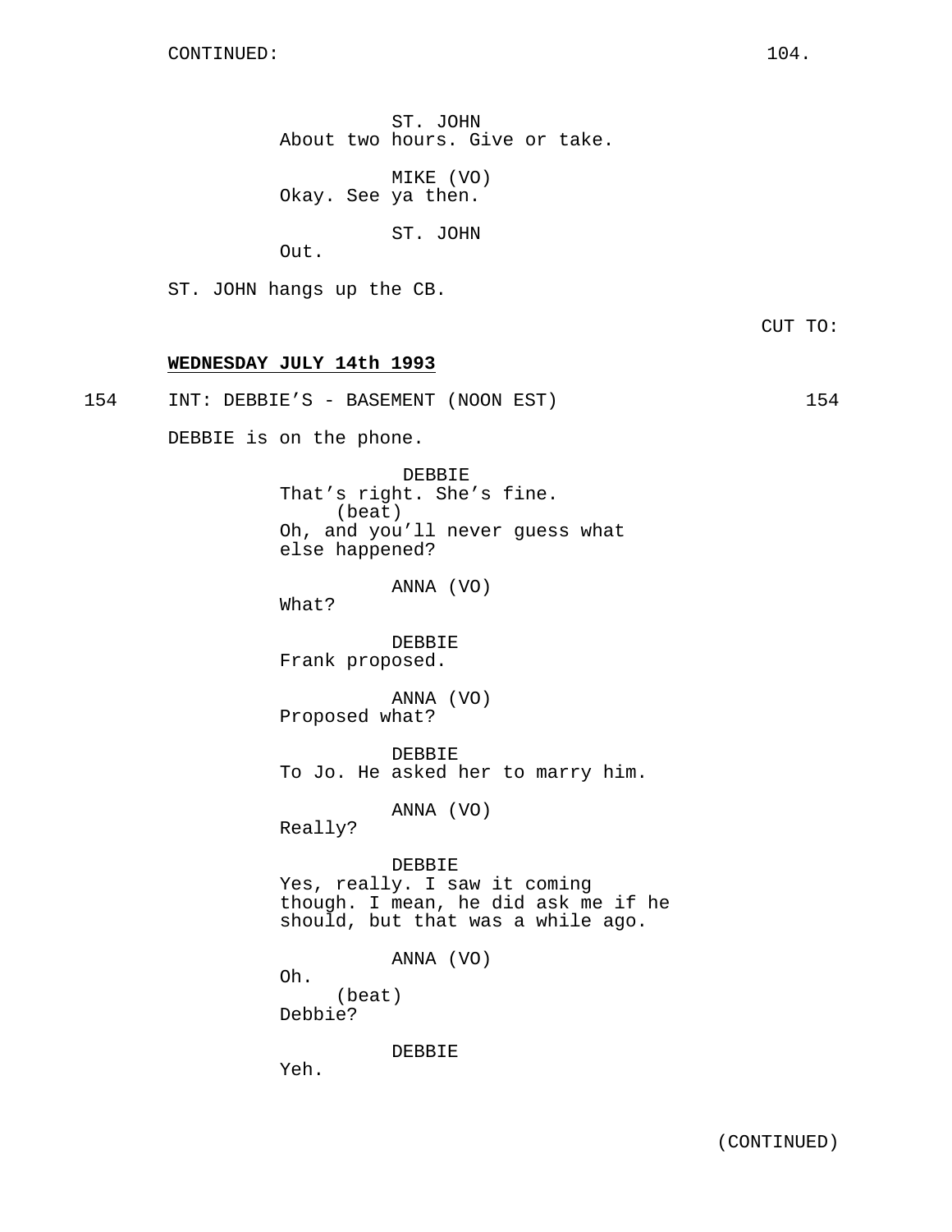CONTINUED:

ST. JOHN
About two hours. Give or take.

MIKE (VO)
Okay. See ya then.

ST. JOHN
Out.

ST. JOHN hangs up the CB.

CUT TO:

**WEDNESDAY JULY 14th 1993**

154 INT: DEBBIE'S - BASEMENT (NOON EST) 154

DEBBIE is on the phone.

DEBBIE
That's right. She's fine.
(beat)
Oh, and you'll never guess what else happened?

ANNA (VO)
What?

DEBBIE
Frank proposed.

ANNA (VO)
Proposed what?

DEBBIE
To Jo. He asked her to marry him.

ANNA (VO)
Really?

DEBBIE
Yes, really. I saw it coming though. I mean, he did ask me if he should, but that was a while ago.

ANNA (VO)
Oh.
(beat)
Debbie?

DEBBIE
Yeh.

(CONTINUED)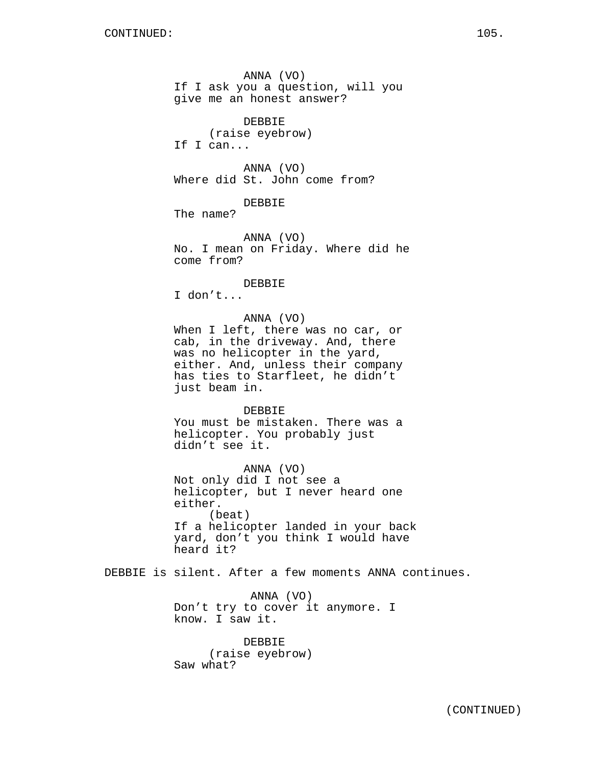ANNA (VO)
If I ask you a question, will you give me an honest answer?

DEBBIE
(raise eyebrow)
If I can...

ANNA (VO)
Where did St. John come from?

DEBBIE
The name?

ANNA (VO)
No. I mean on Friday. Where did he come from?

DEBBIE
I don't...

ANNA (VO)
When I left, there was no car, or cab, in the driveway. And, there was no helicopter in the yard, either. And, unless their company has ties to Starfleet, he didn't just beam in.

DEBBIE
You must be mistaken. There was a helicopter. You probably just didn't see it.

ANNA (VO)
Not only did I not see a helicopter, but I never heard one either.
(beat)
If a helicopter landed in your back yard, don't you think I would have heard it?

DEBBIE is silent. After a few moments ANNA continues.

ANNA (VO)
Don't try to cover it anymore. I know. I saw it.

DEBBIE
(raise eyebrow)
Saw what?

(CONTINUED)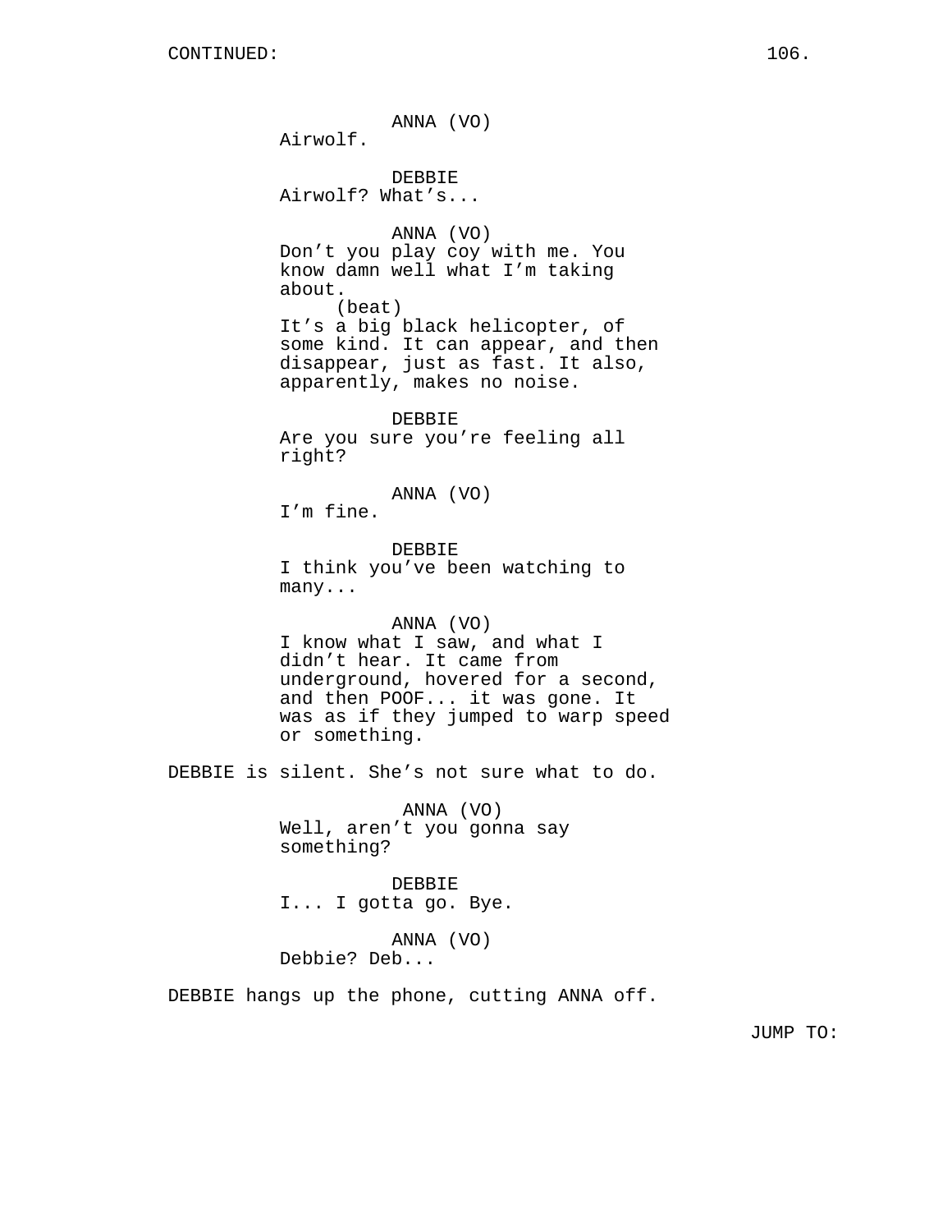ANNA (VO)
Airwolf.

DEBBIE
Airwolf? What's...

ANNA (VO)
Don't you play coy with me. You know damn well what I'm taking about.
(beat)
It's a big black helicopter, of some kind. It can appear, and then disappear, just as fast. It also, apparently, makes no noise.

DEBBIE
Are you sure you're feeling all right?

ANNA (VO)
I'm fine.

DEBBIE
I think you've been watching to many...

ANNA (VO)
I know what I saw, and what I didn't hear. It came from underground, hovered for a second, and then POOF... it was gone. It was as if they jumped to warp speed or something.

DEBBIE is silent. She's not sure what to do.

ANNA (VO)
Well, aren't you gonna say something?

DEBBIE
I... I gotta go. Bye.

ANNA (VO)
Debbie? Deb...

DEBBIE hangs up the phone, cutting ANNA off.

JUMP TO: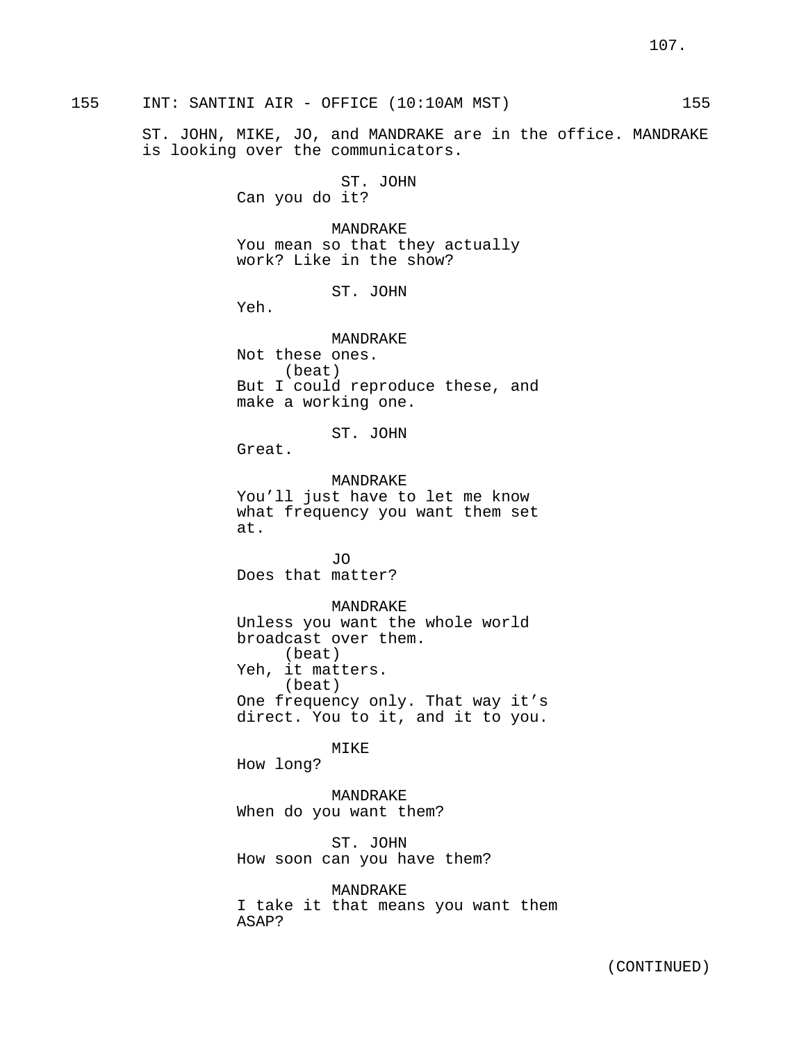155 INT: SANTINI AIR - OFFICE (10:10AM MST) 155

ST. JOHN, MIKE, JO, and MANDRAKE are in the office. MANDRAKE is looking over the communicators.

ST. JOHN
Can you do it?

MANDRAKE
You mean so that they actually work? Like in the show?

ST. JOHN
Yeh.

MANDRAKE
Not these ones.
(beat)
But I could reproduce these, and make a working one.

ST. JOHN
Great.

MANDRAKE
You'll just have to let me know what frequency you want them set at.

JO
Does that matter?

MANDRAKE
Unless you want the whole world broadcast over them.
(beat)
Yeh, it matters.
(beat)
One frequency only. That way it's direct. You to it, and it to you.

MIKE
How long?

MANDRAKE
When do you want them?

ST. JOHN
How soon can you have them?

MANDRAKE
I take it that means you want them ASAP?

(CONTINUED)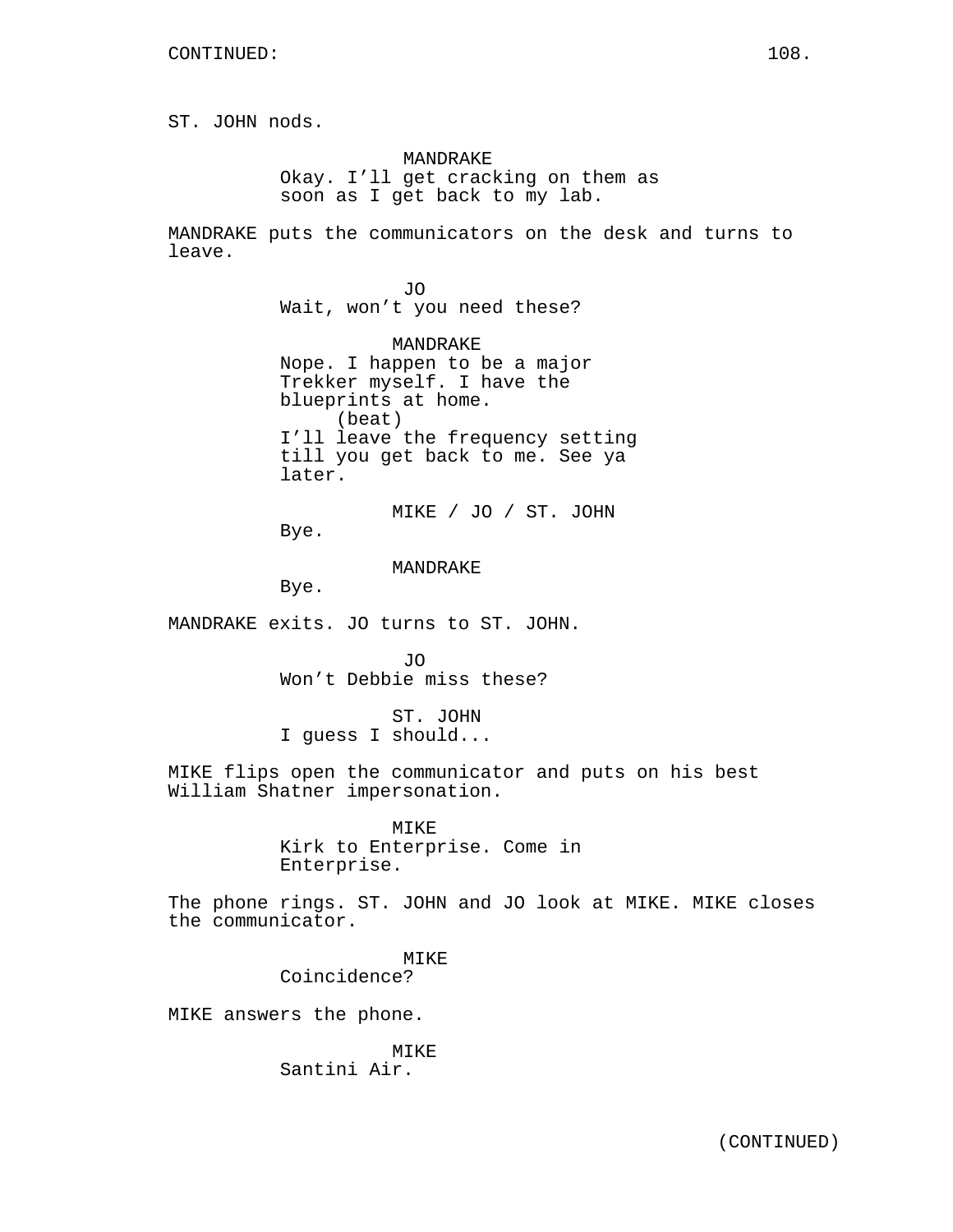CONTINUED:

ST. JOHN nods.

MANDRAKE
Okay. I'll get cracking on them as soon as I get back to my lab.

MANDRAKE puts the communicators on the desk and turns to leave.

JO
Wait, won't you need these?

MANDRAKE
Nope. I happen to be a major Trekker myself. I have the blueprints at home.
(beat)
I'll leave the frequency setting till you get back to me. See ya later.

MIKE / JO / ST. JOHN
Bye.

MANDRAKE
Bye.

MANDRAKE exits. JO turns to ST. JOHN.

JO
Won't Debbie miss these?

ST. JOHN
I guess I should...

MIKE flips open the communicator and puts on his best William Shatner impersonation.

MIKE
Kirk to Enterprise. Come in Enterprise.

The phone rings. ST. JOHN and JO look at MIKE. MIKE closes the communicator.

MIKE
Coincidence?

MIKE answers the phone.

MIKE
Santini Air.

(CONTINUED)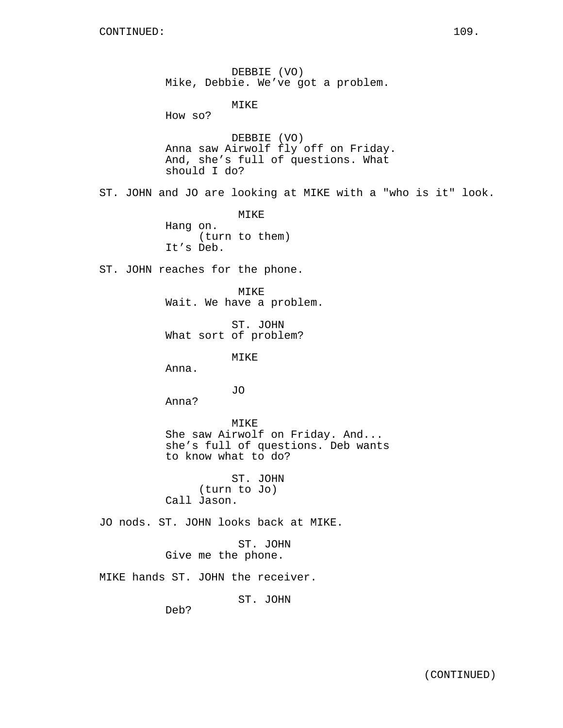DEBBIE (VO)
Mike, Debbie. We’ve got a problem.

MIKE
How so?

DEBBIE (VO)
Anna saw Airwolf fly off on Friday. And, she’s full of questions. What should I do?

ST. JOHN and JO are looking at MIKE with a "who is it" look.

MIKE
Hang on.
(turn to them)
It’s Deb.

ST. JOHN reaches for the phone.

MIKE
Wait. We have a problem.

ST. JOHN
What sort of problem?

MIKE
Anna.

JO
Anna?

MIKE
She saw Airwolf on Friday. And... she’s full of questions. Deb wants to know what to do?

ST. JOHN
(turn to Jo)
Call Jason.

JO nods. ST. JOHN looks back at MIKE.

ST. JOHN
Give me the phone.

MIKE hands ST. JOHN the receiver.

ST. JOHN
Deb?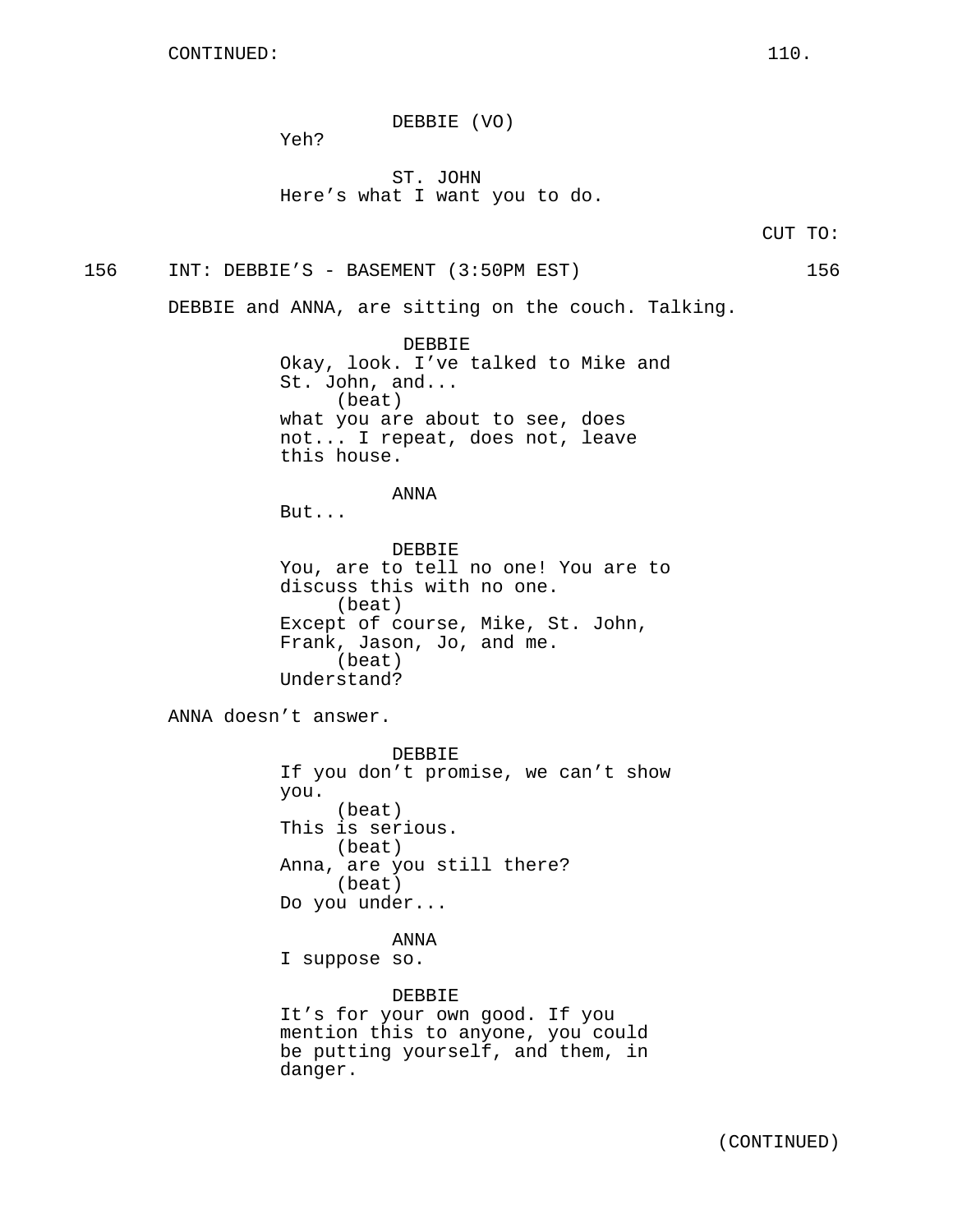CONTINUED:

DEBBIE (VO)
Yeh?

ST. JOHN
Here's what I want you to do.

CUT TO:

156 INT: DEBBIE'S - BASEMENT (3:50PM EST) 156

DEBBIE and ANNA, are sitting on the couch. Talking.

DEBBIE
Okay, look. I've talked to Mike and St. John, and...
(beat)
what you are about to see, does not... I repeat, does not, leave this house.

ANNA
But...

DEBBIE
You, are to tell no one! You are to discuss this with no one.
(beat)
Except of course, Mike, St. John, Frank, Jason, Jo, and me.
(beat)
Understand?

ANNA doesn't answer.

DEBBIE
If you don't promise, we can't show you.
(beat)
This is serious.
(beat)
Anna, are you still there?
(beat)
Do you under...

ANNA
I suppose so.

DEBBIE
It's for your own good. If you mention this to anyone, you could be putting yourself, and them, in danger.

(CONTINUED)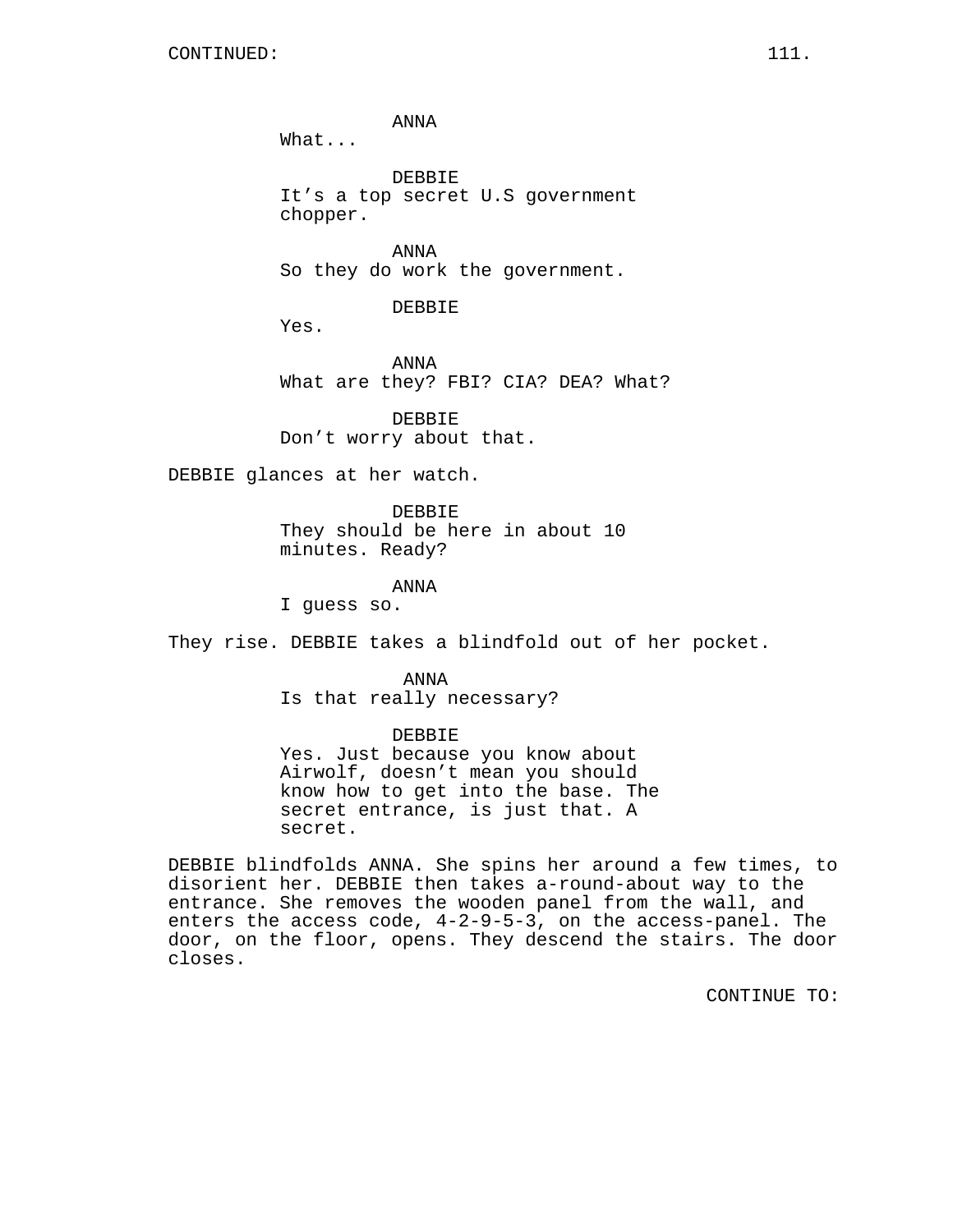CONTINUED:

ANNA
What...

DEBBIE
It’s a top secret U.S government chopper.

ANNA
So they do work the government.

DEBBIE
Yes.

ANNA
What are they? FBI? CIA? DEA? What?

DEBBIE
Don’t worry about that.

DEBBIE glances at her watch.

DEBBIE
They should be here in about 10 minutes. Ready?

ANNA
I guess so.

They rise. DEBBIE takes a blindfold out of her pocket.

ANNA
Is that really necessary?

DEBBIE
Yes. Just because you know about Airwolf, doesn’t mean you should know how to get into the base. The secret entrance, is just that. A secret.

DEBBIE blindfolds ANNA. She spins her around a few times, to disorient her. DEBBIE then takes a-round-about way to the entrance. She removes the wooden panel from the wall, and enters the access code, 4-2-9-5-3, on the access-panel. The door, on the floor, opens. They descend the stairs. The door closes.

CONTINUE TO: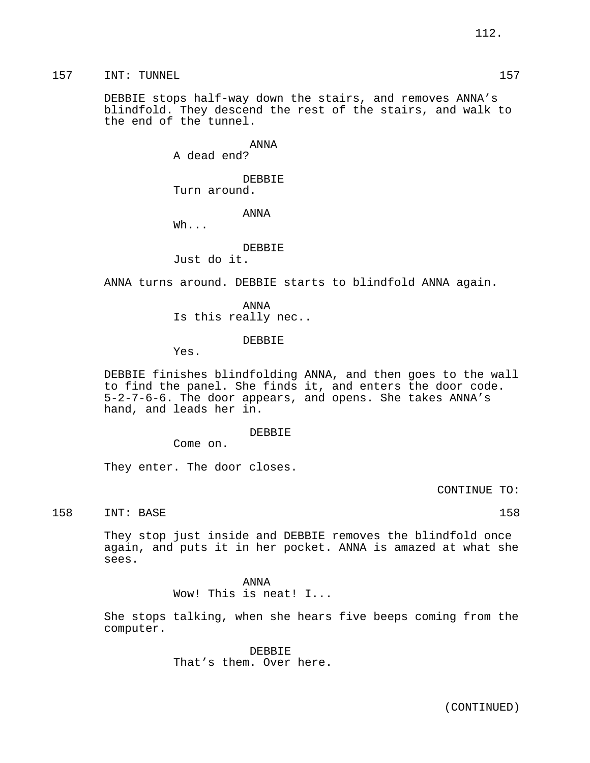157 INT: TUNNEL 157

DEBBIE stops half-way down the stairs, and removes ANNA's blindfold. They descend the rest of the stairs, and walk to the end of the tunnel.

ANNA
A dead end?

DEBBIE
Turn around.

ANNA
Wh...

DEBBIE
Just do it.

ANNA turns around. DEBBIE starts to blindfold ANNA again.

ANNA
Is this really nec..

DEBBIE
Yes.

DEBBIE finishes blindfolding ANNA, and then goes to the wall to find the panel. She finds it, and enters the door code. 5-2-7-6-6. The door appears, and opens. She takes ANNA's hand, and leads her in.

DEBBIE
Come on.

They enter. The door closes.

CONTINUE TO:

158 INT: BASE 158

They stop just inside and DEBBIE removes the blindfold once again, and puts it in her pocket. ANNA is amazed at what she sees.

ANNA
Wow! This is neat! I...

She stops talking, when she hears five beeps coming from the computer.

DEBBIE
That's them. Over here.

(CONTINUED)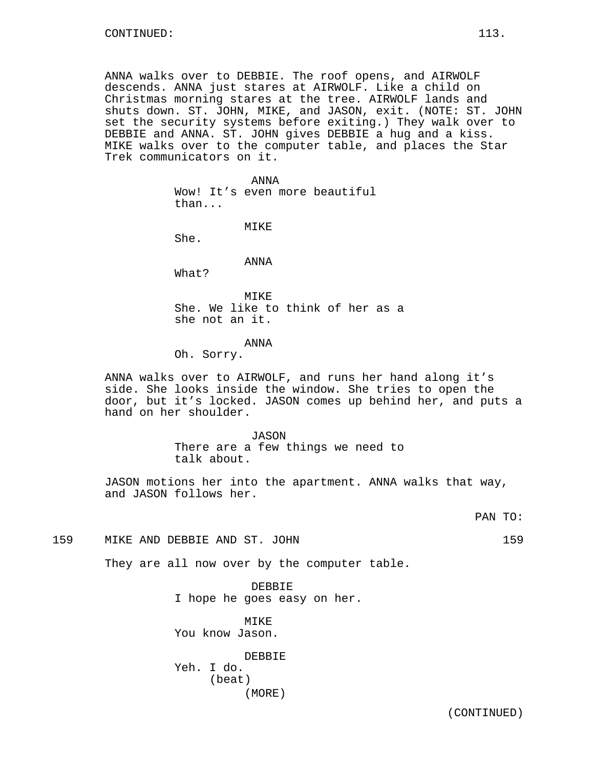CONTINUED:

ANNA walks over to DEBBIE. The roof opens, and AIRWOLF descends. ANNA just stares at AIRWOLF. Like a child on Christmas morning stares at the tree. AIRWOLF lands and shuts down. ST. JOHN, MIKE, and JASON, exit. (NOTE: ST. JOHN set the security systems before exiting.) They walk over to DEBBIE and ANNA. ST. JOHN gives DEBBIE a hug and a kiss. MIKE walks over to the computer table, and places the Star Trek communicators on it.

ANNA
Wow! It's even more beautiful than...

MIKE
She.

ANNA
What?

MIKE
She. We like to think of her as a she not an it.

ANNA
Oh. Sorry.

ANNA walks over to AIRWOLF, and runs her hand along it's side. She looks inside the window. She tries to open the door, but it's locked. JASON comes up behind her, and puts a hand on her shoulder.

JASON
There are a few things we need to talk about.

JASON motions her into the apartment. ANNA walks that way, and JASON follows her.

PAN TO:

159 MIKE AND DEBBIE AND ST. JOHN 159

They are all now over by the computer table.

DEBBIE
I hope he goes easy on her.

MIKE
You know Jason.

DEBBIE
Yeh. I do.
(beat)
(MORE)

(CONTINUED)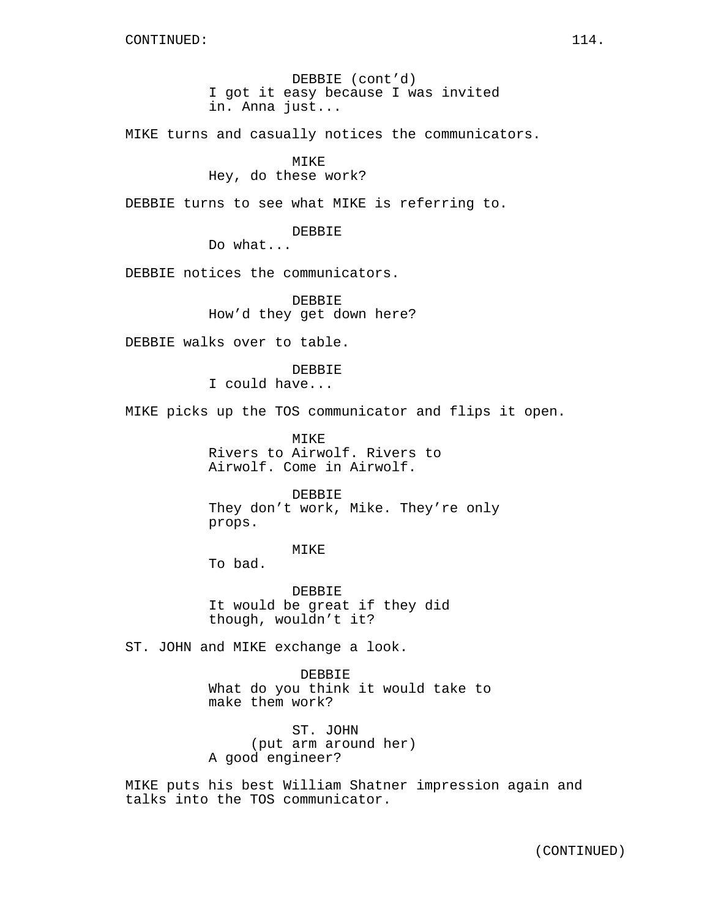CONTINUED:

DEBBIE (cont'd)
I got it easy because I was invited in. Anna just...

MIKE turns and casually notices the communicators.

MIKE
Hey, do these work?

DEBBIE turns to see what MIKE is referring to.

DEBBIE
Do what...

DEBBIE notices the communicators.

DEBBIE
How'd they get down here?

DEBBIE walks over to table.

DEBBIE
I could have...

MIKE picks up the TOS communicator and flips it open.

MIKE
Rivers to Airwolf. Rivers to Airwolf. Come in Airwolf.

DEBBIE
They don't work, Mike. They're only props.

MIKE
To bad.

DEBBIE
It would be great if they did though, wouldn't it?

ST. JOHN and MIKE exchange a look.

DEBBIE
What do you think it would take to make them work?

ST. JOHN
(put arm around her)
A good engineer?

MIKE puts his best William Shatner impression again and talks into the TOS communicator.

(CONTINUED)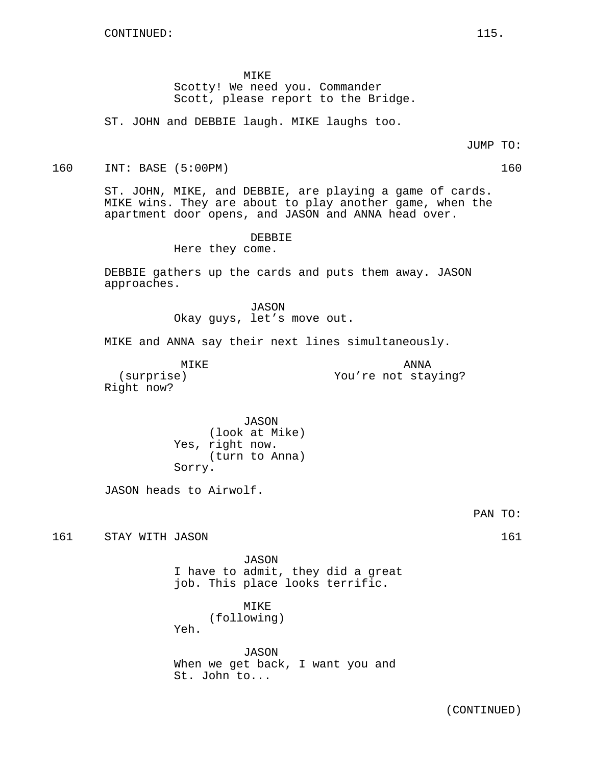CONTINUED:

MIKE
Scotty! We need you. Commander Scott, please report to the Bridge.

ST. JOHN and DEBBIE laugh. MIKE laughs too.

JUMP TO:

160 INT: BASE (5:00PM) 160

ST. JOHN, MIKE, and DEBBIE, are playing a game of cards. MIKE wins. They are about to play another game, when the apartment door opens, and JASON and ANNA head over.

DEBBIE
Here they come.

DEBBIE gathers up the cards and puts them away. JASON approaches.

JASON
Okay guys, let's move out.

MIKE and ANNA say their next lines simultaneously.

MIKE
(surprise)
Right now?

ANNA
You're not staying?

JASON
(look at Mike)
Yes, right now.
(turn to Anna)
Sorry.

JASON heads to Airwolf.

PAN TO:

161 STAY WITH JASON 161

JASON
I have to admit, they did a great job. This place looks terrific.

MIKE
(following)
Yeh.

JASON
When we get back, I want you and St. John to...

(CONTINUED)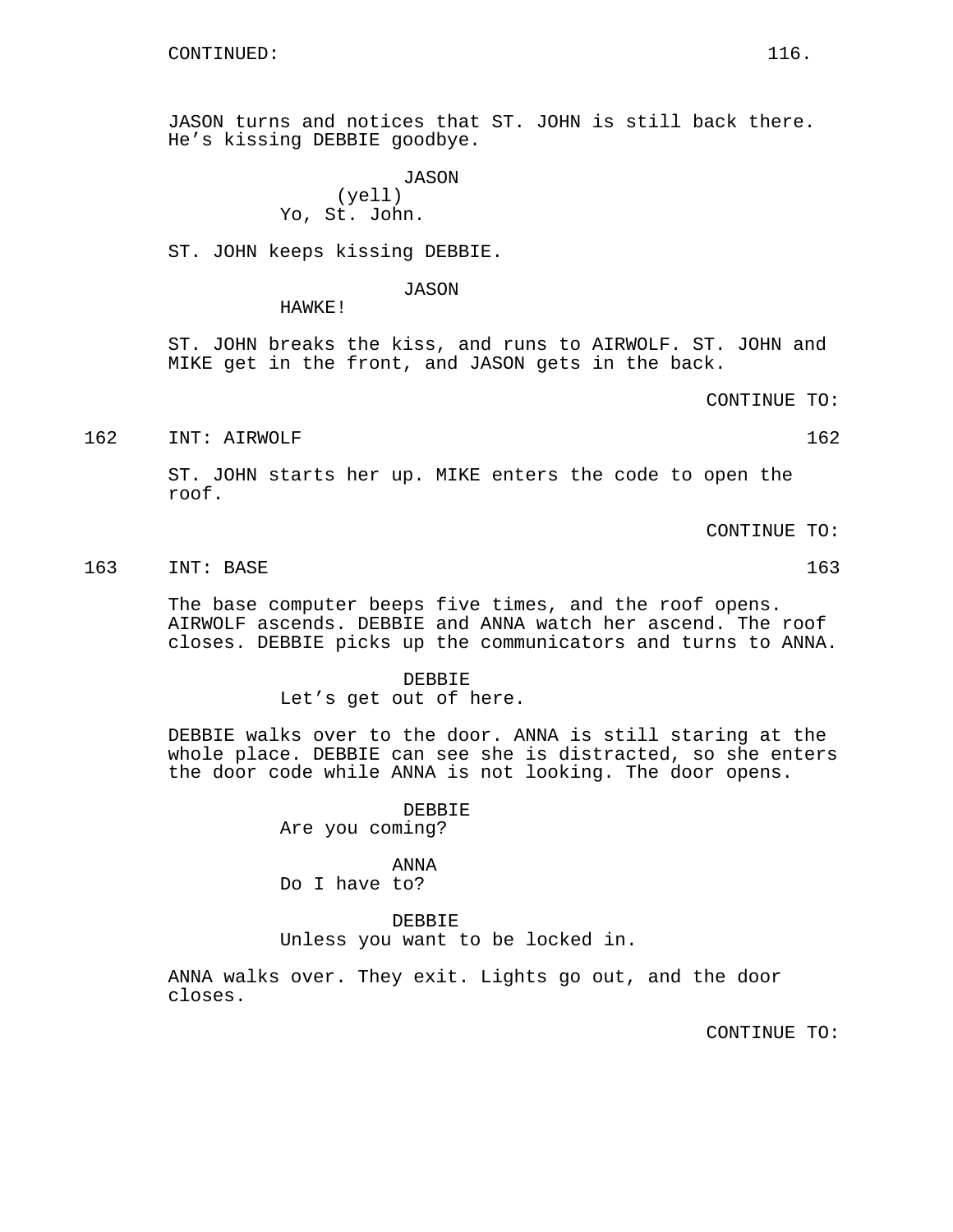CONTINUED:

JASON turns and notices that ST. JOHN is still back there. He's kissing DEBBIE goodbye.

JASON
(yell)
Yo, St. John.

ST. JOHN keeps kissing DEBBIE.

JASON
HAWKE!

ST. JOHN breaks the kiss, and runs to AIRWOLF. ST. JOHN and MIKE get in the front, and JASON gets in the back.

CONTINUE TO:

162 INT: AIRWOLF 162

ST. JOHN starts her up. MIKE enters the code to open the roof.

CONTINUE TO:

163 INT: BASE 163

The base computer beeps five times, and the roof opens. AIRWOLF ascends. DEBBIE and ANNA watch her ascend. The roof closes. DEBBIE picks up the communicators and turns to ANNA.

DEBBIE
Let's get out of here.

DEBBIE walks over to the door. ANNA is still staring at the whole place. DEBBIE can see she is distracted, so she enters the door code while ANNA is not looking. The door opens.

DEBBIE
Are you coming?

ANNA
Do I have to?

DEBBIE
Unless you want to be locked in.

ANNA walks over. They exit. Lights go out, and the door closes.

CONTINUE TO: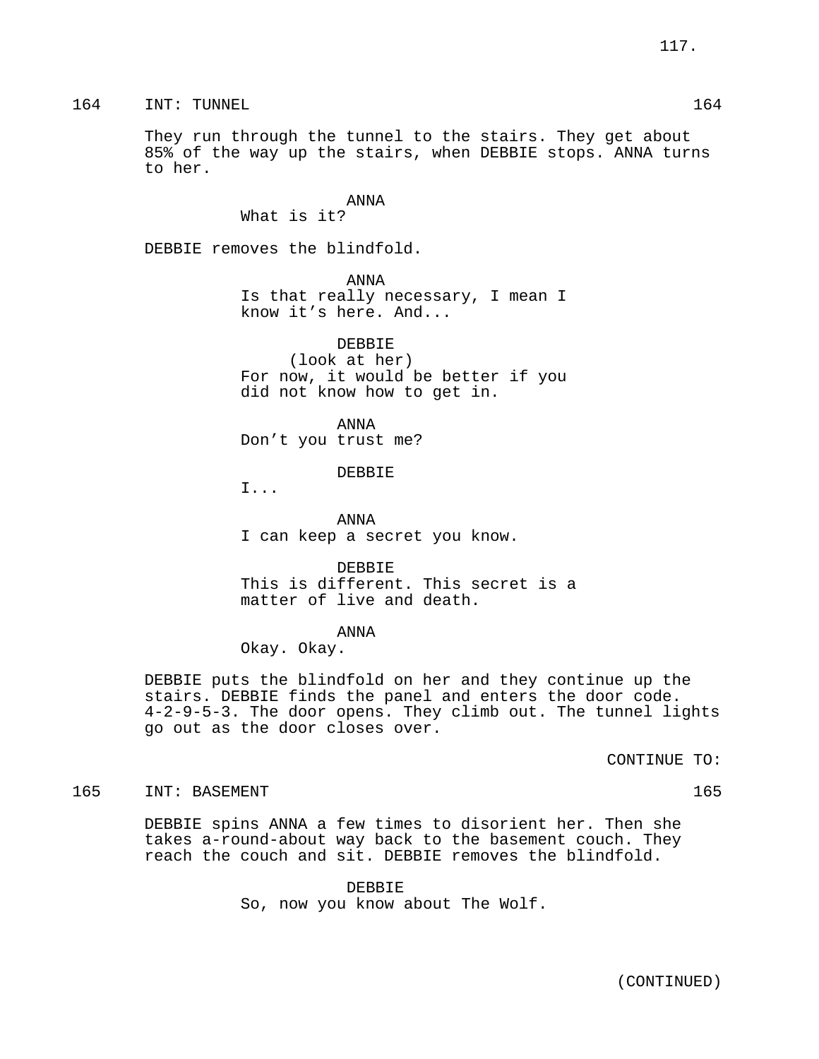164 INT: TUNNEL 164

They run through the tunnel to the stairs. They get about 85% of the way up the stairs, when DEBBIE stops. ANNA turns to her.

ANNA
What is it?

DEBBIE removes the blindfold.

ANNA
Is that really necessary, I mean I know it's here. And...

DEBBIE
(look at her)
For now, it would be better if you did not know how to get in.

ANNA
Don't you trust me?

DEBBIE
I...

ANNA
I can keep a secret you know.

DEBBIE
This is different. This secret is a matter of live and death.

ANNA
Okay. Okay.

DEBBIE puts the blindfold on her and they continue up the stairs. DEBBIE finds the panel and enters the door code. 4-2-9-5-3. The door opens. They climb out. The tunnel lights go out as the door closes over.

CONTINUE TO:

165 INT: BASEMENT 165

DEBBIE spins ANNA a few times to disorient her. Then she takes a-round-about way back to the basement couch. They reach the couch and sit. DEBBIE removes the blindfold.

DEBBIE
So, now you know about The Wolf.

(CONTINUED)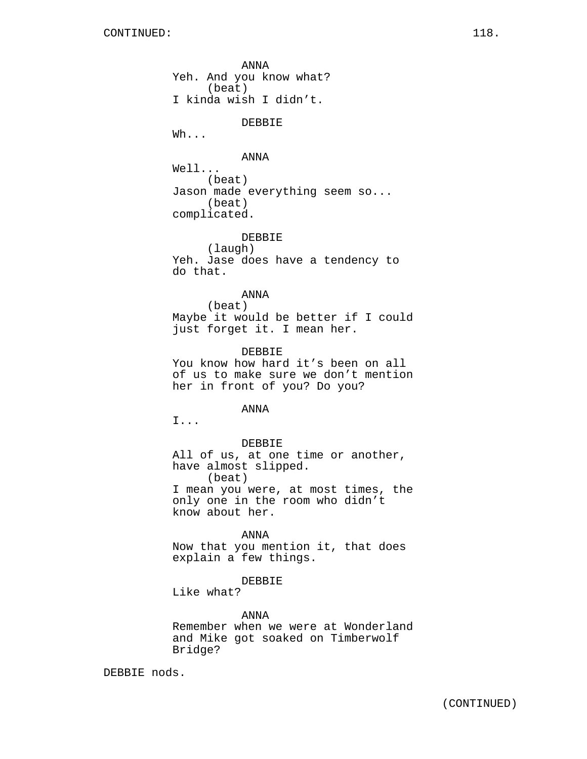CONTINUED:

ANNA
Yeh. And you know what?
(beat)
I kinda wish I didn't.

DEBBIE
Wh...

ANNA
Well...
(beat)
Jason made everything seem so...
(beat)
complicated.

DEBBIE
(laugh)
Yeh. Jase does have a tendency to do that.

ANNA
(beat)
Maybe it would be better if I could just forget it. I mean her.

DEBBIE
You know how hard it's been on all of us to make sure we don't mention her in front of you? Do you?

ANNA
I...

DEBBIE
All of us, at one time or another, have almost slipped.
(beat)
I mean you were, at most times, the only one in the room who didn't know about her.

ANNA
Now that you mention it, that does explain a few things.

DEBBIE
Like what?

ANNA
Remember when we were at Wonderland and Mike got soaked on Timberwolf Bridge?

DEBBIE nods.

(CONTINUED)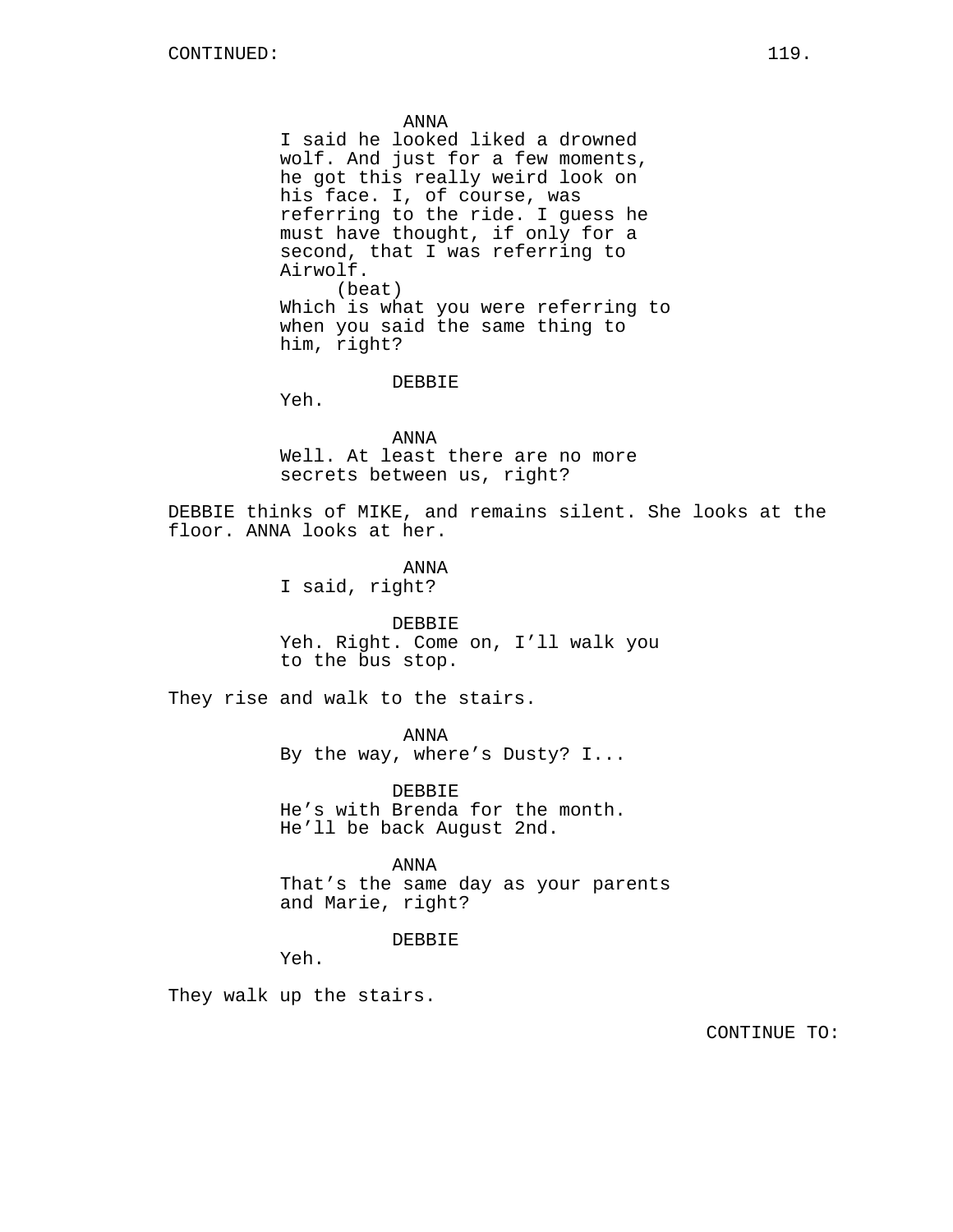CONTINUED:

ANNA
I said he looked liked a drowned wolf. And just for a few moments, he got this really weird look on his face. I, of course, was referring to the ride. I guess he must have thought, if only for a second, that I was referring to Airwolf.
(beat)
Which is what you were referring to when you said the same thing to him, right?

DEBBIE
Yeh.

ANNA
Well. At least there are no more secrets between us, right?

DEBBIE thinks of MIKE, and remains silent. She looks at the floor. ANNA looks at her.

ANNA
I said, right?

DEBBIE
Yeh. Right. Come on, I'll walk you to the bus stop.

They rise and walk to the stairs.

ANNA
By the way, where's Dusty? I...

DEBBIE
He's with Brenda for the month. He'll be back August 2nd.

ANNA
That's the same day as your parents and Marie, right?

DEBBIE
Yeh.

They walk up the stairs.

CONTINUE TO: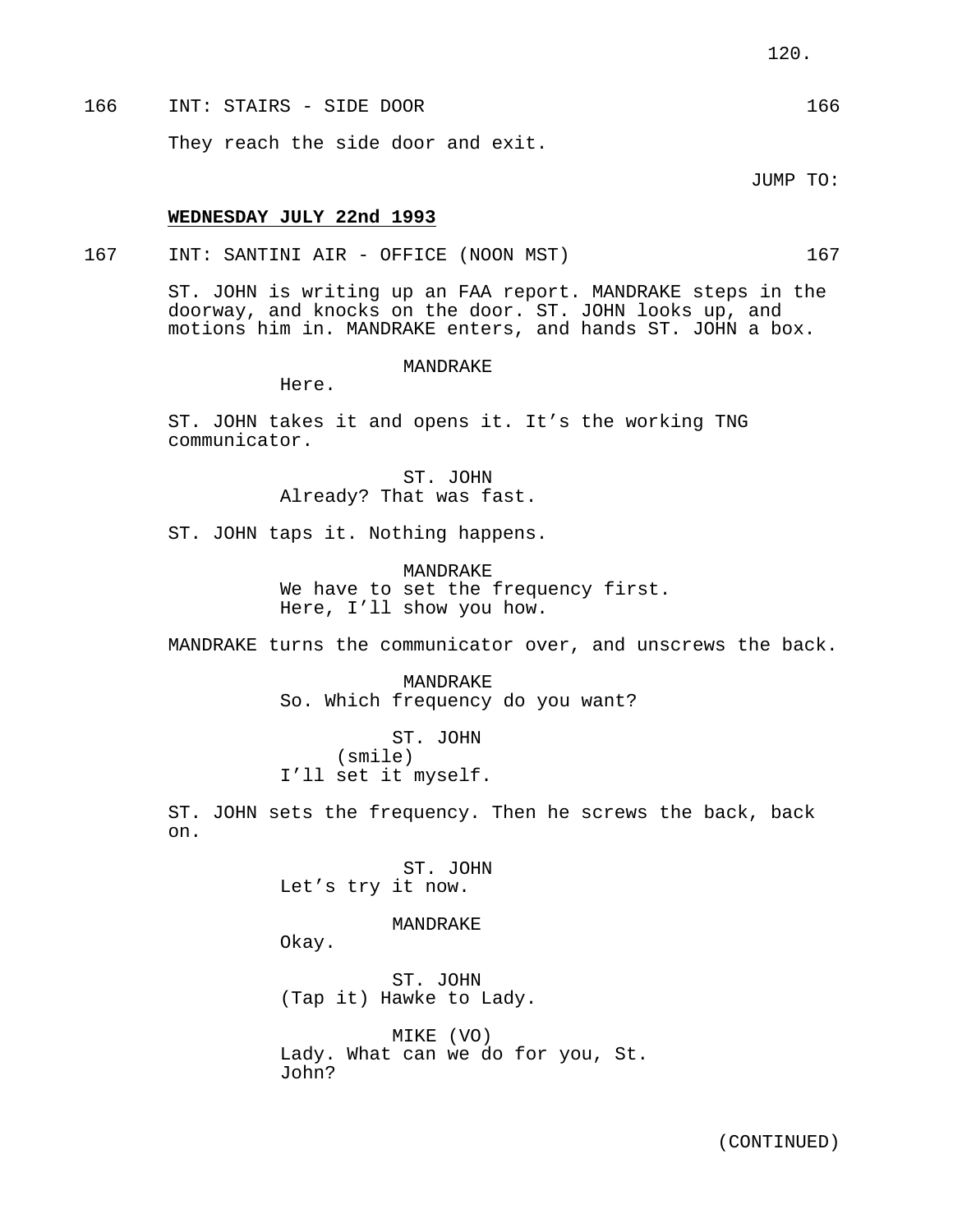166 INT: STAIRS - SIDE DOOR 166

They reach the side door and exit.

JUMP TO:

**WEDNESDAY JULY 22nd 1993**

167 INT: SANTINI AIR - OFFICE (NOON MST) 167

ST. JOHN is writing up an FAA report. MANDRAKE steps in the doorway, and knocks on the door. ST. JOHN looks up, and motions him in. MANDRAKE enters, and hands ST. JOHN a box.

MANDRAKE
Here.

ST. JOHN takes it and opens it. It's the working TNG communicator.

ST. JOHN
Already? That was fast.

ST. JOHN taps it. Nothing happens.

MANDRAKE
We have to set the frequency first. Here, I'll show you how.

MANDRAKE turns the communicator over, and unscrews the back.

MANDRAKE
So. Which frequency do you want?

ST. JOHN
(smile)
I'll set it myself.

ST. JOHN sets the frequency. Then he screws the back, back on.

ST. JOHN
Let's try it now.

MANDRAKE
Okay.

ST. JOHN
(Tap it) Hawke to Lady.

MIKE (VO)
Lady. What can we do for you, St. John?

(CONTINUED)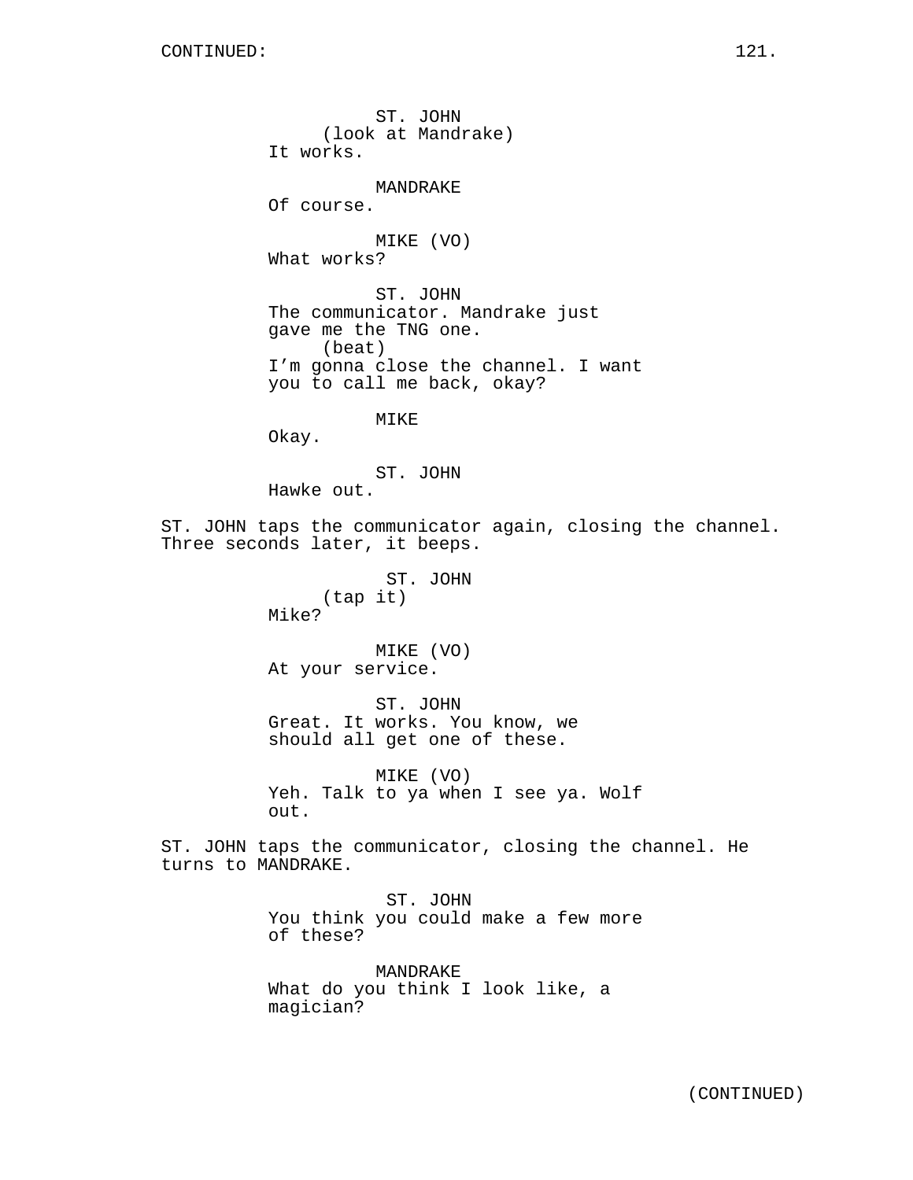CONTINUED:

ST. JOHN
(look at Mandrake)
It works.

MANDRAKE
Of course.

MIKE (VO)
What works?

ST. JOHN
The communicator. Mandrake just gave me the TNG one.
(beat)
I'm gonna close the channel. I want you to call me back, okay?

MIKE
Okay.

ST. JOHN
Hawke out.

ST. JOHN taps the communicator again, closing the channel. Three seconds later, it beeps.

ST. JOHN
(tap it)
Mike?

MIKE (VO)
At your service.

ST. JOHN
Great. It works. You know, we should all get one of these.

MIKE (VO)
Yeh. Talk to ya when I see ya. Wolf out.

ST. JOHN taps the communicator, closing the channel. He turns to MANDRAKE.

ST. JOHN
You think you could make a few more of these?

MANDRAKE
What do you think I look like, a magician?

(CONTINUED)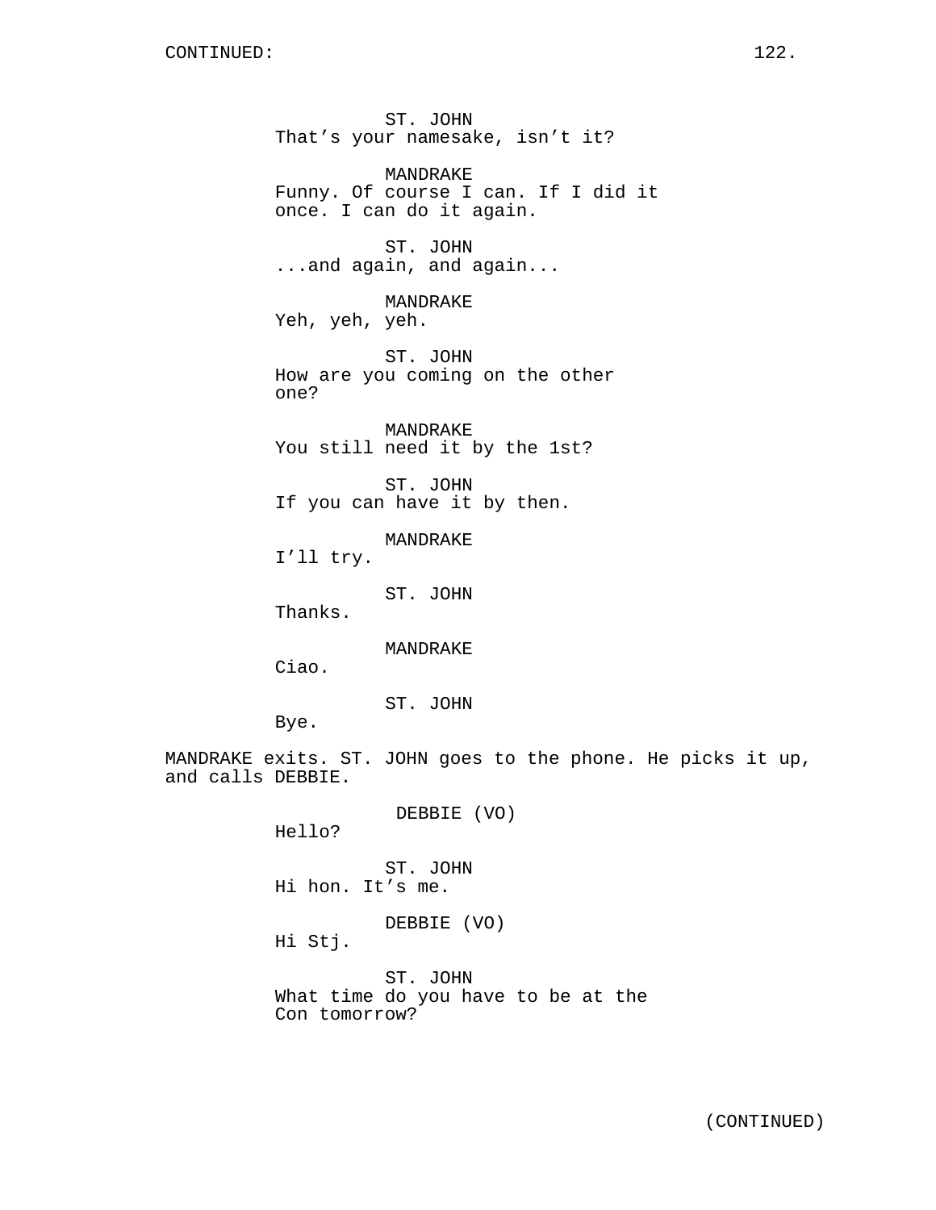ST. JOHN
That's your namesake, isn't it?

MANDRAKE
Funny. Of course I can. If I did it once. I can do it again.

ST. JOHN
...and again, and again...

MANDRAKE
Yeh, yeh, yeh.

ST. JOHN
How are you coming on the other one?

MANDRAKE
You still need it by the 1st?

ST. JOHN
If you can have it by then.

MANDRAKE
I'll try.

ST. JOHN
Thanks.

MANDRAKE
Ciao.

ST. JOHN
Bye.

MANDRAKE exits. ST. JOHN goes to the phone. He picks it up, and calls DEBBIE.

DEBBIE (VO)
Hello?

ST. JOHN
Hi hon. It's me.

DEBBIE (VO)
Hi Stj.

ST. JOHN
What time do you have to be at the Con tomorrow?

(CONTINUED)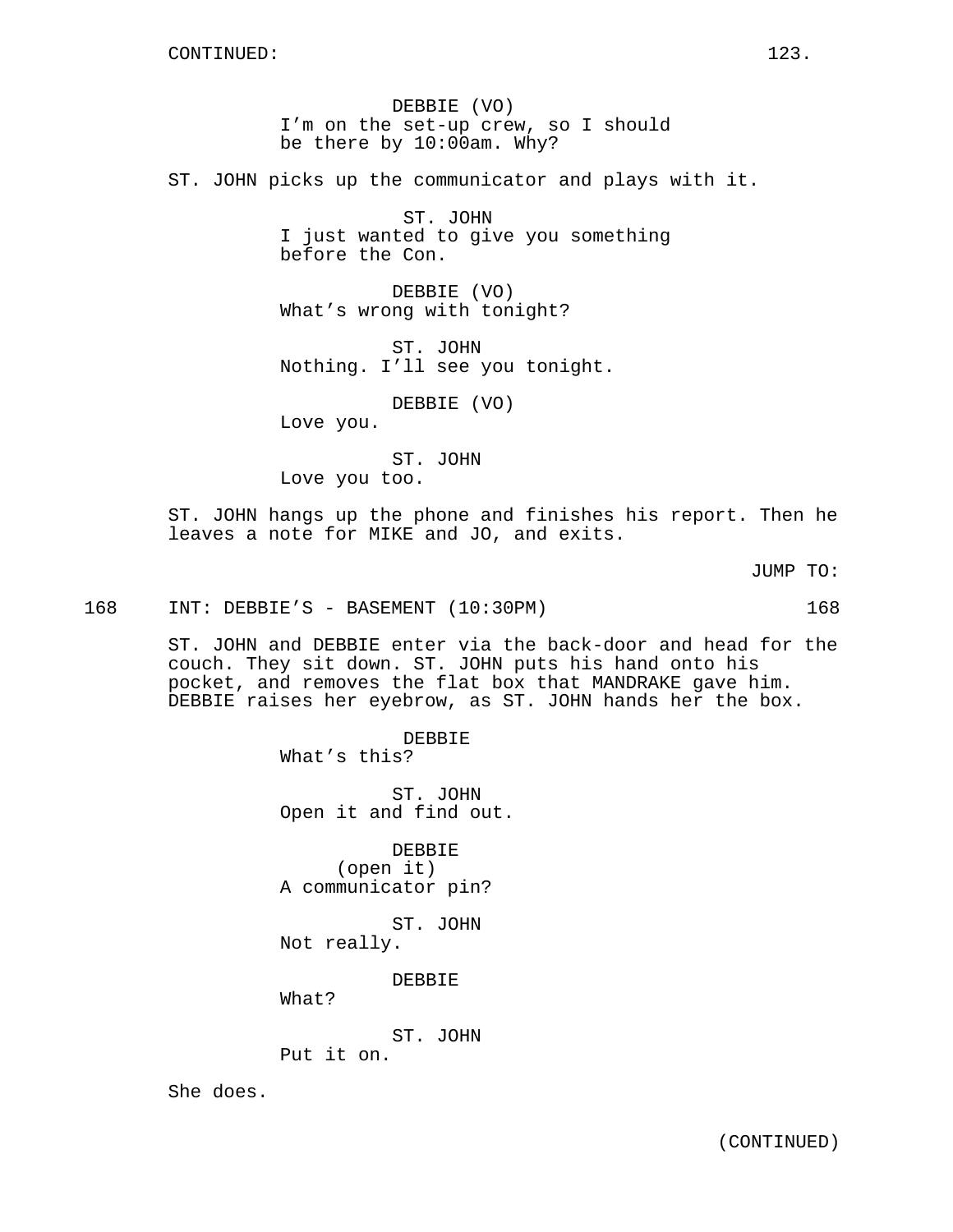CONTINUED:

DEBBIE (VO)
I'm on the set-up crew, so I should be there by 10:00am. Why?

ST. JOHN picks up the communicator and plays with it.

ST. JOHN
I just wanted to give you something before the Con.

DEBBIE (VO)
What's wrong with tonight?

ST. JOHN
Nothing. I'll see you tonight.

DEBBIE (VO)
Love you.

ST. JOHN
Love you too.

ST. JOHN hangs up the phone and finishes his report. Then he leaves a note for MIKE and JO, and exits.

JUMP TO:

168 INT: DEBBIE'S - BASEMENT (10:30PM) 168

ST. JOHN and DEBBIE enter via the back-door and head for the couch. They sit down. ST. JOHN puts his hand onto his pocket, and removes the flat box that MANDRAKE gave him. DEBBIE raises her eyebrow, as ST. JOHN hands her the box.

DEBBIE
What's this?

ST. JOHN
Open it and find out.

DEBBIE
(open it)
A communicator pin?

ST. JOHN
Not really.

DEBBIE
What?

ST. JOHN
Put it on.

She does.

(CONTINUED)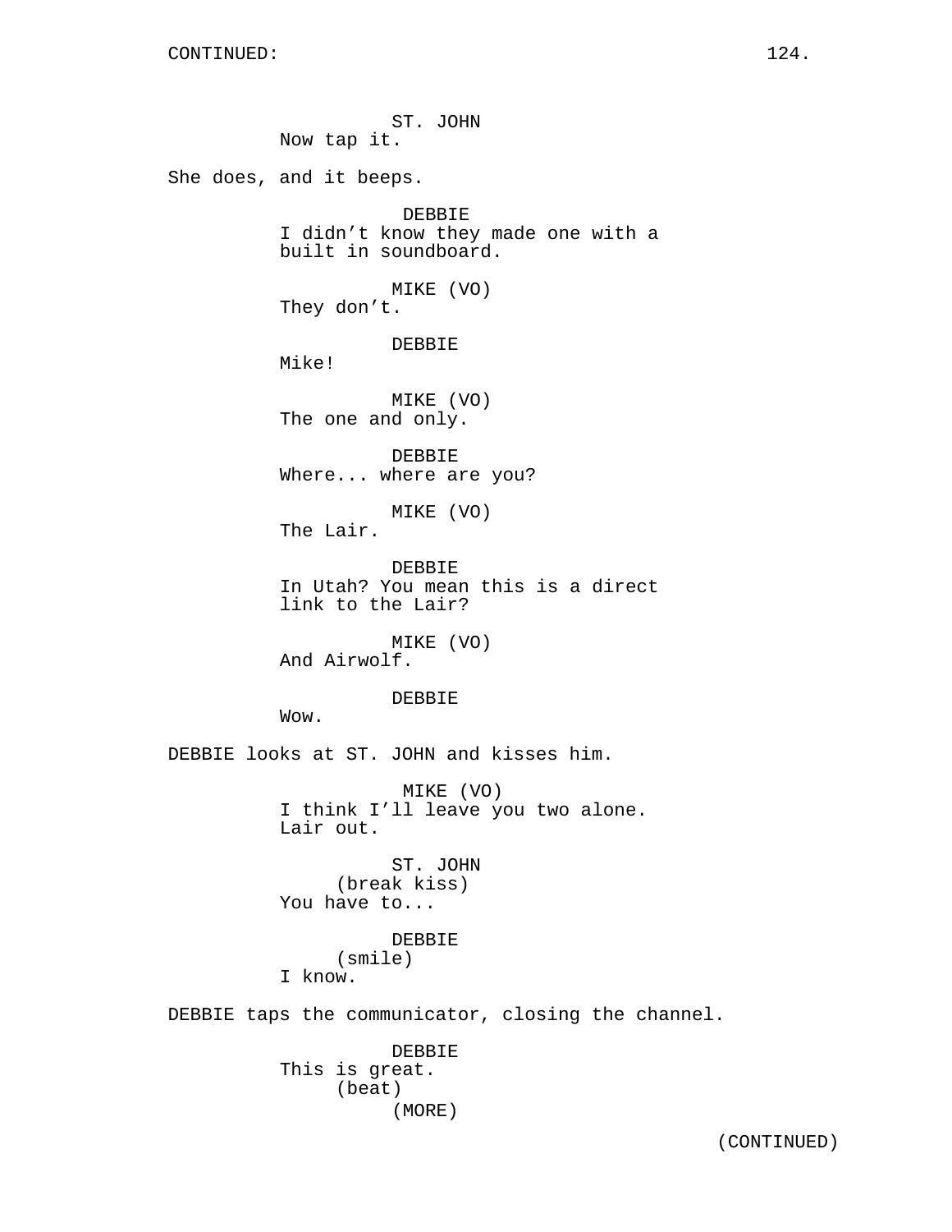ST. JOHN
Now tap it.

She does, and it beeps.

DEBBIE
I didn’t know they made one with a built in soundboard.

MIKE (VO)
They don’t.

DEBBIE
Mike!

MIKE (VO)
The one and only.

DEBBIE
Where... where are you?

MIKE (VO)
The Lair.

DEBBIE
In Utah? You mean this is a direct link to the Lair?

MIKE (VO)
And Airwolf.

DEBBIE
Wow.

DEBBIE looks at ST. JOHN and kisses him.

MIKE (VO)
I think I’ll leave you two alone. Lair out.

ST. JOHN
(break kiss)
You have to...

DEBBIE
(smile)
I know.

DEBBIE taps the communicator, closing the channel.

DEBBIE
This is great.
(beat)
(MORE)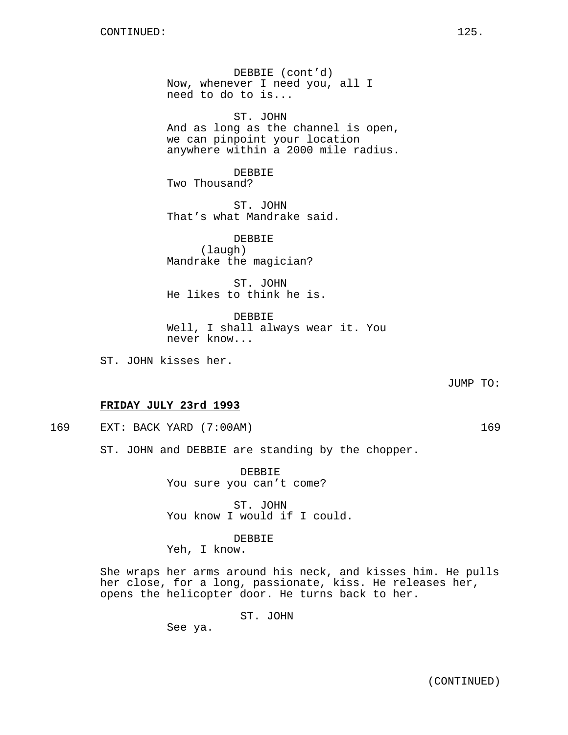DEBBIE (cont'd)
Now, whenever I need you, all I need to do to is...

ST. JOHN
And as long as the channel is open, we can pinpoint your location anywhere within a 2000 mile radius.

DEBBIE
Two Thousand?

ST. JOHN
That's what Mandrake said.

DEBBIE
(laugh)
Mandrake the magician?

ST. JOHN
He likes to think he is.

DEBBIE
Well, I shall always wear it. You never know...

ST. JOHN kisses her.

JUMP TO:

**FRIDAY JULY 23rd 1993**

169 EXT: BACK YARD (7:00AM) 169

ST. JOHN and DEBBIE are standing by the chopper.

DEBBIE
You sure you can't come?

ST. JOHN
You know I would if I could.

DEBBIE
Yeh, I know.

She wraps her arms around his neck, and kisses him. He pulls her close, for a long, passionate, kiss. He releases her, opens the helicopter door. He turns back to her.

ST. JOHN
See ya.

(CONTINUED)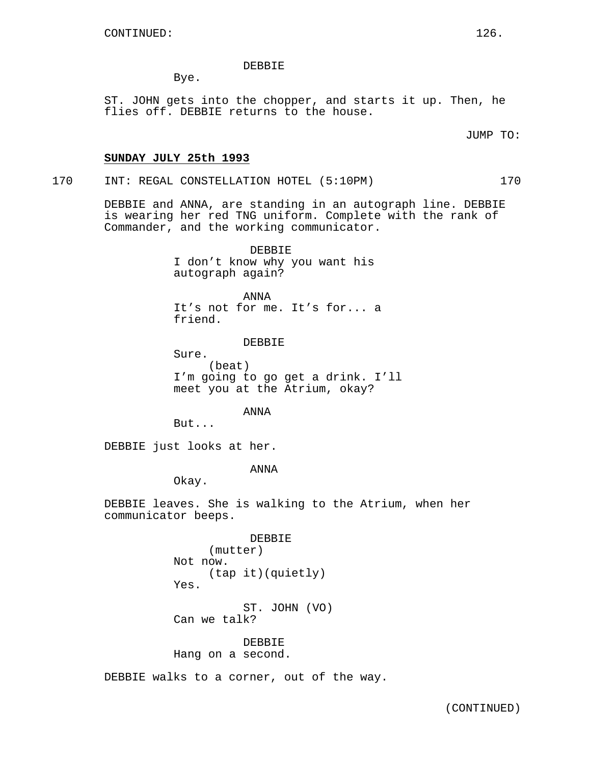CONTINUED:

DEBBIE
Bye.

ST. JOHN gets into the chopper, and starts it up. Then, he flies off. DEBBIE returns to the house.

JUMP TO:

**SUNDAY JULY 25th 1993**

170 INT: REGAL CONSTELLATION HOTEL (5:10PM) 170

DEBBIE and ANNA, are standing in an autograph line. DEBBIE is wearing her red TNG uniform. Complete with the rank of Commander, and the working communicator.

DEBBIE
I don't know why you want his autograph again?

ANNA
It's not for me. It's for... a friend.

DEBBIE
Sure.
(beat)
I'm going to go get a drink. I'll meet you at the Atrium, okay?

ANNA
But...

DEBBIE just looks at her.

ANNA
Okay.

DEBBIE leaves. She is walking to the Atrium, when her communicator beeps.

DEBBIE
(mutter)
Not now.
(tap it)(quietly)
Yes.

ST. JOHN (VO)
Can we talk?

DEBBIE
Hang on a second.

DEBBIE walks to a corner, out of the way.

(CONTINUED)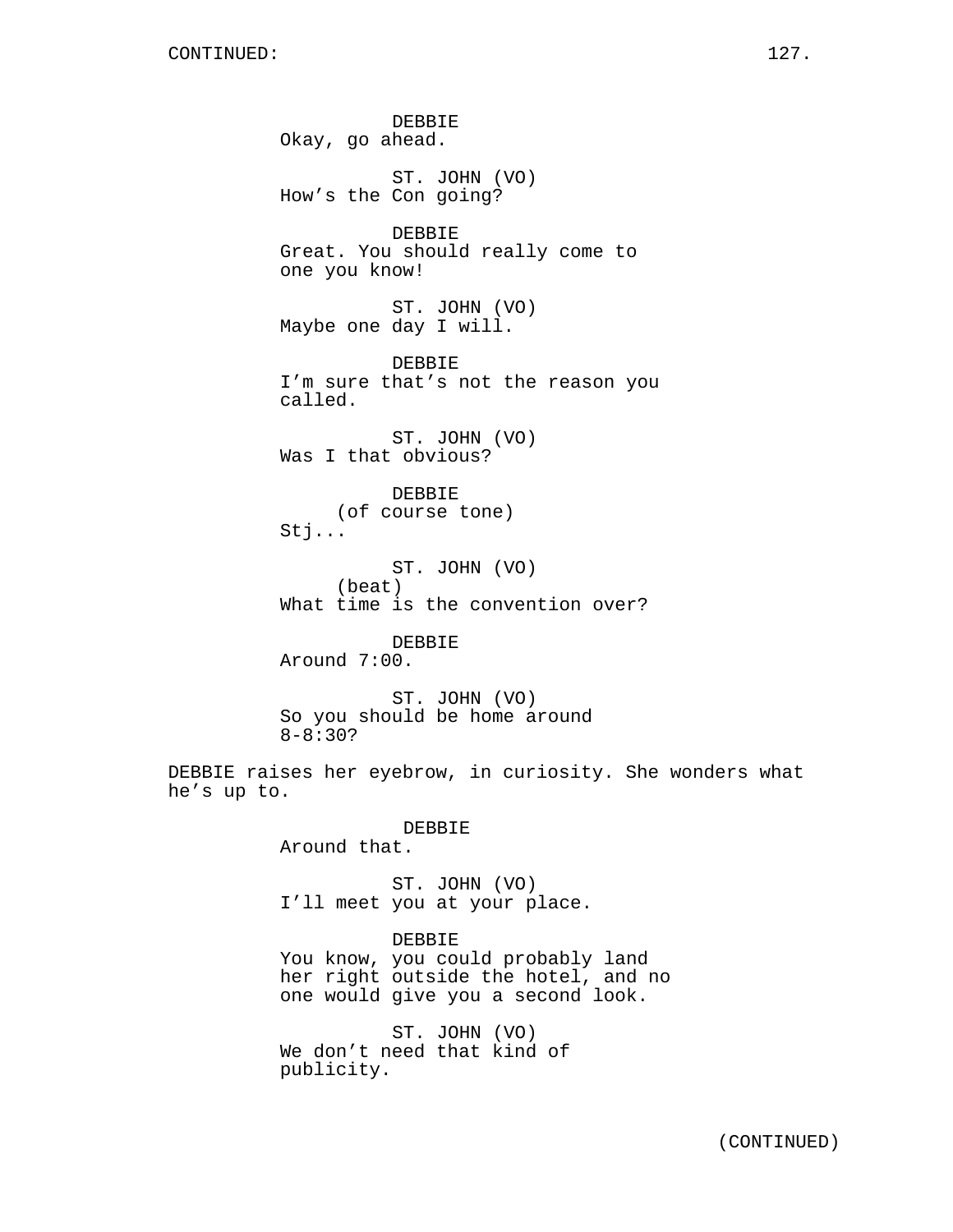DEBBIE
Okay, go ahead.

ST. JOHN (VO)
How's the Con going?

DEBBIE
Great. You should really come to one you know!

ST. JOHN (VO)
Maybe one day I will.

DEBBIE
I'm sure that's not the reason you called.

ST. JOHN (VO)
Was I that obvious?

DEBBIE
(of course tone)
Stj...

ST. JOHN (VO)
(beat)
What time is the convention over?

DEBBIE
Around 7:00.

ST. JOHN (VO)
So you should be home around 8-8:30?

DEBBIE raises her eyebrow, in curiosity. She wonders what he's up to.

DEBBIE
Around that.

ST. JOHN (VO)
I'll meet you at your place.

DEBBIE
You know, you could probably land her right outside the hotel, and no one would give you a second look.

ST. JOHN (VO)
We don't need that kind of publicity.

(CONTINUED)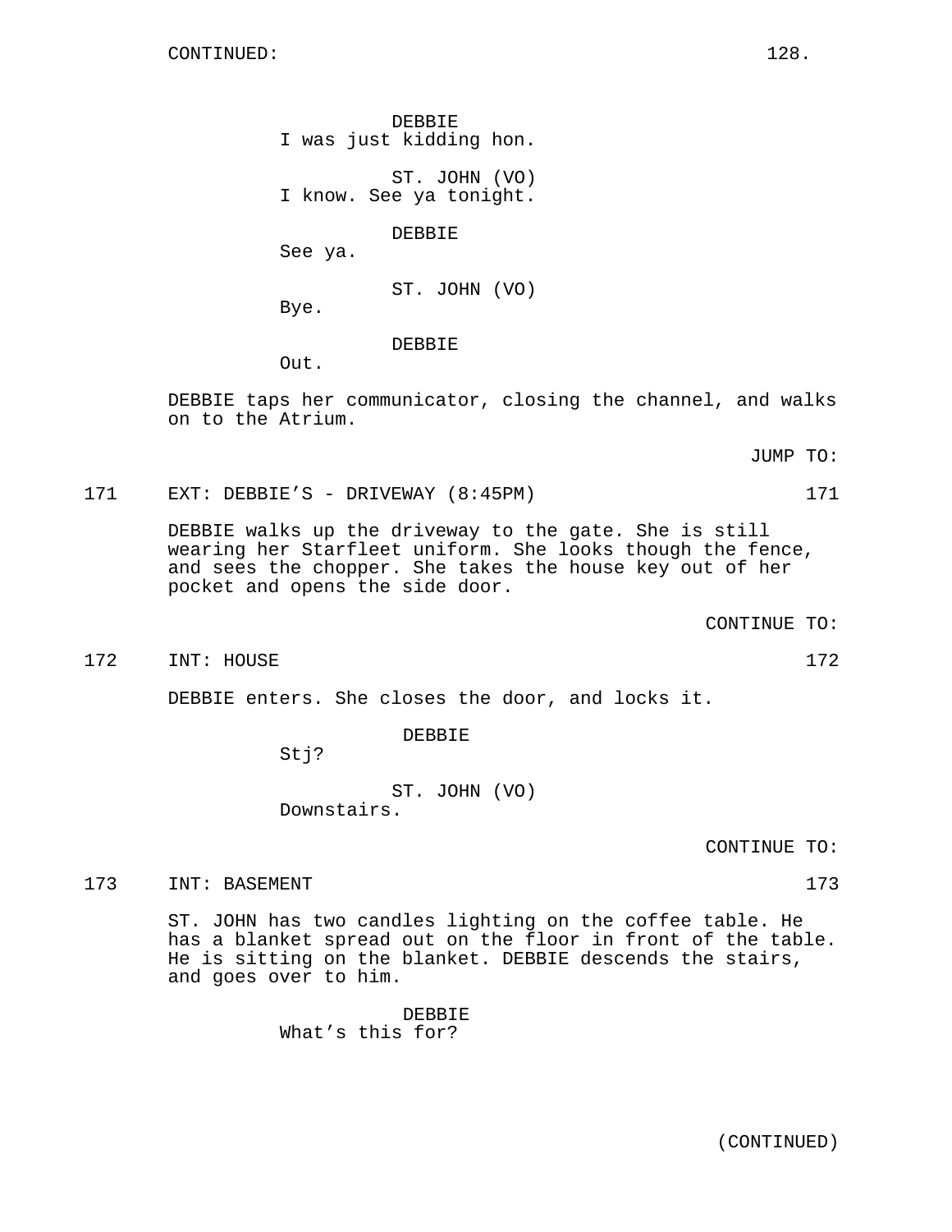DEBBIE
I was just kidding hon.

ST. JOHN (VO)
I know. See ya tonight.

DEBBIE
See ya.

ST. JOHN (VO)
Bye.

DEBBIE
Out.

DEBBIE taps her communicator, closing the channel, and walks on to the Atrium.

JUMP TO:

171 EXT: DEBBIE'S - DRIVEWAY (8:45PM) 171

DEBBIE walks up the driveway to the gate. She is still wearing her Starfleet uniform. She looks though the fence, and sees the chopper. She takes the house key out of her pocket and opens the side door.

CONTINUE TO:

172 INT: HOUSE 172

DEBBIE enters. She closes the door, and locks it.

DEBBIE
Stj?

ST. JOHN (VO)
Downstairs.

CONTINUE TO:

173 INT: BASEMENT 173

ST. JOHN has two candles lighting on the coffee table. He has a blanket spread out on the floor in front of the table. He is sitting on the blanket. DEBBIE descends the stairs, and goes over to him.

DEBBIE
What's this for?

(CONTINUED)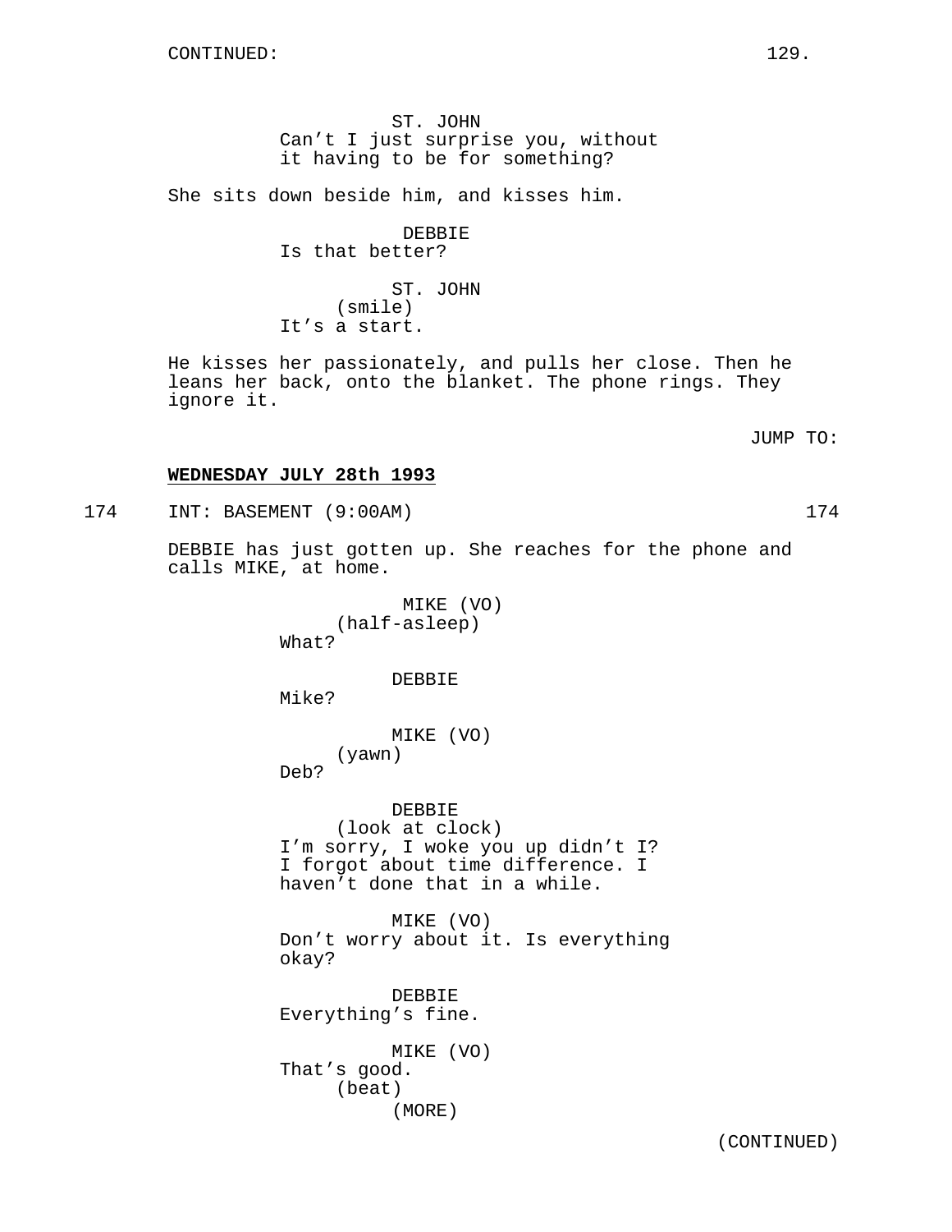CONTINUED:

ST. JOHN
Can't I just surprise you, without it having to be for something?

She sits down beside him, and kisses him.

DEBBIE
Is that better?

ST. JOHN
(smile)
It's a start.

He kisses her passionately, and pulls her close. Then he leans her back, onto the blanket. The phone rings. They ignore it.

JUMP TO:

**WEDNESDAY JULY 28th 1993**

174 INT: BASEMENT (9:00AM) 174

DEBBIE has just gotten up. She reaches for the phone and calls MIKE, at home.

MIKE (VO)
(half-asleep)
What?

DEBBIE
Mike?

MIKE (VO)
(yawn)
Deb?

DEBBIE
(look at clock)
I'm sorry, I woke you up didn't I? I forgot about time difference. I haven't done that in a while.

MIKE (VO)
Don't worry about it. Is everything okay?

DEBBIE
Everything's fine.

MIKE (VO)
That's good.
(beat)
(MORE)

(CONTINUED)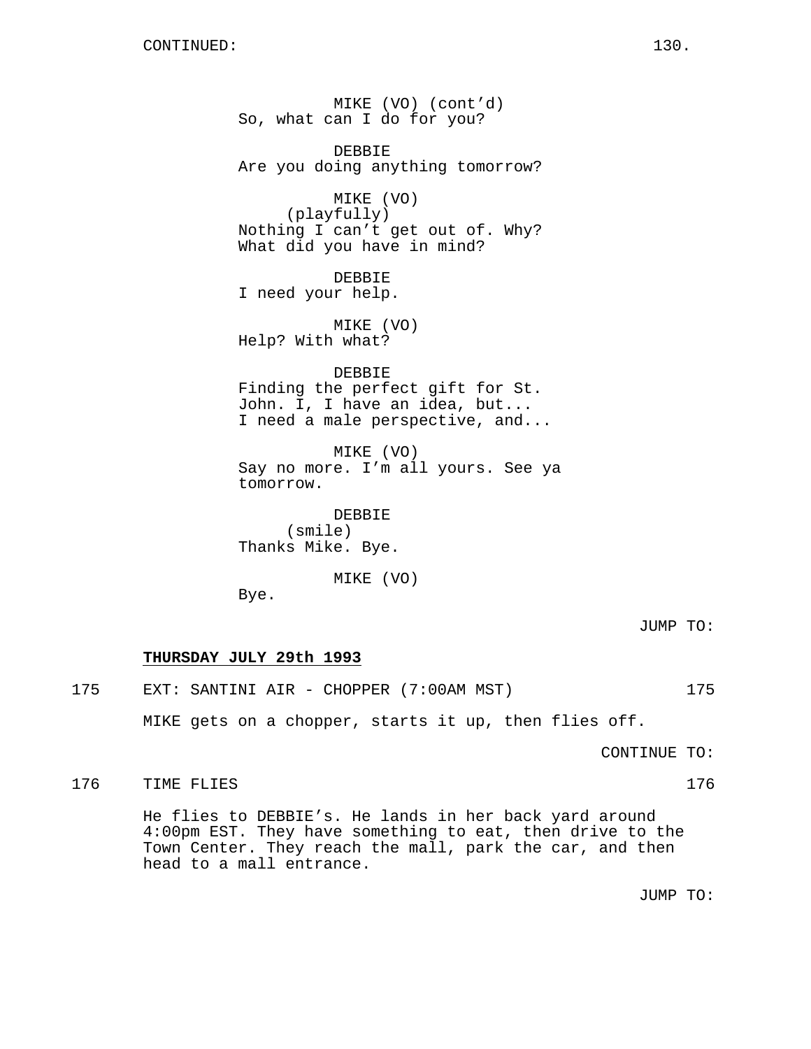CONTINUED:

MIKE (VO) (cont'd)
So, what can I do for you?

DEBBIE
Are you doing anything tomorrow?

MIKE (VO)
(playfully)
Nothing I can't get out of. Why?
What did you have in mind?

DEBBIE
I need your help.

MIKE (VO)
Help? With what?

DEBBIE
Finding the perfect gift for St.
John. I, I have an idea, but...
I need a male perspective, and...

MIKE (VO)
Say no more. I'm all yours. See ya
tomorrow.

DEBBIE
(smile)
Thanks Mike. Bye.

MIKE (VO)
Bye.

JUMP TO:

**THURSDAY JULY 29th 1993**

175 EXT: SANTINI AIR - CHOPPER (7:00AM MST) 175

MIKE gets on a chopper, starts it up, then flies off.

CONTINUE TO:

176 TIME FLIES 176

He flies to DEBBIE's. He lands in her back yard around 4:00pm EST. They have something to eat, then drive to the Town Center. They reach the mall, park the car, and then head to a mall entrance.

JUMP TO: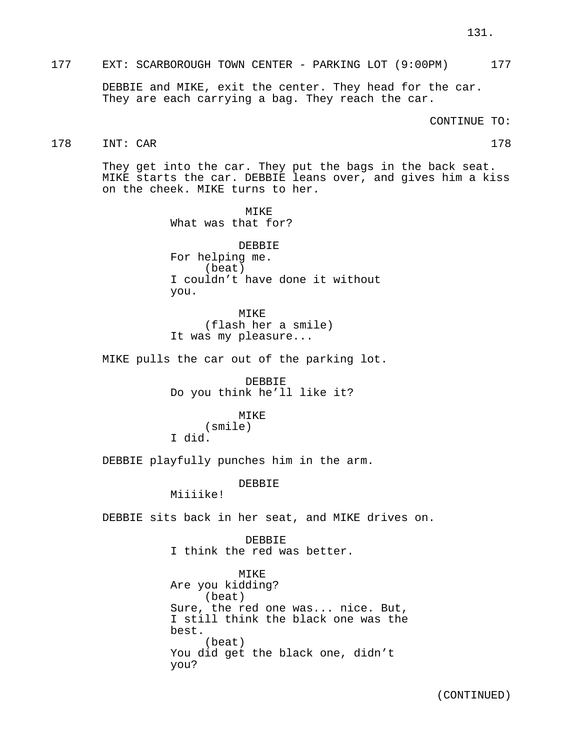177 EXT: SCARBOROUGH TOWN CENTER - PARKING LOT (9:00PM) 177

DEBBIE and MIKE, exit the center. They head for the car. They are each carrying a bag. They reach the car.

CONTINUE TO:

178 INT: CAR 178

They get into the car. They put the bags in the back seat. MIKE starts the car. DEBBIE leans over, and gives him a kiss on the cheek. MIKE turns to her.

MIKE
What was that for?

DEBBIE
For helping me.
(beat)
I couldn't have done it without you.

MIKE
(flash her a smile)
It was my pleasure...

MIKE pulls the car out of the parking lot.

DEBBIE
Do you think he'll like it?

MIKE
(smile)
I did.

DEBBIE playfully punches him in the arm.

DEBBIE
Miiiike!

DEBBIE sits back in her seat, and MIKE drives on.

DEBBIE
I think the red was better.

MIKE
Are you kidding?
(beat)
Sure, the red one was... nice. But, I still think the black one was the best.
(beat)
You did get the black one, didn't you?

(CONTINUED)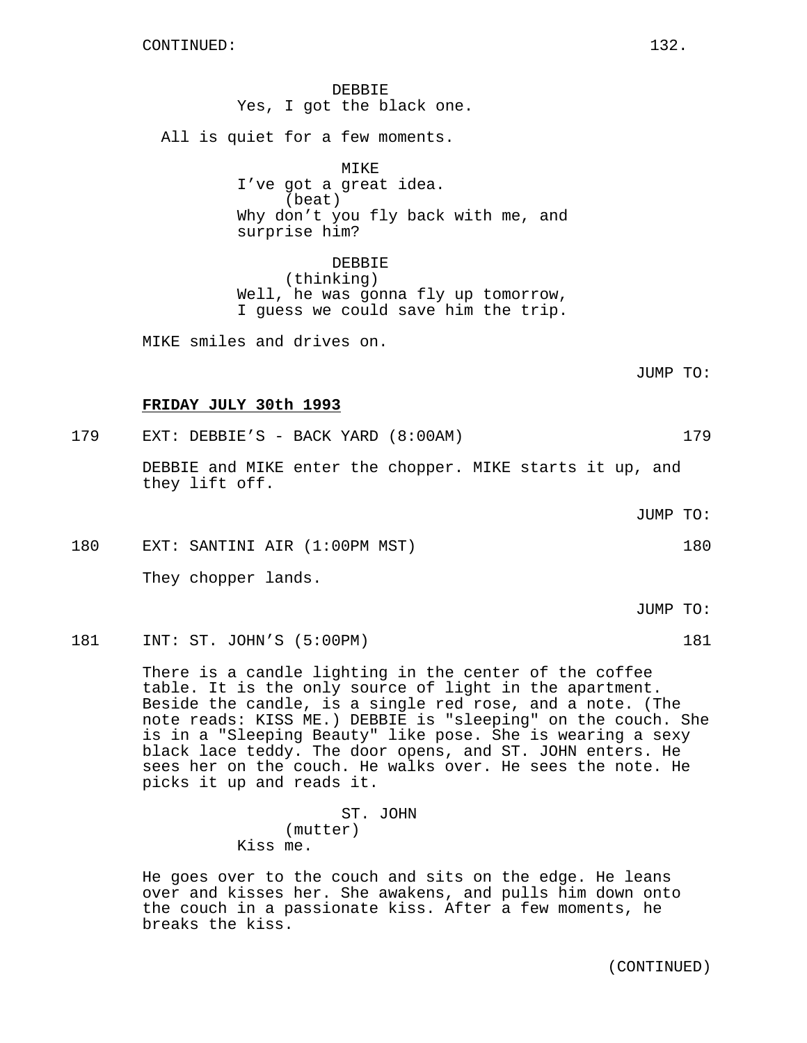CONTINUED:

DEBBIE
Yes, I got the black one.

All is quiet for a few moments.

MIKE
I've got a great idea.
(beat)
Why don't you fly back with me, and surprise him?

DEBBIE
(thinking)
Well, he was gonna fly up tomorrow, I guess we could save him the trip.

MIKE smiles and drives on.

JUMP TO:

**FRIDAY JULY 30th 1993**

179 EXT: DEBBIE'S - BACK YARD (8:00AM) 179

DEBBIE and MIKE enter the chopper. MIKE starts it up, and they lift off.

JUMP TO:

180 EXT: SANTINI AIR (1:00PM MST) 180

They chopper lands.

JUMP TO:

181 INT: ST. JOHN'S (5:00PM) 181

There is a candle lighting in the center of the coffee table. It is the only source of light in the apartment. Beside the candle, is a single red rose, and a note. (The note reads: KISS ME.) DEBBIE is "sleeping" on the couch. She is in a "Sleeping Beauty" like pose. She is wearing a sexy black lace teddy. The door opens, and ST. JOHN enters. He sees her on the couch. He walks over. He sees the note. He picks it up and reads it.

ST. JOHN
(mutter)
Kiss me.

He goes over to the couch and sits on the edge. He leans over and kisses her. She awakens, and pulls him down onto the couch in a passionate kiss. After a few moments, he breaks the kiss.

(CONTINUED)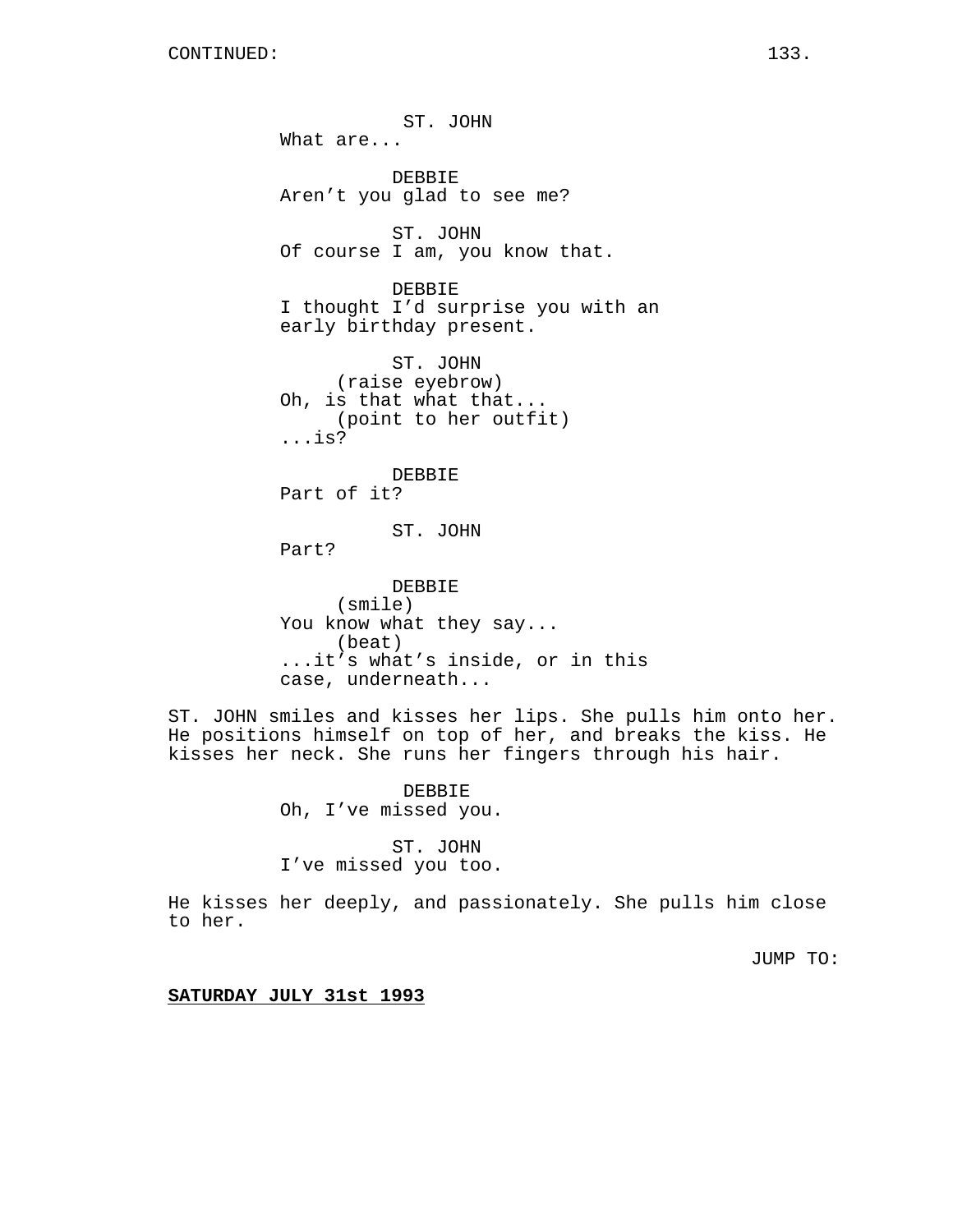CONTINUED:

ST. JOHN
What are...

DEBBIE
Aren't you glad to see me?

ST. JOHN
Of course I am, you know that.

DEBBIE
I thought I'd surprise you with an early birthday present.

ST. JOHN
(raise eyebrow)
Oh, is that what that...
(point to her outfit)
...is?

DEBBIE
Part of it?

ST. JOHN
Part?

DEBBIE
(smile)
You know what they say...
(beat)
...it's what's inside, or in this case, underneath...

ST. JOHN smiles and kisses her lips. She pulls him onto her. He positions himself on top of her, and breaks the kiss. He kisses her neck. She runs her fingers through his hair.

DEBBIE
Oh, I've missed you.

ST. JOHN
I've missed you too.

He kisses her deeply, and passionately. She pulls him close to her.

JUMP TO:

**SATURDAY JULY 31st 1993**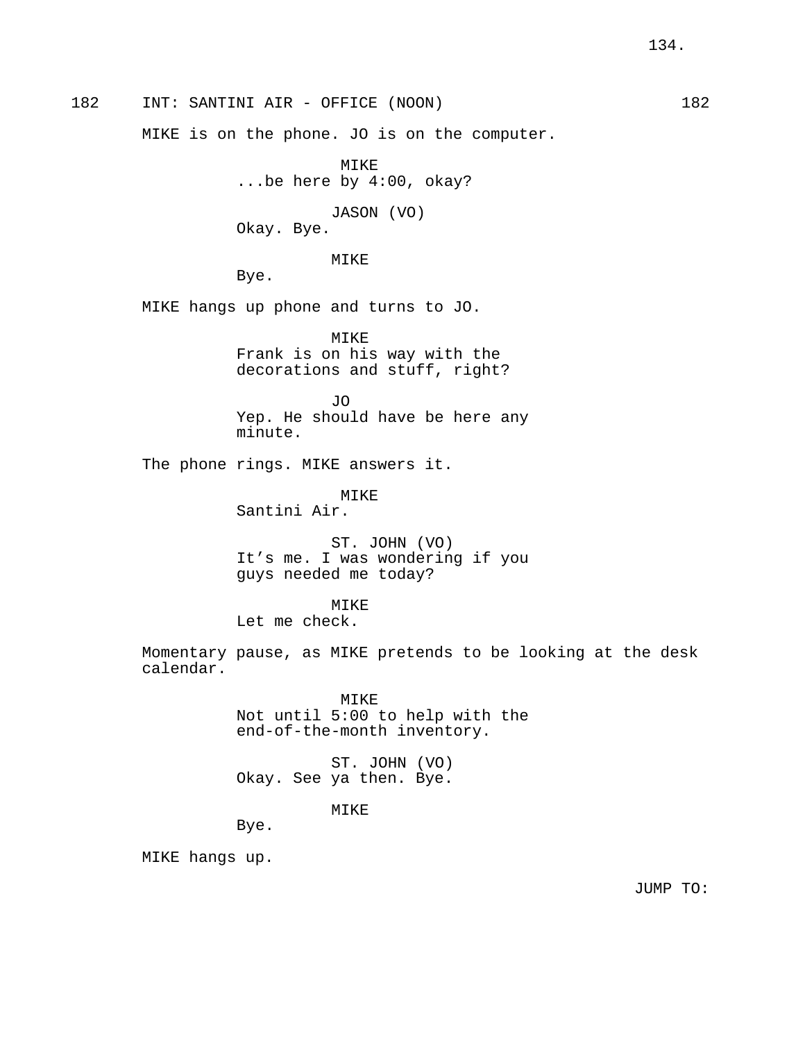182 INT: SANTINI AIR - OFFICE (NOON) 182

MIKE is on the phone. JO is on the computer.

MIKE
...be here by 4:00, okay?

JASON (VO)
Okay. Bye.

MIKE
Bye.

MIKE hangs up phone and turns to JO.

MIKE
Frank is on his way with the decorations and stuff, right?

JO
Yep. He should have be here any minute.

The phone rings. MIKE answers it.

MIKE
Santini Air.

ST. JOHN (VO)
It’s me. I was wondering if you guys needed me today?

MIKE
Let me check.

Momentary pause, as MIKE pretends to be looking at the desk calendar.

MIKE
Not until 5:00 to help with the end-of-the-month inventory.

ST. JOHN (VO)
Okay. See ya then. Bye.

MIKE
Bye.

MIKE hangs up.

JUMP TO: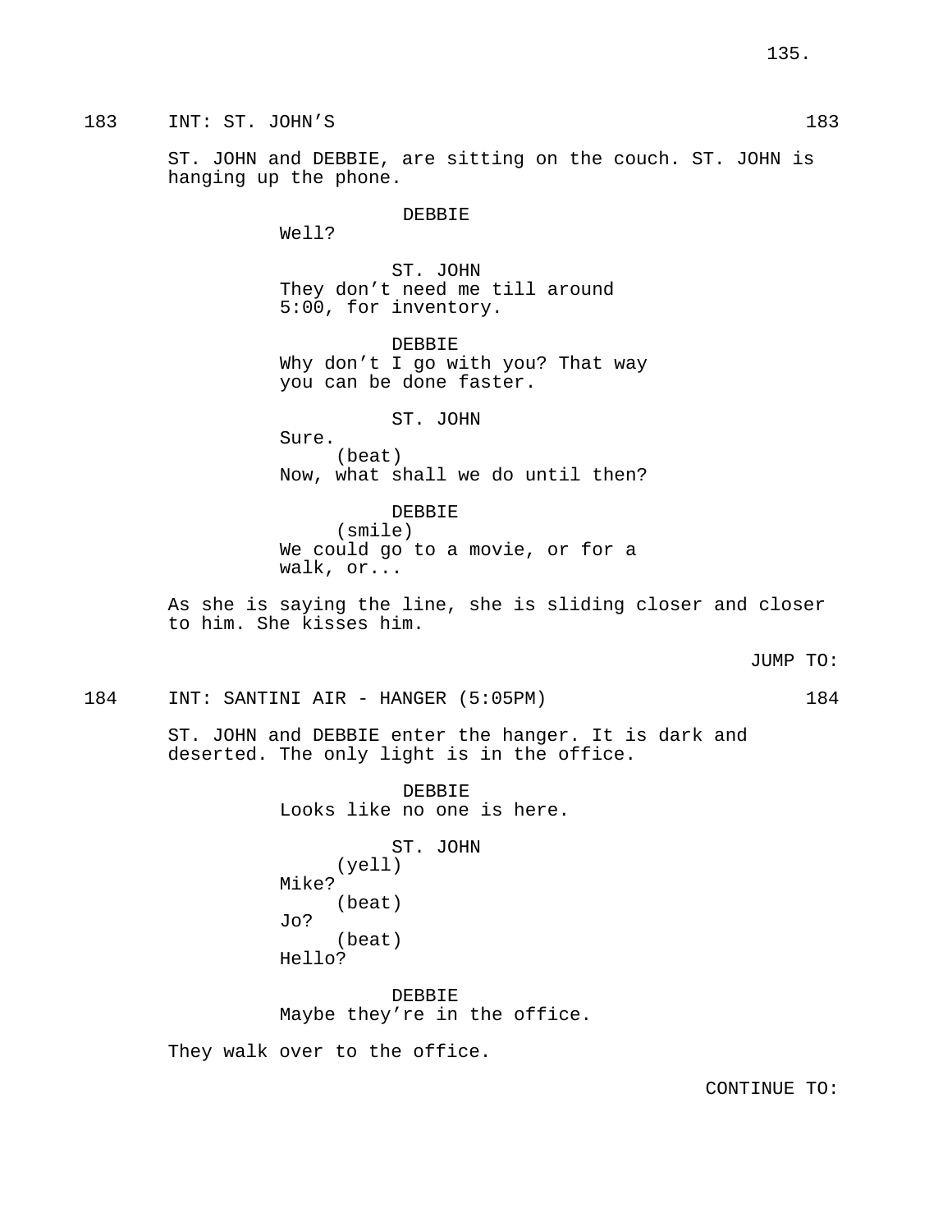183 INT: ST. JOHN'S 183

ST. JOHN and DEBBIE, are sitting on the couch. ST. JOHN is hanging up the phone.

DEBBIE
Well?

ST. JOHN
They don't need me till around 5:00, for inventory.

DEBBIE
Why don't I go with you? That way you can be done faster.

ST. JOHN
Sure.
(beat)
Now, what shall we do until then?

DEBBIE
(smile)
We could go to a movie, or for a walk, or...

As she is saying the line, she is sliding closer and closer to him. She kisses him.

JUMP TO:

184 INT: SANTINI AIR - HANGER (5:05PM) 184

ST. JOHN and DEBBIE enter the hanger. It is dark and deserted. The only light is in the office.

DEBBIE
Looks like no one is here.

ST. JOHN
(yell)
Mike?
(beat)
Jo?
(beat)
Hello?

DEBBIE
Maybe they're in the office.

They walk over to the office.

CONTINUE TO: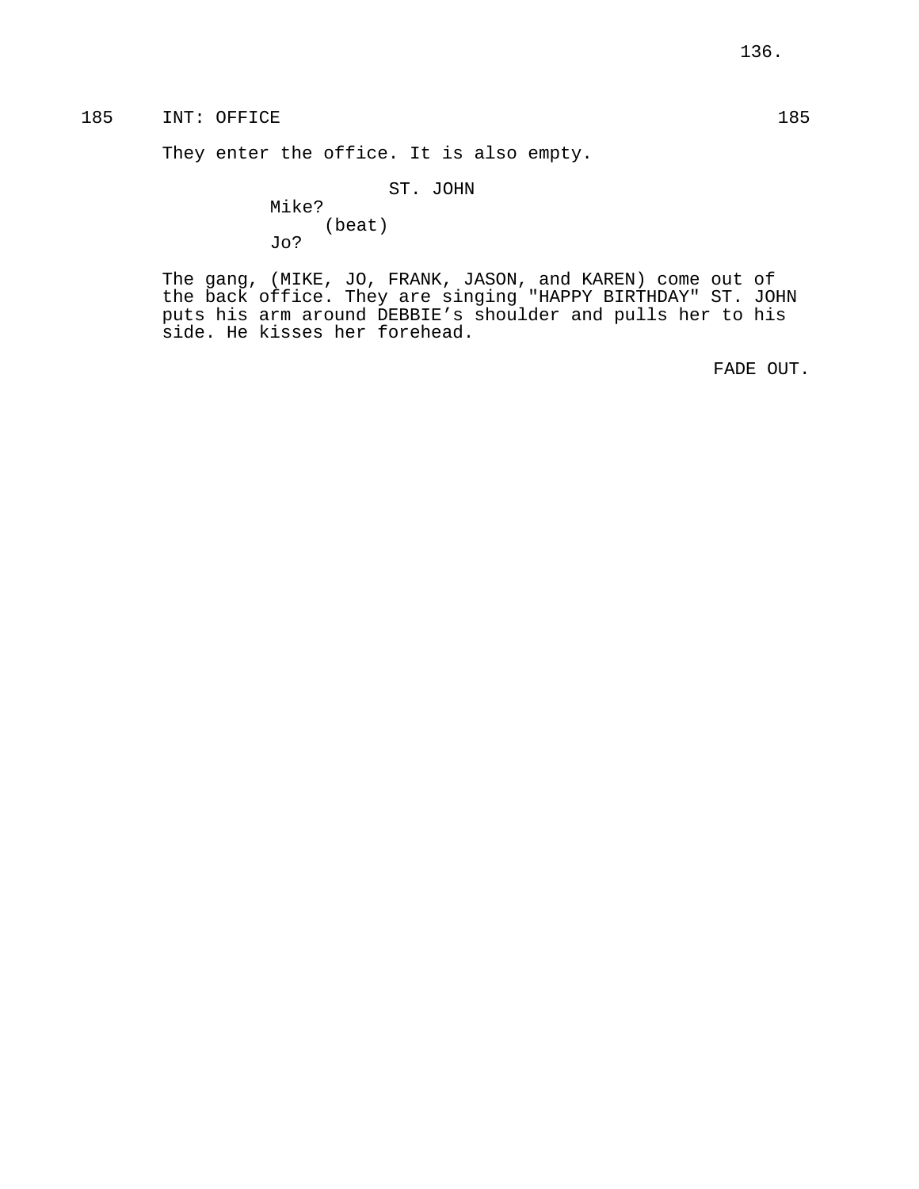185 INT: OFFICE 185

They enter the office. It is also empty.

ST. JOHN

Mike?

(beat)

Jo?

The gang, (MIKE, JO, FRANK, JASON, and KAREN) come out of the back office. They are singing "HAPPY BIRTHDAY" ST. JOHN puts his arm around DEBBIE’s shoulder and pulls her to his side. He kisses her forehead.

FADE OUT.